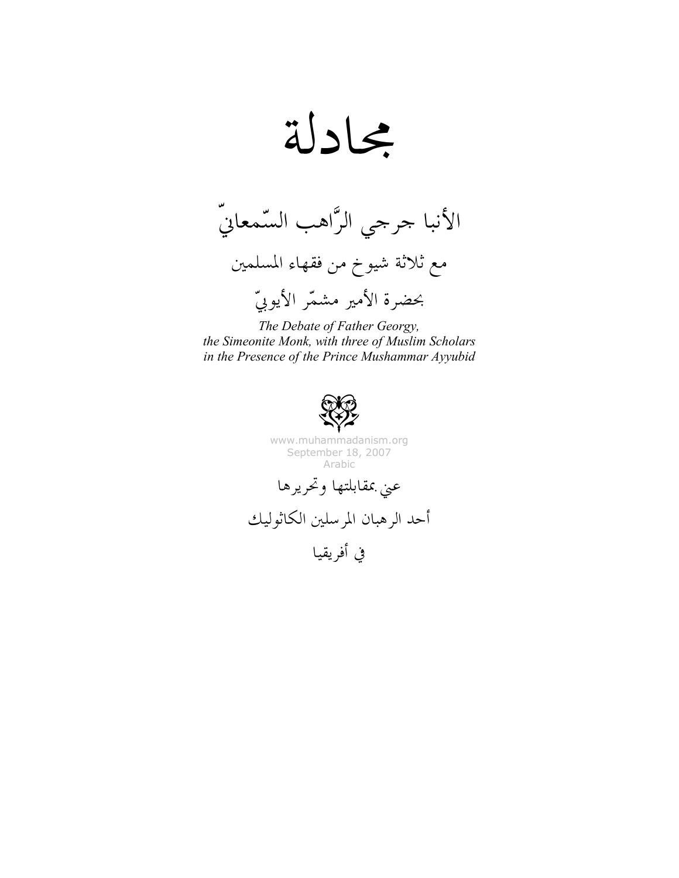# مجادلة

## الأنبا جرجي الرَّاهب السّمعانيّ

### مع ثلاثة شيوخ من فقهاء المسلمين

### بحضرة الأمير مشمّر الأيوبيّ

***The Debate of Father Georgy, the Simeonite Monk, with three of Muslim Scholars in the Presence of the Prince Mushammar Ayyubid***

www.muhammadanism.org
September 18, 2007
Arabic

عني بمقابلتها وتحريرها

أحد الرهبان المرسلين الكاثوليك

في أفريقيا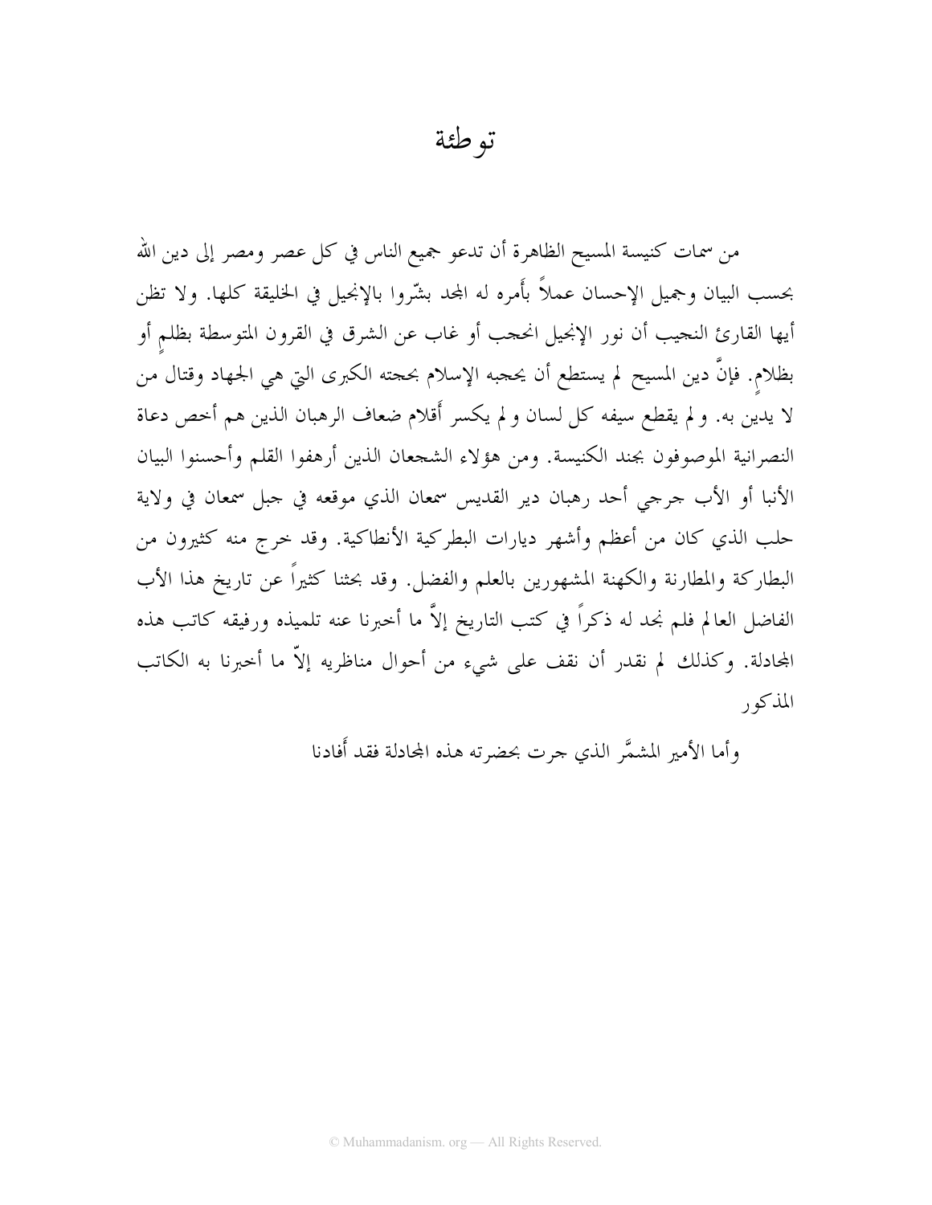# توطئة

من سمات كنيسة المسيح الظاهرة أن تدعو جميع الناس في كل عصر ومصر إلى دين الله بحسب البيان وجميل الإحسان عملاً بأَمره له المجد بشّروا بالإنجيل في الخليقة كلها. ولا تظن أيها القارئ النجيب أن نور الإنجيل انحجب أو غاب عن الشرق في القرون المتوسطة بظلمٍ أو بظلامٍ. فإنَّ دين المسيح لم يستطع أن يحجبه الإسلام بحجته الكبرى التي هي الجهاد وقتال من لا يدين به. و لم يقطع سيفه كل لسان و لم يكسر أَقلام ضعاف الرهبان الذين هم أخص دعاة النصرانية الموصوفون بجند الكنيسة. ومن هؤلاء الشجعان الذين أرهفوا القلم وأحسنوا البيان الأنبا أو الأب جرجي أحد رهبان دير القديس سمعان الذي موقعه في جبل سمعان في ولاية حلب الذي كان من أعظم وأشهر ديارات البطركية الأنطاكية. وقد خرج منه كثيرون من البطاركة والمطارنة والكهنة المشهورين بالعلم والفضل. وقد بحثنا كثيراً عن تاريخ هذا الأب الفاضل العالم فلم نجد له ذكراً في كتب التاريخ إلاَّ ما أخبرنا عنه تلميذه ورفيقه كاتب هذه المجادلة. وكذلك لم نقدر أن نقف على شيء من أحوال مناظريه إلاّ ما أخبرنا به الكاتب المذكور

وأما الأمير المشمَّر الذي جرت بحضرته هذه المجادلة فقد أَفادنا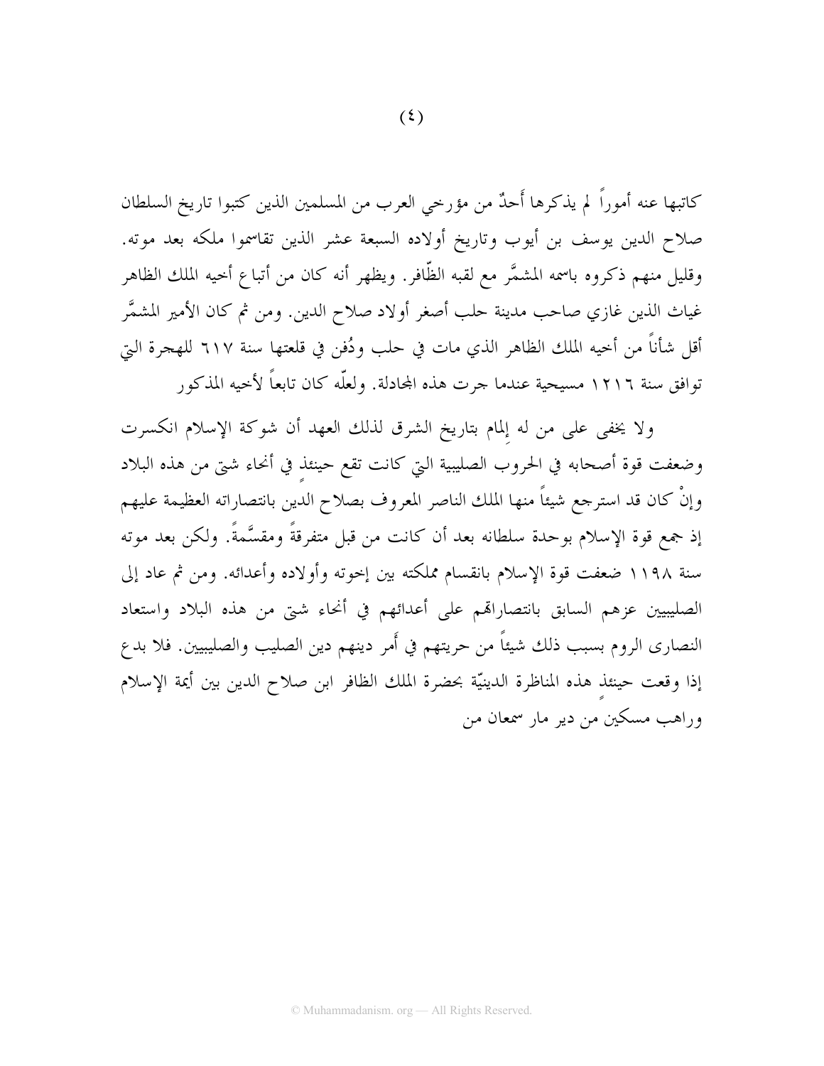كاتبها عنه أموراً لم يذكرها أَحدٌ من مؤرخي العرب من المسلمين الذين كتبوا تاريخ السلطان صلاح الدين يوسف بن أيوب وتاريخ أولاده السبعة عشر الذين تقاسموا ملكه بعد موته. وقليل منهم ذكروه باسمه المشمَّر مع لقبه الظّافر. ويظهر أنه كان من أتباع أخيه الملك الظاهر غياث الذين غازي صاحب مدينة حلب أصغر أولاد صلاح الدين. ومن ثم كان الأمير المشمَّر أقل شأناً من أخيه الملك الظاهر الذي مات في حلب ودُفن في قلعتها سنة ٦١٧ للهجرة التي توافق سنة ١٢١٦ مسيحية عندما جرت هذه المجادلة. ولعلّه كان تابعاً لأخيه المذكور

ولا يخفى على من له إلمام بتاريخ الشرق لذلك العهد أن شوكة الإسلام انكسرت وضعفت قوة أصحابه في الحروب الصليبية التي كانت تقع حينئذٍ في أنحاء شتى من هذه البلاد وإنْ كان قد استرجع شيئاً منها الملك الناصر المعروف بصلاح الدين بانتصاراته العظيمة عليهم إذ جمع قوة الإسلام بوحدة سلطانه بعد أن كانت من قبل متفرقةً ومقسَّمةً. ولكن بعد موته سنة ١١٩٨ ضعفت قوة الإسلام بانقسام مملكته بين إخوته وأولاده وأعدائه. ومن ثم عاد إلى الصليبيين عزهم السابق بانتصاراتهم على أعدائهم في أنحاء شتى من هذه البلاد واستعاد النصارى الروم بسبب ذلك شيئاً من حريتهم في أَمر دينهم دين الصليب والصليبيين. فلا بدع إذا وقعت حينئذٍ هذه المناظرة الدينيّة بحضرة الملك الظافر ابن صلاح الدين بين أيمة الإسلام وراهب مسكين من دير مار سمعان من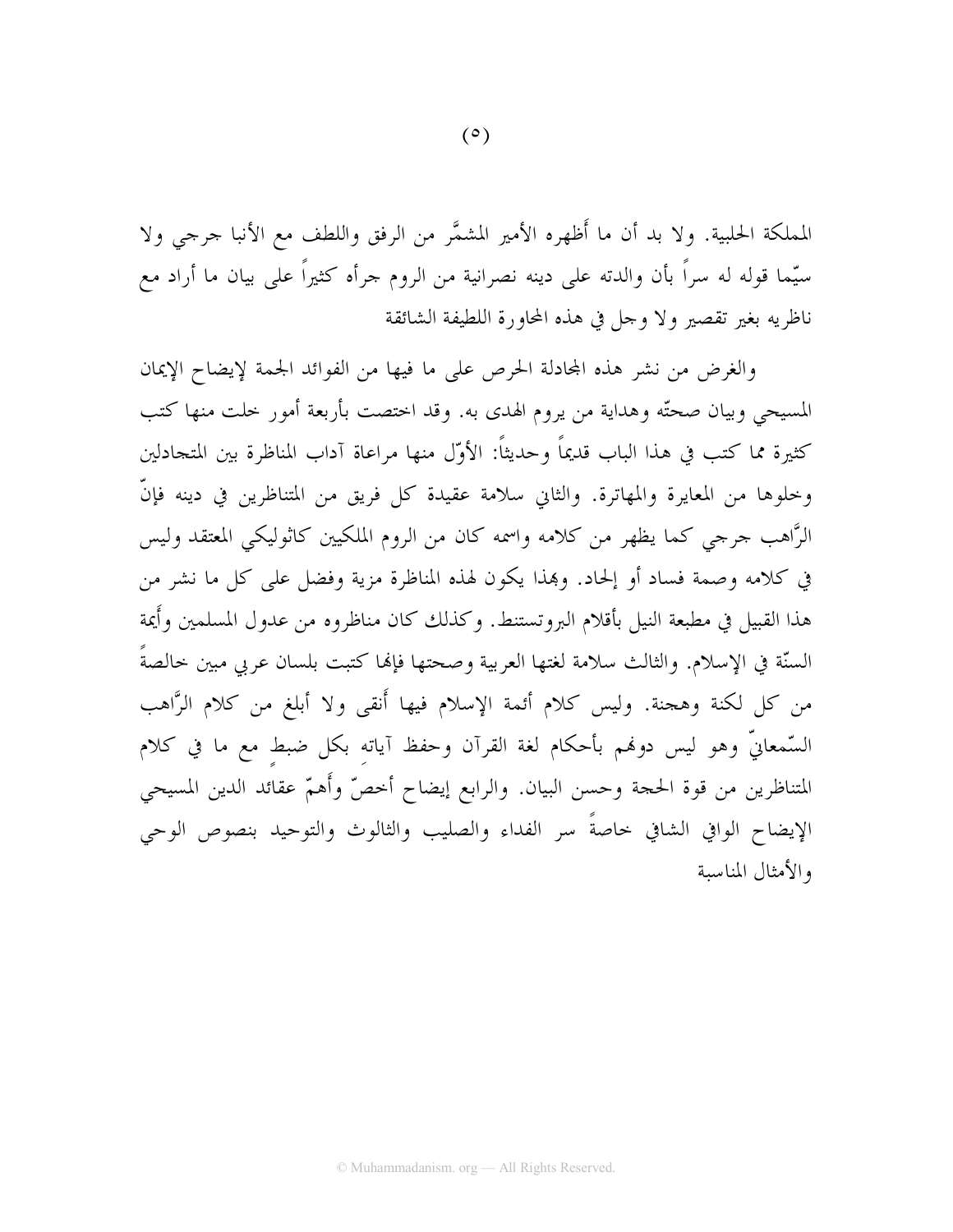المملكة الحلبية. ولا بد أن ما أَظهره الأمير المشمَّر من الرفق واللطف مع الأنبا جرجي ولا سيّما قوله له سراً بأن والدته على دينه نصرانية من الروم جرأه كثيراً على بيان ما أراد مع ناظريه بغير تقصير ولا وجل في هذه المحاورة اللطيفة الشائقة

والغرض من نشر هذه المجادلة الحرص على ما فيها من الفوائد الجمة لإيضاح الإيمان المسيحي وبيان صحتّه وهداية من يروم الهدى به. وقد اختصت بأربعة أمور خلت منها كتب كثيرة مما كتب في هذا الباب قديماً وحديثاً: الأوّل منها مراعاة آداب المناظرة بين المتجادلين وخلوها من المعايرة والمهاترة. والثاني سلامة عقيدة كل فريق من المتناظرين في دينه فإنّ الرَّاهب جرجي كما يظهر من كلامه واسمه كان من الروم الملكيين كاثوليكي المعتقد وليس في كلامه وصمة فساد أو إلحاد. وبهذا يكون لهذه المناظرة مزية وفضل على كل ما نشر من هذا القبيل في مطبعة النيل بأقلام البروتستنط. وكذلك كان مناظروه من عدول المسلمين وأَيمة السنّة في الإسلام. والثالث سلامة لغتها العربية وصحتها فإنها كتبت بلسان عربي مبين خالصةً من كل لكنة وهجنة. وليس كلام أئمة الإسلام فيها أَنقى ولا أبلغ من كلام الرَّاهب السّمعانيّ وهو ليس دونهم بأحكام لغة القرآن وحفظ آياتِه بكل ضبطٍ مع ما في كلام المتناظرين من قوة الحجة وحسن البيان. والرابع إيضاح أخصّ وأَهمّ عقائد الدين المسيحي الإيضاح الوافي الشافي خاصةً سر الفداء والصليب والثالوث والتوحيد بنصوص الوحي والأمثال المناسبة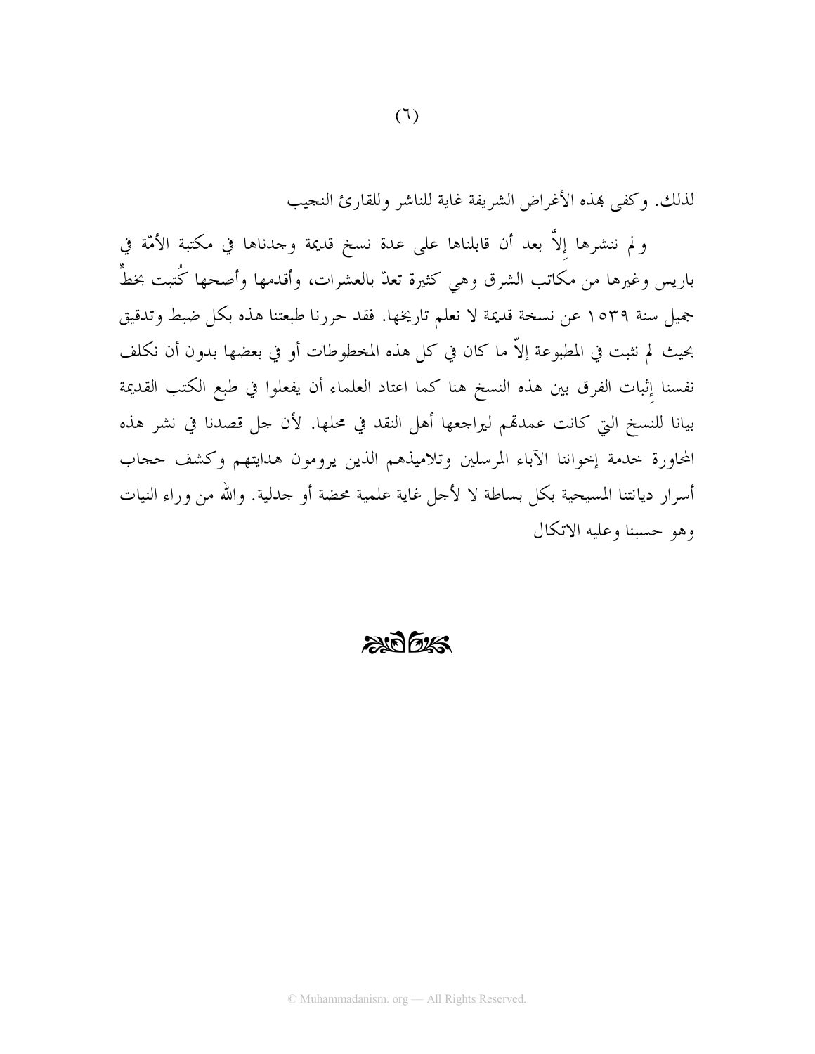لذلك. وكفى بهذه الأغراض الشريفة غاية للناشر وللقارئ النجيب

ولم ننشرها إلاَّ بعد أن قابلناها على عدة نسخ قديمة وجدناها في مكتبة الأمّة في باريس وغيرها من مكاتب الشرق وهي كثيرة تعدّ بالعشرات، وأقدمها وأصحها كُتبت بخطٍّ جميل سنة ١٥٣٩ عن نسخة قديمة لا نعلم تاريخها. فقد حررنا طبعتنا هذه بكل ضبط وتدقيق بحيث لم نثبت في المطبوعة إلاّ ما كان في كل هذه المخطوطات أو في بعضها بدون أن نكلف نفسنا إِثبات الفرق بين هذه النسخ هنا كما اعتاد العلماء أن يفعلوا في طبع الكتب القديمة بيانا للنسخ التي كانت عمدتهم ليراجعها أهل النقد في محلها. لأن جل قصدنا في نشر هذه المحاورة خدمة إخواننا الآباء المرسلين وتلاميذهم الذين يرومون هدايتهم وكشف حجاب أسرار ديانتنا المسيحية بكل بساطة لا لأجل غاية علمية محضة أو جدلية. والله من وراء النيات وهو حسبنا وعليه الاتكال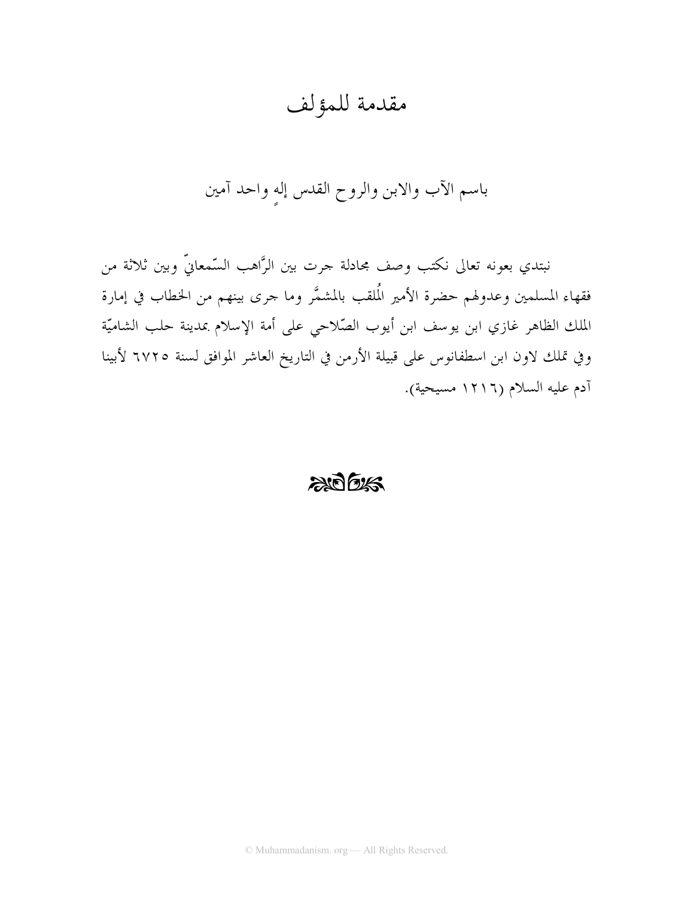# مقدمة للمؤلف

باسم الآب والابن والروح القدس إلهٍ واحد آمين

نبتدي بعونه تعالى نكتب وصف مجادلة جرت بين الرَّاهب السّمعانيّ وبين ثلاثة من فقهاء المسلمين وعدولهم حضرة الأمير المُلقب بالمشمَّر وما جرى بينهم من الخطاب في إمارة الملك الظاهر غازي ابن يوسف ابن أيوب الصّلاحي على أمة الإسلام بمدينة حلب الشاميّة وفي تملك لاون ابن اسطفانوس على قبيلة الأرمن في التاريخ العاشر الموافق لسنة ٦٧٢٥ لأبينا آدم عليه السلام (١٢١٦ مسيحية).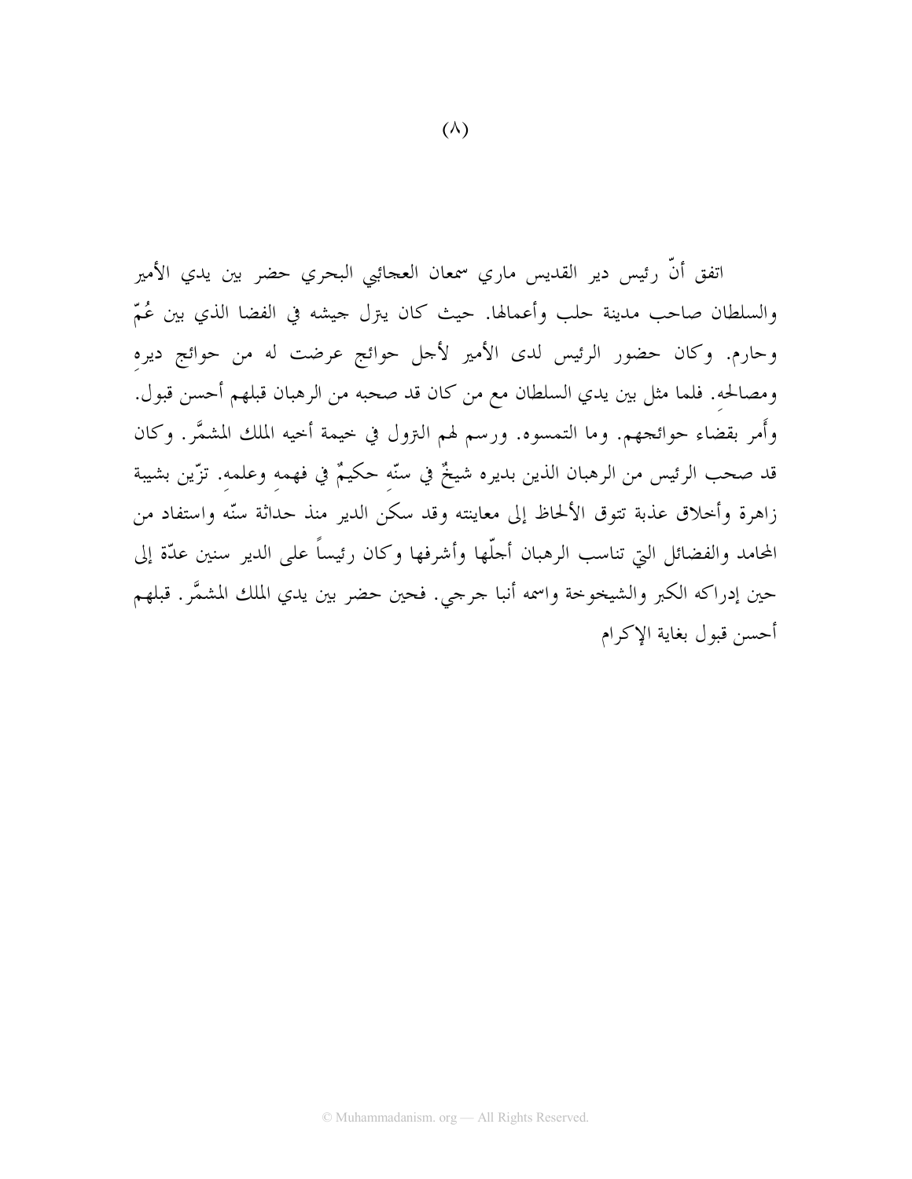اتفق أنّ رئيس دير القديس ماري سمعان العجائبي البحري حضر بين يدي الأمير والسلطان صاحب مدينة حلب وأعمالها. حيث كان ينزل جيشه في الفضا الذي بين عُمّ وحارم. وكان حضور الرئيس لدى الأمير لأجل حوائج عرضت له من حوائج ديرهِ ومصالحهِ. فلما مثل بين يدي السلطان مع من كان قد صحبه من الرهبان قبلهم أحسن قبول. وأَمر بقضاء حوائجهم. وما التمسوه. ورسم لهم النزول في خيمة أخيه الملك المشمَّر. وكان قد صحب الرئيس من الرهبان الذين بديره شيخٌ في سنّهِ حكيمٌ في فهمهِ وعلمهِ. تزّين بشيبة زاهرة وأخلاق عذبة تتوق الألحاظ إلى معاينته وقد سكن الدير منذ حداثة سنّه واستفاد من المحامد والفضائل التي تناسب الرهبان أجلّها وأشرفها وكان رئيساً على الدير سنين عدّة إلى حين إدراكه الكبر والشيخوخة واسمه أنبا جرجي. فحين حضر بين يدي الملك المشمَّر. قبلهم أحسن قبول بغاية الإكرام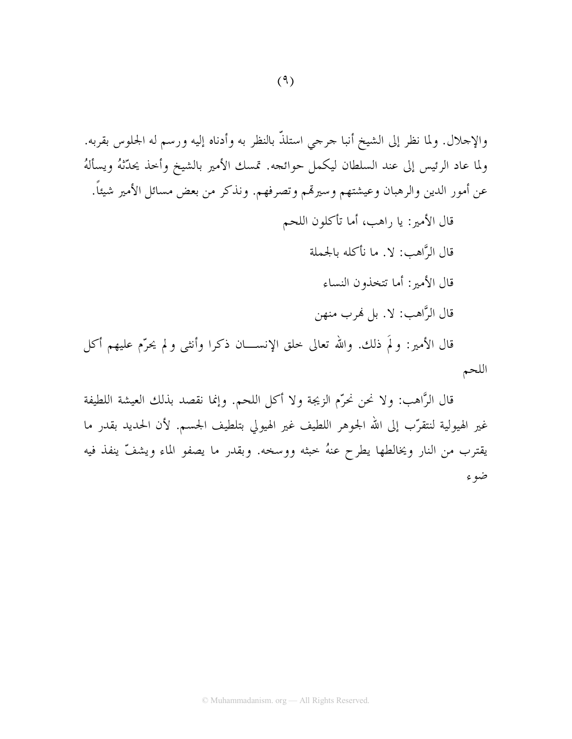والإجلال. ولما نظر إلى الشيخ أنبا جرجي استلذّ بالنظر به وأدناه إليه ورسم له الجلوس بقربه. ولما عاد الرئيس إلى عند السلطان ليكمل حوائجه. تمسك الأمير بالشيخ وأخذ يحدّثهُ ويسألهُ عن أمور الدين والرهبان وعيشتهم وسيرهم وتصرفهم. ونذكر من بعض مسائل الأمير شيئاً.

قال الأمير: يا راهب، أما تأكلون اللحم

قال الرَّاهب: لا. ما نأكله بالجملة

قال الأمير: أما تتخذون النساء

قال الرَّاهب: لا. بل نهرب منهن

قال الأمير: ولمَ ذلك. والله تعالى خلق الإنسان ذكرا وأنثى ولم يحرّم عليهم أكل اللحم

قال الرَّاهب: ولا نحن نحرّم الزيجة ولا أكل اللحم. وإنما نقصد بذلك العيشة اللطيفة غير الهيولية لنتقرّب إلى الله الجوهر اللطيف غير الهيولي بتلطيف الجسم. لأن الحديد بقدر ما يقترب من النار ويخالطها يطرح عنهُ خبثه ووسخه. وبقدر ما يصفو الماء ويشفّ ينفذ فيه ضوء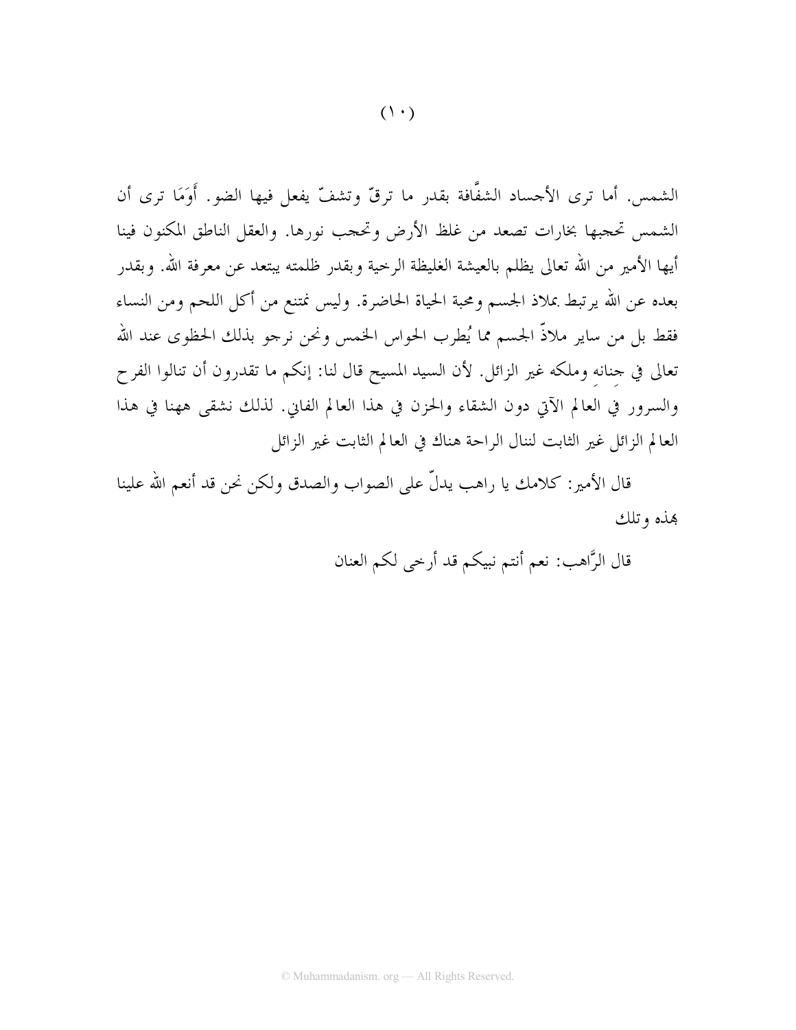الشمس. أما ترى الأجساد الشفَّافة بقدر ما ترقّ وتشفّ يفعل فيها الضو. أَوَمَا ترى أن الشمس تحجبها بخارات تصعد من غلظ الأرض وتحجب نورها. والعقل الناطق المكنون فينا أيها الأمير من الله تعالى يظلم بالعيشة الغليظة الرخية وبقدر ظلمته يبتعد عن معرفة الله. وبقدر بعده عن الله يرتبط بملاذ الجسم ومحبة الحياة الحاضرة. وليس نمتنع من أكل اللحم ومن النساء فقط بل من ساير ملاذّ الجسم مما يُطرب الحواس الخمس ونحن نرجو بذلك الحظوى عند الله تعالى في جنانه وملكه غير الزائل. لأن السيد المسيح قال لنا: إنكم ما تقدرون أن تنالوا الفرح والسرور في العالم الآتي دون الشقاء والحزن في هذا العالم الفاني. لذلك نشقى ههنا في هذا العالم الزائل غير الثابت لننال الراحة هناك في العالم الثابت غير الزائل

قال الأمير: كلامك يا راهب يدلّ على الصواب والصدق ولكن نحن قد أنعم الله علينا بهذه وتلك

قال الرَّاهب: نعم أنتم نبيكم قد أرخى لكم العنان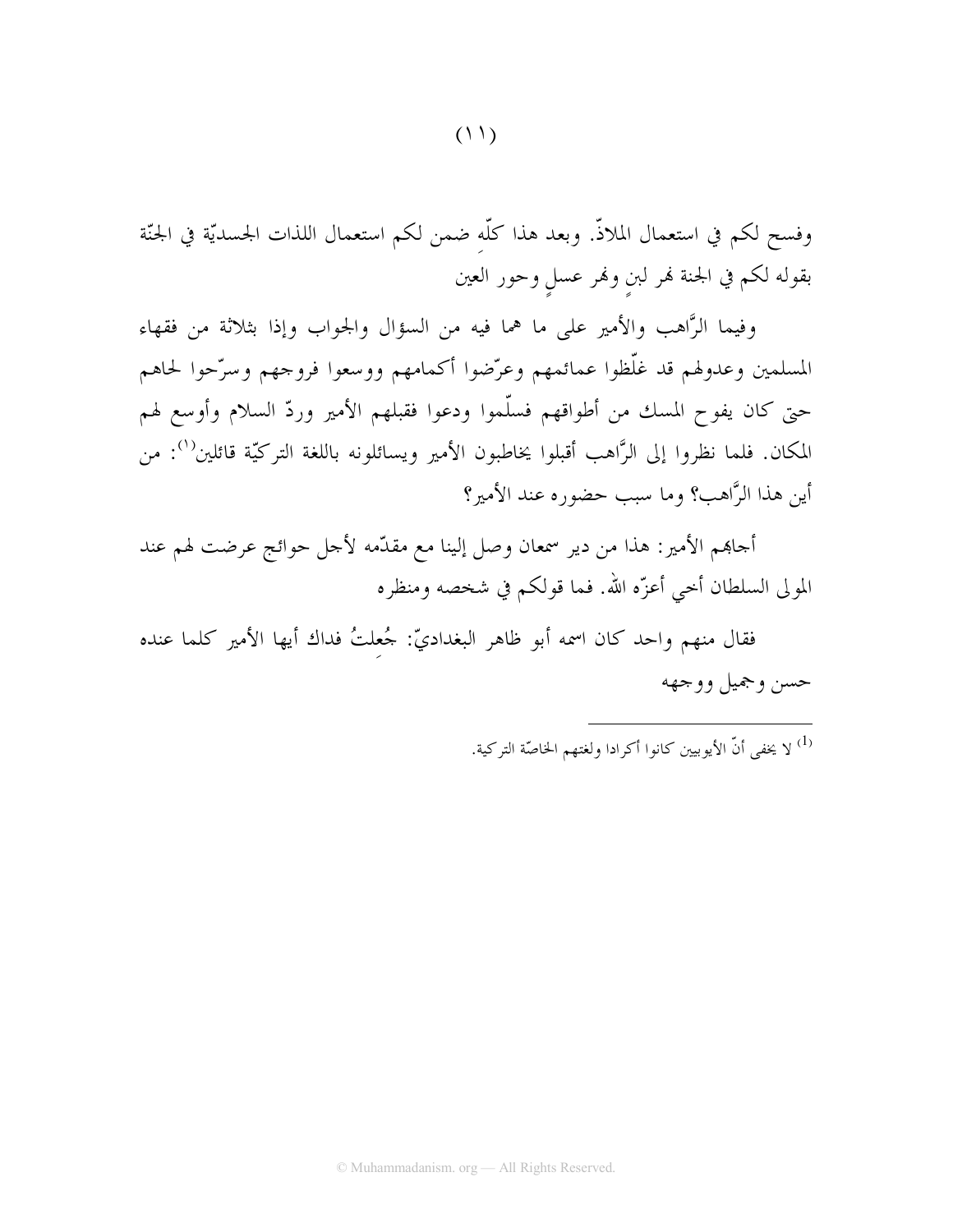وفسح لكم في استعمال الملاذّ. وبعد هذا كلّه ضمن لكم استعمال اللذات الجسديّة في الجنّة بقوله لكم في الجنة نهر لبنٍ ونهر عسلٍ وحور العين

وفيما الرَّاهب والأمير على ما هما فيه من السؤال والجواب وإذا بثلاثة من فقهاء المسلمين وعدولهم قد غلّظوا عمائمهم وعرّضوا أكمامهم ووسعوا فروجهم وسرّحوا لحاهم حتى كان يفوح المسك من أطواقهم فسلّموا ودعوا فقبلهم الأمير وردّ السلام وأوسع لهم المكان. فلما نظروا إلى الرَّاهب أقبلوا يخاطبون الأمير ويسائلونه باللغة التركيّة قائلين[1]: من أين هذا الرَّاهب؟ وما سبب حضوره عند الأمير؟

أجابهم الأمير: هذا من دير سمعان وصل إلينا مع مقدّمه لأجل حوائج عرضت لهم عند المولى السلطان أخي أعزّه الله. فما قولكم في شخصه ومنظره

فقال منهم واحد كان اسمه أبو ظاهر البغداديّ: جُعِلتُ فداك أيها الأمير كلما عنده حسن وجميل ووجهه

---

[1] لا يخفى أنّ الأيوبيين كانوا أكرادا ولغتهم الخاصّة التركية.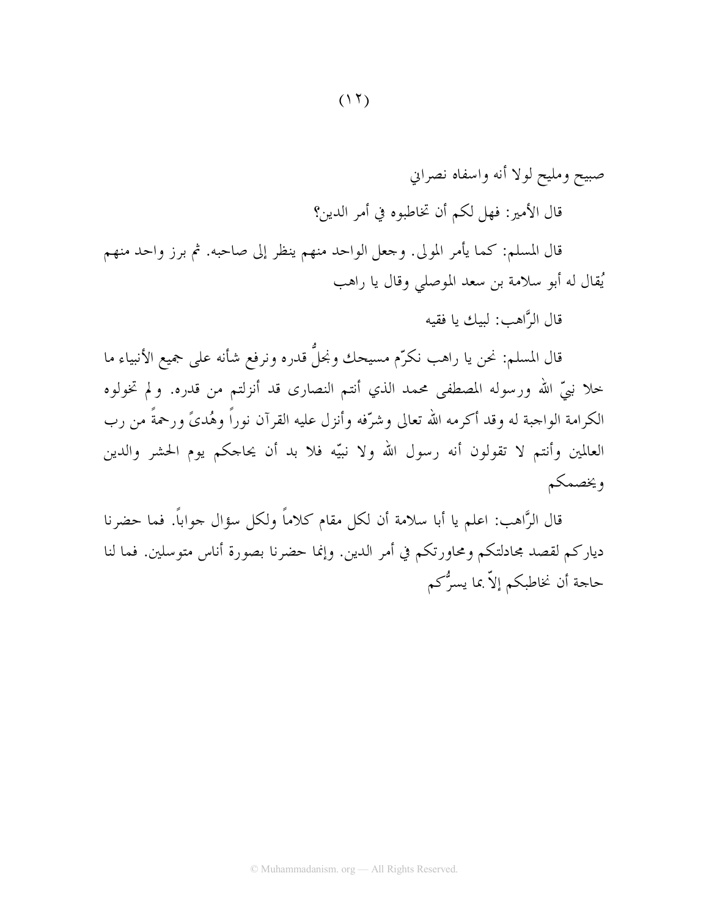صبيح ومليح لولا أنه واسفاه نصراني

قال الأمير: فهل لكم أن تخاطبوه في أمر الدين؟

قال المسلم: كما يأمر المولى. وجعل الواحد منهم ينظر إلى صاحبه. ثم برز واحد منهم يُقال له أبو سلامة بن سعد الموصلي وقال يا راهب

قال الرَّاهب: لبيك يا فقيه

قال المسلم: نحن يا راهب نكرّم مسيحك ونجلُّ قدره ونرفع شأنه على جميع الأنبياء ما خلا نبيّ الله ورسوله المصطفى محمد الذي أنتم النصارى قد أنزلتم من قدره. ولم تخولوه الكرامة الواجبة له وقد أكرمه الله تعالى وشرّفه وأنزل عليه القرآن نوراً وهُدىً ورحمةً من رب العالمين وأنتم لا تقولون أنه رسول الله ولا نبيّه فلا بد أن يحاجكم يوم الحشر والدين ويخصمكم

قال الرَّاهب: اعلم يا أبا سلامة أن لكل مقام كلاماً ولكل سؤال جواباً. فما حضرنا دياركم لقصد مجادلتكم ومحاورتكم في أمر الدين. وإنما حضرنا بصورة أناس متوسلين. فما لنا حاجة أن نخاطبكم إلاّ بما يسرُّكم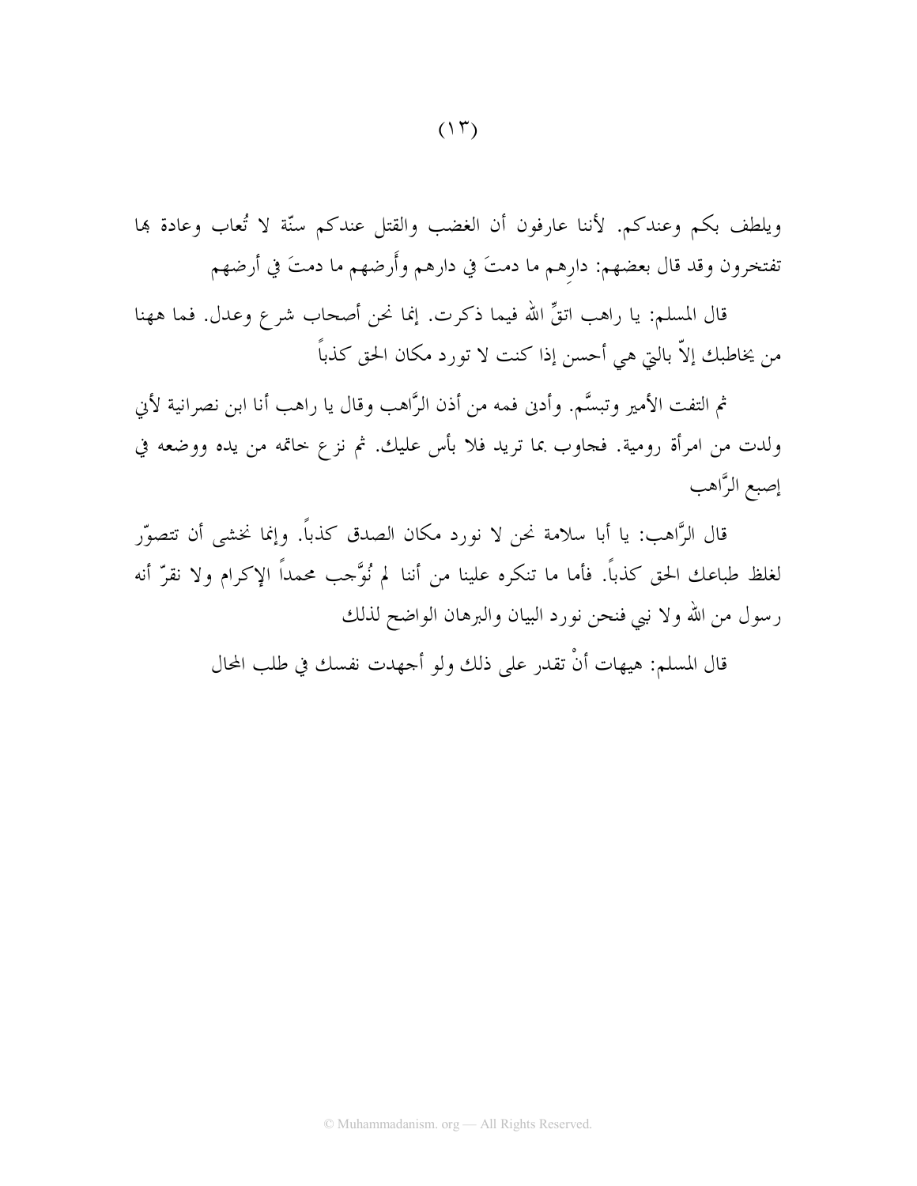ويلطف بكم وعندكم. لأننا عارفون أن الغضب والقتل عندكم سنّة لا تُعاب وعادة بها تفتخرون وقد قال بعضهم: دارِهم ما دمتَ في دارهم وأَرضهم ما دمتَ في أرضهم

قال المسلم: يا راهب اتقِّ الله فيما ذكرت. إنما نحن أصحاب شرع وعدل. فما ههنا من يخاطبك إلاّ بالتي هي أحسن إذا كنت لا تورد مكان الحق كذباً

ثم التفت الأمير وتبسَّم. وأدنى فمه من أذن الرَّاهب وقال يا راهب أنا ابن نصرانية لأني ولدت من امرأة رومية. فجاوب بما تريد فلا بأس عليك. ثم نزع خاتمه من يده ووضعه في إصبع الرَّاهب

قال الرَّاهب: يا أبا سلامة نحن لا نورد مكان الصدق كذباً. وإنما نخشى أن تتصوّر لغلظ طباعك الحق كذباً. فأما ما تنكره علينا من أننا لم نُوَّجب محمداً الإكرام ولا نقرّ أنه رسول من الله ولا نبي فنحن نورد البيان والبرهان الواضح لذلك

قال المسلم: هيهات أنْ تقدر على ذلك ولو أجهدت نفسك في طلب المحال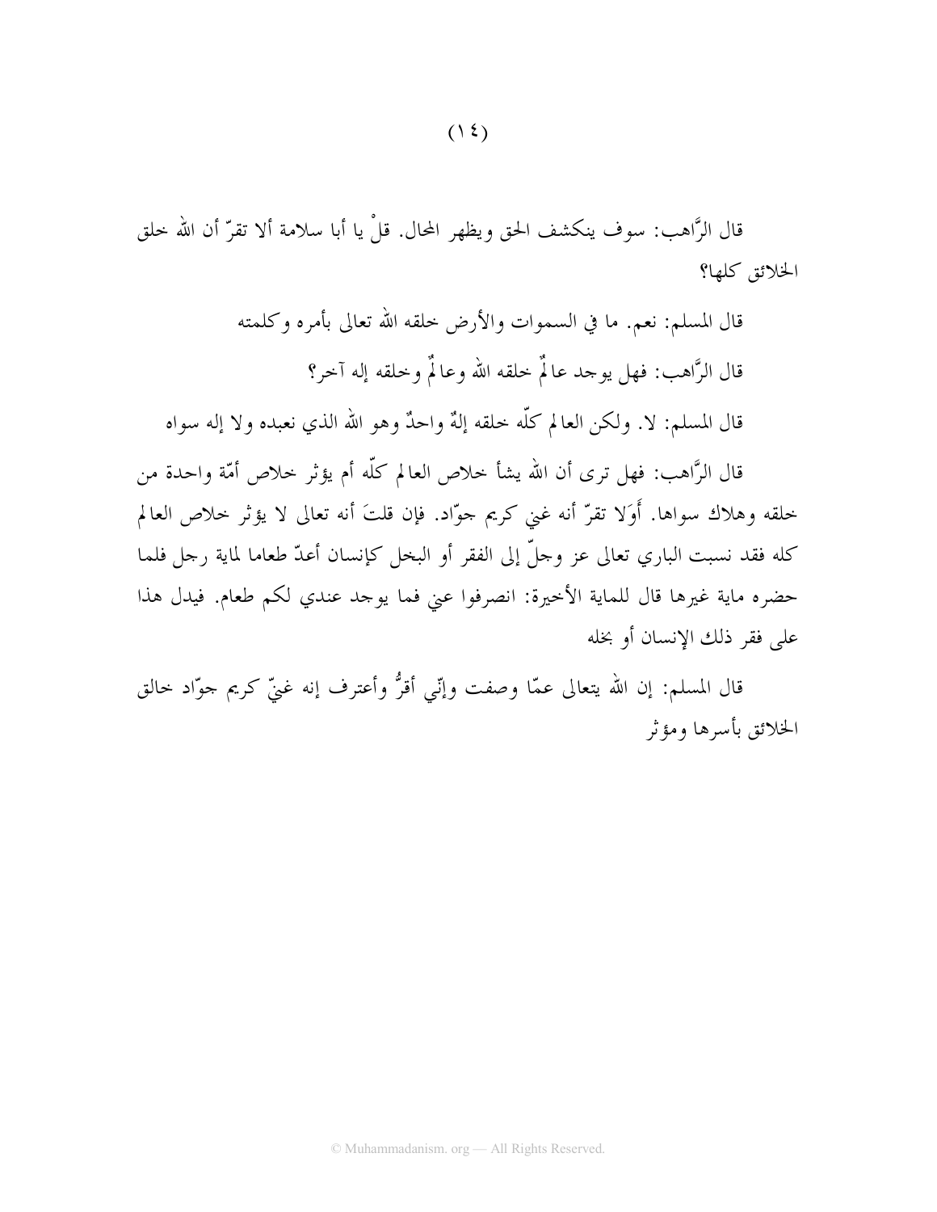قال الرَّاهب: سوف ينكشف الحق ويظهر المحال. قلْ يا أبا سلامة ألا تقرّ أن الله خلق الخلائق كلها؟

قال المسلم: نعم. ما في السموات والأرض خلقه الله تعالى بأمره وكلمته

قال الرَّاهب: فهل يوجد عالمٌ خلقه الله وعالمٌ وخلقه إله آخر؟

قال المسلم: لا. ولكن العالم كلّه خلقه إلهٌ واحدٌ وهو الله الذي نعبده ولا إله سواه

قال الرَّاهب: فهل ترى أن الله يشأ خلاص العالم كلّه أم يؤثر خلاص أمّة واحدة من خلقه وهلاك سواها. أَوَلا تقرّ أنه غني كريم جوّاد. فإن قلتَ أنه تعالى لا يؤثر خلاص العالم كله فقد نسبت الباري تعالى عز وجلّ إلى الفقر أو البخل كإنسان أعدّ طعاما لماية رجل فلما حضره ماية غيرها قال للماية الأخيرة: انصرفوا عني فما يوجد عندي لكم طعام. فيدل هذا على فقر ذلك الإنسان أو بخله

قال المسلم: إن الله يتعالى عمّا وصفت وإنّي أقرُّ وأعترف إنه غنيّ كريم جوّاد خالق الخلائق بأسرها ومؤثر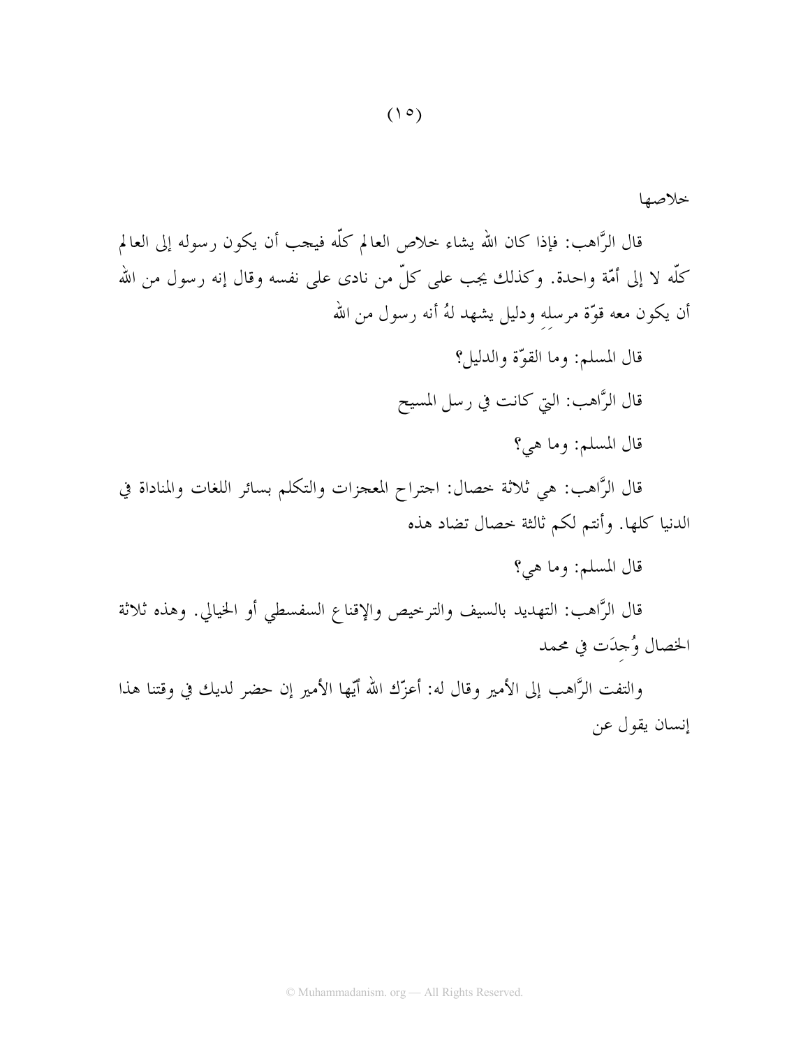خلاصها

قال الرَّاهب: فإذا كان الله يشاء خلاص العالم كلّه فيجب أن يكون رسوله إلى العالم كلّه لا إلى أمّة واحدة. وكذلك يجب على كلّ من نادى على نفسه وقال إنه رسول من الله أن يكون معه قوّة مرسلِه ودليل يشهد لهُ أنه رسول من الله

قال المسلم: وما القوّة والدليل؟

قال الرَّاهب: التي كانت في رسل المسيح

قال المسلم: وما هي؟

قال الرَّاهب: هي ثلاثة خصال: اجتراح المعجزات والتكلم بسائر اللغات والمناداة في الدنيا كلها. وأنتم لكم ثالثة خصال تضاد هذه

قال المسلم: وما هي؟

قال الرَّاهب: التهديد بالسيف والترخيص والإقناع السفسطي أو الخيالي. وهذه ثلاثة الخصال وُجِدَت في محمد

والتفت الرَّاهب إلى الأمير وقال له: أعزّك الله أيّها الأمير إن حضر لديك في وقتنا هذا إنسان يقول عن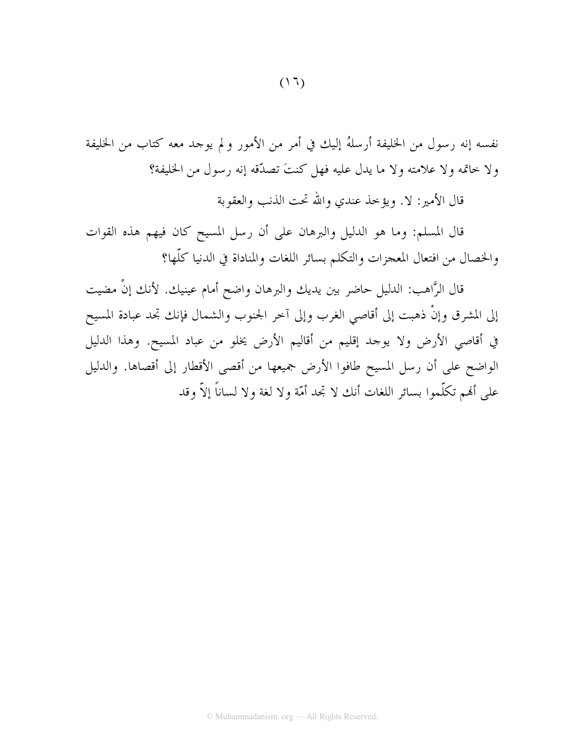نفسه إنه رسول من الخليفة أرسلهُ إليك في أمر من الأمور ولم يوجد معه كتاب من الخليفة ولا خاتمه ولا علامته ولا ما يدل عليه فهل كنتَ تصدّقه إنه رسول من الخليفة؟

قال الأمير: لا. ويؤخذ عندي والله تحت الذنب والعقوبة

قال المسلم: وما هو الدليل والبرهان على أن رسل المسيح كان فيهم هذه القوات والخصال من افتعال المعجزات والتكلم بسائر اللغات والمناداة في الدنيا كلّها؟

قال الرَّاهب: الدليل حاضر بين يديك والبرهان واضح أمام عينيك. لأنك إنْ مضيت إلى المشرق وإنْ ذهبت إلى أقاصي الغرب وإلى آخر الجنوب والشمال فإنك تجد عبادة المسيح في أقاصي الأرض ولا يوجد إقليم من أقاليم الأرض يخلو من عباد المسيح. وهذا الدليل الواضح على أن رسل المسيح طافوا الأرض جميعها من أقصى الأقطار إلى أقصاها. والدليل على أنهم تكلّموا بسائر اللغات أنك لا تجد أمّة ولا لغة ولا لساناً إلاّ وقد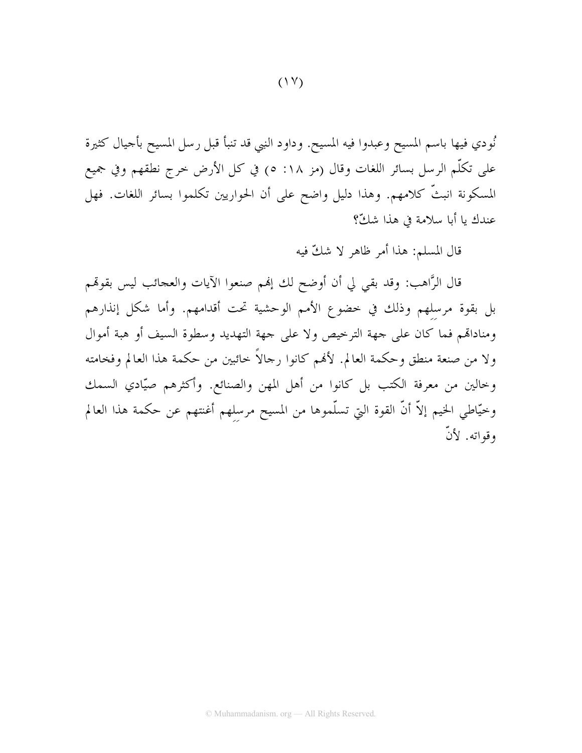نُودي فيها باسم المسيح وعبدوا فيه المسيح. وداود النبي قد تنبأ قبل رسل المسيح بأجيال كثيرة على تكلّم الرسل بسائر اللغات وقال (مز ١٨: ٥) في كل الأرض خرج نطقهم وفي جميع المسكونة انبثّ كلامهم. وهذا دليل واضح على أن الحواريين تكلموا بسائر اللغات. فهل عندك يا أبا سلامة في هذا شكّ؟

قال المسلم: هذا أمر ظاهر لا شكّ فيه

قال الرَّاهب: وقد بقي لي أن أوضح لك إنهم صنعوا الآيات والعجائب ليس بقوتهم بل بقوة مرسِلهم وذلك في خضوع الأمم الوحشية تحت أقدامهم. وأما شكل إنذارهم ومناداتهم فما كان على جهة الترخيص ولا على جهة التهديد وسطوة السيف أو هبة أموال ولا من صنعة منطق وحكمة العالم. لأنهم كانوا رجالاً خائبين من حكمة هذا العالم وفخامته وخالين من معرفة الكتب بل كانوا من أهل المهن والصنائع. وأكثرهم صيّادي السمك وخيّاطي الخيم إلاّ أنّ القوة التي تسلّموها من المسيح مرسِلهم أغنتهم عن حكمة هذا العالم وقواته. لأنّ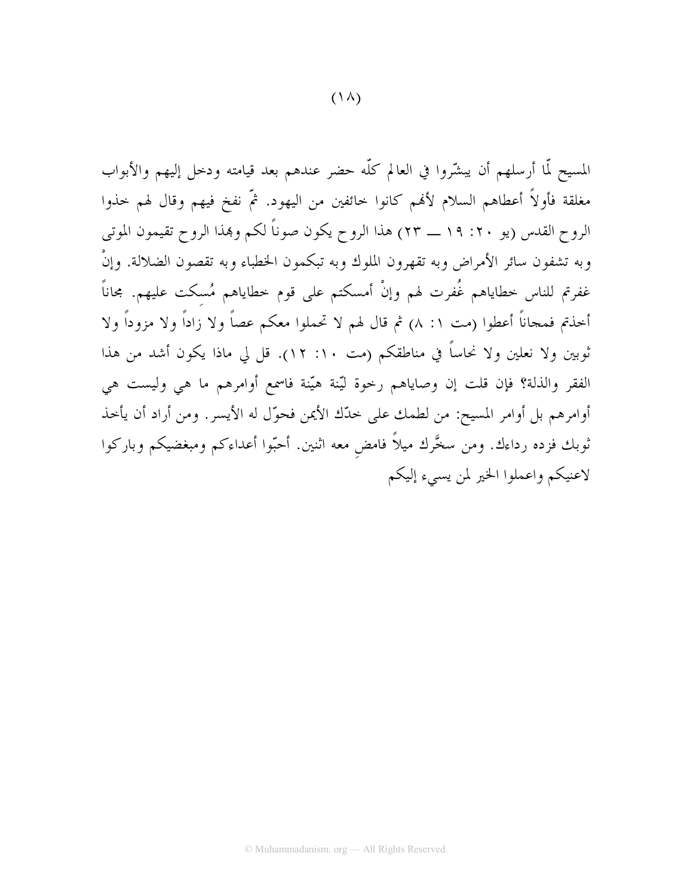المسيح لمّا أرسلهم أن يبشّروا في العالم كلّه حضر عندهم بعد قيامته ودخل إليهم والأبواب مغلقة فأولاً أعطاهم السلام لأنهم كانوا خائفين من اليهود. ثمّ نفخ فيهم وقال لهم خذوا الروح القدس (يو ٢٠: ١٩ ــ ٢٣) هذا الروح يكون صوناً لكم وبهذا الروح تقيمون الموتى وبه تشفون سائر الأمراض وبه تقهرون الملوك وبه تبكمون الخطباء وبه تقصون الضلالة. وإنْ غفرتم للناس خطاياهم غُفرت لهم وإنْ أمسكتم على قوم خطاياهم مُسكت عليهم. مجاناً أخذتم فمجاناً أعطوا (مت ١: ٨) ثم قال لهم لا تحملوا معكم عصاً ولا زاداً ولا مزوداً ولا ثوبين ولا نعلين ولا نحاساً في مناطقكم (مت ١٠: ١٢). قل لي ماذا يكون أشد من هذا الفقر والذلة؟ فإن قلت إن وصاياهم رخوة ليّنة هيّنة فاسمع أوامرهم ما هي وليست هي أوامرهم بل أوامر المسيح: من لطمك على خدّك الأيمن فحوّل له الأيسر. ومن أراد أن يأخذ ثوبك فزده رداءك. ومن سخَّرك ميلاً فامضِ معه اثنين. أحبّوا أعداءكم ومبغضيكم وباركوا لاعنيكم واعملوا الخير لمن يسيء إليكم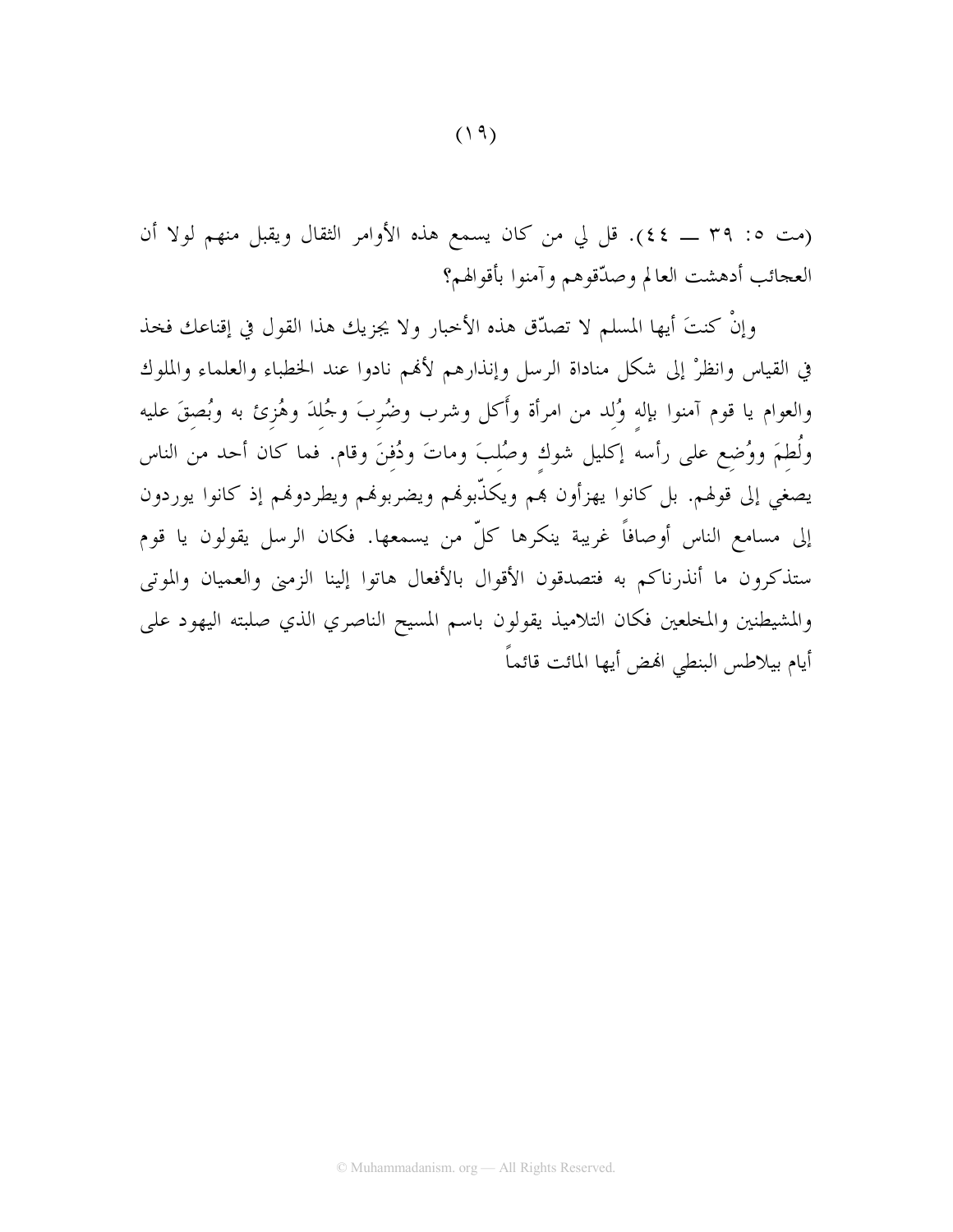(مت ٥: ٣٩ ــ ٤٤). قل لي من كان يسمع هذه الأوامر الثقال ويقبل منهم لولا أن العجائب أدهشت العالم وصدّقوهم وآمنوا بأقوالهم؟

وإنْ كنتَ أيها المسلم لا تصدّق هذه الأخبار ولا يجزيك هذا القول في إقناعك فخذ في القياس وانظرْ إلى شكل مناداة الرسل وإنذارهم لأنهم نادوا عند الخطباء والعلماء والملوك والعوام يا قوم آمنوا بإلهٍ وُلِد من امرأة وأَكل وشرب وضُرِبَ وجُلِدَ وهُزِئ به وبُصِقَ عليه ولُطِمَ ووُضِع على رأسه إكليل شوكٍ وصُلِبَ وماتَ ودُفِنَ وقام. فما كان أحد من الناس يصغي إلى قولهم. بل كانوا يهزأون بهم ويكذّبونهم ويضربونهم ويطردونهم إذ كانوا يوردون إلى مسامع الناس أوصافاً غريبة ينكرها كلّ من يسمعها. فكان الرسل يقولون يا قوم ستذكرون ما أنذرناكم به فتصدقون الأقوال بالأفعال هاتوا إلينا الزمنى والعميان والموتى والمشيطنين والمخلعين فكان التلاميذ يقولون باسم المسيح الناصري الذي صلبته اليهود على أيام بيلاطس البنطي انهض أيها المائت قائماً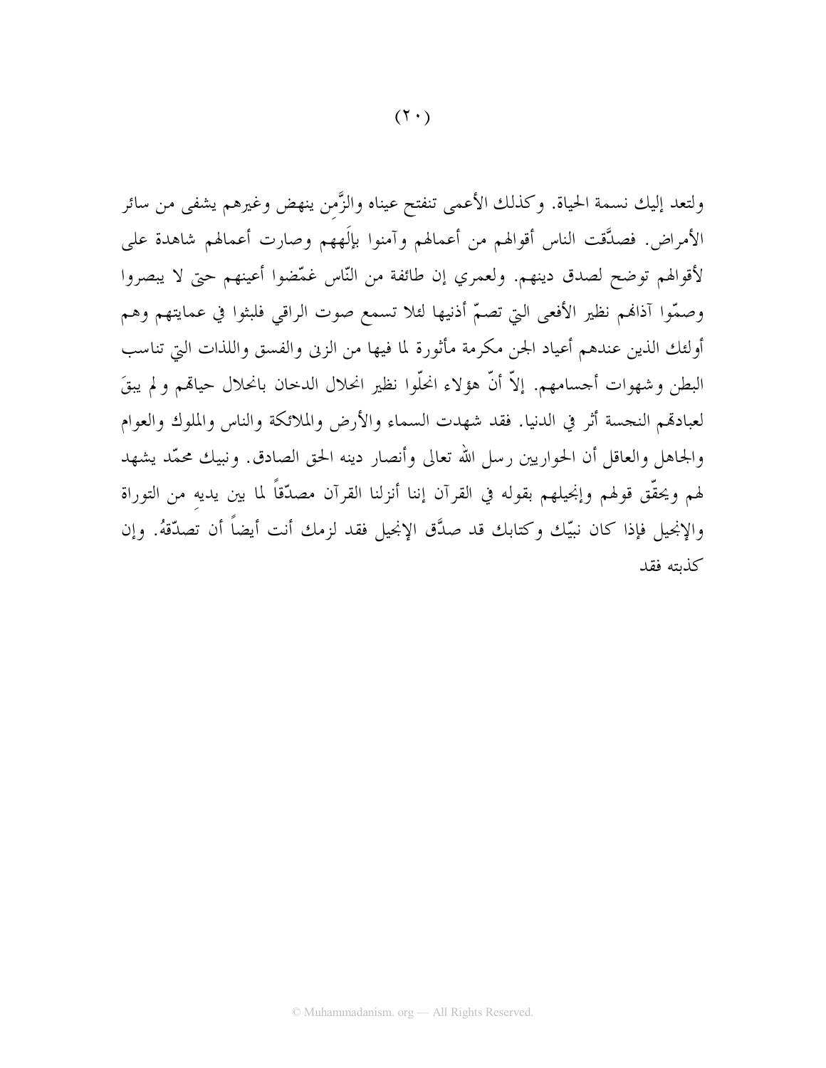ولتعد إليك نسمة الحياة. وكذلك الأعمى تنفتح عيناه والزَّمِن ينهض وغيرهم يشفى من سائر الأمراض. فصدَّقت الناس أقوالهم من أعمالهم وآمنوا بإلَهِهم وصارت أعمالهم شاهدة على لأقوالهم توضح لصدق دينهم. ولعمري إن طائفة من النّاس غمّضوا أعينهم حتى لا يبصروا وصمّوا آذانهم نظير الأفعى التي تصمّ أذنيها لئلا تسمع صوت الراقي فلبثوا في عمايتهم وهم أولئك الذين عندهم أعياد الجن مكرمة مأثورة لما فيها من الزنى والفسق واللذات التي تناسب البطن وشهوات أجسامهم. إلاّ أنّ هؤلاء انحلّوا نظير انحلال الدخان بانحلال حياتهم ولم يبقَ لعبادتهم النجسة أثر في الدنيا. فقد شهدت السماء والأرض والملائكة والناس والملوك والعوام والجاهل والعاقل أن الحواريين رسل الله تعالى وأنصار دينه الحق الصادق. ونبيك محمّد يشهد لهم ويحقّق قولهم وإنجيلهم بقوله في القرآن إننا أنزلنا القرآن مصدّقاً لما بين يديهِ من التوراة والإنجيل فإذا كان نبيّك وكتابك قد صدَّق الإنجيل فقد لزمك أنت أيضاً أن تصدّقهُ. وإن كذبته فقد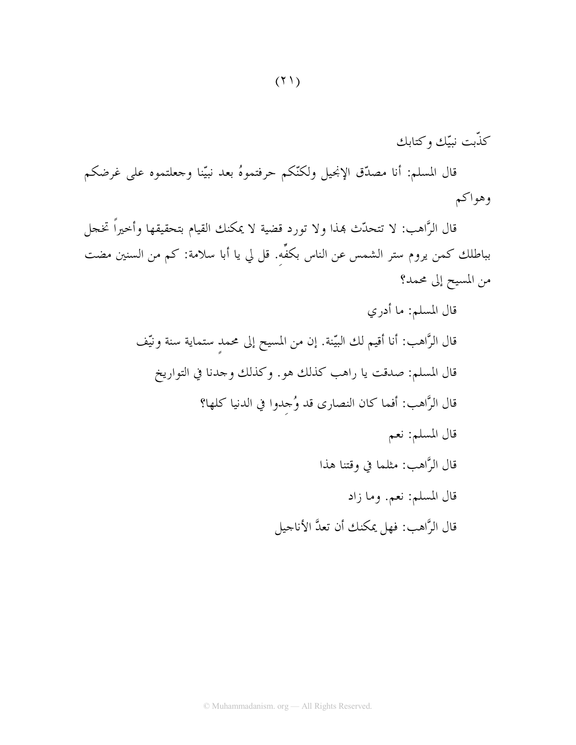كذّبت نبيّك وكتابك

قال المسلم: أنا مصدّق الإنجيل ولكنّكم حرفتموهُ بعد نبيّنا وجعلتموه على غرضكم وهواكم

قال الرَّاهب: لا تتحدّث بهذا ولا تورد قضية لا يمكنك القيام بتحقيقها وأخيراً تخجل بباطلك كمن يروم ستر الشمس عن الناس بكفِّهِ. قل لي يا أبا سلامة: كم من السنين مضت من المسيح إلى محمد؟

قال المسلم: ما أدري

قال الرَّاهب: أنا أقيم لك البيّنة. إن من المسيح إلى محمدٍ ستماية سنة ونيّف

قال المسلم: صدقت يا راهب كذلك هو. وكذلك وجدنا في التواريخ

قال الرَّاهب: أفما كان النصارى قد وُجِدوا في الدنيا كلها؟

قال المسلم: نعم

قال الرَّاهب: مثلما في وقتنا هذا

قال المسلم: نعم. وما زاد

قال الرَّاهب: فهل يمكنك أن تعدَّ الأناجيل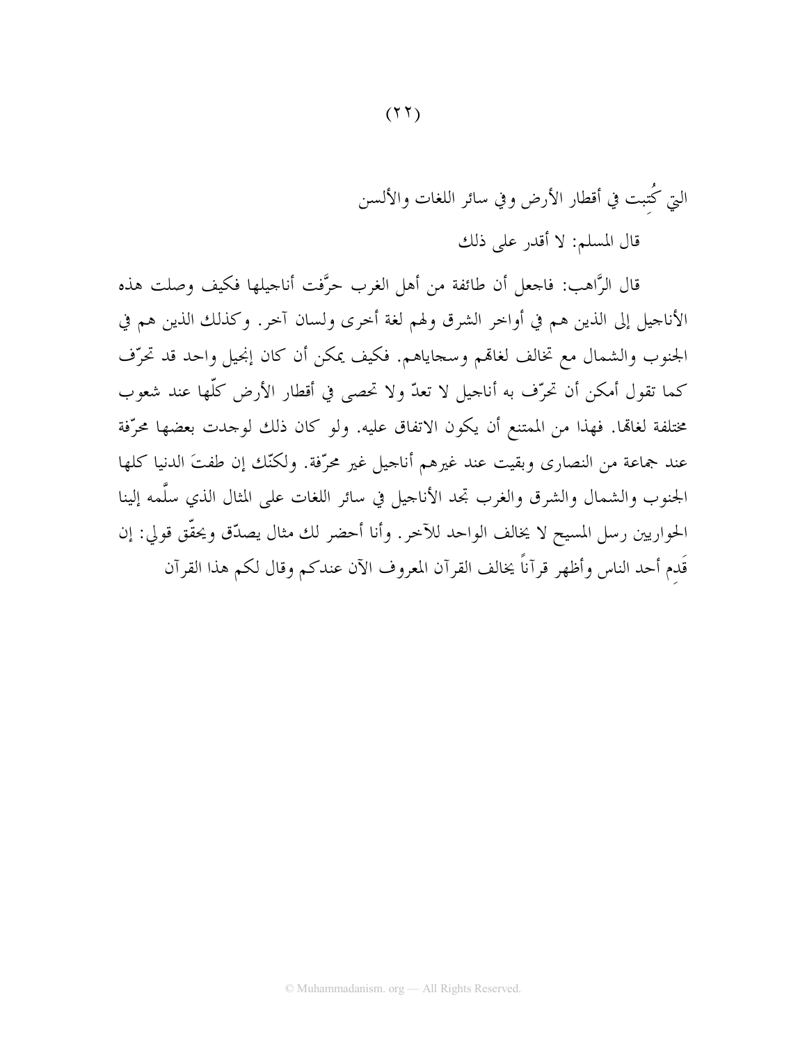التي كُتِبت في أقطار الأرض وفي سائر اللغات والألسن

قال المسلم: لا أقدر على ذلك

قال الرَّاهب: فاجعل أن طائفة من أهل الغرب حرَّفت أناجيلها فكيف وصلت هذه الأناجيل إلى الذين هم في أواخر الشرق ولهم لغة أخرى ولسان آخر. وكذلك الذين هم في الجنوب والشمال مع تخالف لغاتهم وسجاياهم. فكيف يمكن أن كان إنجيل واحد قد تحرّف كما تقول أمكن أن تحرّف به أناجيل لا تعدّ ولا تحصى في أقطار الأرض كلّها عند شعوب مختلفة لغاتها. فهذا من الممتنع أن يكون الاتفاق عليه. ولو كان ذلك لوجدت بعضها محرّفة عند جماعة من النصارى وبقيت عند غيرهم أناجيل غير محرّفة. ولكنّك إن طفتَ الدنيا كلها الجنوب والشمال والشرق والغرب تجد الأناجيل في سائر اللغات على المثال الذي سلَّمه إلينا الحواريين رسل المسيح لا يخالف الواحد للآخر. وأنا أحضر لك مثال يصدّق ويحقّق قولي: إن قَدِم أحد الناس وأظهر قرآناً يخالف القرآن المعروف الآن عندكم وقال لكم هذا القرآن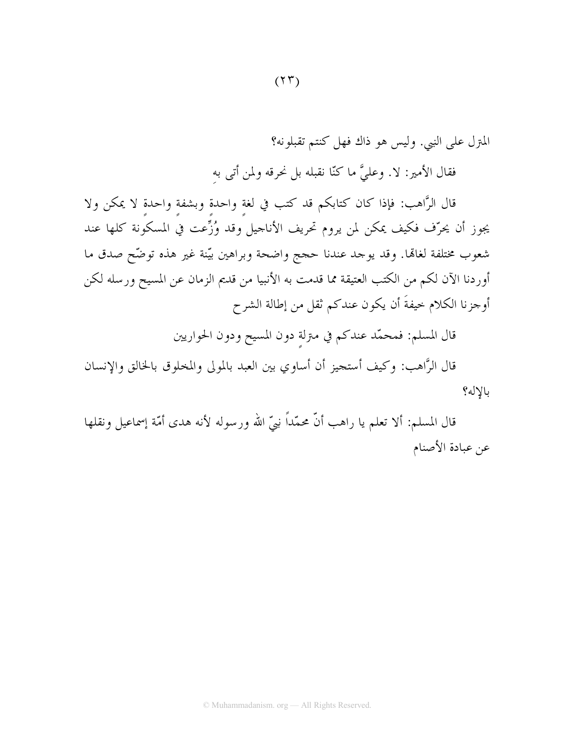المترل على النبي. وليس هو ذاك فهل كنتم تقبلونه؟

فقال الأمير: لا. وعليَّ ما كنّا نقبله بل نحرقه ولمن أتى بهِ

قال الرَّاهب: فإذا كان كتابكم قد كتب في لغةٍ واحدة وبشفةٍ واحدةٍ لا يمكن ولا يجوز أن يحرّف فكيف يمكن لمن يروم تحريف الأناجيل وقد وُزِّعت في المسكونة كلها عند شعوب مختلفة لغاهما. وقد يوجد عندنا حجج واضحة وبراهين بيّنة غير هذه توضّح صدق ما أوردنا الآن لكم من الكتب العتيقة مما قدمت به الأنبيا من قديم الزمان عن المسيح ورسله لكن أوجزنا الكلام خيفةَ أن يكون عندكم ثقل من إطالة الشرح

قال المسلم: فمحمّد عندكم في مترلةٍ دون المسيح ودون الحواريين

قال الرَّاهب: وكيف أستجيز أن أساوي بين العبد بالمولى والمخلوق بالخالق والإنسان بالإله؟

قال المسلم: ألا تعلم يا راهب أنّ محمّداً نبيّ الله ورسوله لأنه هدى أمّة إسماعيل ونقلها عن عبادة الأصنام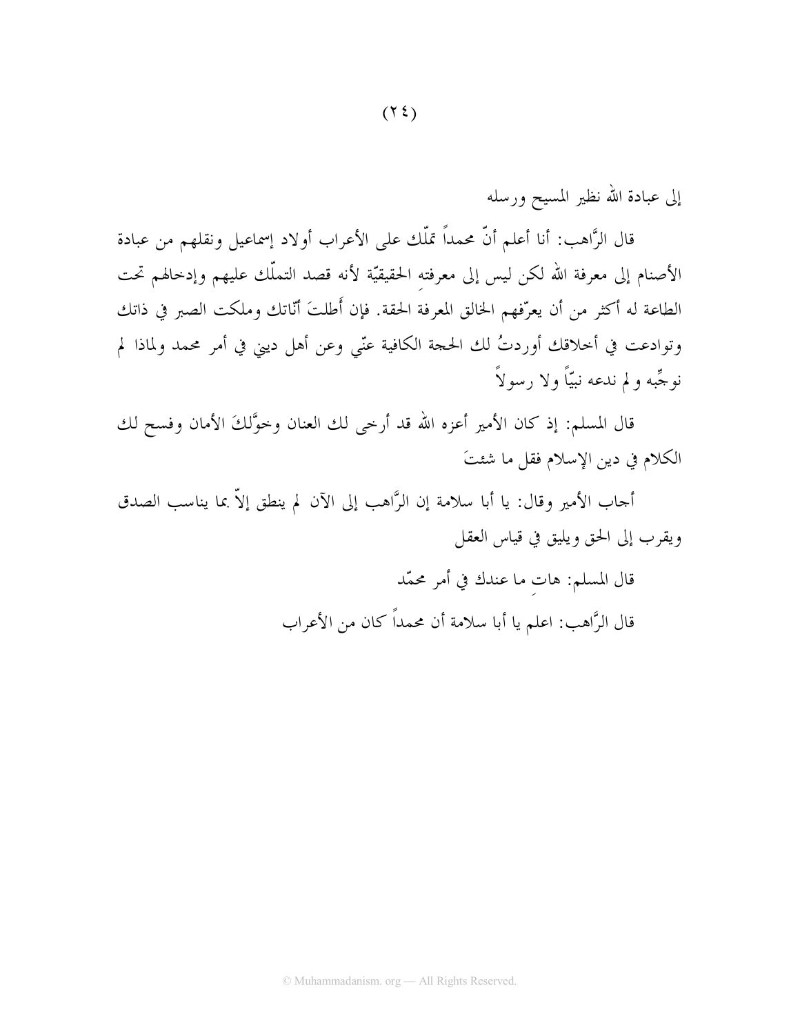إلى عبادة الله نظير المسيح ورسله

قال الرَّاهب: أنا أعلم أنّ محمداً تملّك على الأعراب أولاد إسماعيل ونقلهم من عبادة الأصنام إلى معرفة الله لكن ليس إلى معرفته الحقيقيّة لأنه قصد التملّك عليهم وإدخالهم تحت الطاعة له أكثر من أن يعرّفهم الخالق المعرفة الحقة. فإن أَطلتَ أنّاتك وملكت الصبر في ذاتك وتوادعت في أخلاقك أوردتُ لك الحجة الكافية عنّي وعن أهل ديني في أمر محمد ولماذا لم نوجِّبه و لم ندعه نبيّاً ولا رسولاً

قال المسلم: إذ كان الأمير أعزه الله قد أرخى لك العنان وخوَّلكَ الأمان وفسح لك الكلام في دين الإسلام فقل ما شئتَ

أجاب الأمير وقال: يا أبا سلامة إن الرَّاهب إلى الآن لم ينطق إلاّ بما يناسب الصدق ويقرب إلى الحق ويليق في قياس العقل

قال المسلم: هاتِ ما عندك في أمر محمّد

قال الرَّاهب: اعلم يا أبا سلامة أن محمداً كان من الأعراب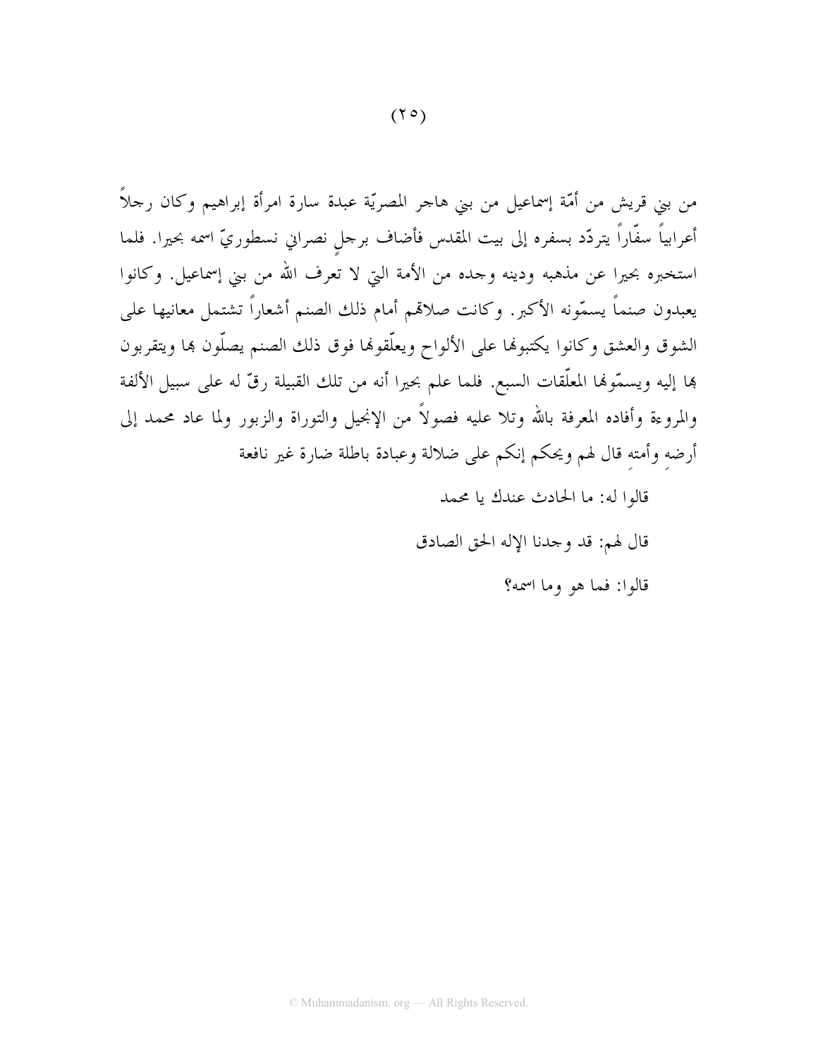من بني قريش من أمّة إسماعيل من بني هاجر المصريّة عبدة سارة امرأة إبراهيم وكان رجلاً أعرابياً سفّاراً يتردّد بسفره إلى بيت المقدس فأضاف برجلٍ نصراني نسطوريّ اسمه بحيرا. فلما استخبره بحيرا عن مذهبه ودينه وجده من الأمة التي لا تعرف الله من بني إسماعيل. وكانوا يعبدون صنماً يسمّونه الأكبر. وكانت صلاتهم أمام ذلك الصنم أشعاراً تشتمل معانيها على الشوق والعشق وكانوا يكتبونها على الألواح ويعلّقونها فوق ذلك الصنم يصلّون بها ويتقربون بها إليه ويسمّونها المعلّقات السبع. فلما علم بحيرا أنه من تلك القبيلة رقّ له على سبيل الألفة والمروءة وأفاده المعرفة بالله وتلا عليه فصولاً من الإنجيل والتوراة والزبور ولما عاد محمد إلى أرضِه وأمتِه قال لهم ويحكم إنكم على ضلالة وعبادة باطلة ضارة غير نافعة

قالوا له: ما الحادث عندك يا محمد

قال لهم: قد وجدنا الإله الحق الصادق

قالوا: فما هو وما اسمه؟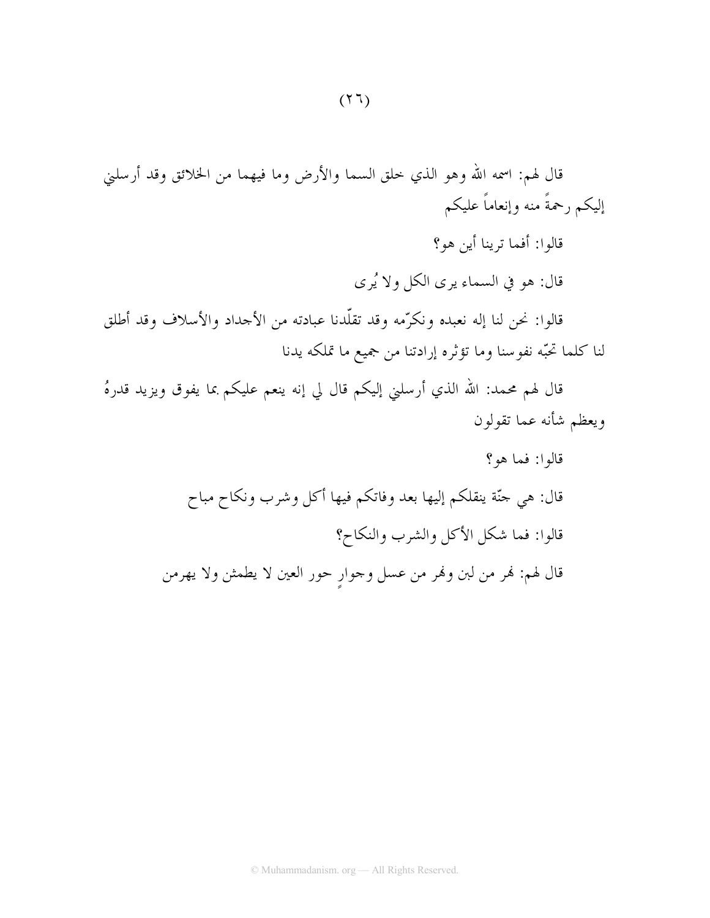قال لهم: اسمه الله وهو الذي خلق السما والأرض وما فيهما من الخلائق وقد أرسلني إليكم رحمةً منه وإنعاماً عليكم

قالوا: أفما ترينا أين هو؟

قال: هو في السماء يرى الكل ولا يُرى

قالوا: نحن لنا إله نعبده ونكرّمه وقد تقلّدنا عبادته من الأجداد والأسلاف وقد أطلق لنا كلما تحبّه نفوسنا وما تؤثره إرادتنا من جميع ما تملكه يدنا

قال لهم محمد: الله الذي أرسلني إليكم قال لي إنه ينعم عليكم بما يفوق ويزيد قدرهُ ويعظم شأنه عما تقولون

قالوا: فما هو؟

قال: هي جنّة ينقلكم إليها بعد وفاتكم فيها أكل وشرب ونكاح مباح

قالوا: فما شكل الأكل والشرب والنكاح؟

قال لهم: نهر من لبن ونهر من عسل وجوارٍ حور العين لا يطمثن ولا يهرمن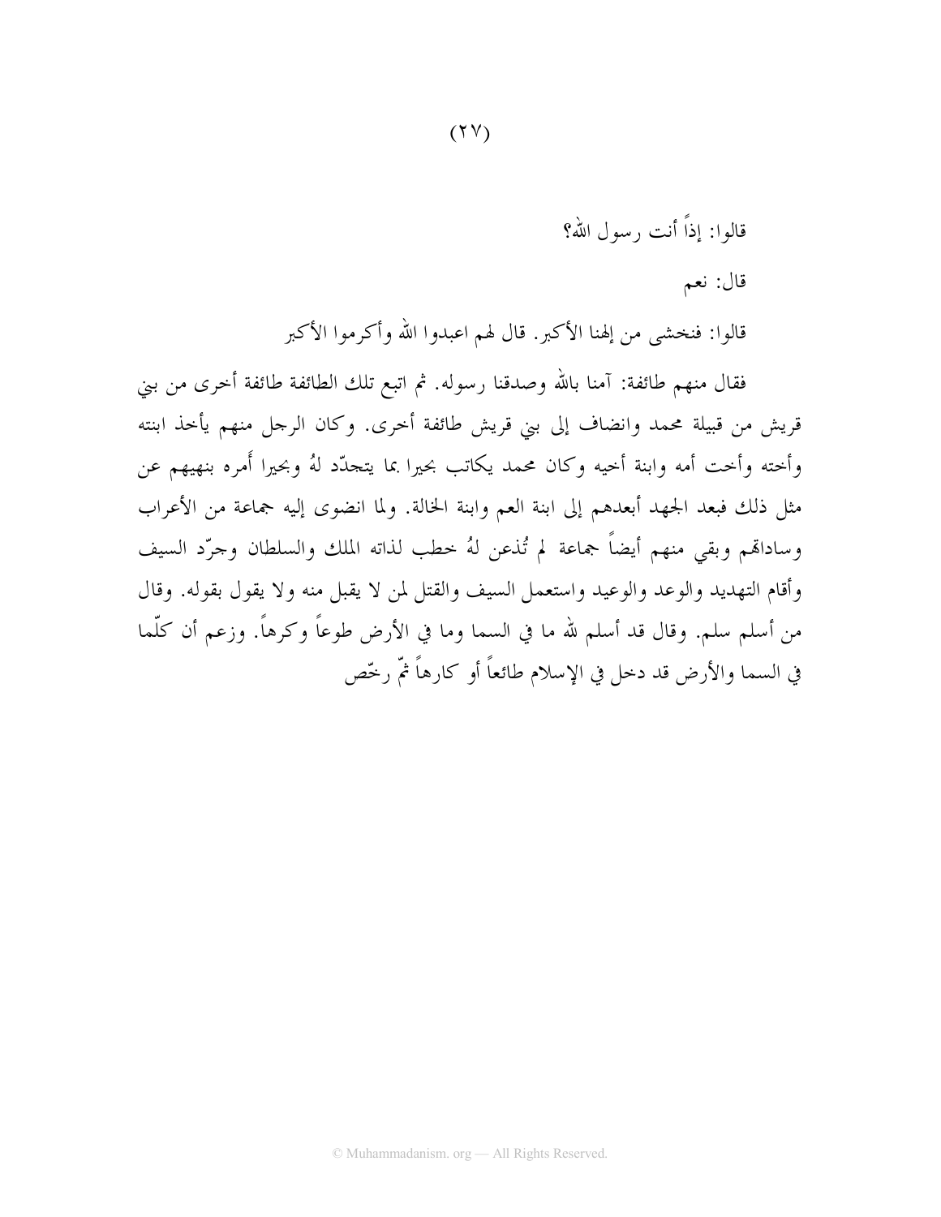قالوا: إذاً أنت رسول الله؟

قال: نعم

قالوا: فنخشى من إلهنا الأكبر. قال لهم اعبدوا الله وأكرموا الأكبر

فقال منهم طائفة: آمنا بالله وصدقنا رسوله. ثم اتبع تلك الطائفة طائفة أخرى من بني قريش من قبيلة محمد وانضاف إلى بني قريش طائفة أخرى. وكان الرجل منهم يأخذ ابنته وأخته وأخت أمه وابنة أخيه وكان محمد يكاتب بحيرا بما يتجدّد لهُ وبحيرا أَمره بنهيهم عن مثل ذلك فبعد الجهد أبعدهم إلى ابنة العم وابنة الخالة. ولما انضوى إليه جماعة من الأعراب وساداتهم وبقي منهم أيضاً جماعة لم تُذعن لهُ خطب لذاته الملك والسلطان وجرّد السيف وأقام التهديد والوعد والوعيد واستعمل السيف والقتل لمن لا يقبل منه ولا يقول بقوله. وقال من أسلم سلم. وقال قد أسلم لله ما في السما وما في الأرض طوعاً وكرهاً. وزعم أن كلّما في السما والأرض قد دخل في الإسلام طائعاً أو كارهاً ثمّ رخّص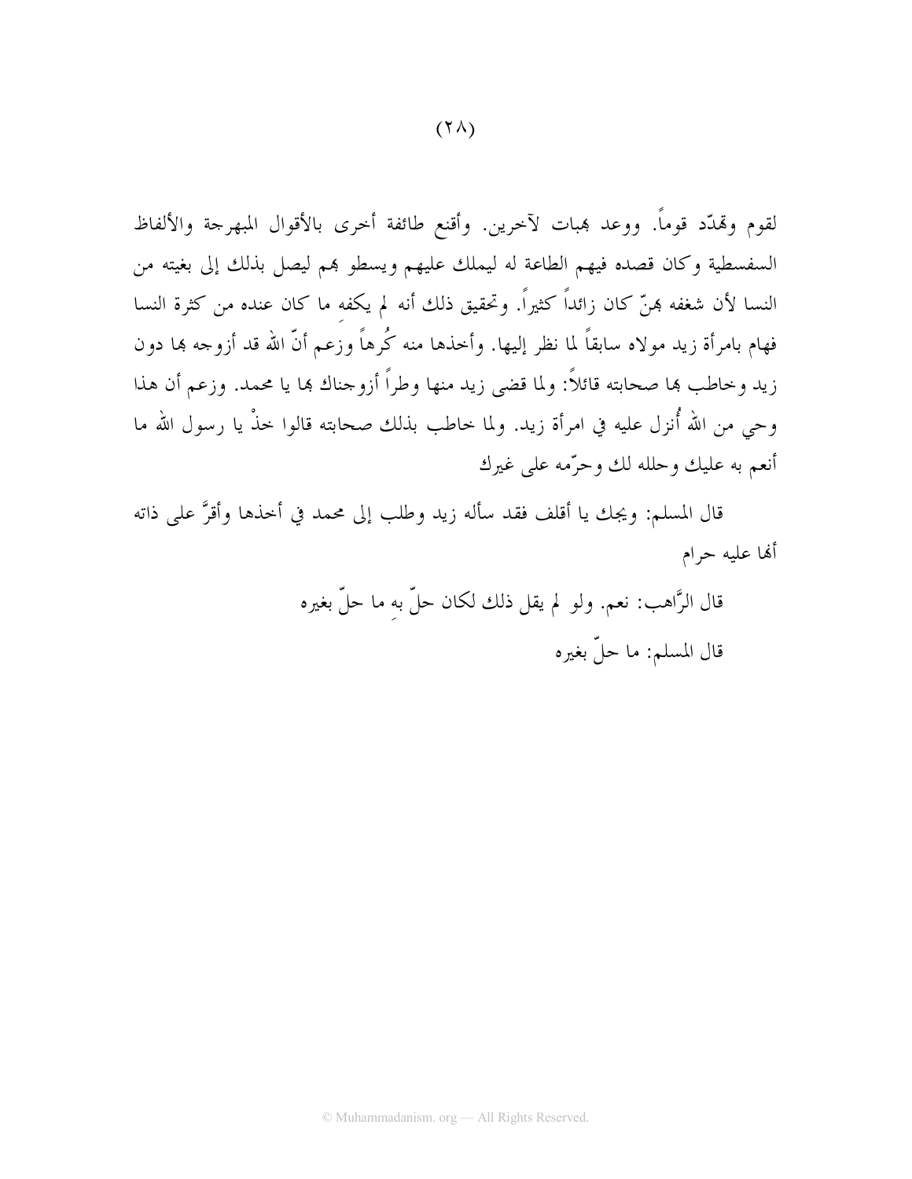لقوم وهدّد قوماً. ووعد بهبات لآخرين. وأقنع طائفة أخرى بالأقوال المبهرجة والألفاظ السفسطية وكان قصده فيهم الطاعة له ليملك عليهم ويسطو بهم ليصل بذلك إلى بغيته من النسا لأن شغفه بهنّ كان زائداً كثيراً. وتحقيق ذلك أنه لم يكفهِ ما كان عنده من كثرة النسا فهام بامرأة زيد مولاه سابقاً لما نظر إليها. وأخذها منه كُرهاً وزعم أنّ الله قد أزوجه بها دون زيد وخاطب بها صحابته قائلاً: ولما قضى زيد منها وطراً أزوجناك بها يا محمد. وزعم أن هذا وحي من الله أُنزل عليه في امرأة زيد. ولما خاطب بذلك صحابته قالوا خذْ يا رسول الله ما أنعم به عليك وحلله لك وحرّمه على غيرك

قال المسلم: ويحك يا أقلف فقد سأله زيد وطلب إلى محمد في أخذها وأقرَّ على ذاته أنها عليه حرام

قال الرَّاهب: نعم. ولو لم يقل ذلك لكان حلّ بهِ ما حلّ بغيره

قال المسلم: ما حلّ بغيره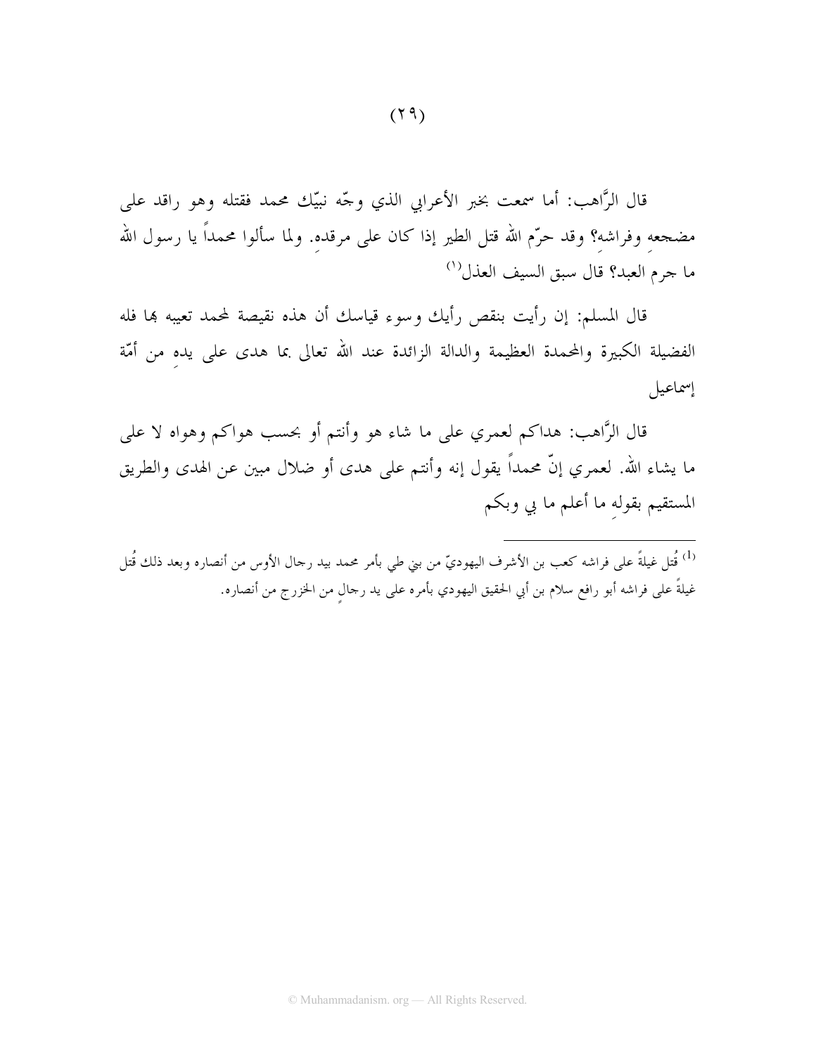قال الرَّاهب: أما سمعت بخبر الأعرابي الذي وجّه نبيّك محمد فقتله وهو راقد على مضجعهِ وفراشهِ؟ وقد حرّم الله قتل الطير إذا كان على مرقدهِ. ولما سألوا محمداً يا رسول الله ما جرم العبد؟ قال سبق السيف العذل[1]

قال المسلم: إن رأيت بنقص رأيك وسوء قياسك أن هذه نقيصة لمحمد تعيبه بها فله الفضيلة الكبيرة والمحمدة العظيمة والدالة الزائدة عند الله تعالى بما هدى على يدهِ من أمّة إسماعيل

قال الرَّاهب: هداكم لعمري على ما شاء هو وأنتم أو بحسب هواكم وهواه لا على ما يشاء الله. لعمري إنّ محمداً يقول إنه وأنتم على هدى أو ضلال مبين عن الهدى والطريق المستقيم بقولهِ ما أعلم ما بي وبكم

---

[1] قُتل غيلةً على فراشه كعب بن الأشرف اليهوديّ من بني طي بأمر محمد بيد رجال الأوس من أنصاره وبعد ذلك قُتل غيلةً على فراشه أبو رافع سلام بن أبي الحقيق اليهودي بأمره على يد رجالٍ من الخزرج من أنصاره.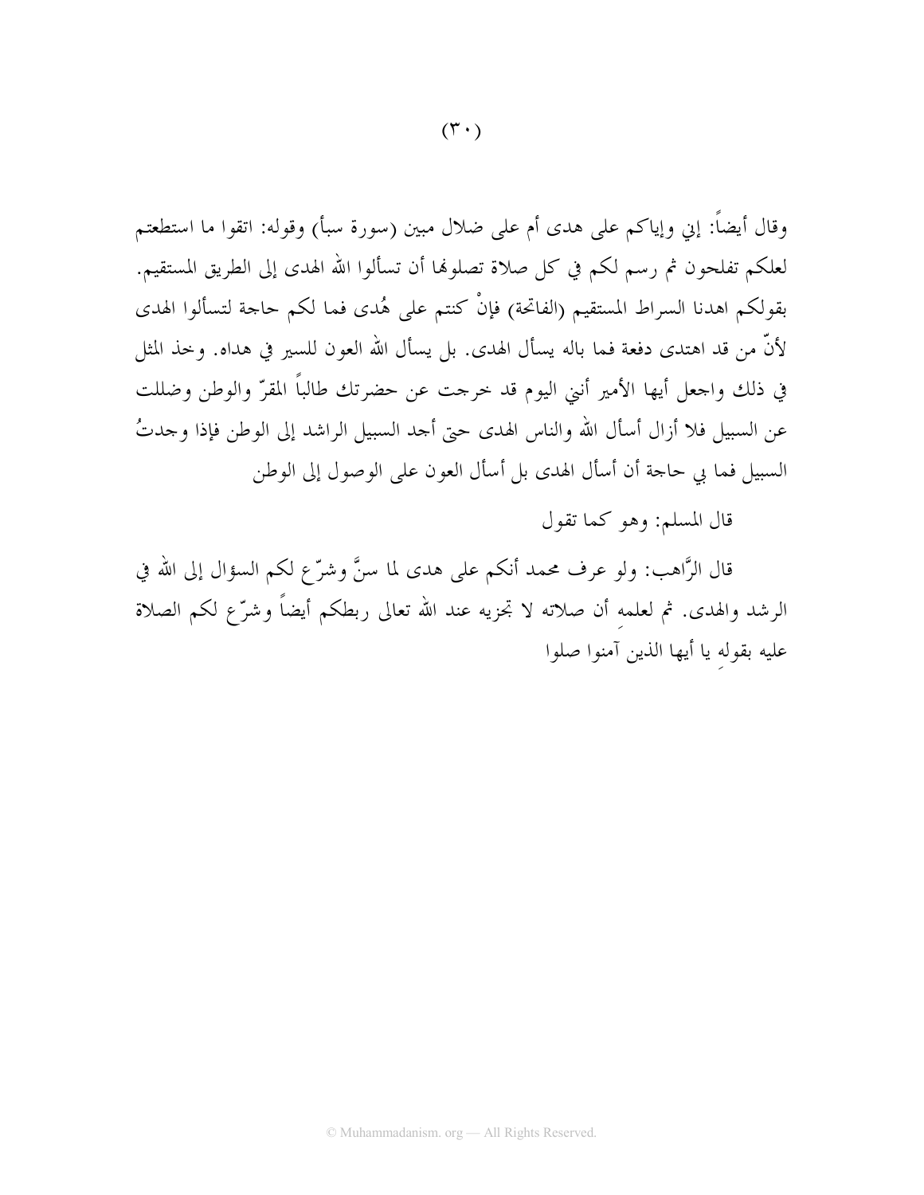وقال أيضاً: إني وإياكم على هدى أم على ضلال مبين (سورة سبأ) وقوله: اتقوا ما استطعتم لعلكم تفلحون ثم رسم لكم في كل صلاة تصلونها أن تسألوا الله الهدى إلى الطريق المستقيم. بقولكم اهدنا السراط المستقيم (الفاتحة) فإنْ كنتم على هُدى فما لكم حاجة لتسألوا الهدى لأنّ من قد اهتدى دفعة فما باله يسأل الهدى. بل يسأل الله العون للسير في هداه. وخذ المثل في ذلك واجعل أيها الأمير أنني اليوم قد خرجت عن حضرتك طالباً المقرّ والوطن وضللت عن السبيل فلا أزال أسأل الله والناس الهدى حتى أجد السبيل الراشد إلى الوطن فإذا وجدتُ السبيل فما بي حاجة أن أسأل الهدى بل أسأل العون على الوصول إلى الوطن

قال المسلم: وهو كما تقول

قال الرَّاهب: ولو عرف محمد أنكم على هدى لما سنَّ وشرّع لكم السؤال إلى الله في الرشد والهدى. ثم لعلمه أن صلاته لا تجزيه عند الله تعالى ربطكم أيضاً وشرّع لكم الصلاة عليه بقولهِ يا أيها الذين آمنوا صلوا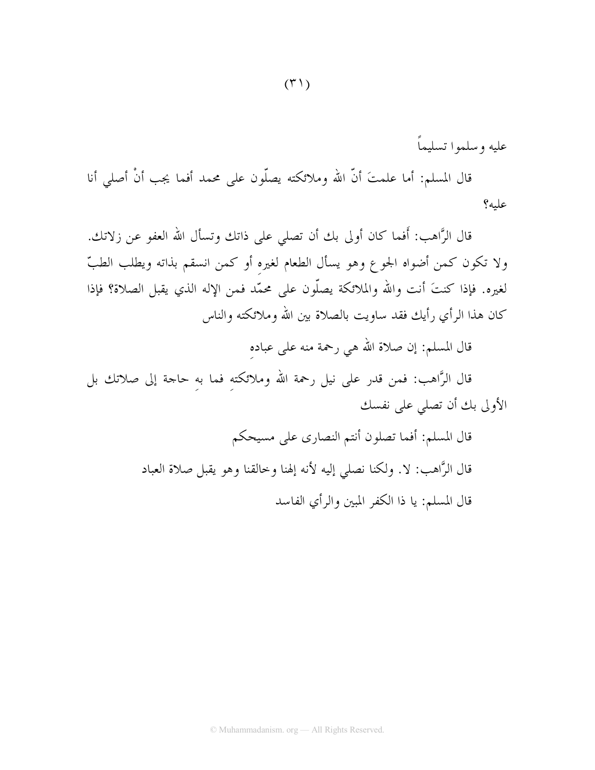عليه وسلموا تسليماً

قال المسلم: أما علمتَ أنّ الله وملائكته يصلّون على محمد أفما يجب أنْ أصلي أنا عليه؟

قال الرَّاهب: أَفما كان أولى بك أن تصلي على ذاتك وتسأل الله العفو عن زلاتك. ولا تكون كمن أضواه الجوع وهو يسأل الطعام لغيرِه أو كمن انسقم بذاته ويطلب الطبّ لغيره. فإذا كنتَ أنت والله والملائكة يصلّون على محمّد فمن الإله الذي يقبل الصلاة؟ فإذا كان هذا الرأي رأيك فقد ساويت بالصلاة بين الله وملائكته والناس

قال المسلم: إن صلاة الله هي رحمة منه على عبادهِ

قال الرَّاهب: فمن قدر على نيل رحمة الله وملائكتهِ فما بهِ حاجة إلى صلاتك بل الأولى بك أن تصلي على نفسك

قال المسلم: أفما تصلون أنتم النصارى على مسيحكم

قال الرَّاهب: لا. ولكنا نصلي إليه لأنه إلهنا وخالقنا وهو يقبل صلاة العباد

قال المسلم: يا ذا الكفر المبين والرأي الفاسد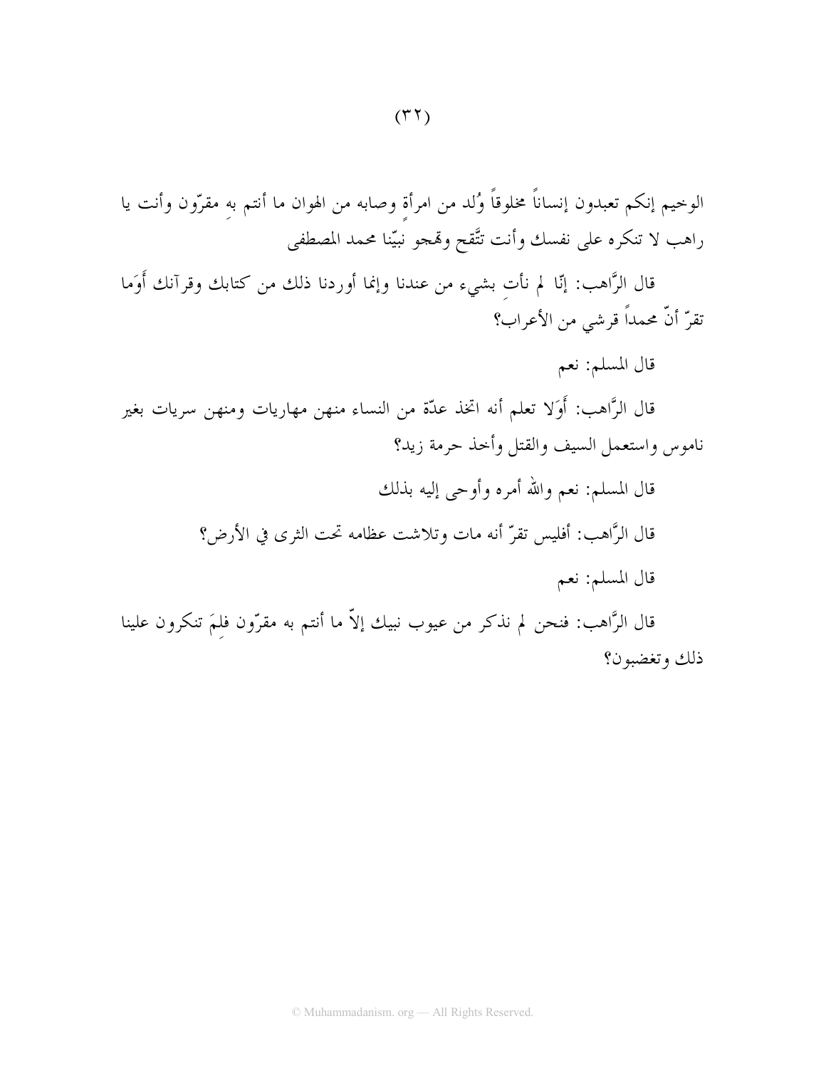الوخيم إنكم تعبدون إنساناً مخلوقاً وُلد من امرأةٍ وصابه من الهوان ما أنتم بهِ مقرّون وأنت يا راهب لا تنكره على نفسك وأنت تتّقح وتهجو نبيّنا محمد المصطفى

قال الرَّاهب: إنّا لم نأتِ بشيء من عندنا وإنما أوردنا ذلك من كتابك وقرآنك أَوَما تقرّ أنّ محمداً قرشي من الأعراب؟

قال المسلم: نعم

قال الرَّاهب: أَوَلا تعلم أنه اتخذ عدّة من النساء منهن مهاريات ومنهن سريات بغير ناموس واستعمل السيف والقتل وأخذ حرمة زيد؟

قال المسلم: نعم والله أمره وأوحى إليه بذلك

قال الرَّاهب: أفليس تقرّ أنه مات وتلاشت عظامه تحت الثرى في الأرض؟

قال المسلم: نعم

قال الرَّاهب: فنحن لم نذكر من عيوب نبيك إلاّ ما أنتم به مقرّون فلِمَ تنكرون علينا ذلك وتغضبون؟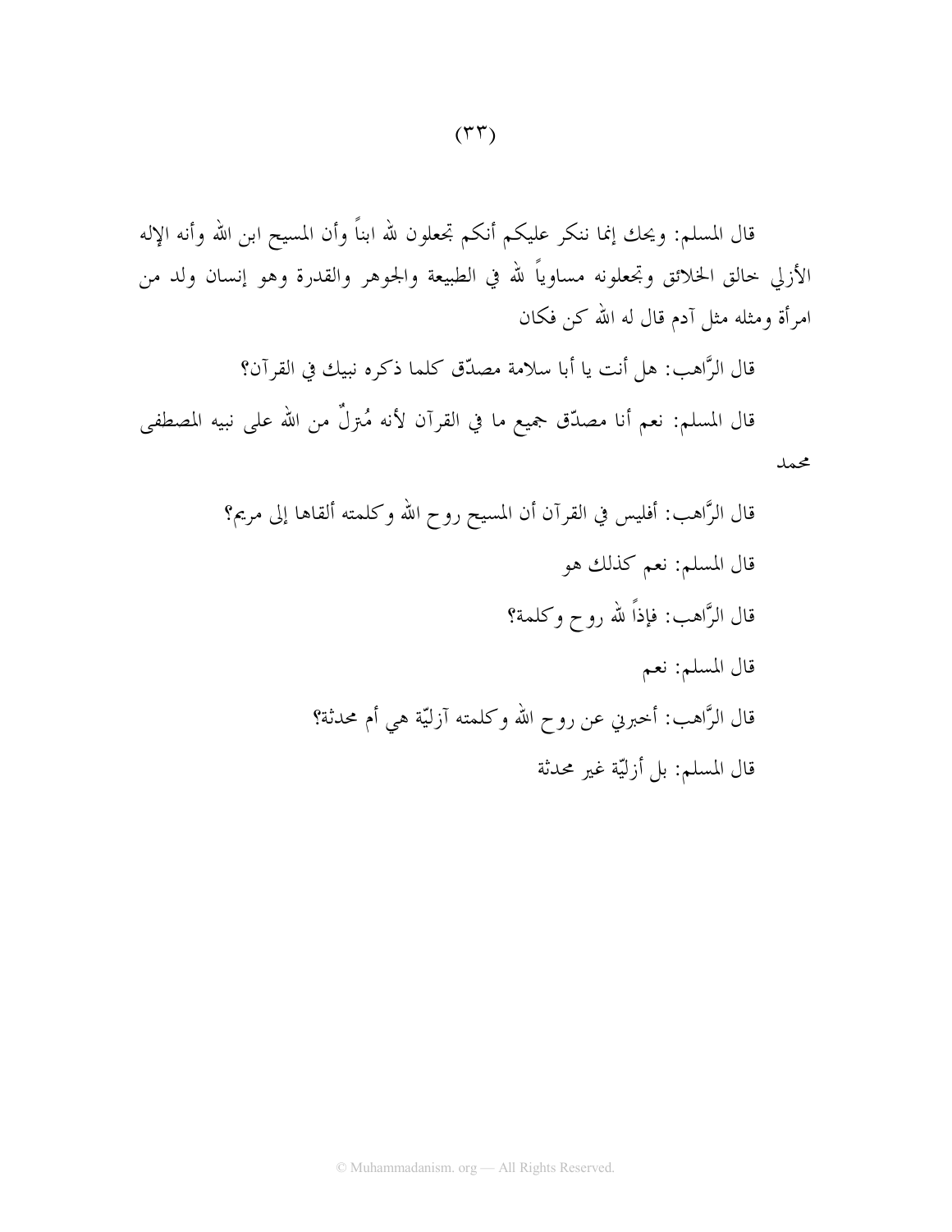قال المسلم: ويحك إنما ننكر عليكم أنكم تجعلون لله ابناً وأن المسيح ابن الله وأنه الإله الأزلي خالق الخلائق وتجعلونه مساوياً لله في الطبيعة والجوهر والقدرة وهو إنسان ولد من امرأة ومثله مثل آدم قال له الله كن فكان

قال الرَّاهب: هل أنت يا أبا سلامة مصدّق كلما ذكره نبيك في القرآن؟

قال المسلم: نعم أنا مصدّق جميع ما في القرآن لأنه مُنزلٌ من الله على نبيه المصطفى محمد

قال الرَّاهب: أفليس في القرآن أن المسيح روح الله وكلمته ألقاها إلى مريم؟

قال المسلم: نعم كذلك هو

قال الرَّاهب: فإذاً لله روح وكلمة؟

قال المسلم: نعم

قال الرَّاهب: أخبرني عن روح الله وكلمته آزليّة هي أم محدثة؟

قال المسلم: بل أزليّة غير محدثة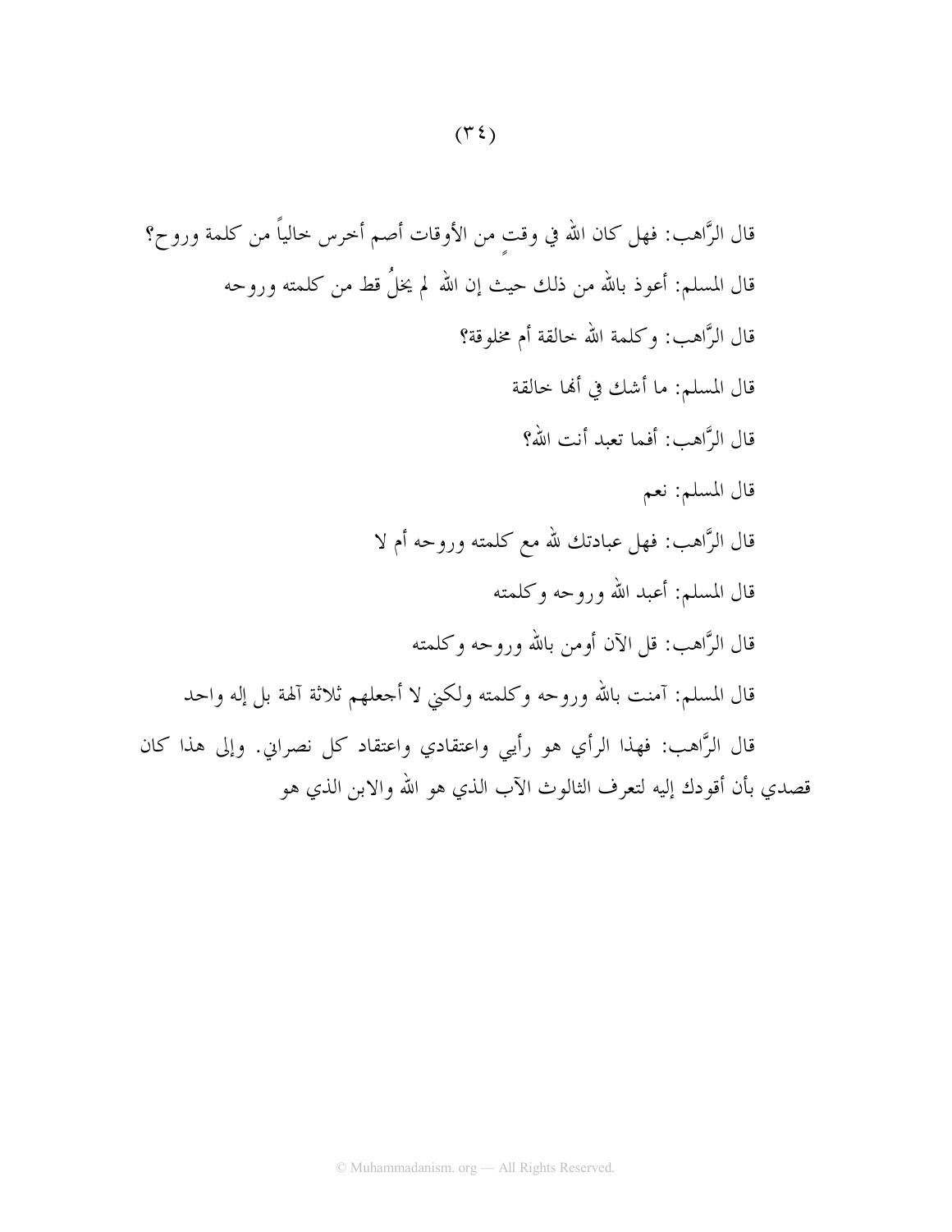قال الرَّاهب: فهل كان الله في وقتٍ من الأوقات أصم أخرس خالياً من كلمة وروح؟

قال المسلم: أعوذ بالله من ذلك حيث إن الله لم يخلُ قط من كلمته وروحه

قال الرَّاهب: وكلمة الله خالقة أم مخلوقة؟

قال المسلم: ما أشك في أنها خالقة

قال الرَّاهب: أفما تعبد أنت الله؟

قال المسلم: نعم

قال الرَّاهب: فهل عبادتك لله مع كلمته وروحه أم لا

قال المسلم: أعبد الله وروحه وكلمته

قال الرَّاهب: قل الآن أومن بالله وروحه وكلمته

قال المسلم: آمنت بالله وروحه وكلمته ولكني لا أجعلهم ثلاثة آلهة بل إله واحد

قال الرَّاهب: فهذا الرأي هو رأيي واعتقادي واعتقاد كل نصراني. وإلى هذا كان قصدي بأن أقودك إليه لتعرف الثالوث الآب الذي هو الله والابن الذي هو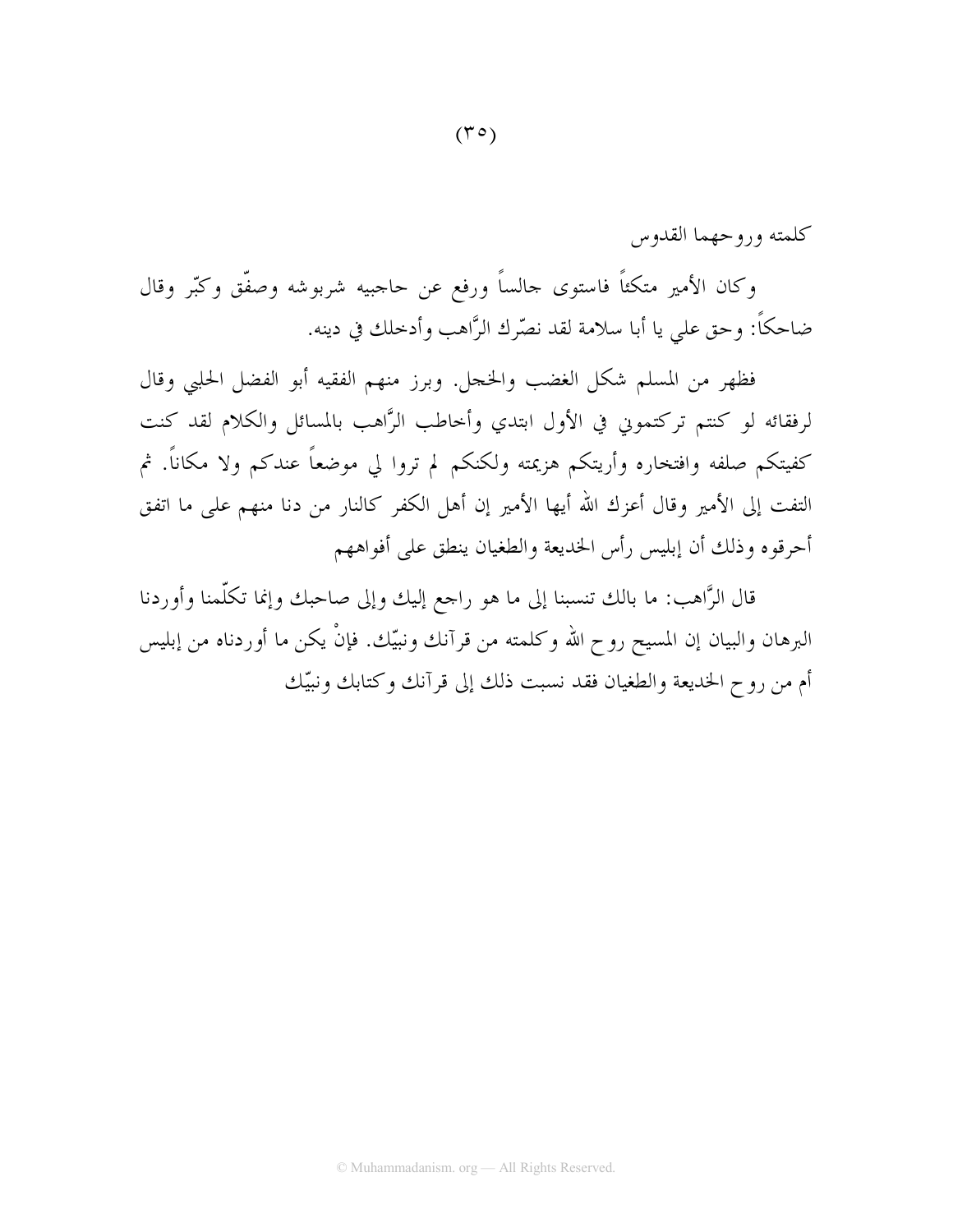كلمته وروحهما القدوس

وكان الأمير متكئاً فاستوى جالساً ورفع عن حاجبيه شربوشه وصفّق وكبّر وقال ضاحكاً: وحق علي يا أبا سلامة لقد نصّرك الرَّاهب وأدخلك في دينه.

فظهر من المسلم شكل الغضب والخجل. وبرز منهم الفقيه أبو الفضل الحلبي وقال لرفقائه لو كنتم تركتموني في الأول ابتدي وأخاطب الرَّاهب بالمسائل والكلام لقد كنت كفيتكم صلفه وافتخاره وأريتكم هزيمته ولكنكم لم تروا لي موضعاً عندكم ولا مكاناً. ثم التفت إلى الأمير وقال أعزك الله أيها الأمير إن أهل الكفر كالنار من دنا منهم على ما اتفق أحرقوه وذلك أن إبليس رأس الخديعة والطغيان ينطق على أفواههم

قال الرَّاهب: ما بالك تنسبنا إلى ما هو راجع إليك وإلى صاحبك وإنما تكلّمنا وأوردنا البرهان والبيان إن المسيح روح الله وكلمته من قرآنك ونبيّك. فإنْ يكن ما أوردناه من إبليس أم من روح الخديعة والطغيان فقد نسبت ذلك إلى قرآنك وكتابك ونبيّك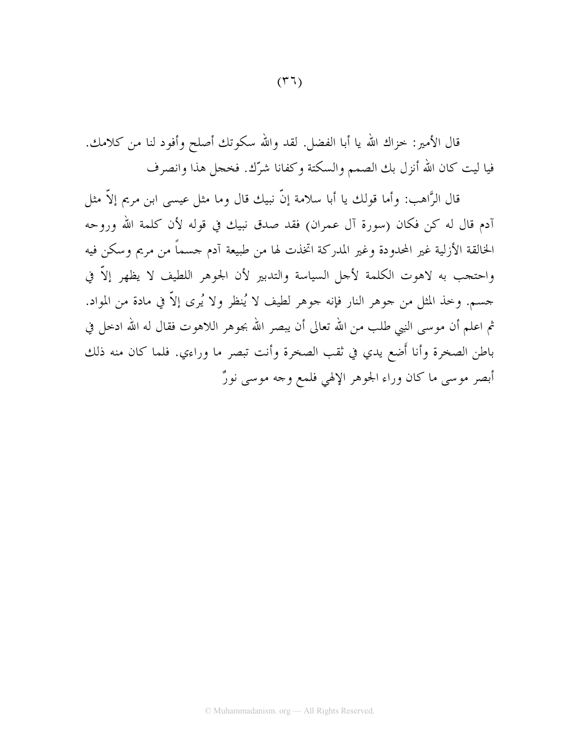قال الأمير: خزاك الله يا أبا الفضل. لقد والله سكوتك أصلح وأفود لنا من كلامك. فيا ليت كان الله أنزل بك الصمم والسكتة وكفانا شرّك. فخجل هذا وانصرف

قال الرَّاهب: وأما قولك يا أبا سلامة إنّ نبيك قال وما مثل عيسى ابن مريم إلاّ مثل آدم قال له كن فكان (سورة آل عمران) فقد صدق نبيك في قوله لأن كلمة الله وروحه الخالقة الأزلية غير المحدودة وغير المدركة اتخذت لها من طبيعة آدم جسماً من مريم وسكن فيه واحتجب به لاهوت الكلمة لأجل السياسة والتدبير لأن الجوهر اللطيف لا يظهر إلاّ في جسم. وخذ المثل من جوهر النار فإنه جوهر لطيف لا يُنظر ولا يُرى إلاّ في مادة من المواد. ثم اعلم أن موسى النبي طلب من الله تعالى أن يبصر الله بجوهر اللاهوت فقال له الله ادخل في باطن الصخرة وأنا أَضع يدي في ثقب الصخرة وأنت تبصر ما وراءي. فلما كان منه ذلك أبصر موسى ما كان وراء الجوهر الإلهي فلمع وجه موسى نورٌ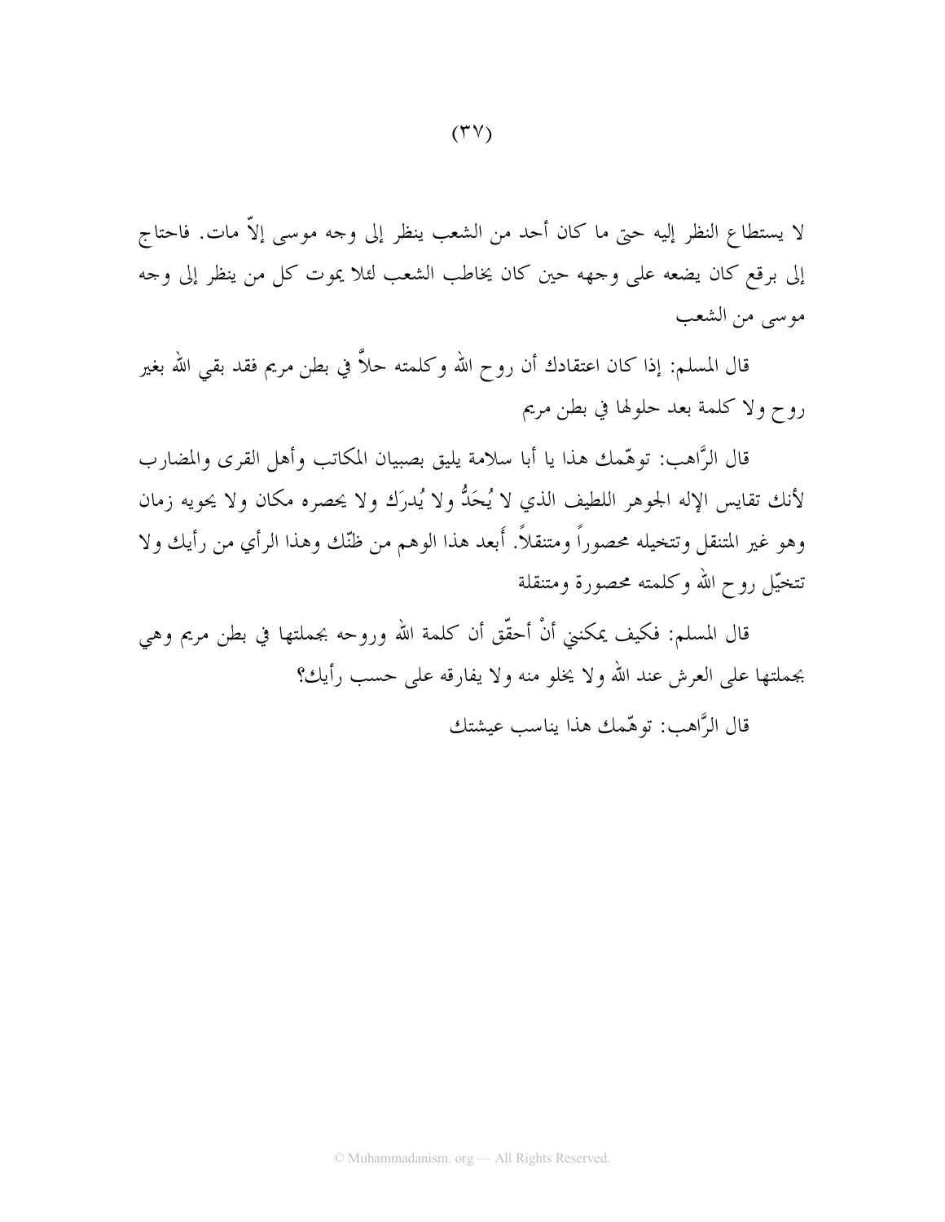لا يستطاع النظر إليه حتى ما كان أحد من الشعب ينظر إلى وجه موسى إلاّ مات. فاحتاج إلى برقع كان يضعه على وجهه حين كان يخاطب الشعب لئلا يموت كل من ينظر إلى وجه موسى من الشعب

قال المسلم: إذا كان اعتقادك أن روح الله وكلمته حالاًّ في بطن مريم فقد بقي الله بغير روح ولا كلمة بعد حلولها في بطن مريم

قال الرَّاهب: توهّمك هذا يا أبا سلامة يليق بصبيان المكاتب وأهل القرى والمضارب لأنك تقايس الإله الجوهر اللطيف الذي لا يُحَدُّ ولا يُدرَك ولا يحصره مكان ولا يحويه زمان وهو غير المتنقل وتتخيله محصوراً ومتنقلاً. أَبعد هذا الوهم من ظنّك وهذا الرأي من رأيك ولا تتخيّل روح الله وكلمته محصورة ومتنقلة

قال المسلم: فكيف يمكنني أنْ أحقّق أن كلمة الله وروحه بجملتها في بطن مريم وهي بجملتها على العرش عند الله ولا يخلو منه ولا يفارقه على حسب رأيك؟

قال الرَّاهب: توهّمك هذا يناسب عيشتك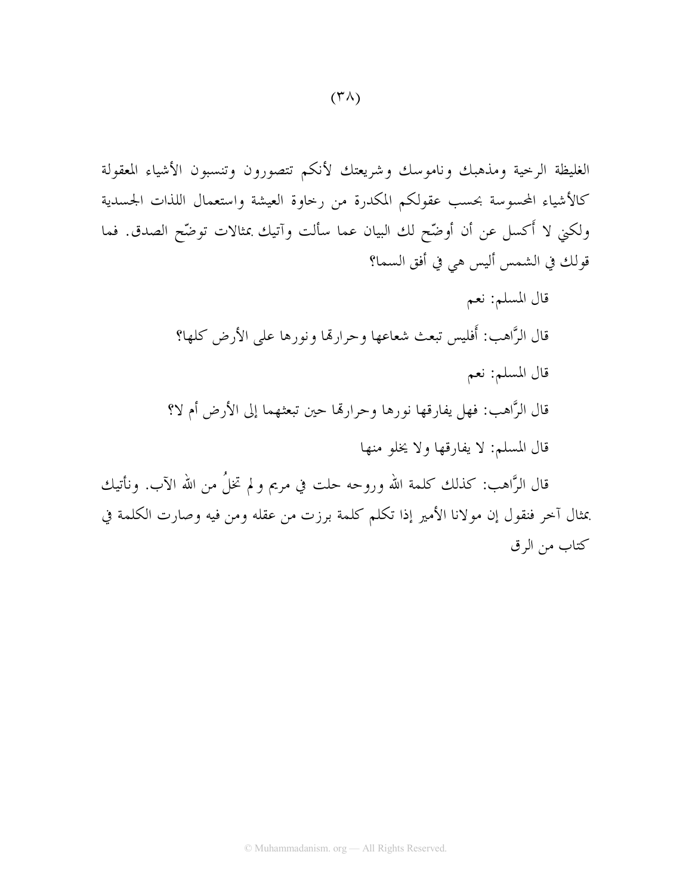الغليظة الرخية ومذهبك وناموسك وشريعتك لأنكم تتصورون وتنسبون الأشياء المعقولة كالأشياء المحسوسة بحسب عقولكم المكدرة من رخاوة العيشة واستعمال اللذات الجسدية ولكني لا أكسل عن أن أوضّح لك البيان عما سألت وآتيك بمثالات توضّح الصدق. فما قولك في الشمس أليس هي في أفق السما؟

قال المسلم: نعم

قال الرَّاهب: أَفليس تبعث شعاعها وحرارتها ونورها على الأرض كلها؟

قال المسلم: نعم

قال الرَّاهب: فهل يفارقها نورها وحرارتها حين تبعثهما إلى الأرض أم لا؟

قال المسلم: لا يفارقها ولا يخلو منها

قال الرَّاهب: كذلك كلمة الله وروحه حلت في مريم ولم تخلُ من الله الآب. ونأتيك بمثال آخر فنقول إن مولانا الأمير إذا تكلم كلمة برزت من عقله ومن فيه وصارت الكلمة في كتاب من الرق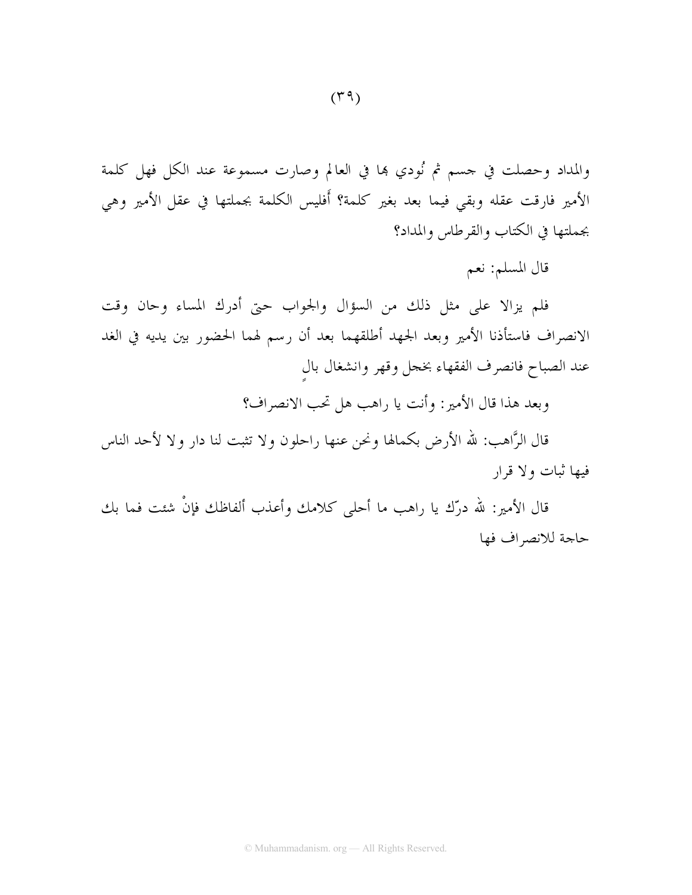والمداد وحصلت في جسم ثم نُودي بها في العالم وصارت مسموعة عند الكل فهل كلمة الأمير فارقت عقله وبقي فيما بعد بغير كلمة؟ أَفليس الكلمة بجملتها في عقل الأمير وهي بجملتها في الكتاب والقرطاس والمداد؟

قال المسلم: نعم

فلم يزالا على مثل ذلك من السؤال والجواب حتى أدرك المساء وحان وقت الانصراف فاستأذنا الأمير وبعد الجهد أطلقهما بعد أن رسم لهما الحضور بين يديه في الغد عند الصباح فانصرف الفقهاء بخجل وقهر وانشغال بالٍ

وبعد هذا قال الأمير: وأنت يا راهب هل تحب الانصراف؟

قال الرَّاهب: لله الأرض بكمالها ونحن عنها راحلون ولا تثبت لنا دار ولا لأحد الناس فيها ثبات ولا قرار

قال الأمير: لله درّك يا راهب ما أحلى كلامك وأعذب ألفاظك فإنْ شئت فما بك حاجة للانصراف فها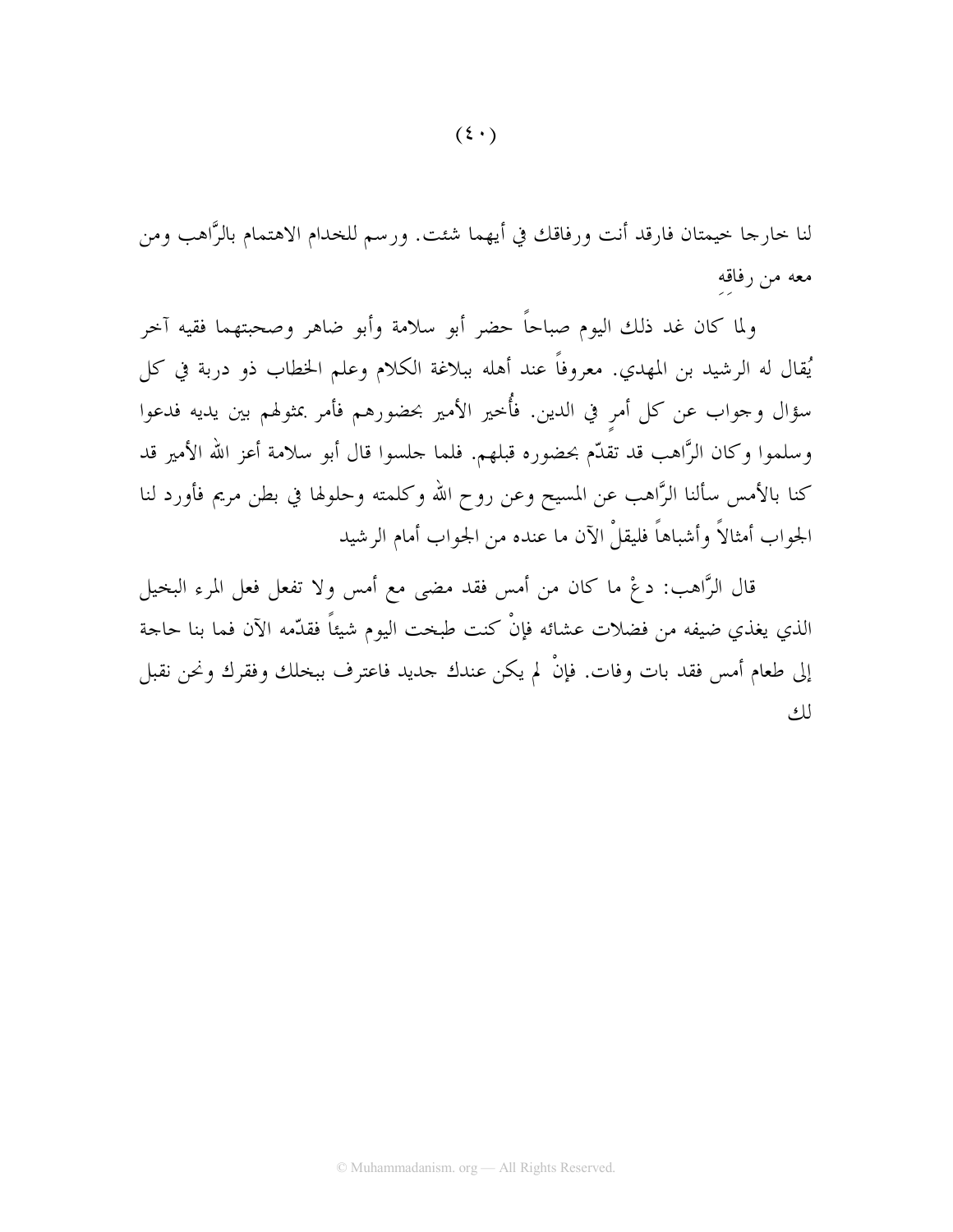لنا خارجا خيمتان فارقد أنت ورفاقك في أيهما شئت. ورسم للخدام الاهتمام بالرَّاهب ومن معه من رفاقهِ

ولما كان غد ذلك اليوم صباحاً حضر أبو سلامة وأبو ضاهر وصحبتهما فقيه آخر يُقال له الرشيد بن المهدي. معروفاً عند أهله ببلاغة الكلام وعلم الخطاب ذو دربة في كل سؤال وجواب عن كل أمرٍ في الدين. فأُخبر الأمير بحضورهم فأمر بمثولهم بين يديه فدعوا وسلموا وكان الرَّاهب قد تقدّم بحضوره قبلهم. فلما جلسوا قال أبو سلامة أعز الله الأمير قد كنا بالأمس سألنا الرَّاهب عن المسيح وعن روح الله وكلمته وحلولها في بطن مريم فأورد لنا الجواب أمثالاً وأشباهاً فليقلْ الآن ما عنده من الجواب أمام الرشيد

قال الرَّاهب: دعْ ما كان من أمس فقد مضى مع أمس ولا تفعل فعل المرء البخيل الذي يغذي ضيفه من فضلات عشائه فإنْ كنت طبخت اليوم شيئاً فقدّمه الآن فما بنا حاجة إلى طعام أمس فقد بات وفات. فإنْ لم يكن عندك جديد فاعترف ببخلك وفقرك ونحن نقبل لك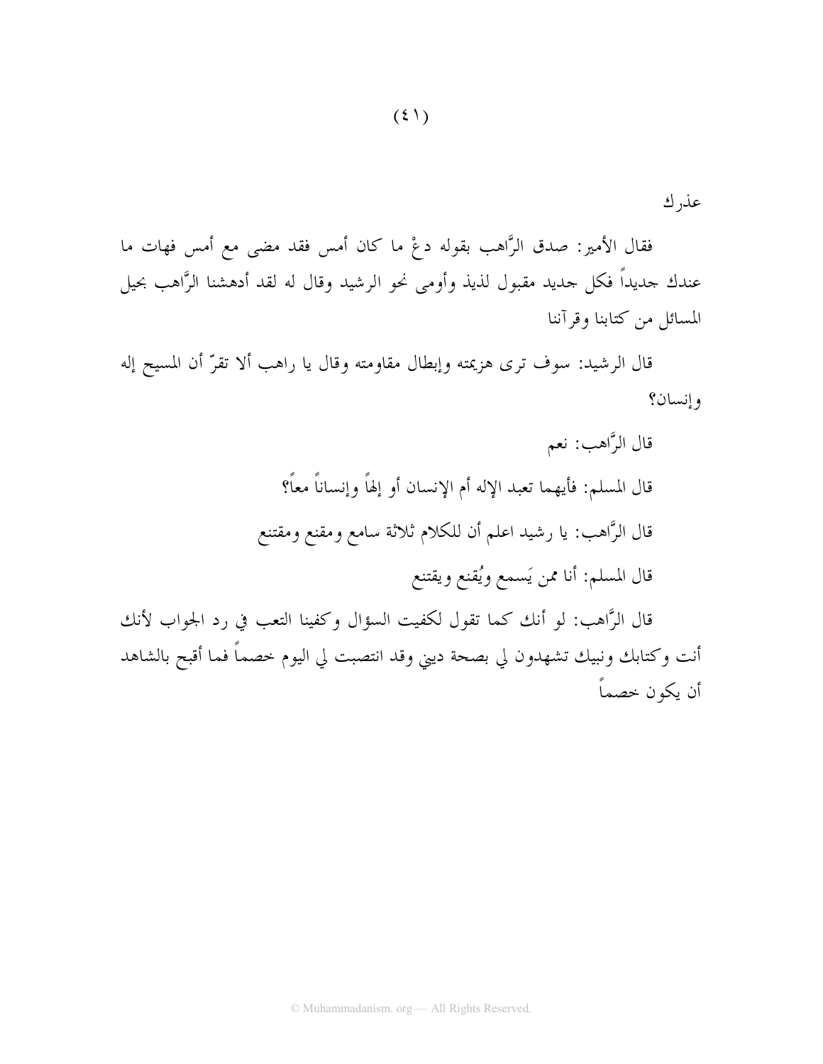عذرك

فقال الأمير: صدق الرَّاهب بقوله دعْ ما كان أمس فقد مضى مع أمس فهات ما عندك جديداً فكل جديد مقبول لذيذ وأومى نحو الرشيد وقال له لقد أدهشنا الرَّاهب بحيل المسائل من كتابنا وقرآننا

قال الرشيد: سوف ترى هزيمته وإبطال مقاومته وقال يا راهب ألا تقرّ أن المسيح إله وإنسان؟

قال الرَّاهب: نعم

قال المسلم: فأيهما تعبد الإله أم الإنسان أو إلهاً وإنساناً معاً؟

قال الرَّاهب: يا رشيد اعلم أن للكلام ثلاثة سامع ومقنع ومقتنع

قال المسلم: أنا ممن يَسمع ويُقنع ويقتنع

قال الرَّاهب: لو أنك كما تقول لكفيت السؤال وكفينا التعب في رد الجواب لأنك أنت وكتابك ونبيك تشهدون لي بصحة ديني وقد انتصبت لي اليوم خصماً فما أقبح بالشاهد أن يكون خصماً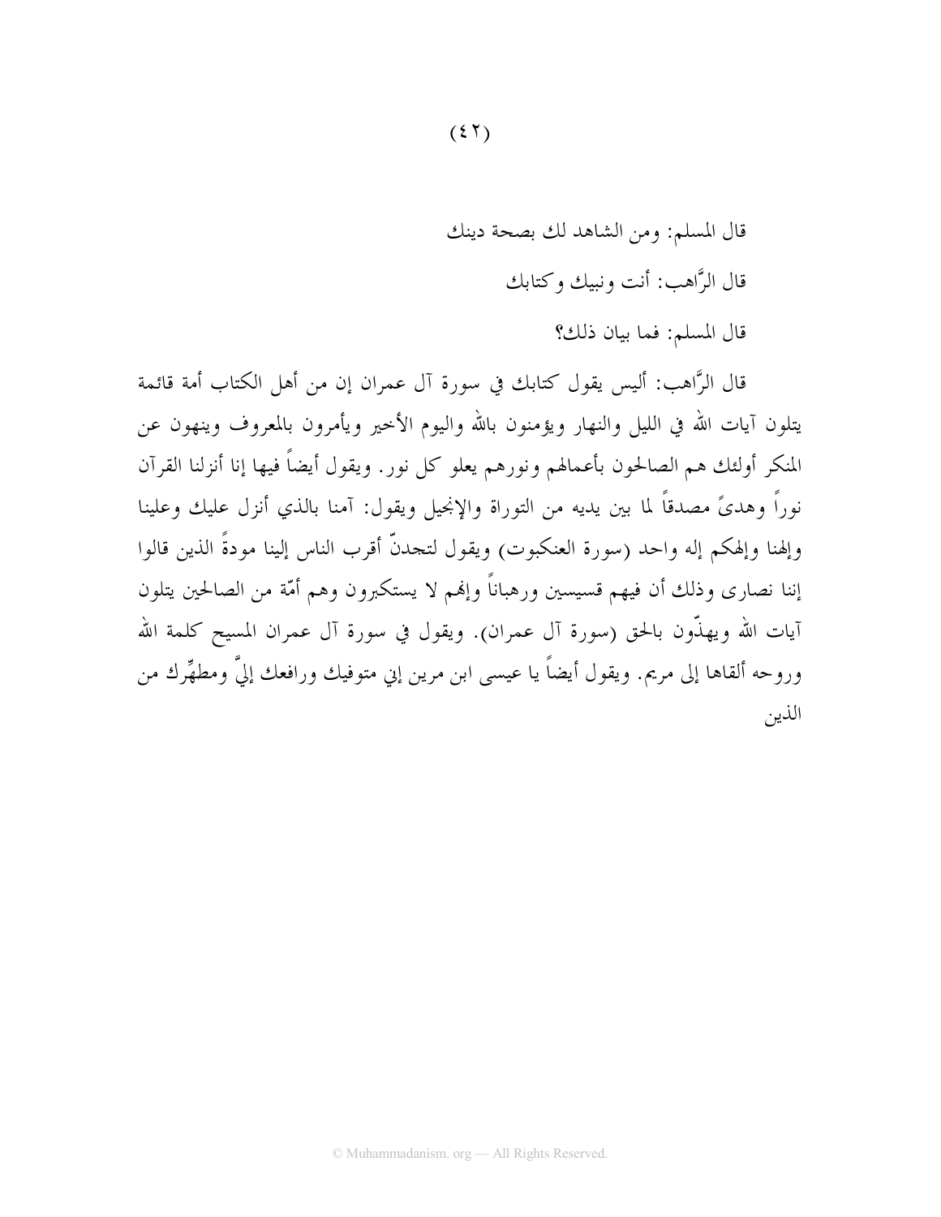قال المسلم: ومن الشاهد لك بصحة دينك

قال الرَّاهب: أنت ونبيك وكتابك

قال المسلم: فما بيان ذلك؟

قال الرَّاهب: أليس يقول كتابك في سورة آل عمران إن من أهل الكتاب أمة قائمة يتلون آيات الله في الليل والنهار ويؤمنون بالله واليوم الأخير ويأمرون بالمعروف وينهون عن المنكر أولئك هم الصالحون بأعمالهم ونورهم يعلو كل نور. ويقول أيضاً فيها إنا أنزلنا القرآن نوراً وهدىً مصدقاً لما بين يديه من التوراة والإنجيل ويقول: آمنا بالذي أنزل عليك وعلينا وإلهنا وإلهكم إله واحد (سورة العنكبوت) ويقول لتجدنّ أقرب الناس إلينا مودةً الذين قالوا إننا نصارى وذلك أن فيهم قسيسين ورهباناً وإنهم لا يستكبرون وهم أمّة من الصالحين يتلون آيات الله ويهذّون بالحق (سورة آل عمران). ويقول في سورة آل عمران المسيح كلمة الله وروحه ألقاها إلى مريم. ويقول أيضاً يا عيسى ابن مرين إني متوفيك ورافعك إليَّ ومطهِّرك من الذين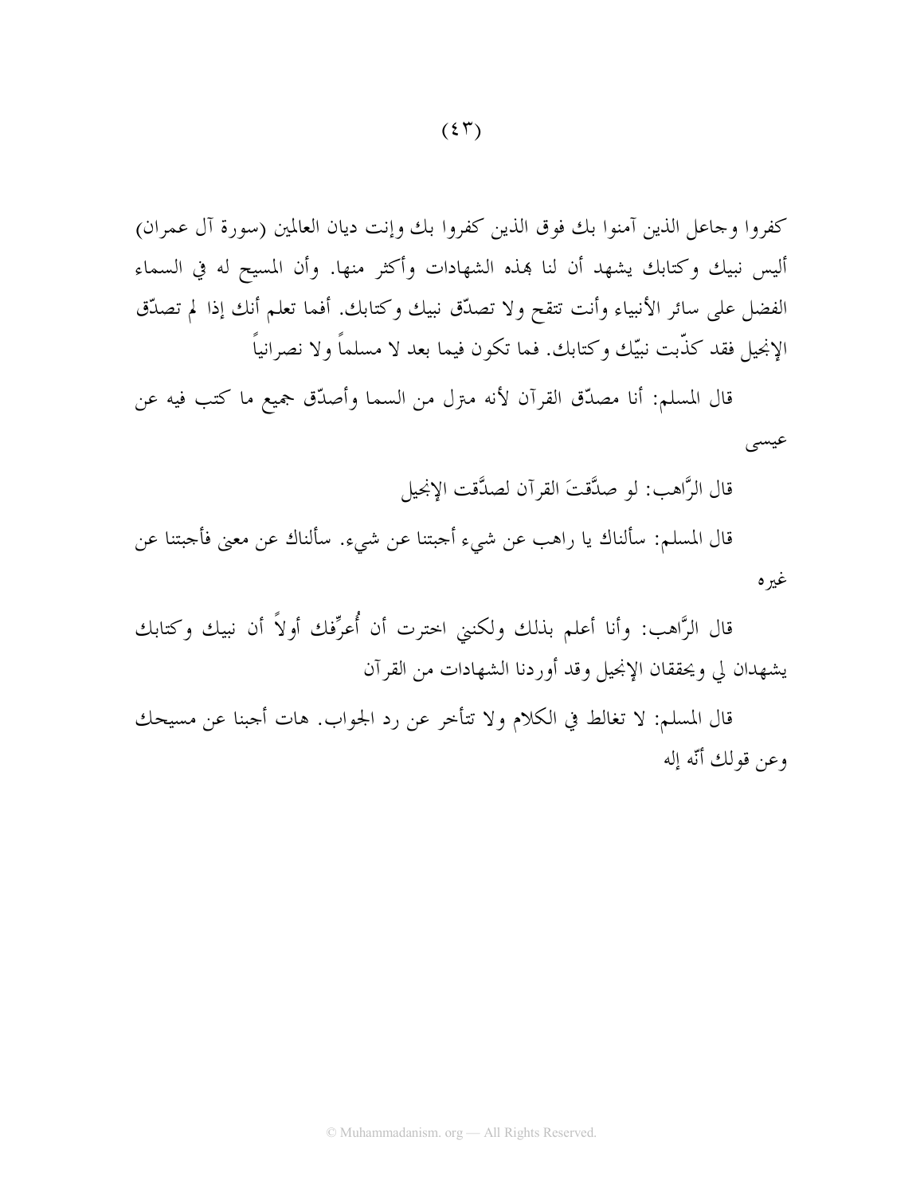كفروا وجاعل الذين آمنوا بك فوق الذين كفروا بك وإنت ديان العالمين (سورة آل عمران) أليس نبيك وكتابك يشهد أن لنا بهذه الشهادات وأكثر منها. وأن المسيح له في السماء الفضل على سائر الأنبياء وأنت تتقح ولا تصدّق نبيك وكتابك. أفما تعلم أنك إذا لم تصدّق الإنجيل فقد كذّبت نبيّك وكتابك. فما تكون فيما بعد لا مسلماً ولا نصرانياً

قال المسلم: أنا مصدّق القرآن لأنه منزل من السما وأصدّق جميع ما كتب فيه عن عيسى

قال الرَّاهب: لو صدَّقتَ القرآن لصدَّقت الإنجيل

قال المسلم: سألناك يا راهب عن شيء أجبتنا عن شيء. سألناك عن معنى فأجبتنا عن غيره

قال الرَّاهب: وأنا أعلم بذلك ولكنني اخترت أن أُعرِّفك أولاً أن نبيك وكتابك يشهدان لي ويحققان الإنجيل وقد أوردنا الشهادات من القرآن

قال المسلم: لا تغالط في الكلام ولا تتأخر عن رد الجواب. هات أجبنا عن مسيحك وعن قولك أنّه إله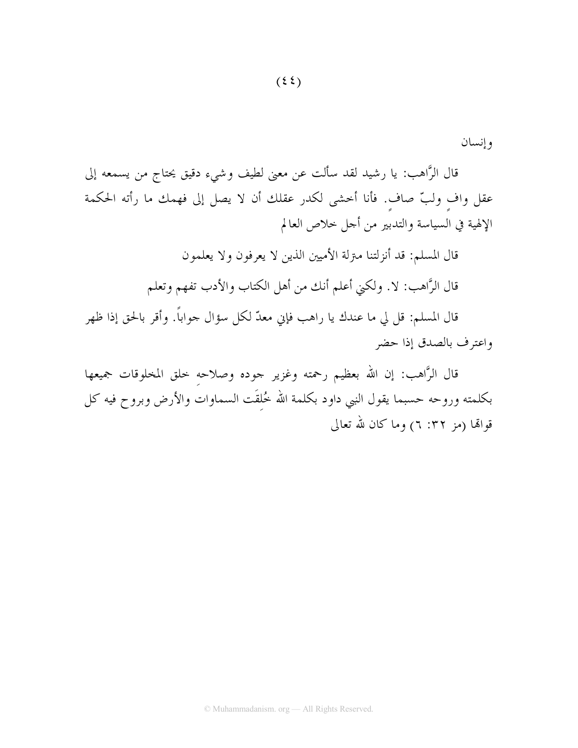وإنسان

قال الرَّاهب: يا رشيد لقد سألت عن معنى لطيف وشيء دقيق يحتاج من يسمعه إلى عقل وافٍ ولبّ صافٍ. فأنا أخشى لكدر عقلك أن لا يصل إلى فهمك ما رأته الحكمة الإلهية في السياسة والتدبير من أجل خلاص العالم

قال المسلم: قد أنزلتنا منزلة الأميين الذين لا يعرفون ولا يعلمون

قال الرَّاهب: لا. ولكني أعلم أنك من أهل الكتاب والأدب تفهم وتعلم

قال المسلم: قل لي ما عندك يا راهب فإني معدّ لكل سؤال جواباً. وأقر بالحق إذا ظهر واعترف بالصدق إذا حضر

قال الرَّاهب: إن الله بعظيم رحمته وغزير جوده وصلاحِه خلق المخلوقات جميعها بكلمته وروحه حسبما يقول النبي داود بكلمة الله خُلِقَت السماوات والأرض وبروح فيه كل قواتها (مز ٣٢: ٦) وما كان لله تعالى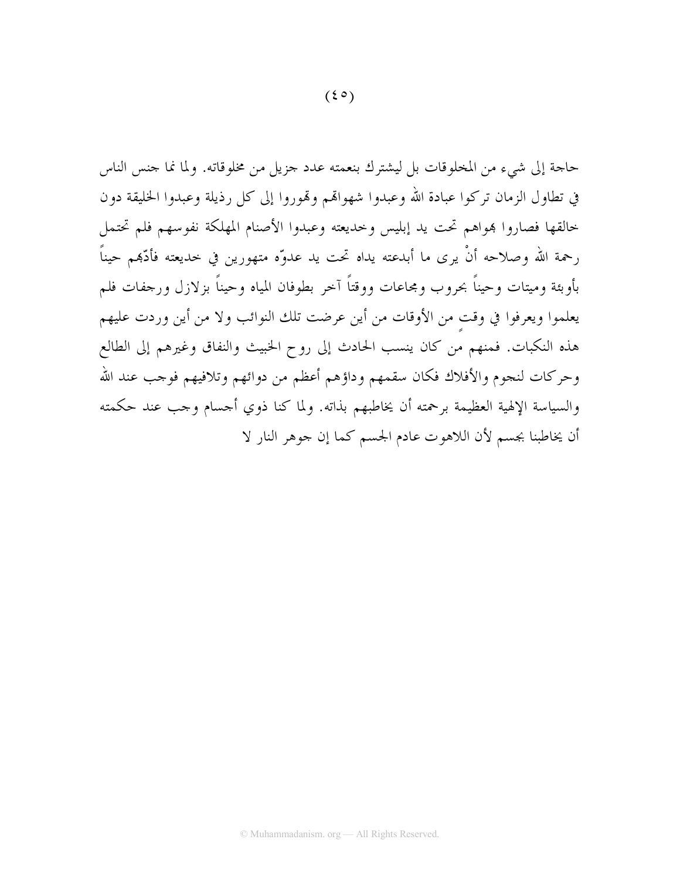حاجة إلى شيء من المخلوقات بل ليشترك بنعمته عدد جزيل من مخلوقاته. ولما نما جنس الناس في تطاول الزمان تركوا عبادة الله وعبدوا شهواتهم وتهوروا إلى كل رذيلة وعبدوا الخليقة دون خالقها فصاروا بهواهم تحت يد إبليس وخديعته وعبدوا الأصنام المهلكة نفوسهم فلم تحتمل رحمة الله وصلاحه أنْ يرى ما أبدعته يداه تحت يد عدوّه متهورين في خديعته فأدّبهم حيناً بأوبئة وميتات وحيناً بحروب ومجاعات ووقتاً آخر بطوفان المياه وحيناً بزلازل ورجفات فلم يعلموا ويعرفوا في وقتٍ من الأوقات من أين عرضت تلك النوائب ولا من أين وردت عليهم هذه النكبات. فمنهم من كان ينسب الحادث إلى روح الخبيث والنفاق وغيرهم إلى الطالع وحركات لنجوم والأفلاك فكان سقمهم وداؤهم أعظم من دوائهم وتلافيهم فوجب عند الله والسياسة الإلهية العظيمة برحمته أن يخاطبهم بذاته. ولما كنا ذوي أجسام وجب عند حكمته أن يخاطبنا بجسم لأن اللاهوت عادم الجسم كما إن جوهر النار لا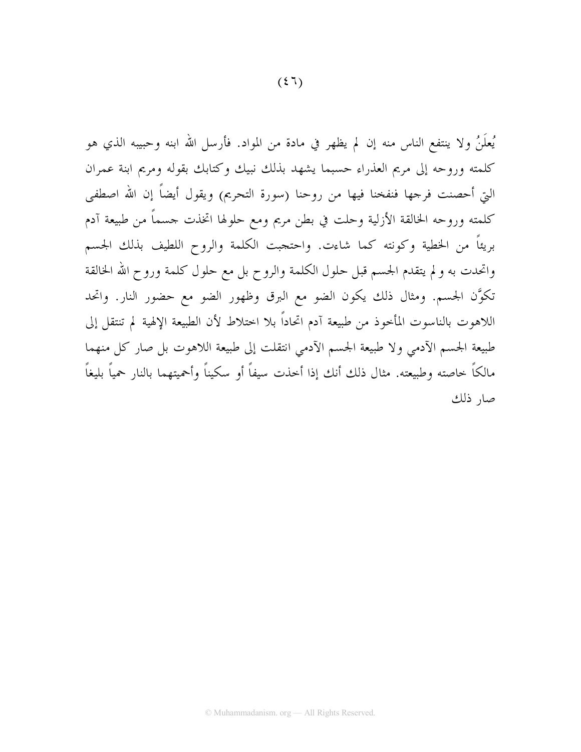يُعلَنُ ولا ينتفع الناس منه إن لم يظهر في مادة من المواد. فأرسل الله ابنه وحبيبه الذي هو كلمته وروحه إلى مريم العذراء حسبما يشهد بذلك نبيك وكتابك بقوله ومريم ابنة عمران التي أحصنت فرجها فنفخنا فيها من روحنا (سورة التحريم) ويقول أيضاً إن الله اصطفى كلمته وروحه الخالقة الأزلية وحلت في بطن مريم ومع حلولها اتخذت جسماً من طبيعة آدم بريئاً من الخطية وكونته كما شاءت. واحتجبت الكلمة والروح اللطيف بذلك الجسم واتحدت به و لم يتقدم الجسم قبل حلول الكلمة والروح بل مع حلول كلمة وروح الله الخالقة تكوَّن الجسم. ومثال ذلك يكون الضو مع البرق وظهور الضو مع حضور النار. واتحد اللاهوت بالناسوت المأخوذ من طبيعة آدم اتحاداً بلا اختلاط لأن الطبيعة الإلهية لم تنتقل إلى طبيعة الجسم الآدمي ولا طبيعة الجسم الآدمي انتقلت إلى طبيعة اللاهوت بل صار كل منهما مالكاً خاصته وطبيعته. مثال ذلك أنك إذا أخذت سيفاً أو سكيناً وأحميتهما بالنار حمياً بليغاً صار ذلك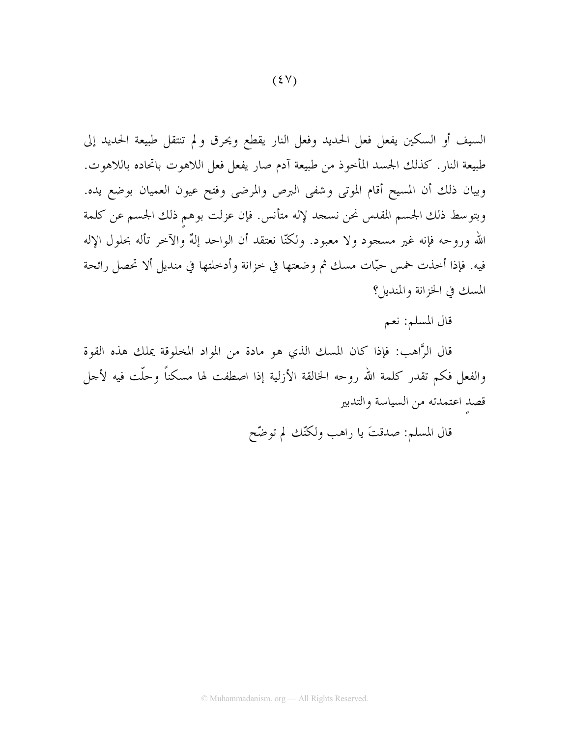السيف أو السكين يفعل فعل الحديد وفعل النار يقطع ويحرق و لم تنتقل طبيعة الحديد إلى طبيعة النار. كذلك الجسد المأخوذ من طبيعة آدم صار يفعل فعل اللاهوت باتحاده باللاهوت. وبيان ذلك أن المسيح أقام الموتى وشفى البرص والمرضى وفتح عيون العميان بوضع يده. وبتوسط ذلك الجسم المقدس نحن نسجد لإله متأنس. فإن عزلت بوهمٍ ذلك الجسم عن كلمة الله وروحه فإنه غير مسجود ولا معبود. ولكنّا نعتقد أن الواحد إلهٌ والآخر تأله بحلول الإله فيه. فإذا أخذت خمس حبّات مسك ثم وضعتها في خزانة وأدخلتها في منديل ألا تحصل رائحة المسك في الخزانة والمنديل؟

قال المسلم: نعم

قال الرَّاهب: فإذا كان المسك الذي هو مادة من المواد المخلوقة يملك هذه القوة والفعل فكم تقدر كلمة الله روحه الخالقة الأزلية إذا اصطفت لها مسكناً وحلّت فيه لأجل قصدٍ اعتمدته من السياسة والتدبير

قال المسلم: صدقتَ يا راهب ولكنّك لم توضّح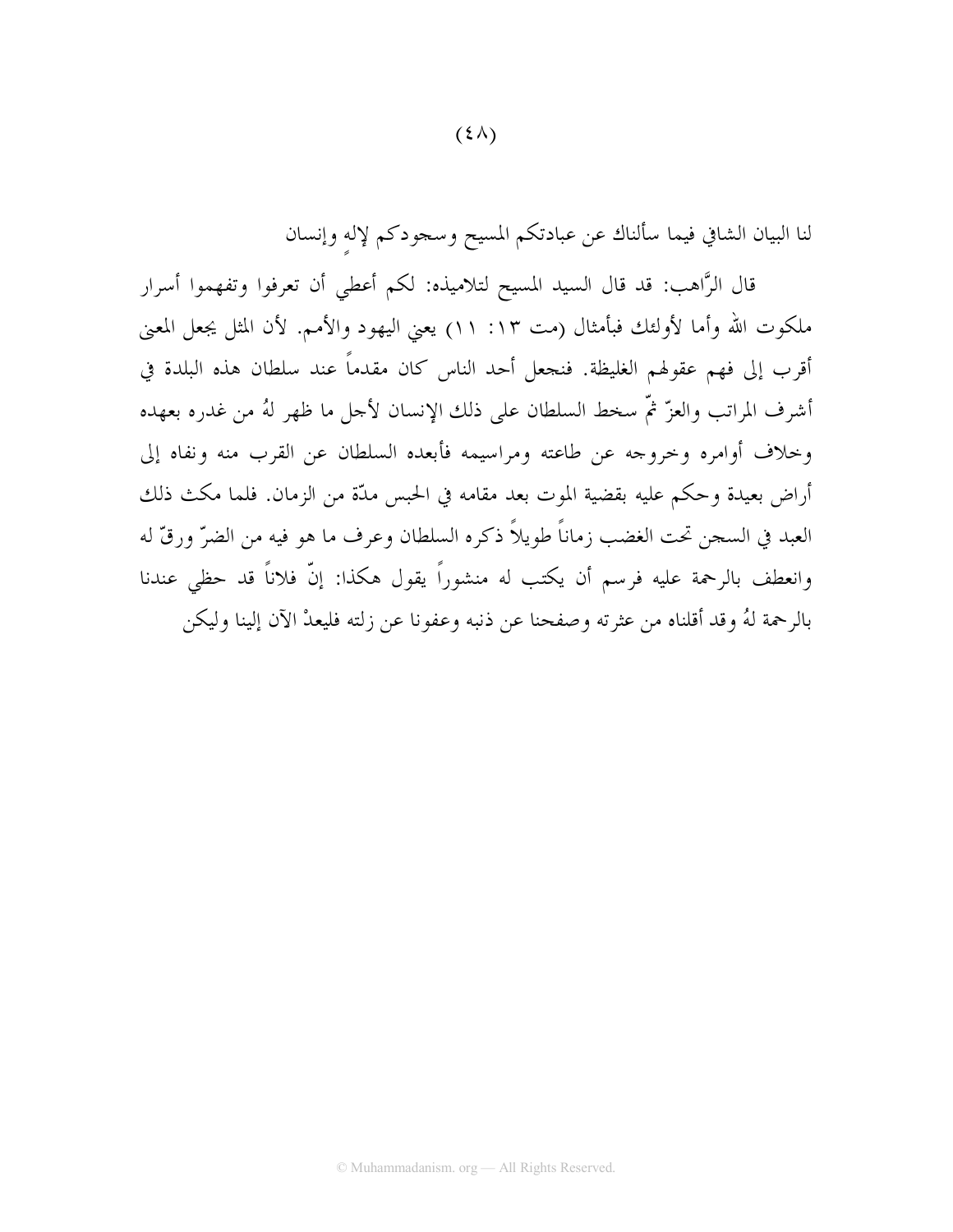لنا البيان الشافي فيما سألناك عن عبادتكم المسيح وسجودكم لإلهٍ وإنسان

قال الرَّاهب: قد قال السيد المسيح لتلاميذه: لكم أعطي أن تعرفوا وتفهموا أسرار ملكوت الله وأما لأولئك فبأمثال (مت ١٣: ١١) يعني اليهود والأمم. لأن المثل يجعل المعنى أقرب إلى فهم عقولهم الغليظة. فنجعل أحد الناس كان مقدماً عند سلطان هذه البلدة في أشرف المراتب والعزّ ثمّ سخط السلطان على ذلك الإنسان لأجل ما ظهر لهُ من غدره بعهده وخلاف أوامره وخروجه عن طاعته ومراسيمه فأبعده السلطان عن القرب منه ونفاه إلى أراض بعيدة وحكم عليه بقضية الموت بعد مقامه في الحبس مدّة من الزمان. فلما مكث ذلك العبد في السجن تحت الغضب زماناً طويلاً ذكره السلطان وعرف ما هو فيه من الضرّ ورقّ له وانعطف بالرحمة عليه فرسم أن يكتب له منشوراً يقول هكذا: إنّ فلاناً قد حظي عندنا بالرحمة لهُ وقد أقلناه من عثرته وصفحنا عن ذنبه وعفونا عن زلته فليعدْ الآن إلينا وليكن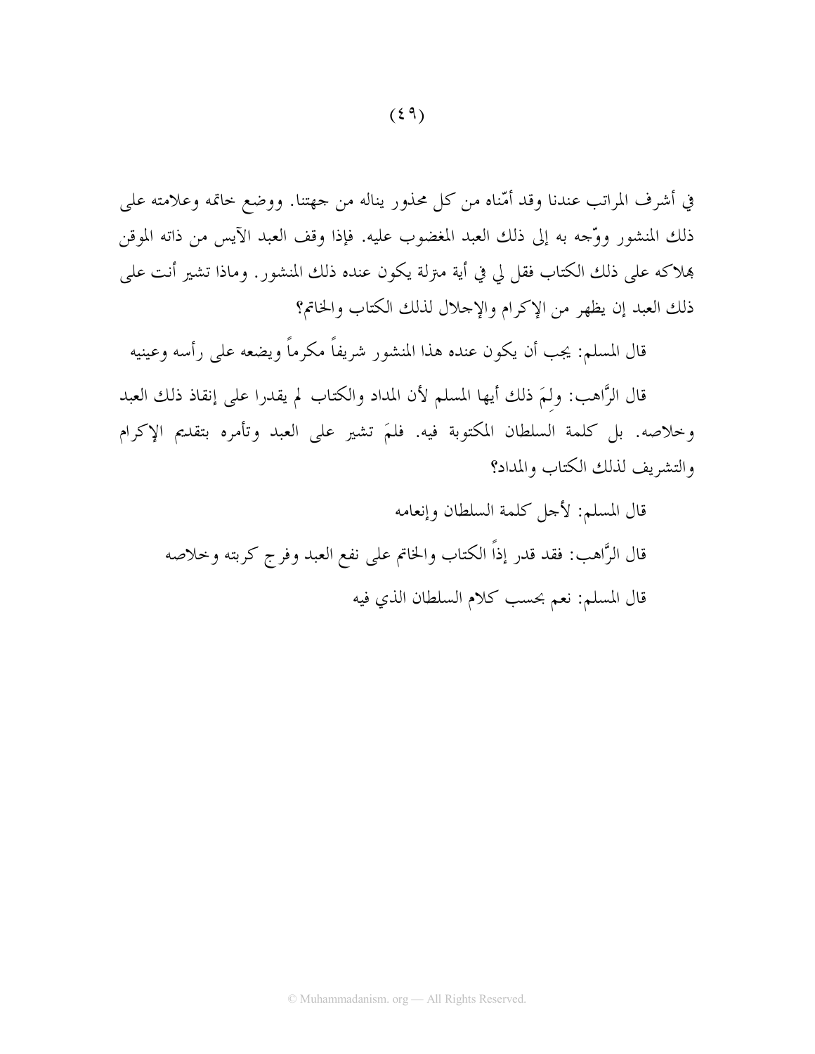في أشرف المراتب عندنا وقد أمّناه من كل محذور يناله من جهتنا. ووضع خاتمه وعلامته على ذلك المنشور ووّجه به إلى ذلك العبد المغضوب عليه. فإذا وقف العبد الآيس من ذاته الموقن بهلاكه على ذلك الكتاب فقل لي في أية منزلة يكون عنده ذلك المنشور. وماذا تشير أنت على ذلك العبد إن يظهر من الإكرام والإجلال لذلك الكتاب والخاتم؟

قال المسلم: يجب أن يكون عنده هذا المنشور شريفاً مكرماً ويضعه على رأسه وعينيه

قال الرَّاهب: ولِمَ ذلك أيها المسلم لأن المداد والكتاب لم يقدرا على إنقاذ ذلك العبد وخلاصه. بل كلمة السلطان المكتوبة فيه. فلمَ تشير على العبد وتأمره بتقديم الإكرام والتشريف لذلك الكتاب والمداد؟

قال المسلم: لأجل كلمة السلطان وإنعامه

قال الرَّاهب: فقد قدر إذاً الكتاب والخاتم على نفع العبد وفرج كربته وخلاصه

قال المسلم: نعم بحسب كلام السلطان الذي فيه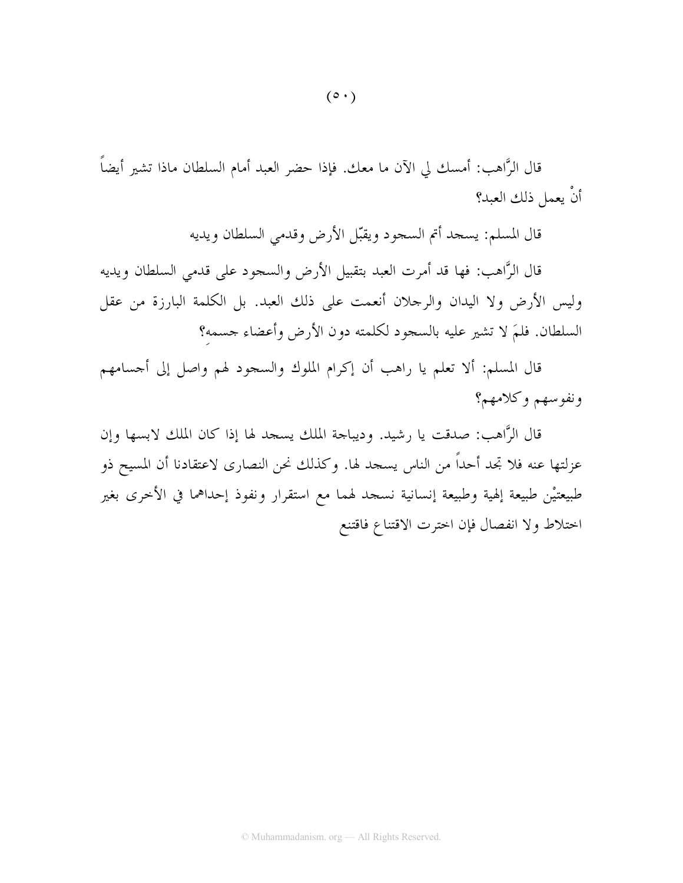قال الرَّاهب: أمسك لي الآن ما معك. فإذا حضر العبد أمام السلطان ماذا تشير أيضاً أنْ يعمل ذلك العبد؟

قال المسلم: يسجد أتم السجود ويقبّل الأرض وقدمي السلطان ويديه

قال الرَّاهب: فها قد أمرت العبد بتقبيل الأرض والسجود على قدمي السلطان ويديه وليس الأرض ولا اليدان والرجلان أنعمت على ذلك العبد. بل الكلمة البارزة من عقل السلطان. فلمَ لا تشير عليه بالسجود لكلمته دون الأرض وأعضاء جسمهِ؟

قال المسلم: ألا تعلم يا راهب أن إكرام الملوك والسجود لهم واصل إلى أجسامهم ونفوسهم وكلامهم؟

قال الرَّاهب: صدقت يا رشيد. وديباجة الملك يسجد لها إذا كان الملك لابسها وإن عزلتها عنه فلا تجد أحداً من الناس يسجد لها. وكذلك نحن النصارى لاعتقادنا أن المسيح ذو طبيعتيْن طبيعة إلهية وطبيعة إنسانية نسجد لهما مع استقرار ونفوذ إحداهما في الأخرى بغير اختلاط ولا انفصال فإن اخترت الاقتناع فاقتنع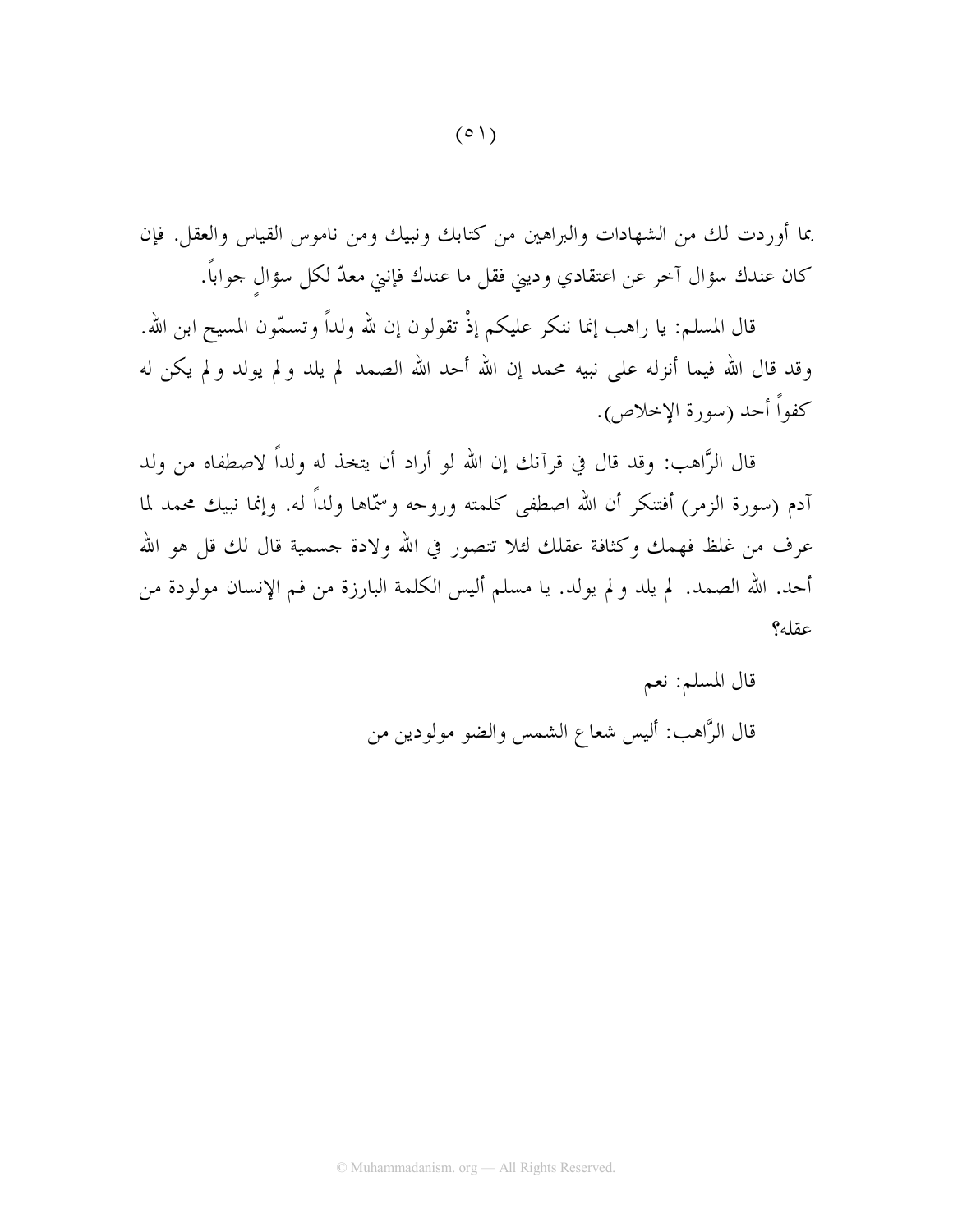بما أوردت لك من الشهادات والبراهين من كتابك ونبيك ومن ناموس القياس والعقل. فإن كان عندك سؤال آخر عن اعتقادي وديني فقل ما عندك فإنني معدّ لكل سؤالٍ جواباً.

قال المسلم: يا راهب إنما ننكر عليكم إذْ تقولون إن لله ولداً وتسمّون المسيح ابن الله. وقد قال الله فيما أنزله على نبيه محمد إن الله أحد الله الصمد لم يلد ولم يولد ولم يكن له كفواً أحد (سورة الإخلاص).

قال الرَّاهب: وقد قال في قرآنك إن الله لو أراد أن يتخذ له ولداً لاصطفاه من ولد آدم (سورة الزمر) أفتنكر أن الله اصطفى كلمته وروحه وسمّاها ولداً له. وإنما نبيك محمد لما عرف من غلظ فهمك وكثافة عقلك لئلا تتصور في الله ولادة جسمية قال لك قل هو الله أحد. الله الصمد. لم يلد ولم يولد. يا مسلم أليس الكلمة البارزة من فم الإنسان مولودة من عقله؟

قال المسلم: نعم

قال الرَّاهب: أليس شعاع الشمس والضو مولودين من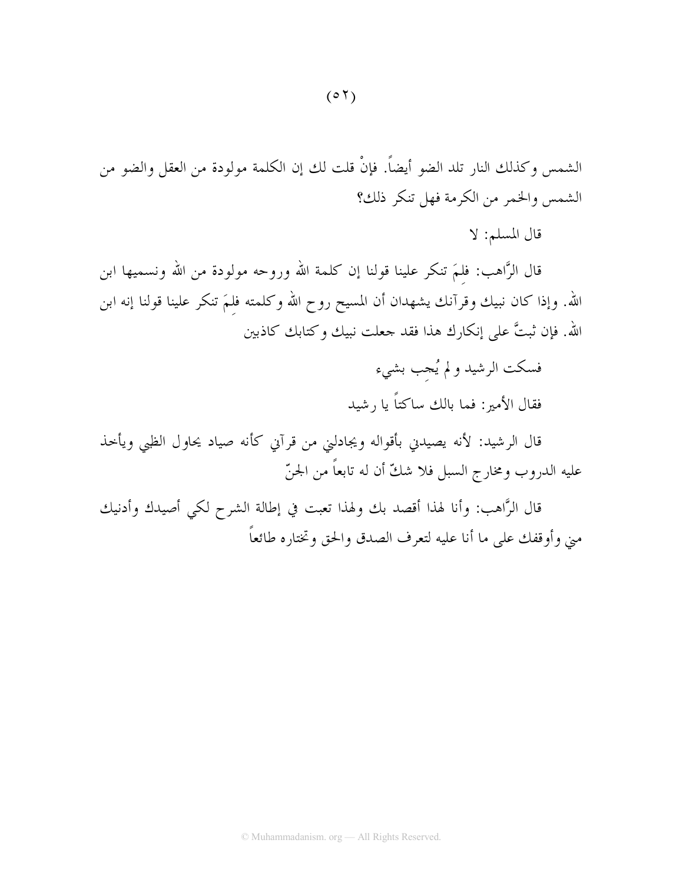الشمس وكذلك النار تلد الضو أيضاً. فإنْ قلت لك إن الكلمة مولودة من العقل والضو من الشمس والخمر من الكرمة فهل تنكر ذلك؟

قال المسلم: لا

قال الرَّاهب: فلِمَ تنكر علينا قولنا إن كلمة الله وروحه مولودة من الله ونسميها ابن الله. وإذا كان نبيك وقرآنك يشهدان أن المسيح روح الله وكلمته فلِمَ تنكر علينا قولنا إنه ابن الله. فإن ثبتَّ على إنكارك هذا فقد جعلت نبيك وكتابك كاذبين

فسكت الرشيد ولم يُجِب بشيء

فقال الأمير: فما بالك ساكتاً يا رشيد

قال الرشيد: لأنه يصيدني بأقواله ويجادلني من قرآني كأنه صياد يحاول الظبي ويأخذ عليه الدروب ومخارج السبل فلا شكّ أن له تابعاً من الجنّ

قال الرَّاهب: وأنا لهذا أقصد بك ولهذا تعبت في إطالة الشرح لكي أصيدك وأدنيك مني وأوقفك على ما أنا عليه لتعرف الصدق والحق وتختاره طائعاً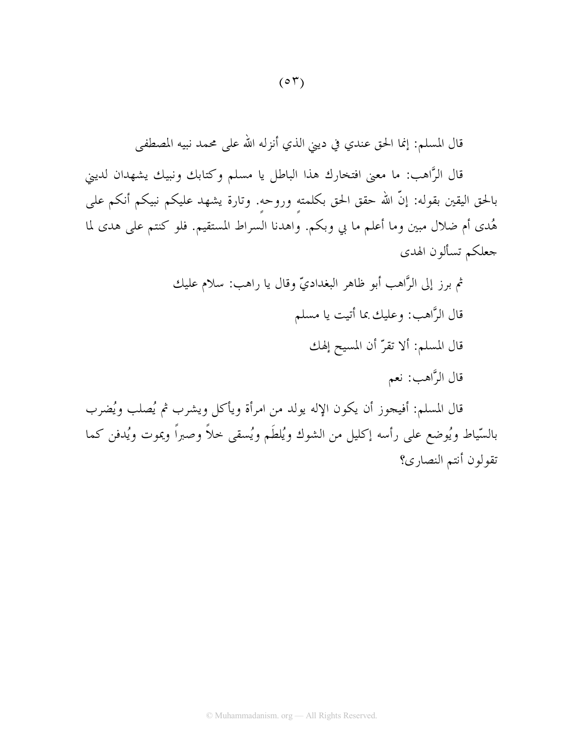قال المسلم: إنما الحق عندي في ديني الذي أنزله الله على محمد نبيه المصطفى

قال الرَّاهب: ما معنى افتخارك هذا الباطل يا مسلم وكتابك ونبيك يشهدان لديني بالحق اليقين بقوله: إنّ الله حقق الحق بكلمتهٍ وروحهً. وتارة يشهد عليكم نبيكم أنكم على هُدى أم ضلال مبين وما أعلم ما بي وبكم. واهدنا السراط المستقيم. فلو كنتم على هدى لما جعلكم تسألون الهدى

ثم برز إلى الرَّاهب أبو ظاهر البغداديّ وقال يا راهب: سلام عليك

قال الرَّاهب: وعليك بما أتيت يا مسلم

قال المسلم: ألا تقرّ أن المسيح إلهك

قال الرَّاهب: نعم

قال المسلم: أفيجوز أن يكون الإله يولد من امرأة ويأكل ويشرب ثم يُصلب ويُضرب بالسّياط ويُوضع على رأسه إكليل من الشوك ويُلطَم ويُسقى خلاً وصبراً ويموت ويُدفن كما تقولون أنتم النصارى؟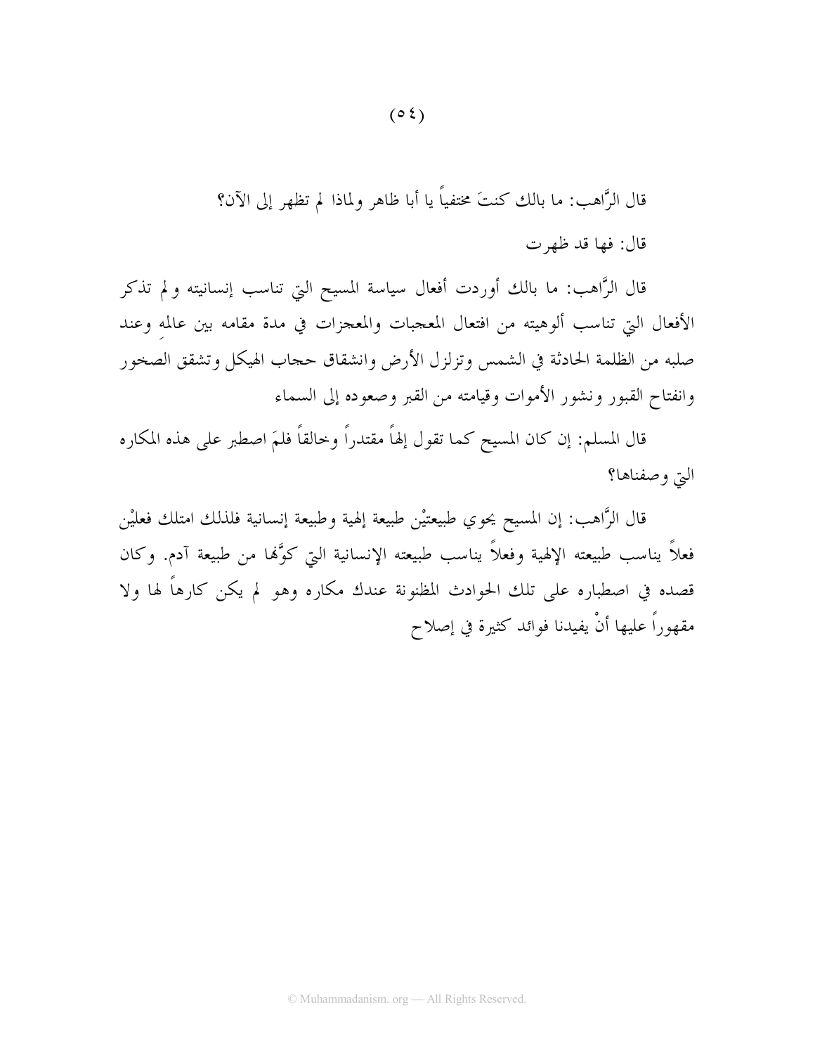قال الرَّاهب: ما بالك كنتَ مختفياً يا أبا ظاهر ولماذا لم تظهر إلى الآن؟

قال: فها قد ظهرت

قال الرَّاهب: ما بالك أوردت أفعال سياسة المسيح التي تناسب إنسانيته ولم تذكر الأفعال التي تناسب ألوهيته من افتعال المعجبات والمعجزات في مدة مقامه بين عالمِه وعند صلبه من الظلمة الحادثة في الشمس وتزلزل الأرض وانشقاق حجاب الهيكل وتشقق الصخور وانفتاح القبور ونشور الأموات وقيامته من القبر وصعوده إلى السماء

قال المسلم: إن كان المسيح كما تقول إلهاً مقتدراً وخالقاً فلمَ اصطبر على هذه المكاره التي وصفناها؟

قال الرَّاهب: إن المسيح يحوي طبيعتيْن طبيعة إلهية وطبيعة إنسانية فلذلك امتلك فعليْن فعلاً يناسب طبيعته الإلهية وفعلاً يناسب طبيعته الإنسانية التي كوَّنها من طبيعة آدم. وكان قصده في اصطباره على تلك الحوادث المظنونة عندك مكاره وهو لم يكن كارهاً لها ولا مقهوراً عليها أنْ يفيدنا فوائد كثيرة في إصلاح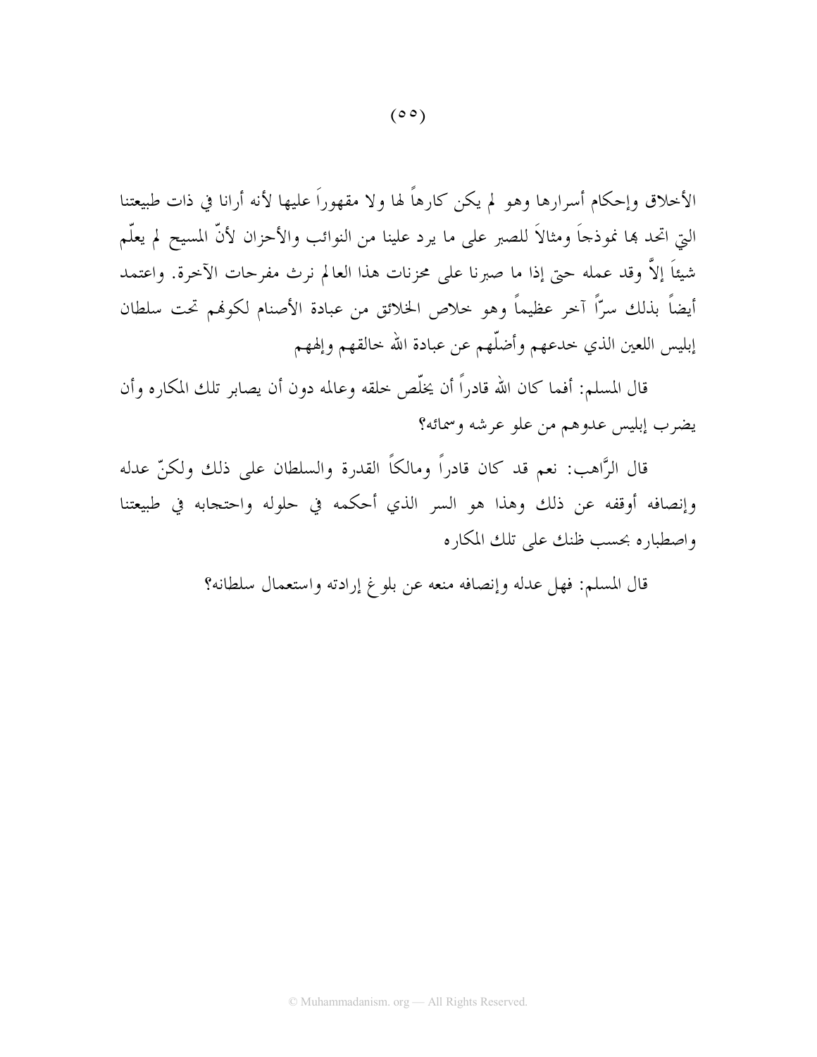الأخلاق وإحكام أسرارها وهو لم يكن كارهاً لها ولا مقهوراً عليها لأنه أرانا في ذات طبيعتنا التي اتحد بها نموذجاً ومثالاً للصبر على ما يرد علينا من النوائب والأحزان لأنّ المسيح لم يعلّم شيئاً إلاَّ وقد عمله حتى إذا ما صبرنا على محزنات هذا العالم نرث مفرحات الآخرة. واعتمد أيضاً بذلك سرّاً آخر عظيماً وهو خلاص الخلائق من عبادة الأصنام لكونهم تحت سلطان إبليس اللعين الذي خدعهم وأضلّهم عن عبادة الله خالقهم وإلههم

قال المسلم: أفما كان الله قادراً أن يخلّص خلقه وعالمه دون أن يصابر تلك المكاره وأن يضرب إبليس عدوهم من علو عرشه وسمائه؟

قال الرَّاهب: نعم قد كان قادراً ومالكاً القدرة والسلطان على ذلك ولكنّ عدله وإنصافه أوقفه عن ذلك وهذا هو السر الذي أحكمه في حلوله واحتجابه في طبيعتنا واصطباره بحسب ظنك على تلك المكاره

قال المسلم: فهل عدله وإنصافه منعه عن بلوغ إرادته واستعمال سلطانه؟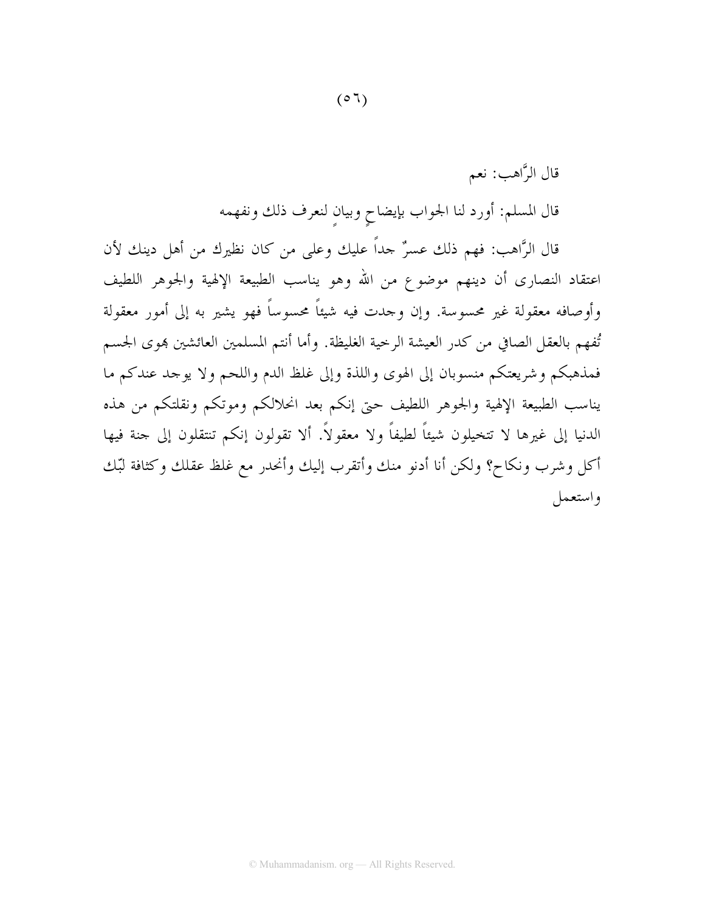قال الرَّاهب: نعم

قال المسلم: أورد لنا الجواب بإيضاحٍ وبيانٍ لنعرف ذلك ونفهمه

قال الرَّاهب: فهم ذلك عسرٌ جداً عليك وعلى من كان نظيرك من أهل دينك لأن اعتقاد النصارى أن دينهم موضوع من الله وهو يناسب الطبيعة الإلهية والجوهر اللطيف وأوصافه معقولة غير محسوسة. وإن وجدت فيه شيئاً محسوساً فهو يشير به إلى أمور معقولة تُفهم بالعقل الصافي من كدر العيشة الرخية الغليظة. وأما أنتم المسلمين العائشين بهوى الجسم فمذهبكم وشريعتكم منسوبان إلى الهوى واللذة وإلى غلظ الدم واللحم ولا يوجد عندكم ما يناسب الطبيعة الإلهية والجوهر اللطيف حتى إنكم بعد انحلالكم وموتكم ونقلتكم من هذه الدنيا إلى غيرها لا تتخيلون شيئاً لطيفاً ولا معقولاً. ألا تقولون إنكم تنتقلون إلى جنة فيها أكل وشرب ونكاح؟ ولكن أنا أدنو منك وأتقرب إليك وأنحدر مع غلظ عقلك وكثافة لبّك واستعمل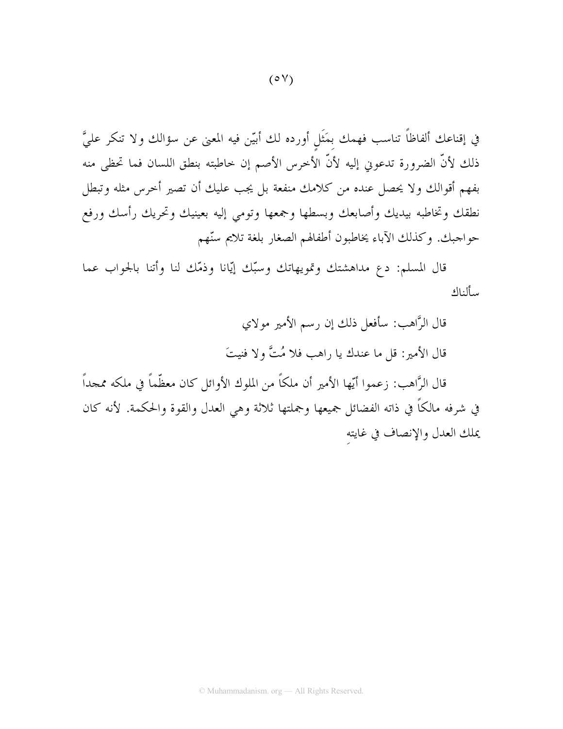في إقناعك ألفاظاً تناسب فهمك بمَثَلٍ أورده لك أبيّن فيه المعنى عن سؤالك ولا تنكر عليَّ ذلك لأنّ الضرورة تدعوني إليه لأنّ الأخرس الأصم إن خاطبته بنطق اللسان فما تحظى منه بفهم أقوالك ولا يحصل عنده من كلامك منفعة بل يجب عليك أن تصير أخرس مثله وتبطل نطقك وتخاطبه بيديك وأصابعك وبسطها وجمعها وتومي إليه بعينيك وتحريك رأسك ورفع حواجبك. وكذلك الآباء يخاطبون أطفالهم الصغار بلغة تلايم سنّهم

قال المسلم: دع مداهشتك وتمويهاتك وسبّك إيّانا وذمّك لنا وأتنا بالجواب عما سألناك

قال الرَّاهب: سأفعل ذلك إن رسم الأمير مولاي

قال الأمير: قل ما عندك يا راهب فلا مُتَّ ولا فنيتَ

قال الرَّاهب: زعموا أيّها الأمير أن ملكاً من الملوك الأوائل كان معظّماً في ملكه ممجداً في شرفه مالكاً في ذاته الفضائل جميعها وجملتها ثلاثة وهي العدل والقوة والحكمة. لأنه كان يملك العدل والإنصاف في غايتهِ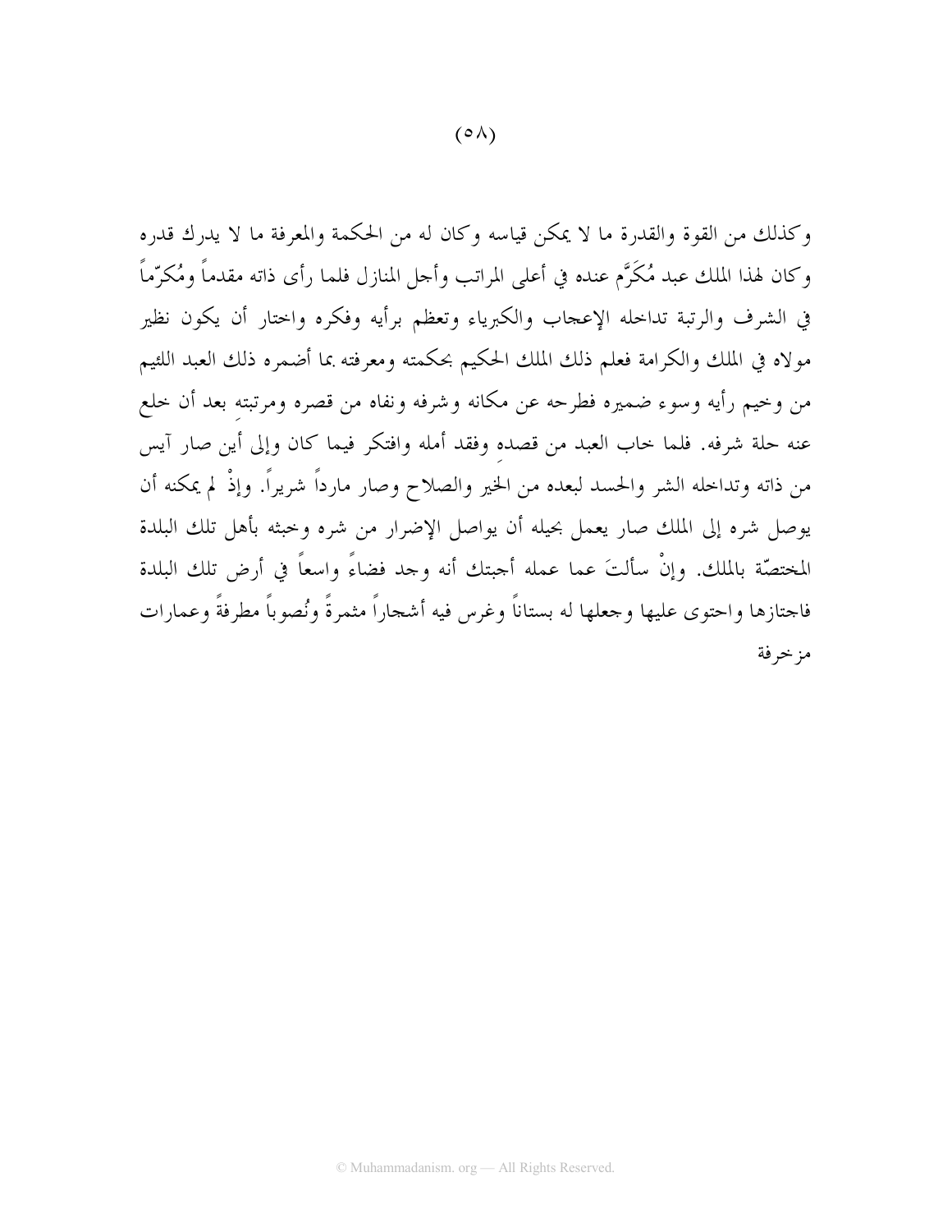وكذلك من القوة والقدرة ما لا يمكن قياسه وكان له من الحكمة والمعرفة ما لا يدرك قدره وكان لهذا الملك عبد مُكَرَّم عنده في أعلى المراتب وأجل المنازل فلما رأى ذاته مقدماً ومُكرّماً في الشرف والرتبة تداخله الإعجاب والكبرياء وتعظم برأيه وفكره واختار أن يكون نظير مولاه في الملك والكرامة فعلم ذلك الملك الحكيم بحكمته ومعرفته بما أضمره ذلك العبد اللئيم من وخيم رأيه وسوء ضميره فطرحه عن مكانه وشرفه ونفاه من قصره ومرتبتهِ بعد أن خلع عنه حلة شرفه. فلما خاب العبد من قصدهِ وفقد أمله وافتكر فيما كان وإلى أين صار آيس من ذاته وتداخله الشر والحسد لبعده من الخير والصلاح وصار مارداً شريراً. وإذْ لم يمكنه أن يوصل شره إلى الملك صار يعمل بحيله أن يواصل الإضرار من شره وخبثه بأهل تلك البلدة المختصّة بالملك. وإنْ سألتَ عما عمله أجبتك أنه وجد فضاءً واسعاً في أرض تلك البلدة فاجتازها واحتوى عليها وجعلها له بستاناً وغرس فيه أشجاراً مثمرةً ونُصوباً مطرفةً وعمارات مزخرفة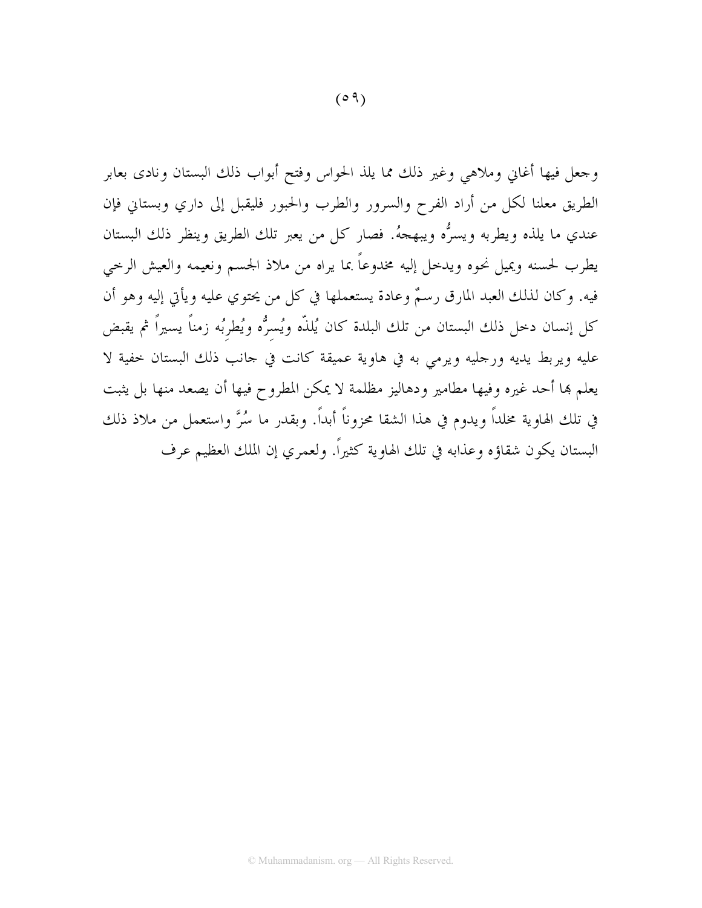وجعل فيها أغاني وملاهي وغير ذلك مما يلذ الحواس وفتح أبواب ذلك البستان ونادى بعابر الطريق معلنا لكل من أراد الفرح والسرور والطرب والحبور فليقبل إلى داري وبستاني فإن عندي ما يلذه ويطربه ويسرُّه ويبهجهُ. فصار كل من يعبر تلك الطريق وينظر ذلك البستان يطرب لحسنه ويميل نحوه ويدخل إليه مخدوعاً بما يراه من ملاذ الجسم ونعيمه والعيش الرخي فيه. وكان لذلك العبد المارق رسمٌ وعادة يستعملها في كل من يحتوي عليه ويأتي إليه وهو أن كل إنسان دخل ذلك البستان من تلك البلدة كان يُلذّه ويُسرُّه ويُطرِبُه زمناً يسيراً ثم يقبض عليه ويربط يديه ورجليه ويرمي به في هاوية عميقة كانت في جانب ذلك البستان خفية لا يعلم بها أحد غيره وفيها مطامير ودهاليز مظلمة لا يمكن المطروح فيها أن يصعد منها بل يثبت في تلك الهاوية مخلداً ويدوم في هذا الشقا محزوناً أبداً. وبقدر ما سُرَّ واستعمل من ملاذ ذلك البستان يكون شقاؤه وعذابه في تلك الهاوية كثيراً. ولعمري إن الملك العظيم عرف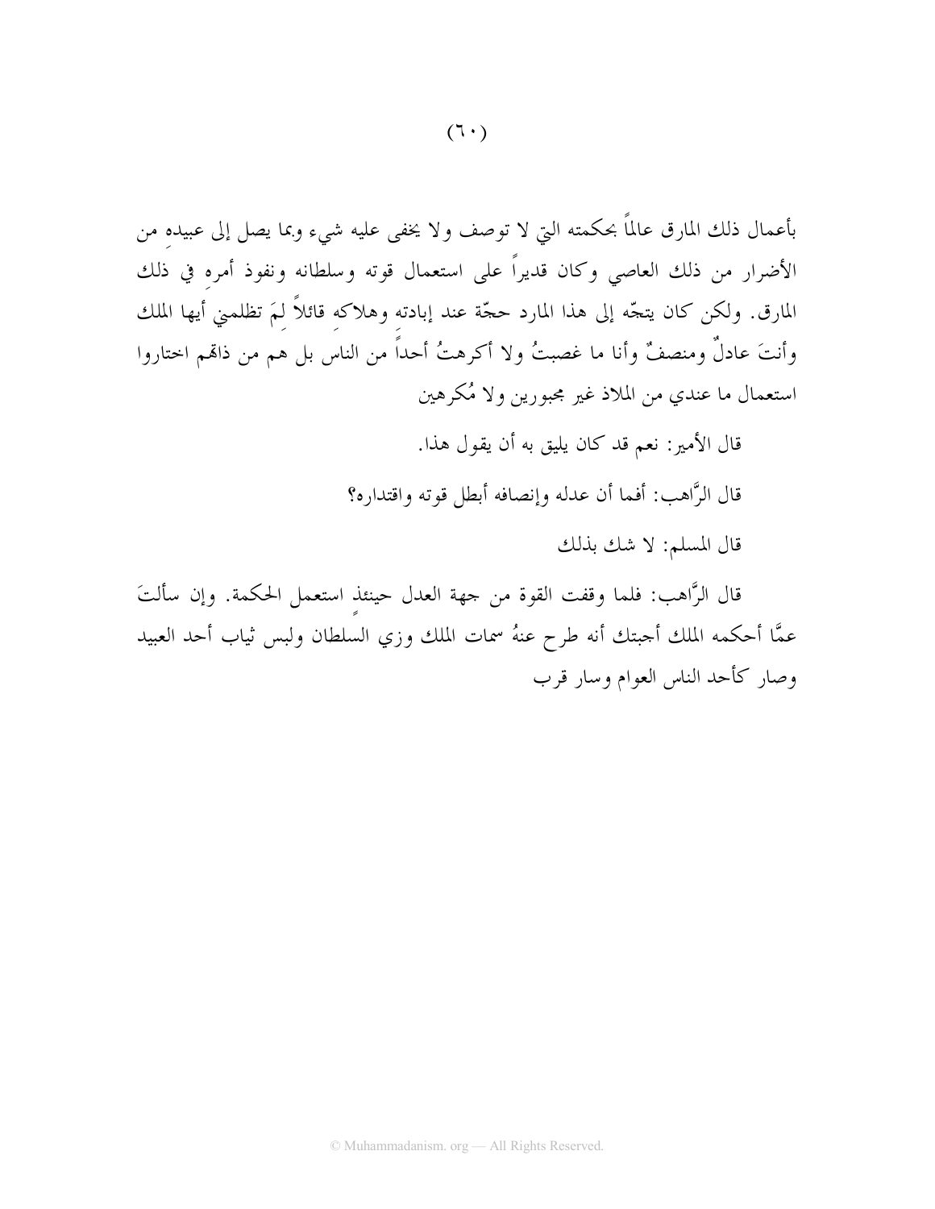بأعمال ذلك المارق عالماً بحكمته التي لا توصف ولا يخفى عليه شيء وبما يصل إلى عبيدهِ من الأضرار من ذلك العاصي وكان قديراً على استعمال قوته وسلطانه ونفوذ أمرهِ في ذلك المارق. ولكن كان يتجّه إلى هذا المارد حجّة عند إبادته وهلاكهِ قائلاً لِمَ تظلمني أيها الملك وأنتَ عادلٌ ومنصفٌ وأنا ما غصبتُ ولا أكرهتُ أحداً من الناس بل هم من ذاتهم اختاروا استعمال ما عندي من الملاذ غير مجبورين ولا مُكرهين

قال الأمير: نعم قد كان يليق به أن يقول هذا.

قال الرَّاهب: أفما أن عدله وإنصافه أبطل قوته واقتداره؟

قال المسلم: لا شك بذلك

قال الرَّاهب: فلما وقفت القوة من جهة العدل حينئذٍ استعمل الحكمة. وإن سألتَ عمَّا أحكمه الملك أجبتك أنه طرح عنهُ سمات الملك وزي السلطان ولبس ثياب أحد العبيد وصار كأحد الناس العوام وسار قرب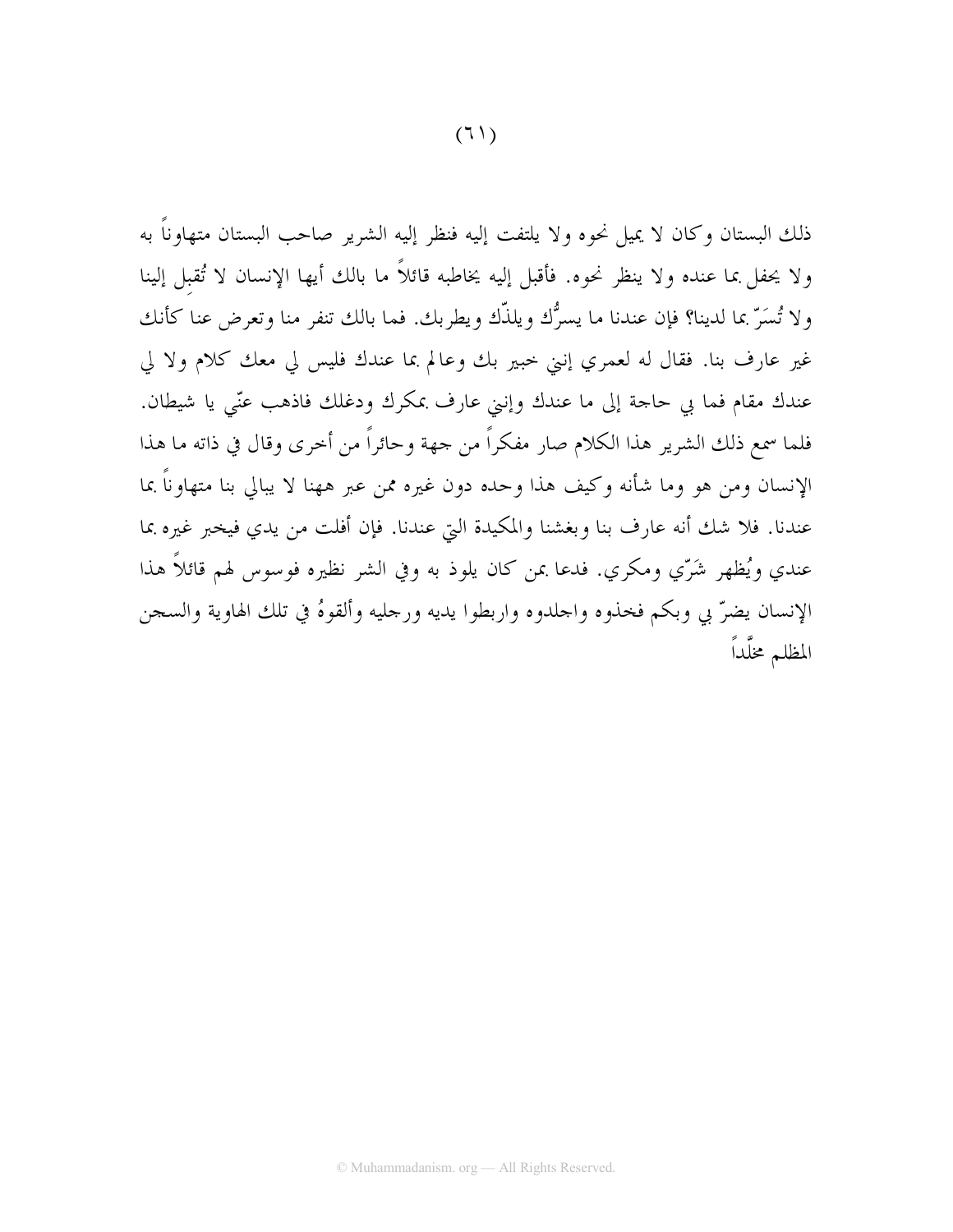ذلك البستان وكان لا يميل نحوه ولا يلتفت إليه فنظر إليه الشرير صاحب البستان متهاوناً به ولا يحفل بما عنده ولا ينظر نحوه. فأقبل إليه يخاطبه قائلاً ما بالك أيها الإنسان لا تُقبِل إلينا ولا تُسَرّ بما لدينا؟ فإن عندنا ما يسرُّك ويلذّك ويطربك. فما بالك تنفر منا وتعرض عنا كأنك غير عارف بنا. فقال له لعمري إنني خبير بك وعالم بما عندك فليس لي معك كلام ولا لي عندك مقام فما بي حاجة إلى ما عندك وإنني عارف بمكرك ودغلك فاذهب عنّي يا شيطان. فلما سمع ذلك الشرير هذا الكلام صار مفكراً من جهة وحائراً من أخرى وقال في ذاته ما هذا الإنسان ومن هو وما شأنه وكيف هذا وحده دون غيره ممن عبر ههنا لا يبالي بنا متهاوناً بما عندنا. فلا شك أنه عارف بنا وبغشنا والمكيدة التي عندنا. فإن أفلت من يدي فيخبر غيره بما عندي ويُظهر شَرّي ومكري. فدعا بمن كان يلوذ به وفي الشر نظيره فوسوس لهم قائلاً هذا الإنسان يضرّ بي وبكم فخذوه واجلدوه واربطوا يديه ورجليه وألقوهُ في تلك الهاوية والسجن المظلم مخلَّداً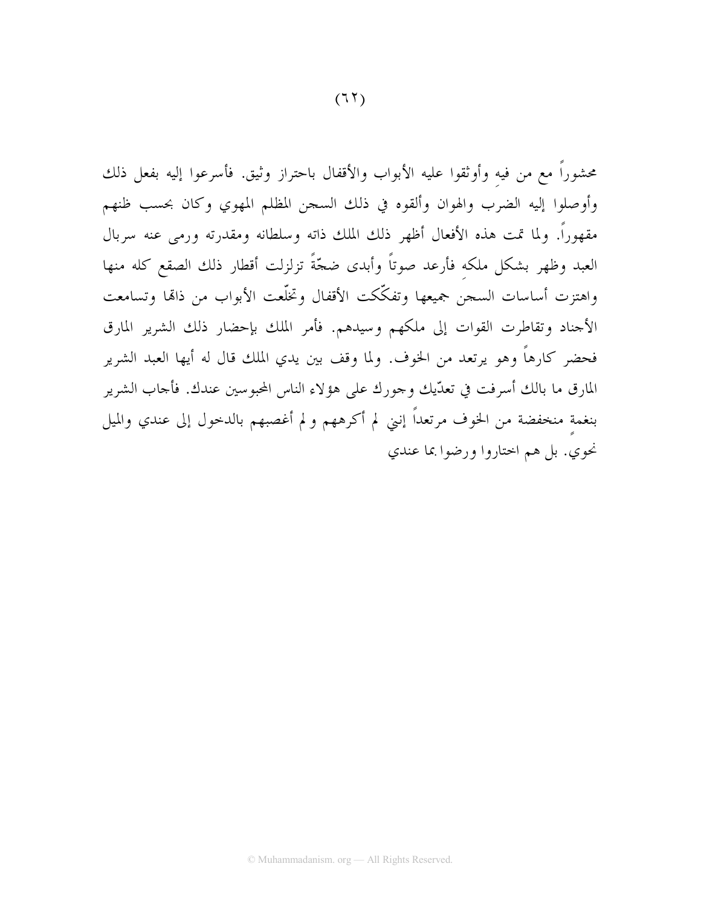محشوراً مع من فيهِ وأوثقوا عليه الأبواب والأقفال باحتراز وثيق. فأسرعوا إليه بفعل ذلك وأوصلوا إليه الضرب والهوان وألقوه في ذلك السجن المظلم المهوي وكان بحسب ظنهم مقهوراً. ولما تمت هذه الأفعال أظهر ذلك الملك ذاته وسلطانه ومقدرته ورمى عنه سربال العبد وظهر بشكل ملكهِ فأرعد صوتاً وأبدى ضجّةً تزلزلت أقطار ذلك الصقع كله منها واهتزت أساسات السجن جميعها وتفكّكت الأقفال وتخلّعت الأبواب من ذاتها وتسامعت الأجناد وتقاطرت القوات إلى ملكهم وسيدهم. فأمر الملك بإحضار ذلك الشرير المارق فحضر كارهاً وهو يرتعد من الخوف. ولما وقف بين يدي الملك قال له أيها العبد الشرير المارق ما بالك أسرفت في تعدّيك وجورك على هؤلاء الناس المحبوسين عندك. فأجاب الشرير بنغمةٍ منخفضة من الخوف مرتعداً إنني لم أكرههم و لم أغصبهم بالدخول إلى عندي والميل نحوي. بل هم اختاروا ورضوا بما عندي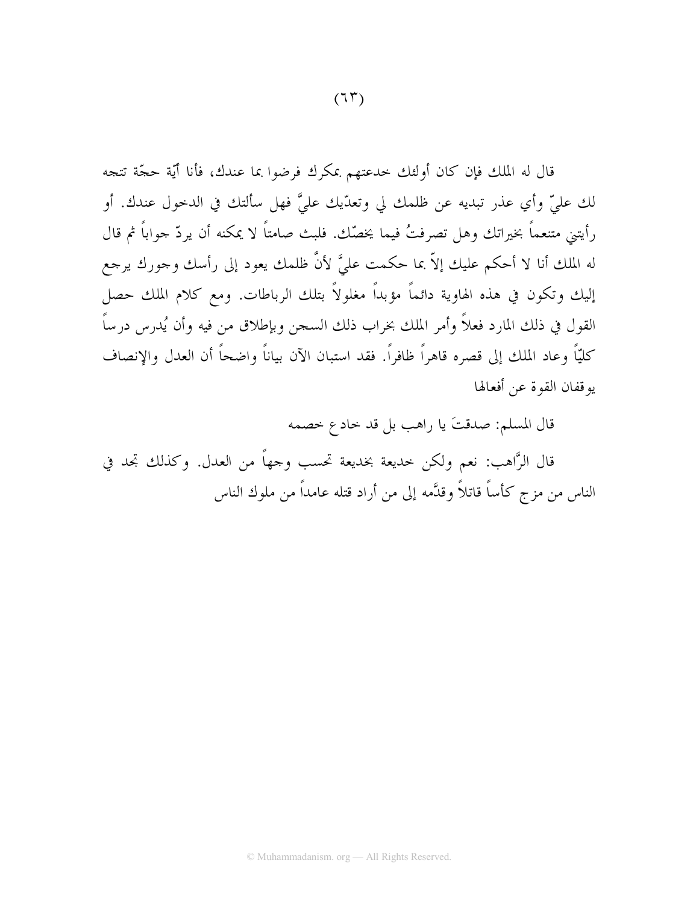قال له الملك فإن كان أولئك خدعتهم بمكرك فرضوا بما عندك، فأنا أيّة حجّة تتجه لك عليّ وأي عذر تبديه عن ظلمك لي وتعدّيك عليَّ فهل سألتك في الدخول عندك. أو رأيتني متنعماً بخيراتك وهل تصرفتُ فيما يخصّك. فلبث صامتاً لا يمكنه أن يردّ جواباً ثم قال له الملك أنا لا أحكم عليك إلاّ بما حكمت عليَّ لأنَّ ظلمك يعود إلى رأسك وجورك يرجع إليك وتكون في هذه الهاوية دائماً مؤبداً مغلولاً بتلك الرباطات. ومع كلام الملك حصل القول في ذلك المارد فعلاً وأمر الملك بخراب ذلك السجن وبإطلاق من فيه وأن يُدرس درساً كليّاً وعاد الملك إلى قصره قاهراً ظافراً. فقد استبان الآن بياناً واضحاً أن العدل والإنصاف يوقفان القوة عن أفعالها

قال المسلم: صدقتَ يا راهب بل قد خادع خصمه

قال الرَّاهب: نعم ولكن خديعة بخديعة تحسب وجهاً من العدل. وكذلك تجد في الناس من مزج كأساً قاتلاً وقدَّمه إلى من أراد قتله عامداً من ملوك الناس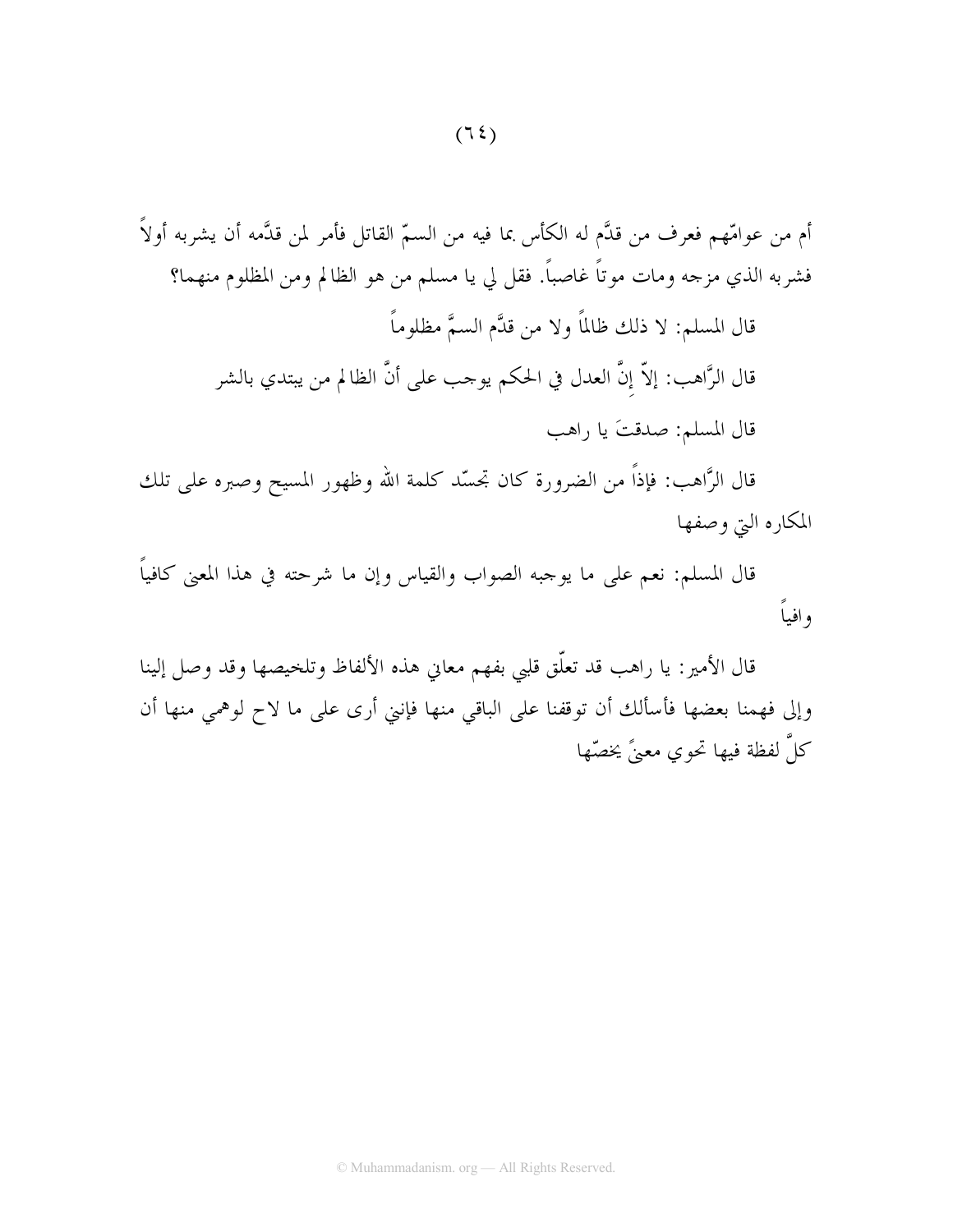أم من عوامّهم فعرف من قدَّم له الكأس بما فيه من السمّ القاتل فأمر لمن قدَّمه أن يشربه أولاً فشربه الذي مزجه ومات موتاً غاصباً. فقل لي يا مسلم من هو الظالم ومن المظلوم منهما؟

قال المسلم: لا ذلك ظالماً ولا من قدَّم السمَّ مظلوماً

قال الرَّاهب: إلاّ إنَّ العدل في الحكم يوجب على أنَّ الظالم من يبتدي بالشر

قال المسلم: صدقتَ يا راهب

قال الرَّاهب: فإذاً من الضرورة كان تجسّد كلمة الله وظهور المسيح وصبره على تلك المكاره التي وصفها

قال المسلم: نعم على ما يوجبه الصواب والقياس وإن ما شرحته في هذا المعنى كافياً وافياً

قال الأمير: يا راهب قد تعلّق قلبي بفهم معاني هذه الألفاظ وتلخيصها وقد وصل إلينا وإلى فهمنا بعضها فأسألك أن توقفنا على الباقي منها فإنني أرى على ما لاح لوهمي منها أن كلَّ لفظة فيها تحوي معنىً يخصّها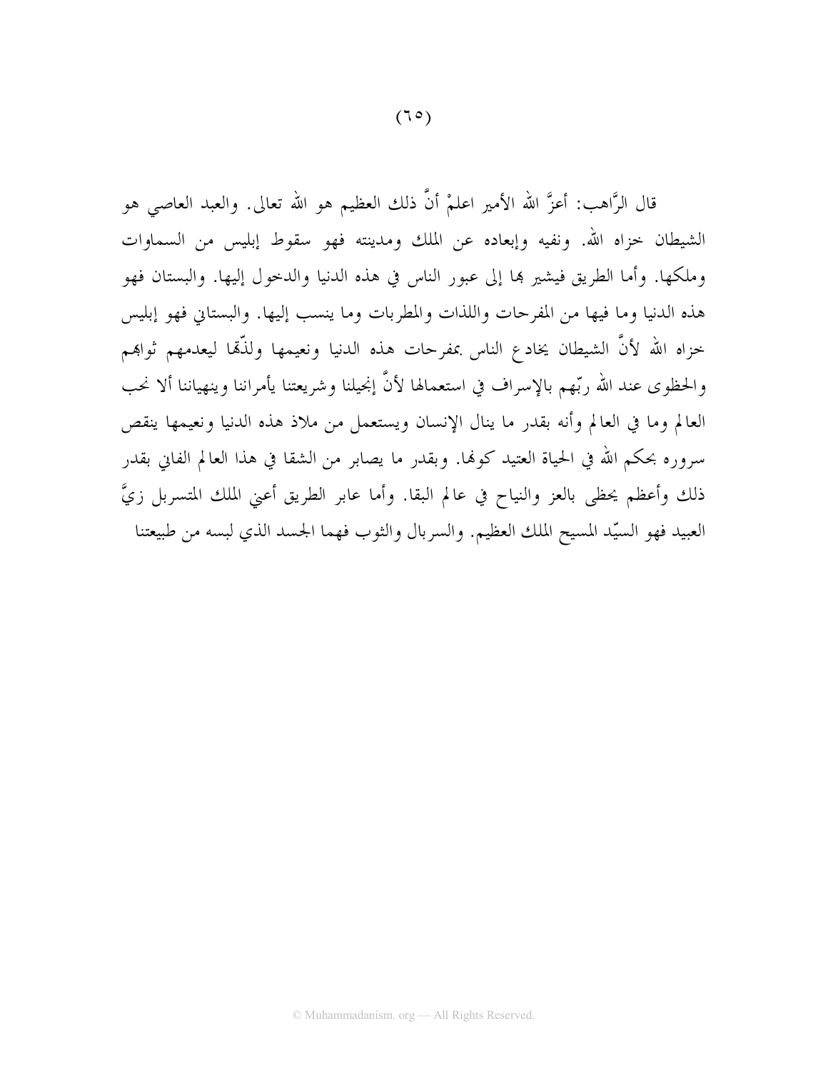قال الرَّاهب: أعزَّ الله الأمير اعلمْ أنَّ ذلك العظيم هو الله تعالى. والعبد العاصي هو الشيطان خزاه الله. ونفيه وإبعاده عن الملك ومدينته فهو سقوط إبليس من السماوات وملكها. وأما الطريق فيشير بها إلى عبور الناس في هذه الدنيا والدخول إليها. والبستان فهو هذه الدنيا وما فيها من المفرحات واللذات والمطربات وما ينسب إليها. والبستاني فهو إبليس خزاه الله لأنَّ الشيطان يخادع الناس بمفرحات هذه الدنيا ونعيمها ولذّتها ليعدمهم ثوابهم والحظوى عند الله ربّهم بالإسراف في استعمالها لأنَّ إنجيلنا وشريعتنا يأمراننا وينهياننا ألا نحب العالم وما في العالم وأنه بقدر ما ينال الإنسان ويستعمل من ملاذ هذه الدنيا ونعيمها ينقص سروره بحكم الله في الحياة العتيد كونها. وبقدر ما يصابر من الشقا في هذا العالم الفاني بقدر ذلك وأعظم يحظى بالعز والنياح في عالم البقا. وأما عابر الطريق أعني الملك المتسربل زيَّ العبيد فهو السيّد المسيح الملك العظيم. والسربال والثوب فهما الجسد الذي لبسه من طبيعتنا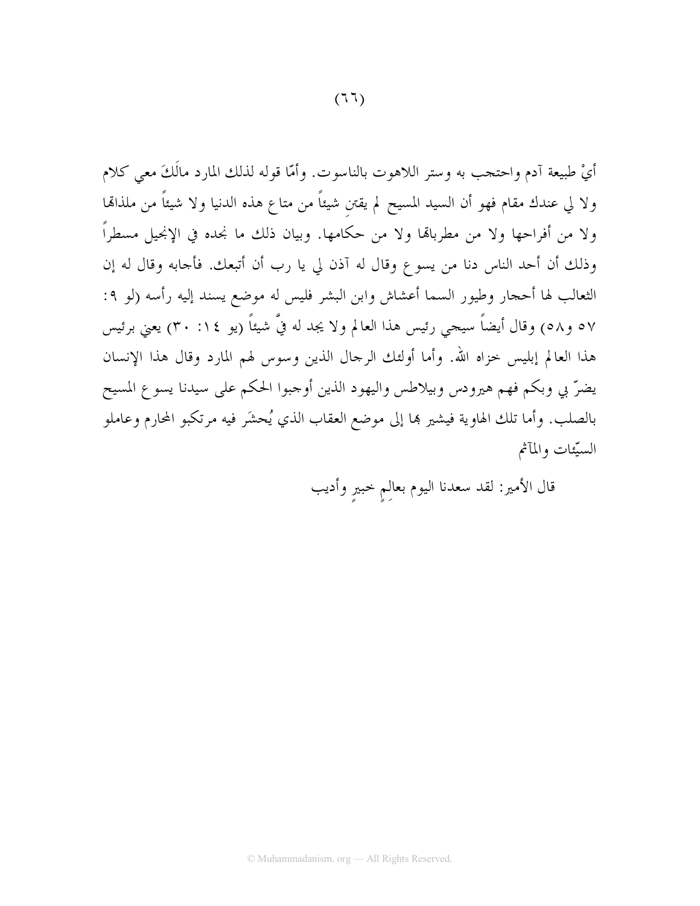أيْ طبيعة آدم واحتجب به وستر اللاهوت بالناسوت. وأمّا قوله لذلك المارد مالَكَ معي كلام ولا لي عندك مقام فهو أن السيد المسيح لم يقتنِ شيئاً من متاع هذه الدنيا ولا شيئاً من ملذاتها ولا من أفراحها ولا من مطرباتها ولا من حكامها. وبيان ذلك ما نجده في الإنجيل مسطراً وذلك أن أحد الناس دنا من يسوع وقال له آذن لي يا رب أن أتبعك. فأجابه وقال له إن الثعالب لها أحجار وطيور السما أعشاش وابن البشر فليس له موضع يسند إليه رأسه (لو ٩: ٥٧ و٥٨) وقال أيضاً سيجي رئيس هذا العالم ولا يجد له فيَّ شيئاً (يو ١٤: ٣٠) يعني برئيس هذا العالم إبليس خزاه الله. وأما أولئك الرجال الذين وسوس لهم المارد وقال هذا الإنسان يضرّ بي وبكم فهم هيرودس وبيلاطس واليهود الذين أوجبوا الحكم على سيدنا يسوع المسيح بالصلب. وأما تلك الهاوية فيشير بها إلى موضع العقاب الذي يُحشَر فيه مرتكبو المحارم وعاملو السيّئات والمآثم

قال الأمير: لقد سعدنا اليوم بعالِمٍ خبيرٍ وأديب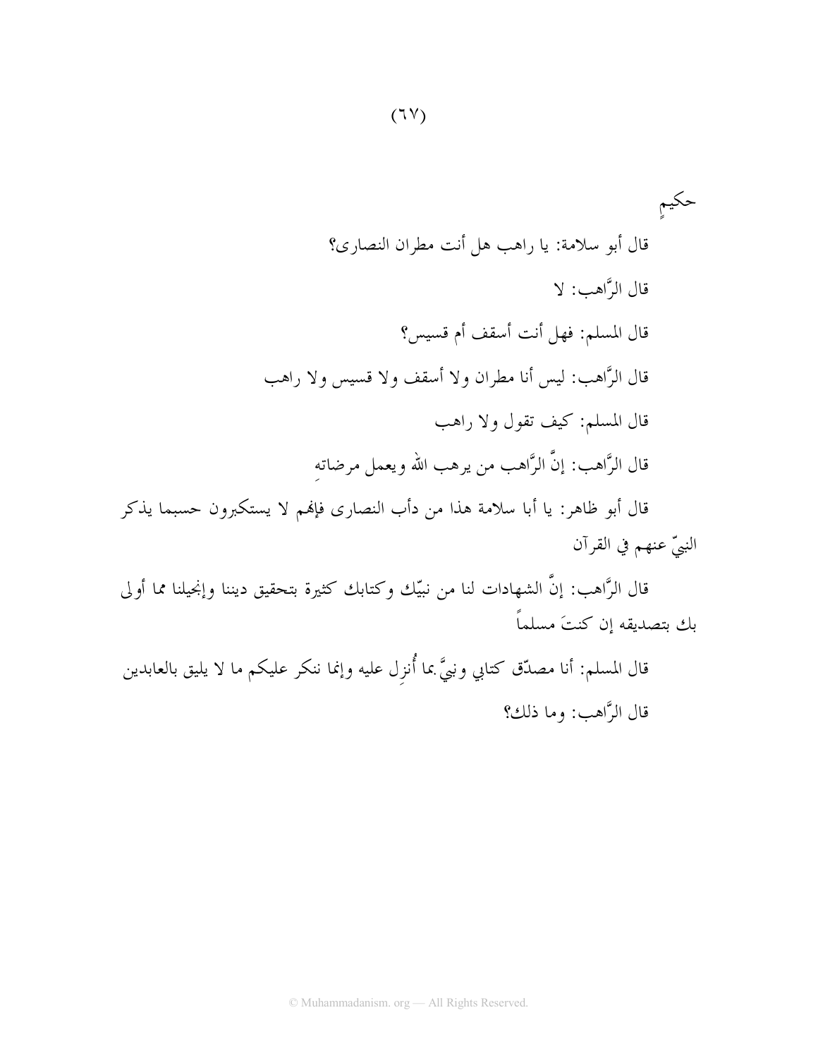حكيمٍ

قال أبو سلامة: يا راهب هل أنت مطران النصارى؟

قال الرَّاهب: لا

قال المسلم: فهل أنت أسقف أم قسيس؟

قال الرَّاهب: ليس أنا مطران ولا أسقف ولا قسيس ولا راهب

قال المسلم: كيف تقول ولا راهب

قال الرَّاهب: إنَّ الرَّاهب من يرهب الله ويعمل مرضاتهِ

قال أبو ظاهر: يا أبا سلامة هذا من دأب النصارى فإنهم لا يستكبرون حسبما يذكر النبيّ عنهم في القرآن

قال الرَّاهب: إنَّ الشهادات لنا من نبيِّك وكتابك كثيرة بتحقيق ديننا وإنجيلنا مما أولى بك بتصديقه إن كنتَ مسلماً

قال المسلم: أنا مصدّق كتابي ونبيَّ بما أُنزِل عليه وإنما ننكر عليكم ما لا يليق بالعابدين

قال الرَّاهب: وما ذلك؟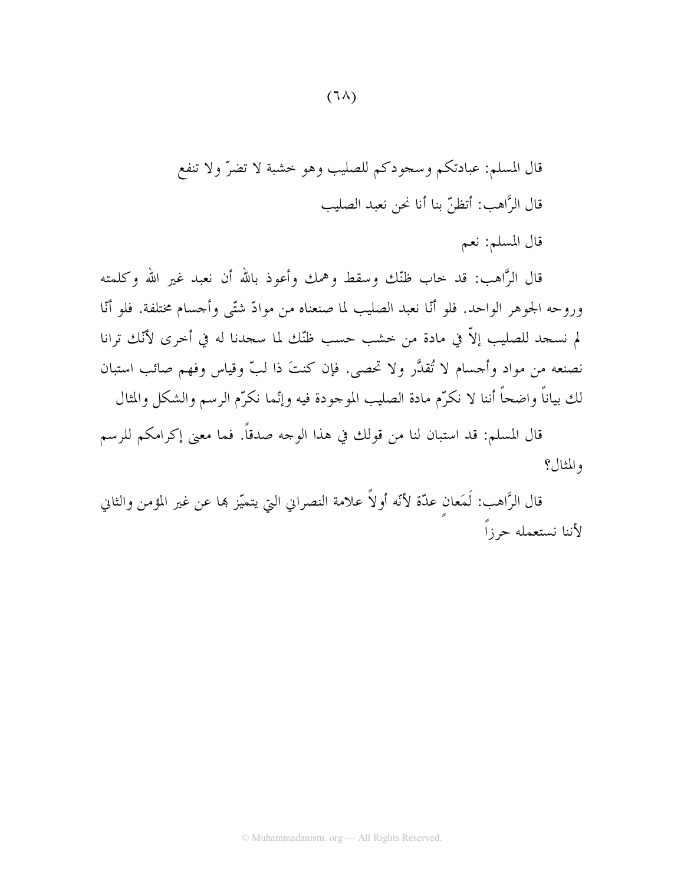قال المسلم: عبادتكم وسجودكم للصليب وهو خشبة لا تضرّ ولا تنفع

قال الرَّاهب: أتظنّ بنا أنا نحن نعبد الصليب

قال المسلم: نعم

قال الرَّاهب: قد خاب ظنّك وسقط وهمك وأعوذ بالله أن نعبد غير الله وكلمته وروحه الجوهر الواحد. فلو أنّا نعبد الصليب لما صنعناه من موادّ شتّى وأجسام مختلفة. فلو أنّا لم نسجد للصليب إلاّ في مادة من خشب حسب ظنّك لما سجدنا له في أخرى لأنّك ترانا نصنعه من مواد وأجسام لا تُقدَّر ولا تحصى. فإن كنتَ ذا لبّ وقياس وفهم صائب استبان لك بياناً واضحاً أننا لا نكرّم مادة الصليب الموجودة فيه وإنّما نكرّم الرسم والشكل والمثال

قال المسلم: قد استبان لنا من قولك في هذا الوجه صدقاً. فما معنى إكرامكم للرسم والمثال؟

قال الرَّاهب: لَمَعانٍ عدّة لأنّه أولاً علامة النصراني التي يتميّز بها عن غير المؤمن والثاني لأننا نستعمله حرزاً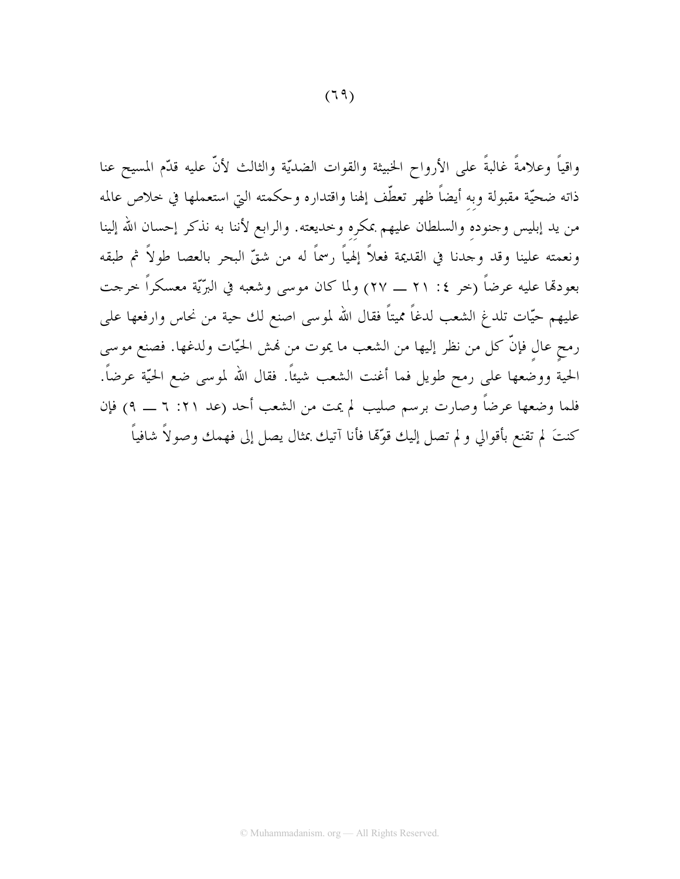واقياً وعلامةً غالبةً على الأرواح الخبيثة والقوات الضديّة والثالث لأنّ عليه قدّم المسيح عنا ذاته ضحيّة مقبولة وبهِ أيضاً ظهر تعطّف إلهنا واقتداره وحكمته التي استعملها في خلاص عالمه من يد إبليس وجنودهِ والسلطان عليهم بمكرهِ وخديعته. والرابع لأننا به نذكر إحسان الله إلينا ونعمته علينا وقد وجدنا في القديمة فعلاً إلهياً رسماً له من شقّ البحر بالعصا طولاً ثم طبقه بعودها عليه عرضاً (خر ٤: ٢١ ـــ ٢٧) ولما كان موسى وشعبه في البرّيّة معسكراً خرجت عليهم حيّات تلدغ الشعب لدغاً مميتاً فقال الله لموسى اصنع لك حية من نحاس وارفعها على رمحٍ عالٍ فإنّ كل من نظر إليها من الشعب ما يموت من نهش الحيّات ولدغها. فصنع موسى الحية ووضعها على رمح طويل فما أغنت الشعب شيئاً. فقال الله لموسى ضع الحيّة عرضاً. فلما وضعها عرضاً وصارت برسم صليب لم يمت من الشعب أحد (عد ٢١: ٦ ـــ ٩) فإن كنتَ لم تقنع بأقوالي ولم تصل إليك قوّتها فأنا آتيك بمثال يصل إلى فهمك وصولاً شافياً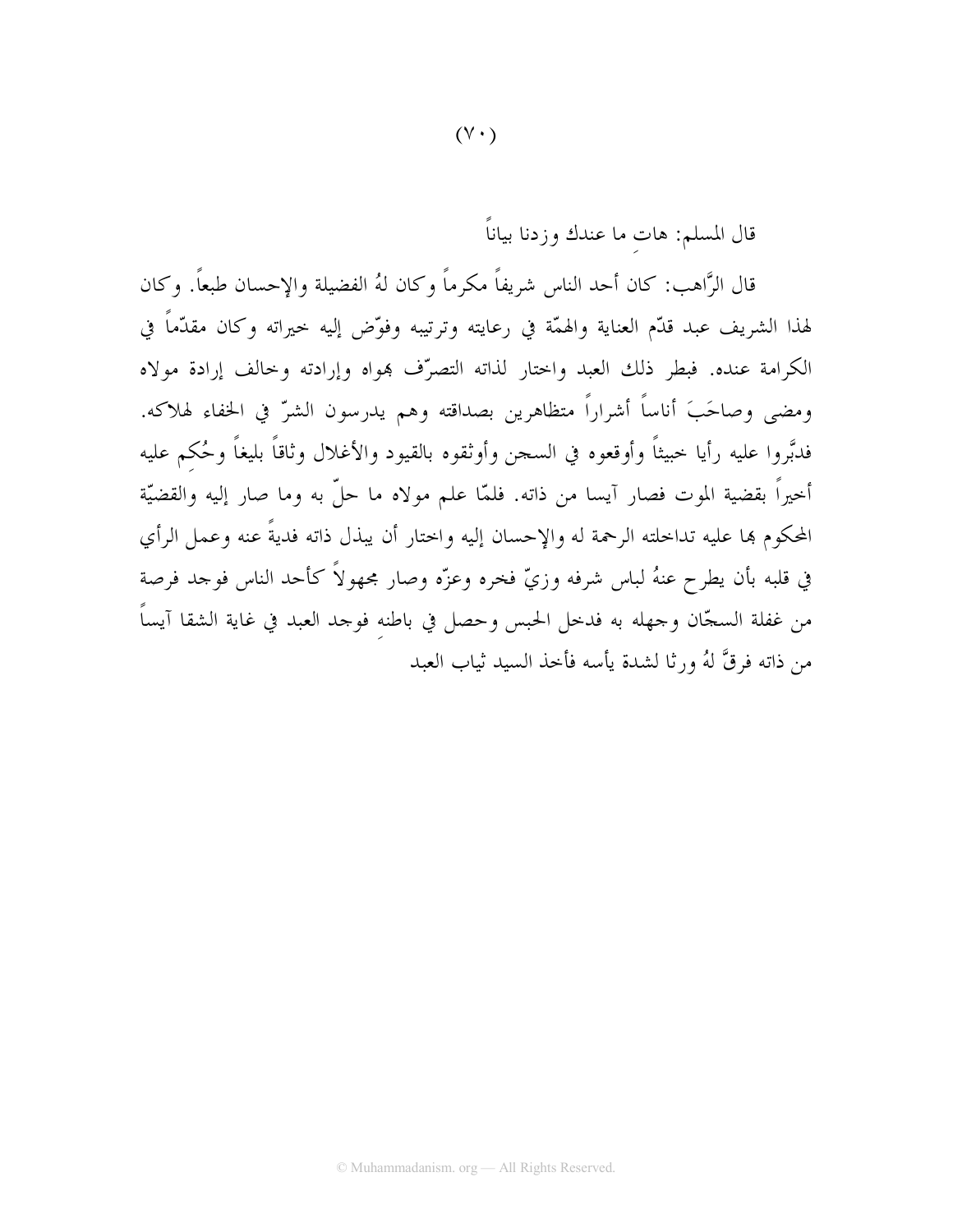قال المسلم: هاتِ ما عندك وزدنا بياناً

قال الرَّاهب: كان أحد الناس شريفاً مكرماً وكان لهُ الفضيلة والإحسان طبعاً. وكان لهذا الشريف عبد قدّم العناية والهمّة في رعايته وترتيبه وفوّض إليه خيراته وكان مقدّماً في الكرامة عنده. فبطر ذلك العبد واختار لذاته التصرّف بهواه وإرادته وخالف إرادة مولاه ومضى وصاحَبَ أناساً أشراراً متظاهرين بصداقته وهم يدرسون الشرّ في الخفاء لهلاكه. فدبَّروا عليه رأيا خبيثاً وأوقعوه في السجن وأوثقوه بالقيود والأغلال وثاقاً بليغاً وحُكِم عليه أخيراً بقضية الموت فصار آيسا من ذاته. فلمّا علم مولاه ما حلّ به وما صار إليه والقضيّة المحكوم بها عليه تداخلته الرحمة له والإحسان إليه واختار أن يبذل ذاته فديةً عنه وعمل الرأي في قلبه بأن يطرح عنهُ لباس شرفه وزيّ فخره وعزّه وصار مجهولاً كأحد الناس فوجد فرصة من غفلة السجّان وجهله به فدخل الحبس وحصل في باطنِه فوجد العبد في غاية الشقا آيساً من ذاته فرقَّ لهُ ورثا لشدة يأسه فأخذ السيد ثياب العبد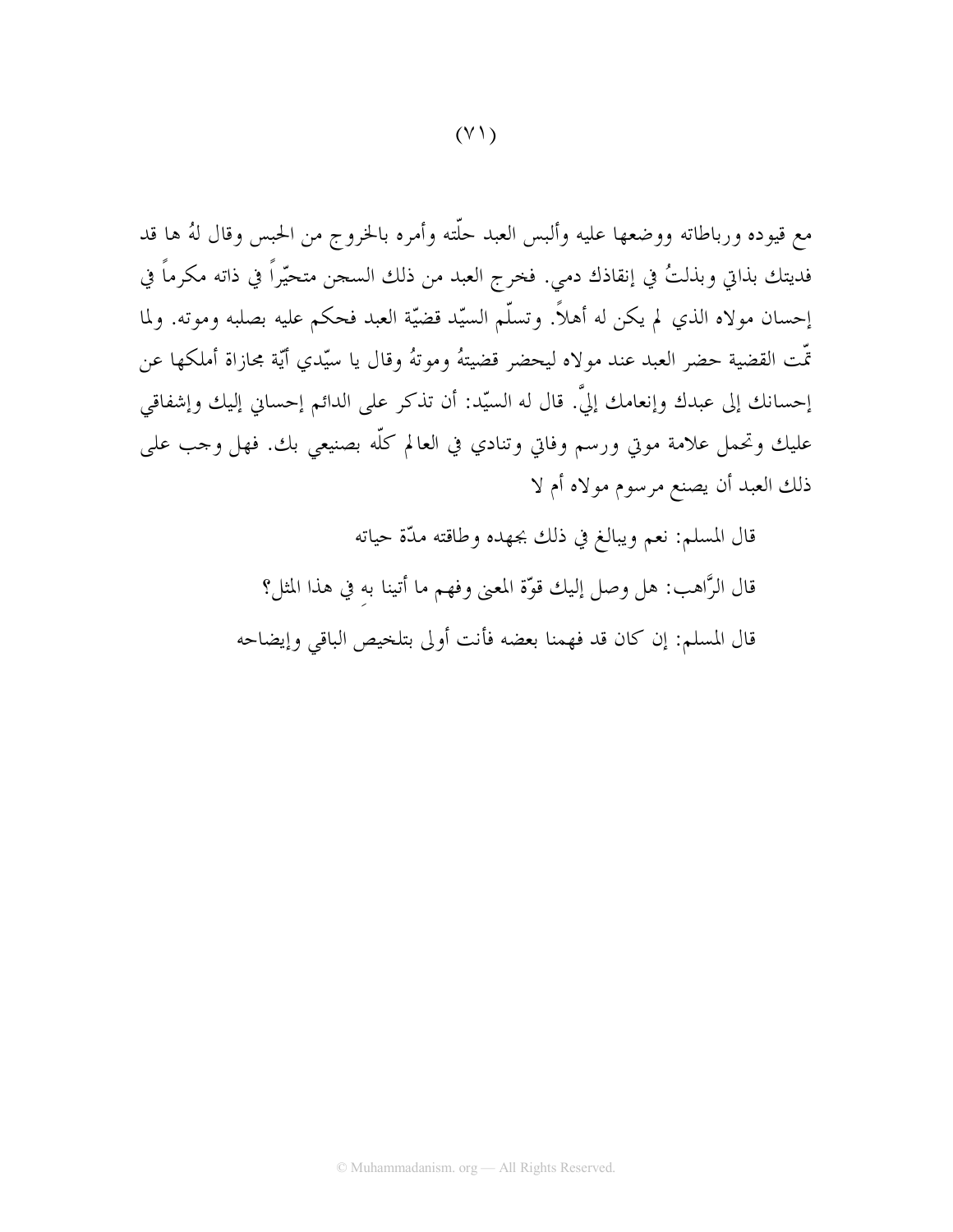مع قيوده ورباطاته ووضعها عليه وألبس العبد حلّته وأمره بالخروج من الحبس وقال لهُ ها قد فديتك بذاتي وبذلتُ في إنقاذك دمي. فخرج العبد من ذلك السجن متحيّراً في ذاته مكرماً في إحسان مولاه الذي لم يكن له أهلاً. وتسلّم السيّد قضيّة العبد فحكم عليه بصلبه وموته. ولما تمّت القضية حضر العبد عند مولاه ليحضر قضيتهُ وموتهُ وقال يا سيّدي أيّة مجازاة أملكها عن إحسانك إلى عبدك وإنعامك إليَّ. قال له السيّد: أن تذكر على الدائم إحساني إليك وإشفاقي عليك وتحمل علامة موتي ورسم وفاتي وتنادي في العالم كلّه بصنيعي بك. فهل وجب على ذلك العبد أن يصنع مرسوم مولاه أم لا

قال المسلم: نعم ويبالغ في ذلك بجهده وطاقته مدّة حياته

قال الرَّاهب: هل وصل إليك قوّة المعنى وفهم ما أتينا بهِ في هذا المثل؟

قال المسلم: إن كان قد فهمنا بعضه فأنت أولى بتلخيص الباقي وإيضاحه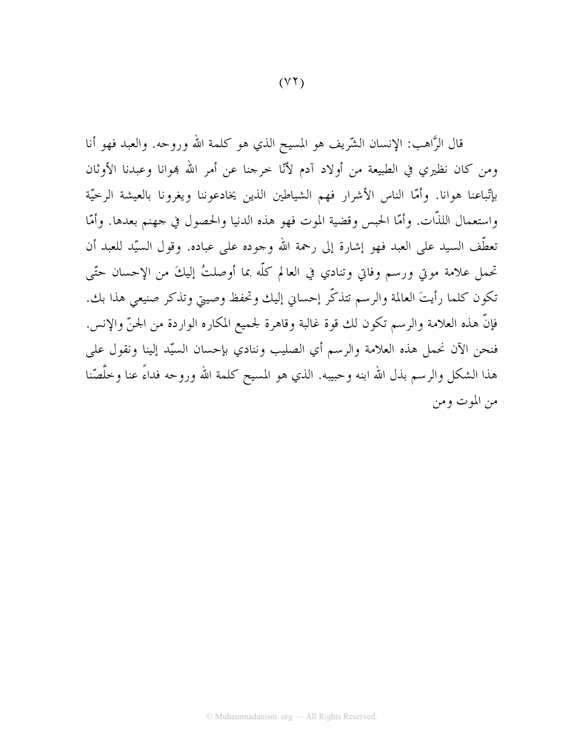قال الرَّاهب: الإنسان الشّريف هو المسيح الذي هو كلمة الله وروحه. والعبد فهو أنا ومن كان نظيري في الطبيعة من أولاد آدم لأنّا خرجنا عن أمر الله بهوانا وعبدنا الأوثان بإتّباعنا هوانا. وأمّا الناس الأشرار فهم الشياطين الذين يخادعوننا ويغرونا بالعيشة الرخيّة واستعمال اللذّات. وأمّا الحبس وقضية الموت فهو هذه الدنيا والحصول في جهنم بعدها. وأمّا تعطّف السيد على العبد فهو إشارة إلى رحمة الله وجوده على عباده. وقول السيّد للعبد أن تحمل علامة موتي ورسم وفاتي وتنادي في العالم كلّه بما أوصلتُ إليكَ من الإحسان حتّى تكون كلما رأيتَ العالمة والرسم تتذكّر إحساني إليك وتحفظ وصيتي وتذكر صنيعي هذا بك. فإنّ هذه العلامة والرسم تكون لك قوة غالبة وقاهرة لجميع المكاره الواردة من الجنّ والإنس. فنحن الآن نحمل هذه العلامة والرسم أي الصليب وننادي بإحسان السيّد إلينا ونقول على هذا الشكل والرسم بذل الله ابنه وحبيبه. الذي هو المسيح كلمة الله وروحه فداءً عنا وخلَّصّنا من الموت ومن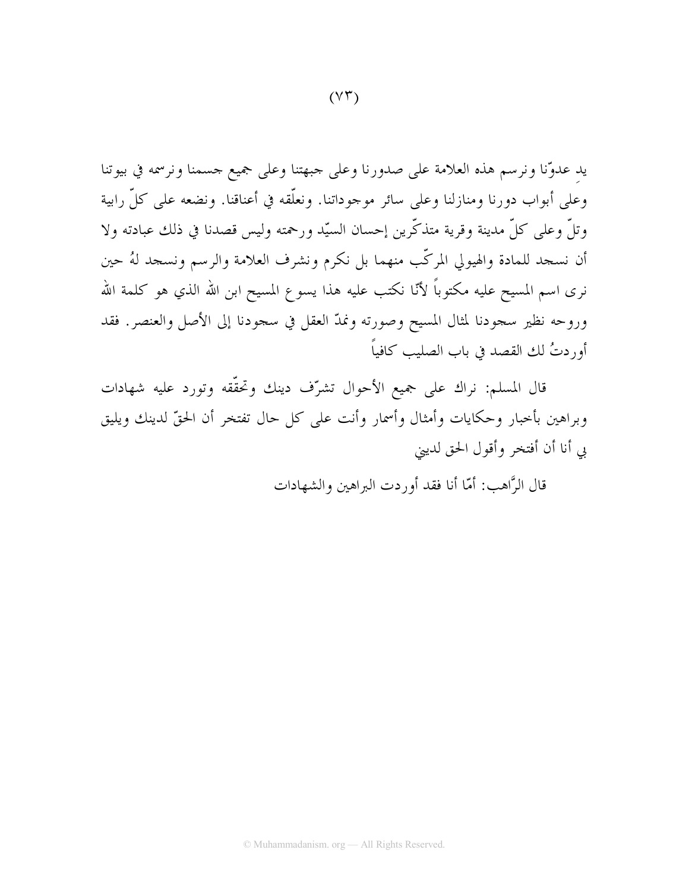يدِ عدوّنا ونرسم هذه العلامة على صدورنا وعلى جبهتنا وعلى جميع جسمنا ونرسمه في بيوتنا وعلى أبواب دورنا ومنازلنا وعلى سائر موجوداتنا. ونعلّقه في أعناقنا. ونضعه على كلّ رابية وتلّ وعلى كلّ مدينة وقرية متذكّرين إحسان السيّد ورحمته وليس قصدنا في ذلك عبادته ولا أن نسجد للمادة والهيولي المركّب منهما بل نكرم ونشرف العلامة والرسم ونسجد لهُ حين نرى اسم المسيح عليه مكتوباً لأنّا نكتب عليه هذا يسوع المسيح ابن الله الذي هو كلمة الله وروحه نظير سجودنا لمثال المسيح وصورته ونمدّ العقل في سجودنا إلى الأصل والعنصر. فقد أوردتُ لك القصد في باب الصليب كافياً

قال المسلم: نراك على جميع الأحوال تشرّف دينك وتحقّقه وتورد عليه شهادات وبراهين بأخبار وحكايات وأمثال وأسمار وأنت على كل حال تفتخر أن الحقّ لدينك ويليق بي أنا أن أفتخر وأقول الحق لديني

قال الرَّاهب: أمّا أنا فقد أوردت البراهين والشهادات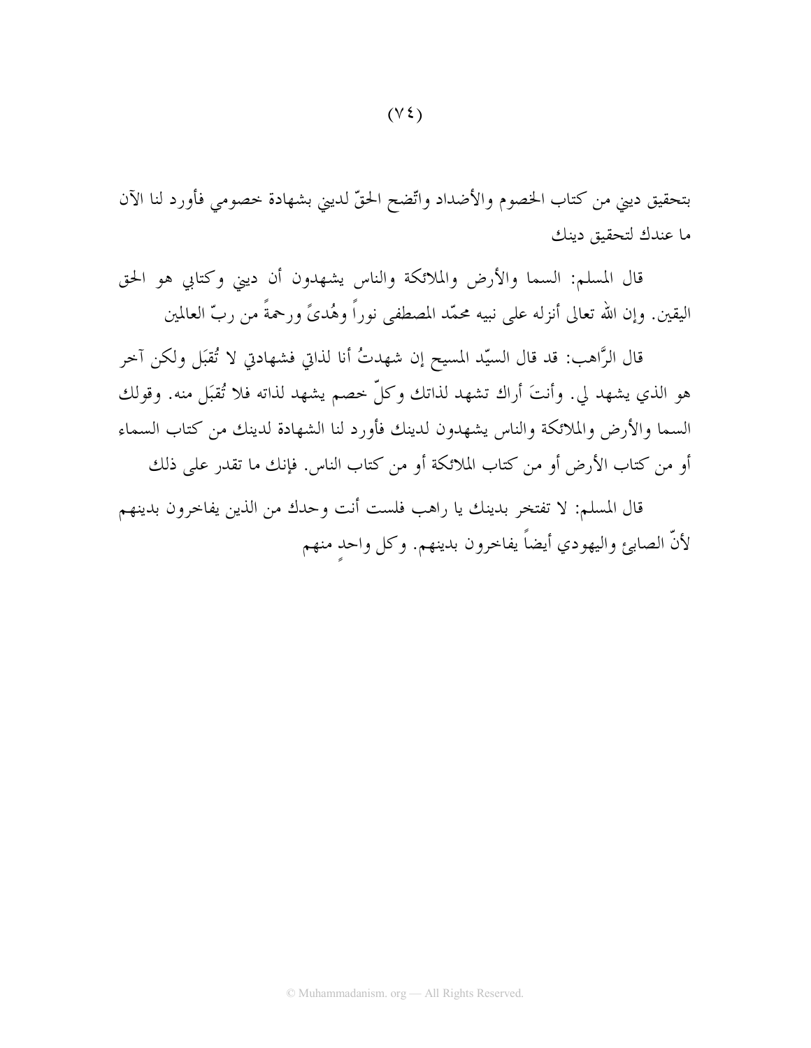بتحقيق ديني من كتاب الخصوم والأضداد واتّضح الحقّ لديني بشهادة خصومي فأورد لنا الآن ما عندك لتحقيق دينك

قال المسلم: السما والأرض والملائكة والناس يشهدون أن ديني وكتابي هو الحق اليقين. وإن الله تعالى أنزله على نبيه محمّد المصطفى نوراً وهُدىً ورحمةً من ربّ العالمين

قال الرَّاهب: قد قال السيّد المسيح إن شهدتُ أنا لذاتي فشهادتي لا تُقبَل ولكن آخر هو الذي يشهد لي. وأنتَ أراك تشهد لذاتك وكلّ خصم يشهد لذاته فلا تُقبَل منه. وقولك السما والأرض والملائكة والناس يشهدون لدينك فأورد لنا الشهادة لدينك من كتاب السماء أو من كتاب الأرض أو من كتاب الملائكة أو من كتاب الناس. فإنك ما تقدر على ذلك

قال المسلم: لا تفتخر بدينك يا راهب فلست أنت وحدك من الذين يفاخرون بدينهم لأنّ الصابئ واليهودي أيضاً يفاخرون بدينهم. وكل واحدٍ منهم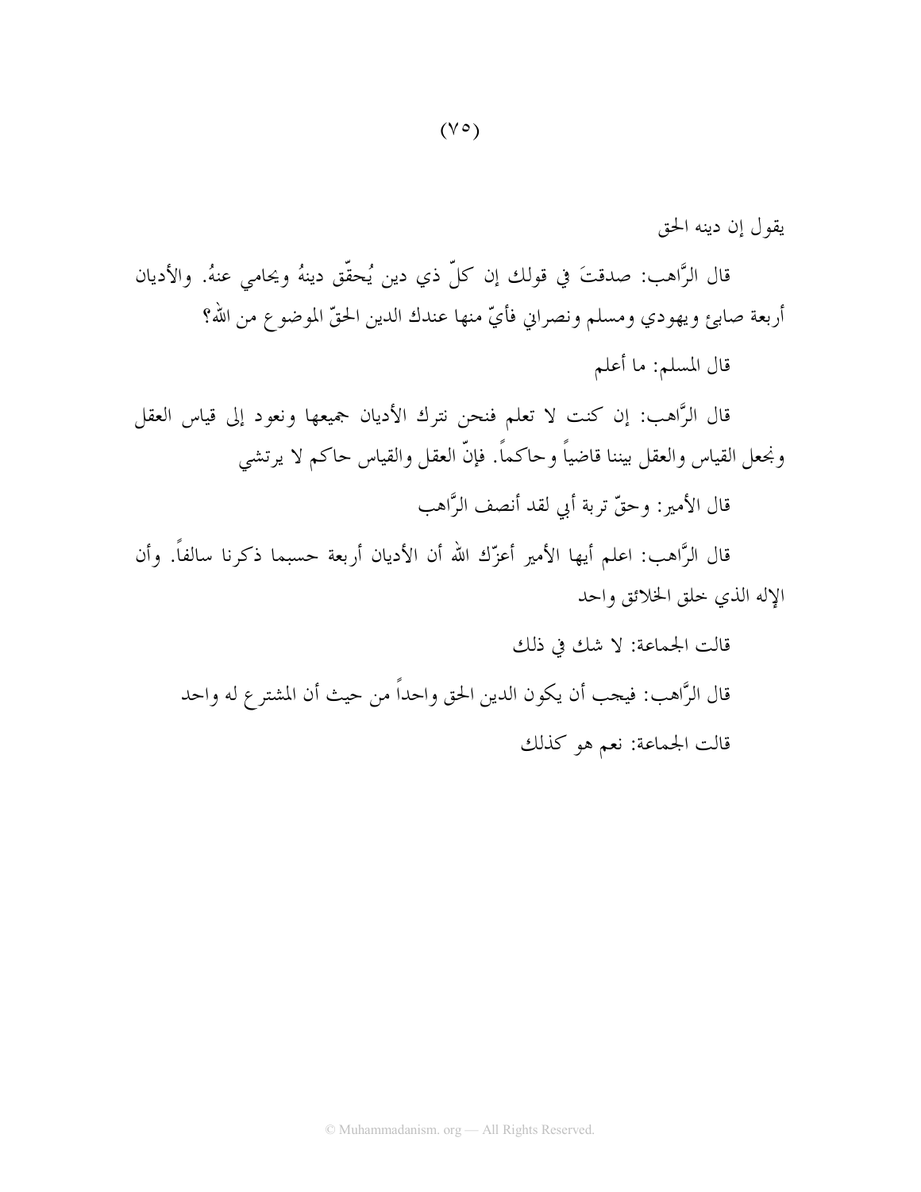يقول إن دينه الحق

قال الرَّاهب: صدقتَ في قولك إن كلّ ذي دين يُحقّق دينهُ ويحامي عنهُ. والأديان أربعة صابئ ويهودي ومسلم ونصراني فأيّ منها عندك الدين الحقّ الموضوع من الله؟

قال المسلم: ما أعلم

قال الرَّاهب: إن كنت لا تعلم فنحن نترك الأديان جميعها ونعود إلى قياس العقل ونجعل القياس والعقل بيننا قاضياً وحاكماً. فإنّ العقل والقياس حاكم لا يرتشي

قال الأمير: وحقّ تربة أبي لقد أنصف الرَّاهب

قال الرَّاهب: اعلم أيها الأمير أعزّك الله أن الأديان أربعة حسبما ذكرنا سالفاً. وأن الإله الذي خلق الخلائق واحد

قالت الجماعة: لا شك في ذلك

قال الرَّاهب: فيجب أن يكون الدين الحق واحداً من حيث أن المشترع له واحد

قالت الجماعة: نعم هو كذلك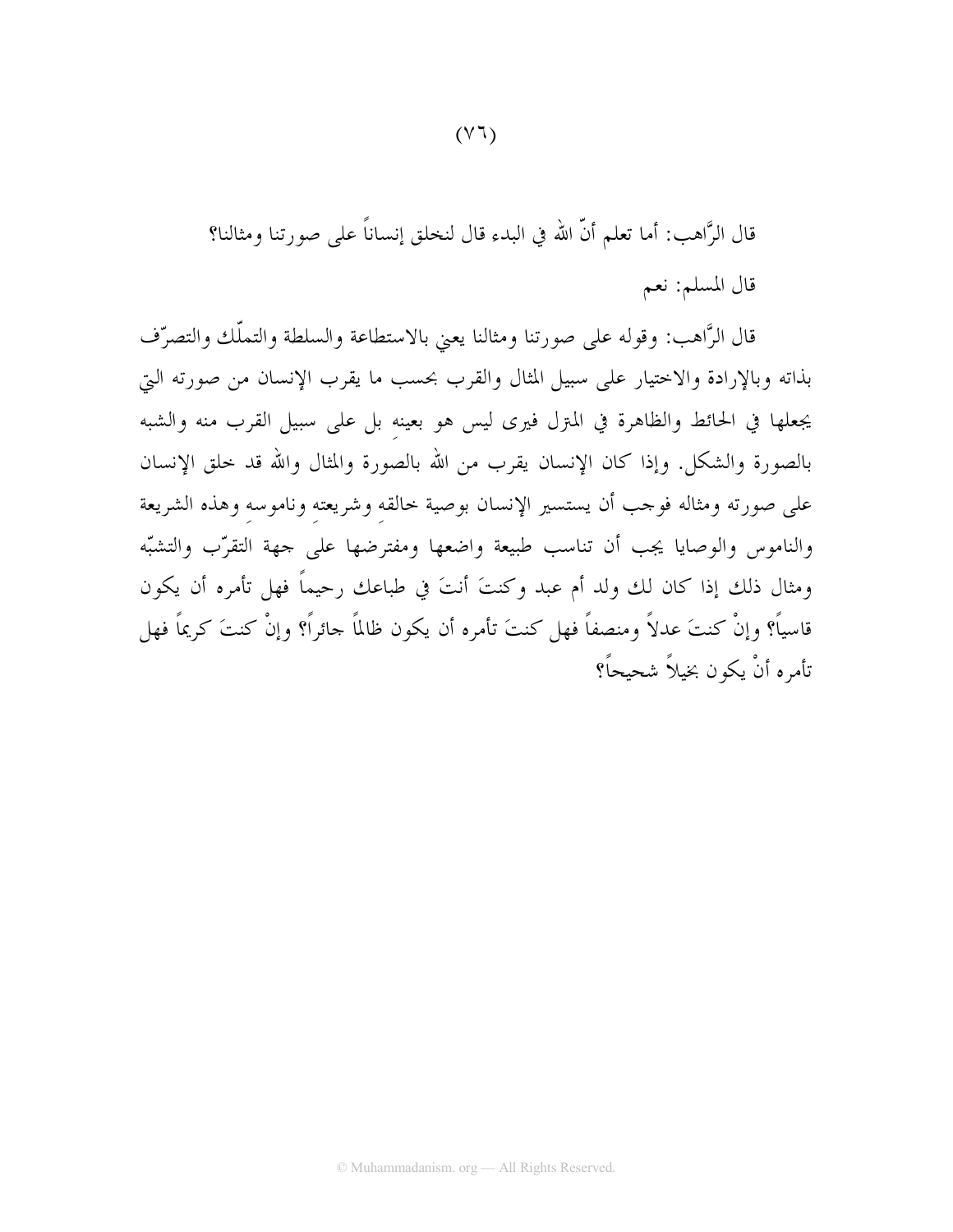قال الرَّاهب: أما تعلم أنّ الله في البدء قال لنخلق إنساناً على صورتنا ومثالنا؟

قال المسلم: نعم

قال الرَّاهب: وقوله على صورتنا ومثالنا يعني بالاستطاعة والسلطة والتملّك والتصرّف بذاته وبالإرادة والاختيار على سبيل المثال والقرب بحسب ما يقرب الإنسان من صورته التي يجعلها في الحائط والظاهرة في المنزل فيرى ليس هو بعينهِ بل على سبيل القرب منه والشبه بالصورة والشكل. وإذا كان الإنسان يقرب من الله بالصورة والمثال والله قد خلق الإنسان على صورته ومثاله فوجب أن يستسير الإنسان بوصية خالقهِ وشريعتهِ وناموسهِ وهذه الشريعة والناموس والوصايا يجب أن تناسب طبيعة واضعها ومفترضها على جهة التقرّب والتشبّه ومثال ذلك إذا كان لك ولد أم عبد وكنتَ أنتَ في طباعك رحيماً فهل تأمره أن يكون قاسياً؟ وإنْ كنتَ عدلاً ومنصفاً فهل كنتَ تأمره أن يكون ظالماً جائراً؟ وإنْ كنتَ كريماً فهل تأمره أنْ يكون بخيلاً شحيحاً؟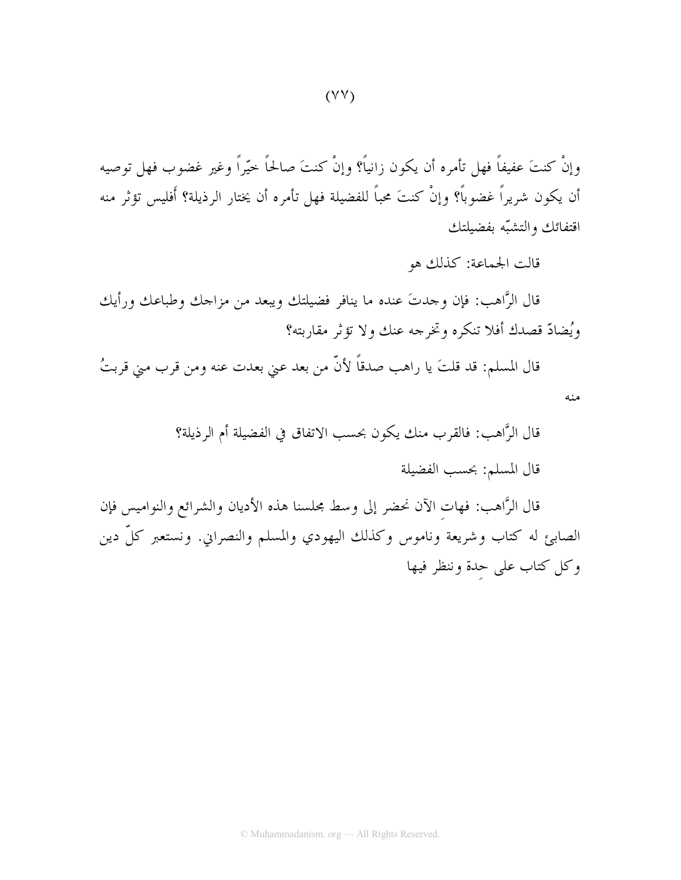وإنْ كنتَ عفيفاً فهل تأمره أن يكون زانياً؟ وإنْ كنتَ صالحاً خيّراً وغير غضوب فهل توصيه أن يكون شريراً غضوباً؟ وإنْ كنتَ محباً للفضيلة فهل تأمره أن يختار الرذيلة؟ أَفليس تؤثر منه اقتفائك والتشبّه بفضيلتك

قالت الجماعة: كذلك هو

قال الرَّاهب: فإن وجدتَ عنده ما ينافر فضيلتك ويبعد من مزاجك وطباعك ورأيك ويُضادّ قصدك أفلا تنكره وتخرجه عنك ولا تؤثر مقاربته؟

قال المسلم: قد قلتَ يا راهب صدقاً لأنّ من بعد عني بعدت عنه ومن قرب مني قربتُ منه

قال الرَّاهب: فالقرب منك يكون بحسب الاتفاق في الفضيلة أم الرذيلة؟

قال المسلم: بحسب الفضيلة

قال الرَّاهب: فهاتِ الآن نحضر إلى وسط مجلسنا هذه الأديان والشرائع والنواميس فإن الصابئ له كتاب وشريعة وناموس وكذلك اليهودي والمسلم والنصراني. ونستعبر كلّ دين وكل كتاب على حِدة وننظر فيها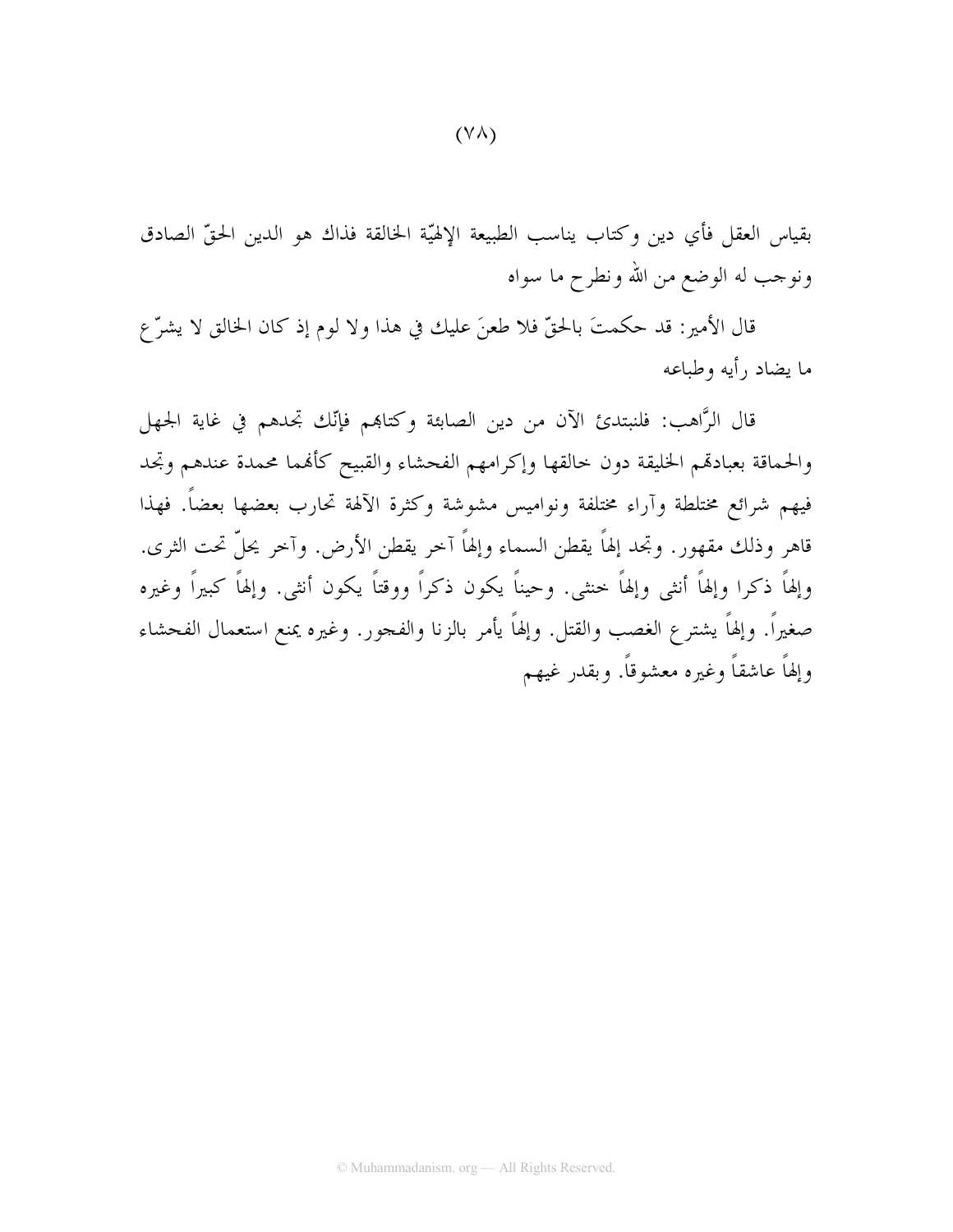بقياس العقل فأي دين وكتاب يناسب الطبيعة الإلهيّة الخالقة فذاك هو الدين الحقّ الصادق ونوجب له الوضع من الله ونطرح ما سواه

قال الأمير: قد حكمتَ بالحقّ فلا طعنَ عليك في هذا ولا لوم إذ كان الخالق لا يشرّع ما يضاد رأيه وطباعه

قال الرَّاهب: فلنبتدئ الآن من دين الصابئة وكتابهم فإنّك تجدهم في غاية الجهل والحماقة بعبادتهم الخليقة دون خالقها وإكرامهم الفحشاء والقبيح كأنهما محمدة عندهم وتجد فيهم شرائع مختلطة وآراء مختلفة ونواميس مشوشة وكثرة الآلهة تحارب بعضها بعضاً. فهذا قاهر وذلك مقهور. وتجد إلهاً يقطن السماء وإلهاً آخر يقطن الأرض. وآخر يحلّ تحت الثرى. وإلهاً ذكرا وإلهاً أنثى وإلهاً خنثى. وحيناً يكون ذكراً ووقتاً يكون أنثى. وإلهاً كبيراً وغيره صغيراً. وإلهاً يشترع الغصب والقتل. وإلهاً يأمر بالزنا والفجور. وغيره يمنع استعمال الفحشاء وإلهاً عاشقاً وغيره معشوقاً. وبقدر غيهم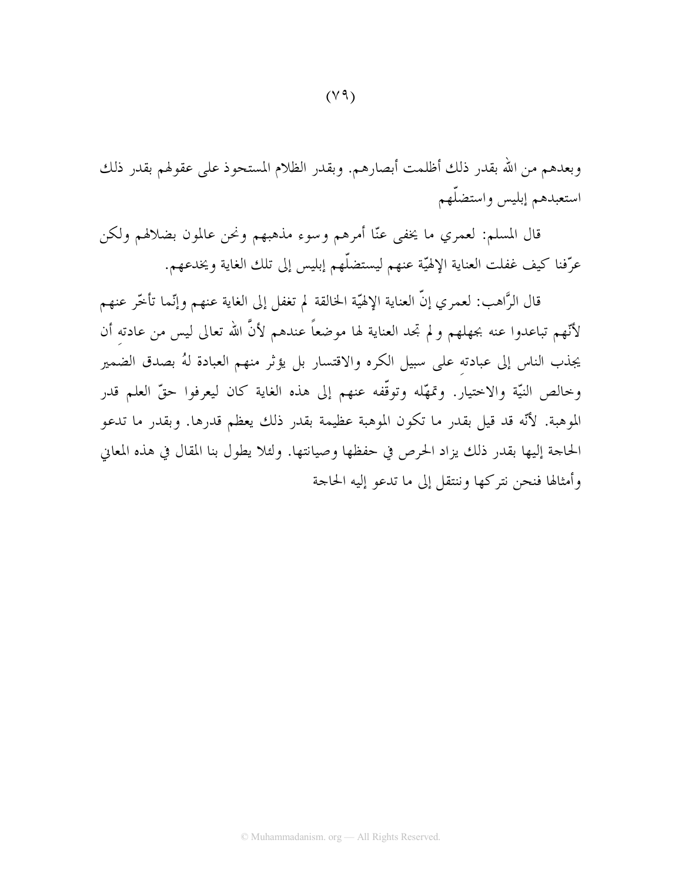وبعدهم من الله بقدر ذلك أظلمت أبصارهم. وبقدر الظلام المستحوذ على عقولهم بقدر ذلك استعبدهم إبليس واستضلّهم

قال المسلم: لعمري ما يخفى عنّا أمرهم وسوء مذهبهم ونحن عالمون بضلالهم ولكن عرّفنا كيف غفلت العناية الإلهيّة عنهم ليستضلّهم إبليس إلى تلك الغاية ويخدعهم.

قال الرَّاهب: لعمري إنَّ العناية الإلهيّة الخالقة لم تغفل إلى الغاية عنهم وإنّما تأخّر عنهم لأنّهم تباعدوا عنه بجهلهم و لم تجد العناية لها موضعاً عندهم لأنَّ الله تعالى ليس من عادتهِ أن يجذب الناس إلى عبادتهِ على سبيل الكره والاقتسار بل يؤثر منهم العبادة لهُ بصدق الضمير وخالص النيّة والاختيار. وتمهّله وتوقّفه عنهم إلى هذه الغاية كان ليعرفوا حقّ العلم قدر الموهبة. لأنّه قد قيل بقدر ما تكون الموهبة عظيمة بقدر ذلك يعظم قدرها. وبقدر ما تدعو الحاجة إليها بقدر ذلك يزاد الحرص في حفظها وصيانتها. ولئلا يطول بنا المقال في هذه المعاني وأمثالها فنحن نتركها وننتقل إلى ما تدعو إليه الحاجة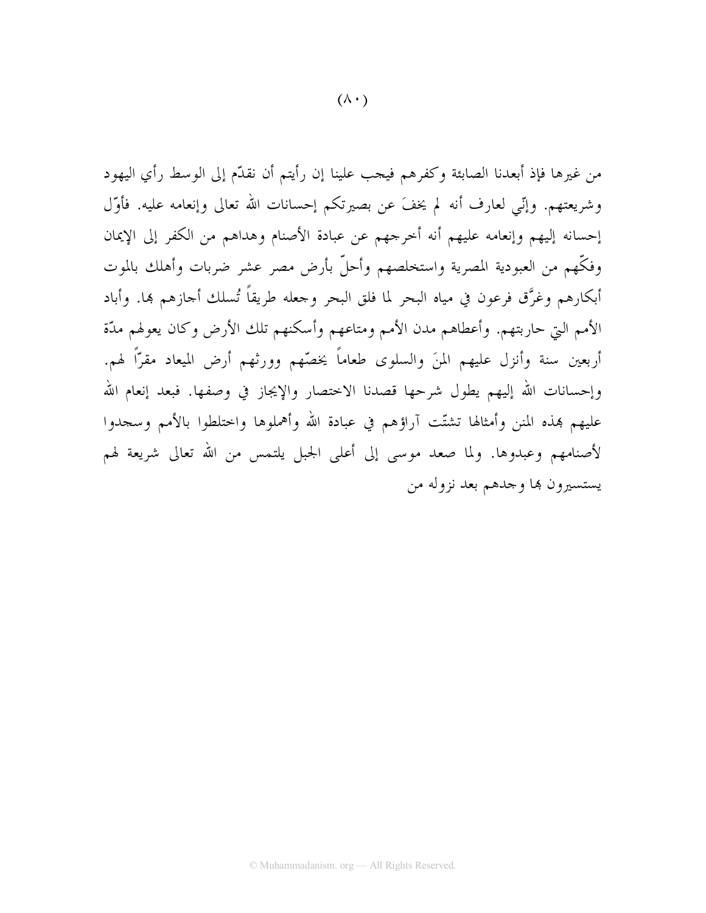من غيرها فإذ أبعدنا الصابئة وكفرهم فيجب علينا إن رأيتم أن نقدّم إلى الوسط رأي اليهود وشريعتهم. وإنّي لعارف أنه لم يخفَ عن بصيرتكم إحسانات الله تعالى وإنعامه عليه. فأوّل إحسانه إليهم وإنعامه عليهم أنه أخرجهم عن عبادة الأصنام وهداهم من الكفر إلى الإيمان وفكّهم من العبودية المصرية واستخلصهم وأحلّ بأرض مصر عشر ضربات وأهلك بالموت أبكارهم وغرَّق فرعون في مياه البحر لما فلق البحر وجعله طريقاً تُسلك أجازهم بها. وأباد الأمم التي حاربتهم. وأعطاهم مدن الأمم ومتاعهم وأسكنهم تلك الأرض وكان يعولهم مدّة أربعين سنة وأنزل عليهم المنَ والسلوى طعاماً يخصّهم وورثهم أرض الميعاد مقرّاً لهم. وإحسانات الله إليهم يطول شرحها قصدنا الاختصار والإيجاز في وصفها. فبعد إنعام الله عليهم بهذه المنن وأمثالها تشتّت آراؤهم في عبادة الله وأهملوها واختلطوا بالأمم وسجدوا لأصنامهم وعبدوها. ولما صعد موسى إلى أعلى الجبل يلتمس من الله تعالى شريعة لهم يستسيرون بها وجدهم بعد نزوله من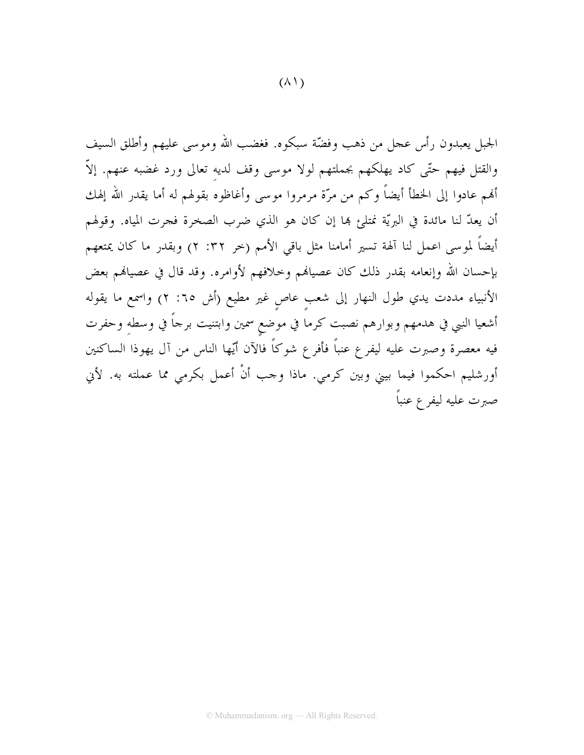الجبل يعبدون رأس عجل من ذهب وفضّة سبكوه. فغضب الله وموسى عليهم وأطلق السيف والقتل فيهم حتّى كاد يهلكهم بجملتهم لولا موسى وقف لديهِ تعالى ورد غضبه عنهم. إلاّ أنهم عادوا إلى الخطأ أيضاً وكم من مرّة مرمروا موسى وأغاظوه بقولهم له أما يقدر الله إلهك أن يعدّ لنا مائدة في البريّة نمتلئ بها إن كان هو الذي ضرب الصخرة فجرت المياه. وقولهم أيضاً لموسى اعمل لنا آلهة تسير أمامنا مثل باقي الأمم (خر ٣٢: ٢) وبقدر ما كان يمتعهم بإحسان الله وإنعامه بقدر ذلك كان عصيانهم وخلافهم لأوامره. وقد قال في عصيانهم بعض الأنبياء مددت يدي طول النهار إلى شعبٍ عاصٍ غير مطيع (أش ٦٥: ٢) واسمع ما يقوله أشعيا النبي في هدمهم وبوارهم نصبت كرماً في موضعٍ سمين وابتنيت برجاً في وسطهِ وحفرت فيه معصرة وصبرت عليه ليفرع عنباً فأفرع شوكاً فالآن أيّها الناس من آل يهوذا الساكنين أورشليم احكموا فيما بيني وبين كرمي. ماذا وجب أنْ أعمل بكرمي مما عملته به. لأني صبرت عليه ليفرع عنباً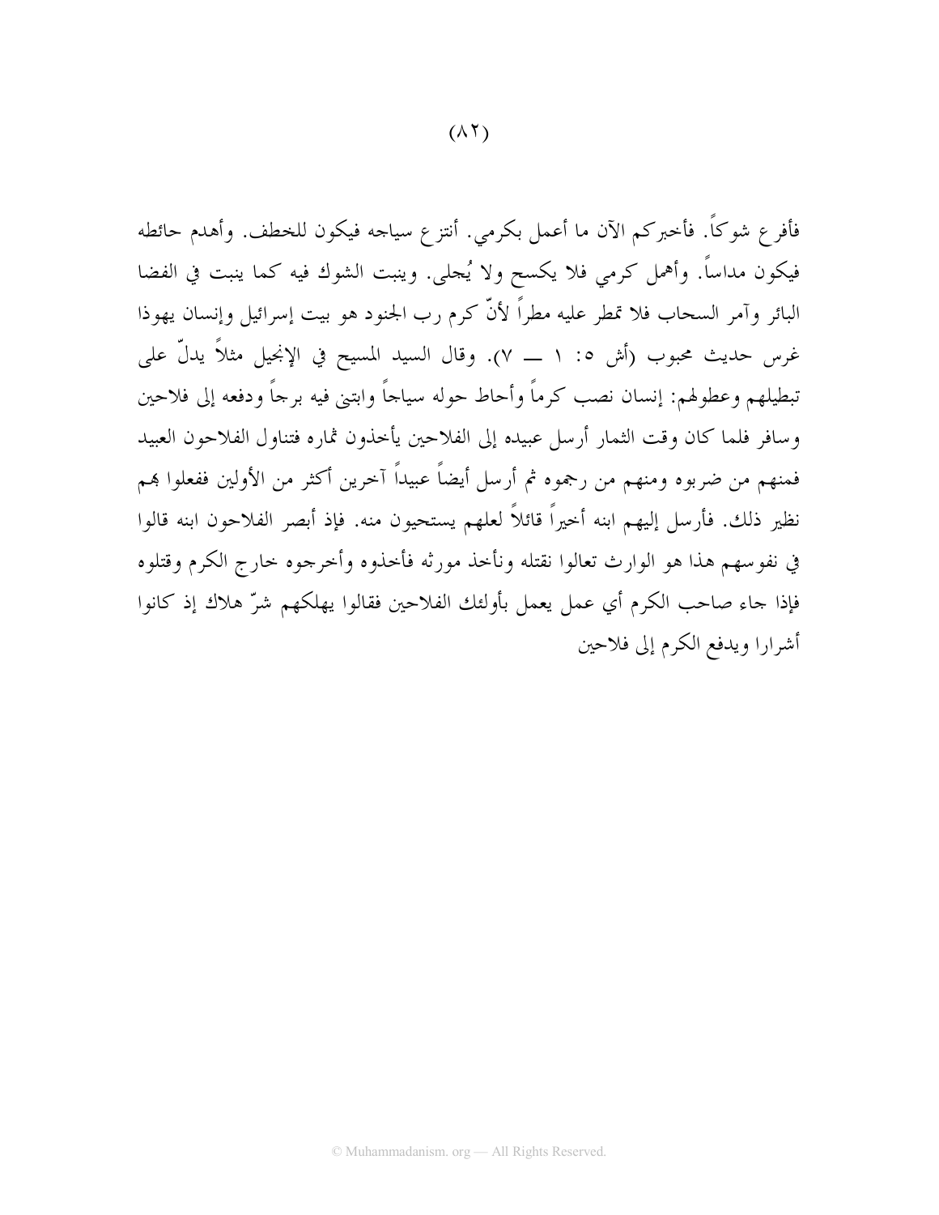فأفرع شوكاً. فأخبركم الآن ما أعمل بكرمي. أنتزع سياجه فيكون للخطف. وأهدم حائطه فيكون مداساً. وأهمل كرمي فلا يكسح ولا يُحلى. وينبت الشوك فيه كما ينبت في الفضا البائر وآمر السحاب فلا تمطر عليه مطراً لأنّ كرم رب الجنود هو بيت إسرائيل وإنسان يهوذا غرس حديث محبوب (أش ٥: ١ ــ ٧). وقال السيد المسيح في الإنجيل مثلاً يدلّ على تبطيلهم وعطولهم: إنسان نصب كرماً وأحاط حوله سياجاً وابتنى فيه برجاً ودفعه إلى فلاحين وسافر فلما كان وقت الثمار أرسل عبيده إلى الفلاحين يأخذون ثماره فتناول الفلاحون العبيد فمنهم من ضربوه ومنهم من رجموه ثم أرسل أيضاً عبيداً آخرين أكثر من الأولين ففعلوا بهم نظير ذلك. فأرسل إليهم ابنه أخيراً قائلاً لعلهم يستحيون منه. فإذ أبصر الفلاحون ابنه قالوا في نفوسهم هذا هو الوارث تعالوا نقتله ونأخذ مورثه فأخذوه وأخرجوه خارج الكرم وقتلوه فإذا جاء صاحب الكرم أي عمل يعمل بأولئك الفلاحين فقالوا يهلكهم شرّ هلاك إذ كانوا أشرارا ويدفع الكرم إلى فلاحين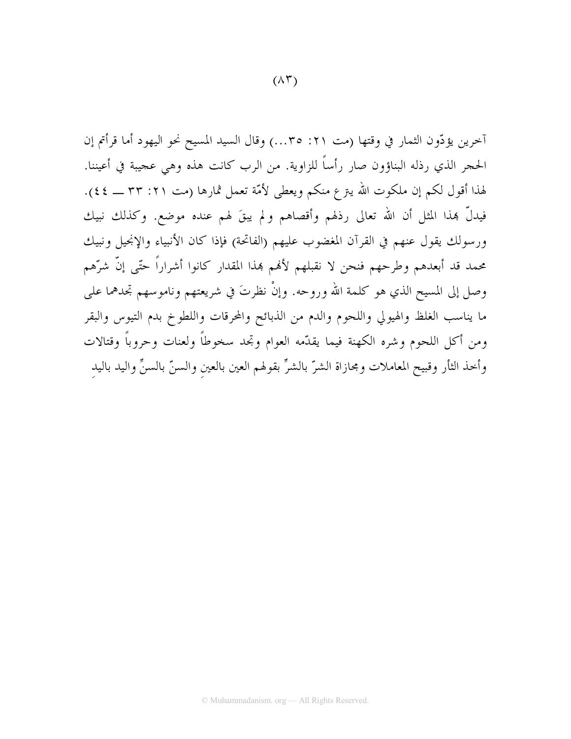آخرين يؤدّون الثمار في وقتها (مت ٢١: ٣٥...) وقال السيد المسيح نحو اليهود أما قرأتم إن الحجر الذي رذله البناؤون صار رأساً للزاوية. من الرب كانت هذه وهي عجيبة في أعيننا. لهذا أقول لكم إن ملكوت الله ينزع منكم ويعطى لأمّة تعمل ثمارها (مت ٢١: ٣٣ ــ ٤٤). فيدلّ بهذا المثل أن الله تعالى رذلهم وأقصاهم ولم يبقَ لهم عنده موضع. وكذلك نبيك ورسولك يقول عنهم في القرآن المغضوب عليهم (الفاتحة) فإذا كان الأنبياء والإنجيل ونبيك محمد قد أبعدهم وطرحهم فنحن لا نقبلهم لأنهم بهذا المقدار كانوا أشراراً حتّى إنّ شرّهم وصل إلى المسيح الذي هو كلمة الله وروحه. وإنْ نظرتَ في شريعتهم وناموسهم تجدهما على ما يناسب الغلظ والهيولي واللحوم والدم من الذبائح والمحرقات واللطوخ بدم التيوس والبقر ومن أكل اللحوم وشره الكهنة فيما يقدّمه العوام وتجد سخوطاً ولعنات وحروباً وقتالات وأخذ الثأر وقبيح المعاملات ومجازاة الشرّ بالشرِّ بقولهم العين بالعينِ والسنّ بالسنِّ واليد باليدِ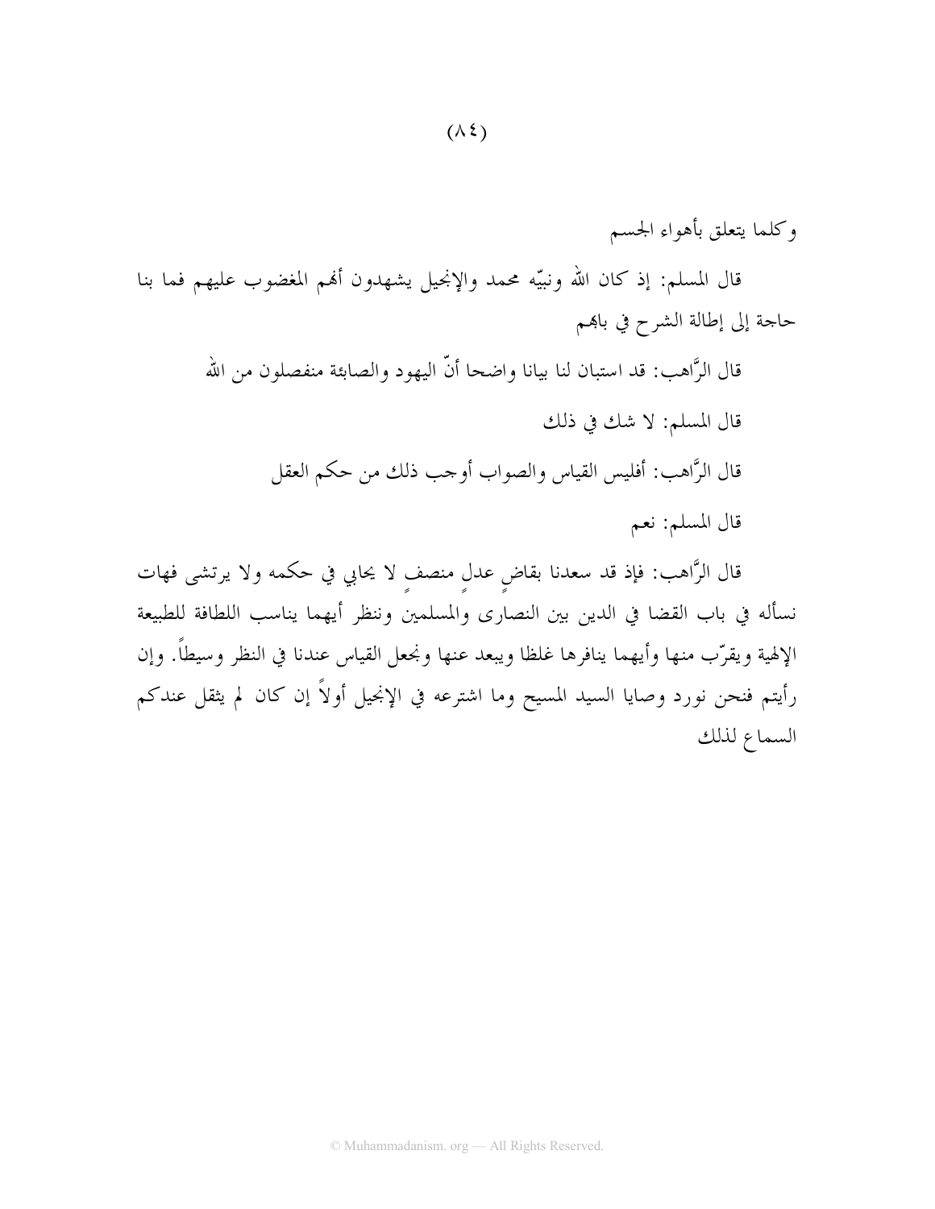وكلما يتعلق بأهواء الجسم

قال المسلم: إذ كان الله ونبيّه محمد والإنجيل يشهدون أنهم المغضوب عليهم فما بنا حاجة إلى إطالة الشرح في بابهم

قال الرَّاهب: قد استبان لنا بيانا واضحا أنّ اليهود والصابئة منفصلون من الله

قال المسلم: لا شك في ذلك

قال الرَّاهب: أفليس القياس والصواب أوجب ذلك من حكم العقل

قال المسلم: نعم

قال الرَّاهب: فإذ قد سعدنا بقاضٍ عدلٍ منصفٍ لا يحابي في حكمه ولا يرتشى فهات نسأله في باب القضا في الدين بين النصارى والمسلمين وننظر أيهما يناسب اللطافة للطبيعة الإلهية ويقرّب منها وأيهما ينافرها غلظا ويبعد عنها ونجعل القياس عندنا في النظر وسيطاً. وإن رأيتم فنحن نورد وصايا السيد المسيح وما اشترعه في الإنجيل أولاً إن كان لم يثقل عندكم السماع لذلك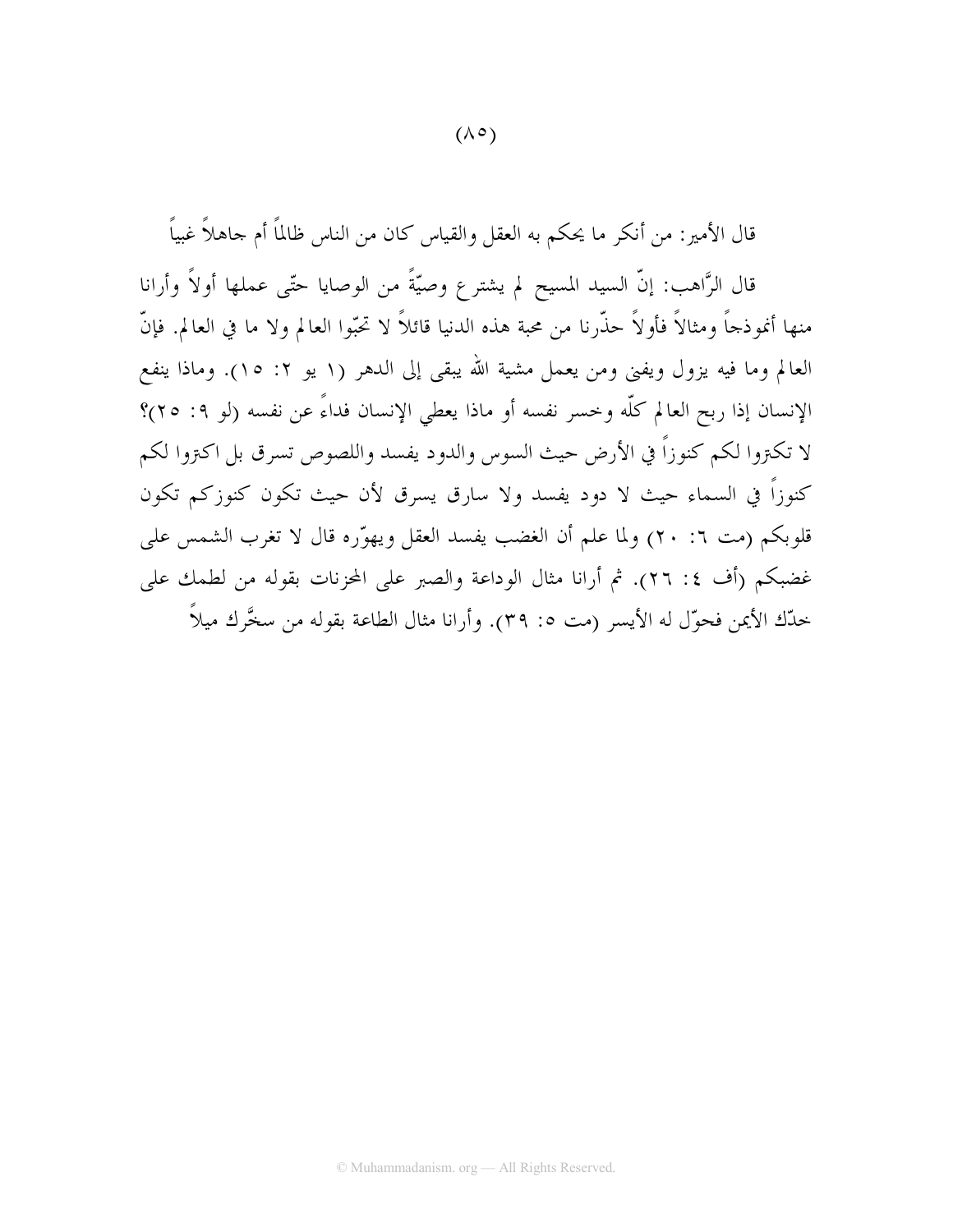قال الأمير: من أنكر ما يحكم به العقل والقياس كان من الناس ظالماً أم جاهلاً غبياً

قال الرَّاهب: إنّ السيد المسيح لم يشترع وصيّةً من الوصايا حتّى عملها أولاً وأرانا منها أنموذجاً ومثالاً فأولاً حذّرنا من محبة هذه الدنيا قائلاً لا تحبّوا العالم ولا ما في العالم. فإنّ العالم وما فيه يزول ويفنى ومن يعمل مشية الله يبقى إلى الدهر (١ يو ٢: ١٥). وماذا ينفع الإنسان إذا ربح العالم كلّه وخسر نفسه أو ماذا يعطي الإنسان فداءً عن نفسه (لو ٩: ٢٥)؟ لا تكتزوا لكم كنوزاً في الأرض حيث السوس والدود يفسد واللصوص تسرق بل اكتزوا لكم كنوزاً في السماء حيث لا دود يفسد ولا سارق يسرق لأن حيث تكون كنوزكم تكون قلوبكم (مت ٦: ٢٠) ولما علم أن الغضب يفسد العقل ويهوّره قال لا تغرب الشمس على غضبكم (أف ٤: ٢٦). ثم أرانا مثال الوداعة والصبر على المحزنات بقوله من لطمك على خدّك الأيمن فحوّل له الأيسر (مت ٥: ٣٩). وأرانا مثال الطاعة بقوله من سخَّرك ميلاً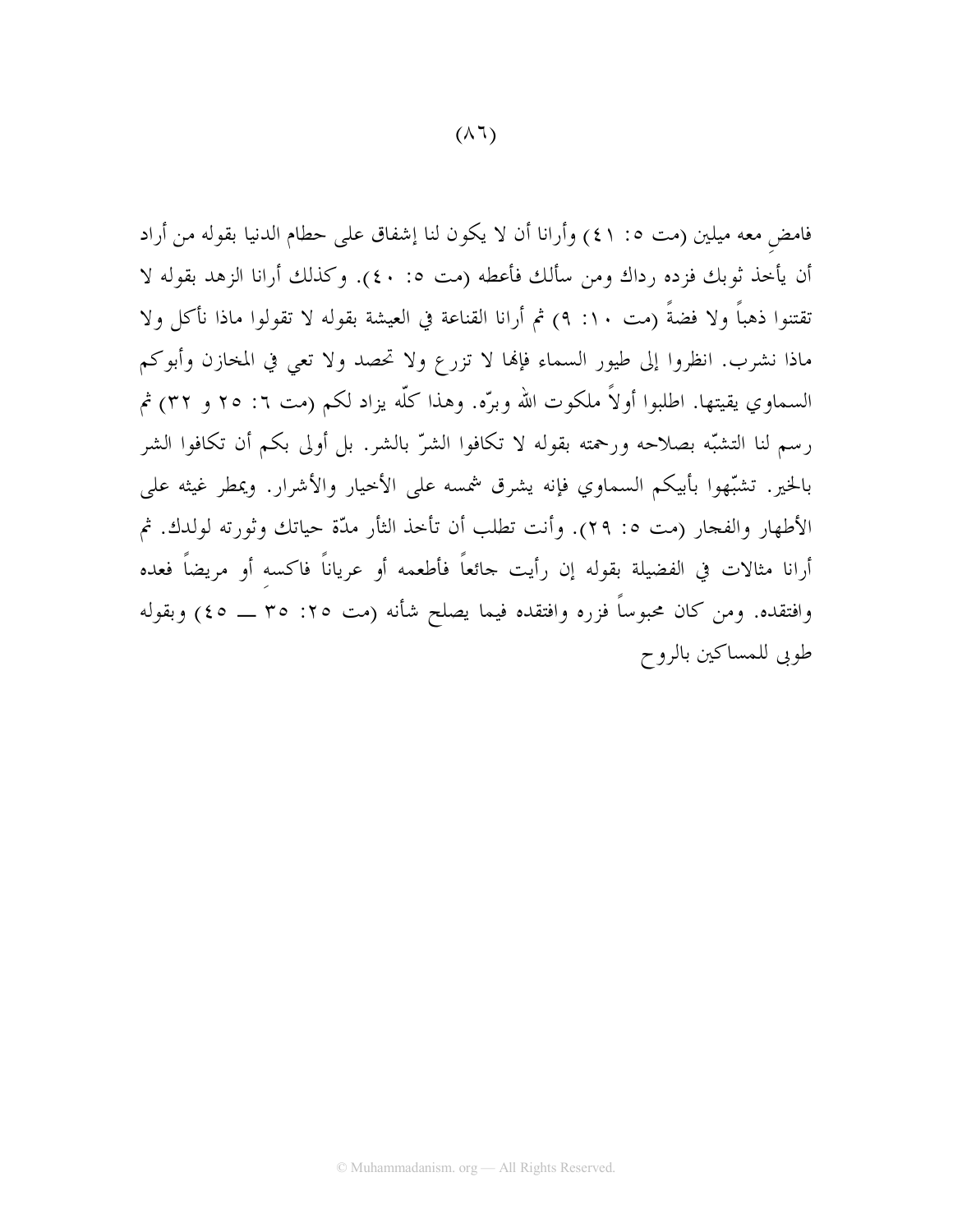فامضِ معه ميلين (مت ٥: ٤١) وأرانا أن لا يكون لنا إشفاق على حطام الدنيا بقوله من أراد أن يأخذ ثوبك فزده رداك ومن سألك فأعطه (مت ٥: ٤٠). وكذلك أرانا الزهد بقوله لا تقتنوا ذهباً ولا فضةً (مت ١٠: ٩) ثم أرانا القناعة في العيشة بقوله لا تقولوا ماذا نأكل ولا ماذا نشرب. انظروا إلى طيور السماء فإنها لا تزرع ولا تحصد ولا تعي في المخازن وأبوكم السماوي يقيتها. اطلبوا أولاً ملكوت الله وبرّه. وهذا كلّه يزاد لكم (مت ٦: ٢٥ و ٣٢) ثم رسم لنا التشبّه بصلاحه ورحمته بقوله لا تكافوا الشرّ بالشر. بل أولى بكم أن تكافوا الشر بالخير. تشبّهوا بأبيكم السماوي فإنه يشرق شمسه على الأخيار والأشرار. ويمطر غيثه على الأطهار والفجار (مت ٥: ٢٩). وأنت تطلب أن تأخذ الثأر مدّة حياتك وثورته لولدك. ثم أرانا مثالات في الفضيلة بقوله إن رأيت جائعاً فأطعمه أو عرياناً فاكسهِ أو مريضاً فعده وافتقده. ومن كان محبوساً فزره وافتقده فيما يصلح شأنه (مت ٢٥: ٣٥ ــ ٤٥) وبقوله طوبى للمساكين بالروح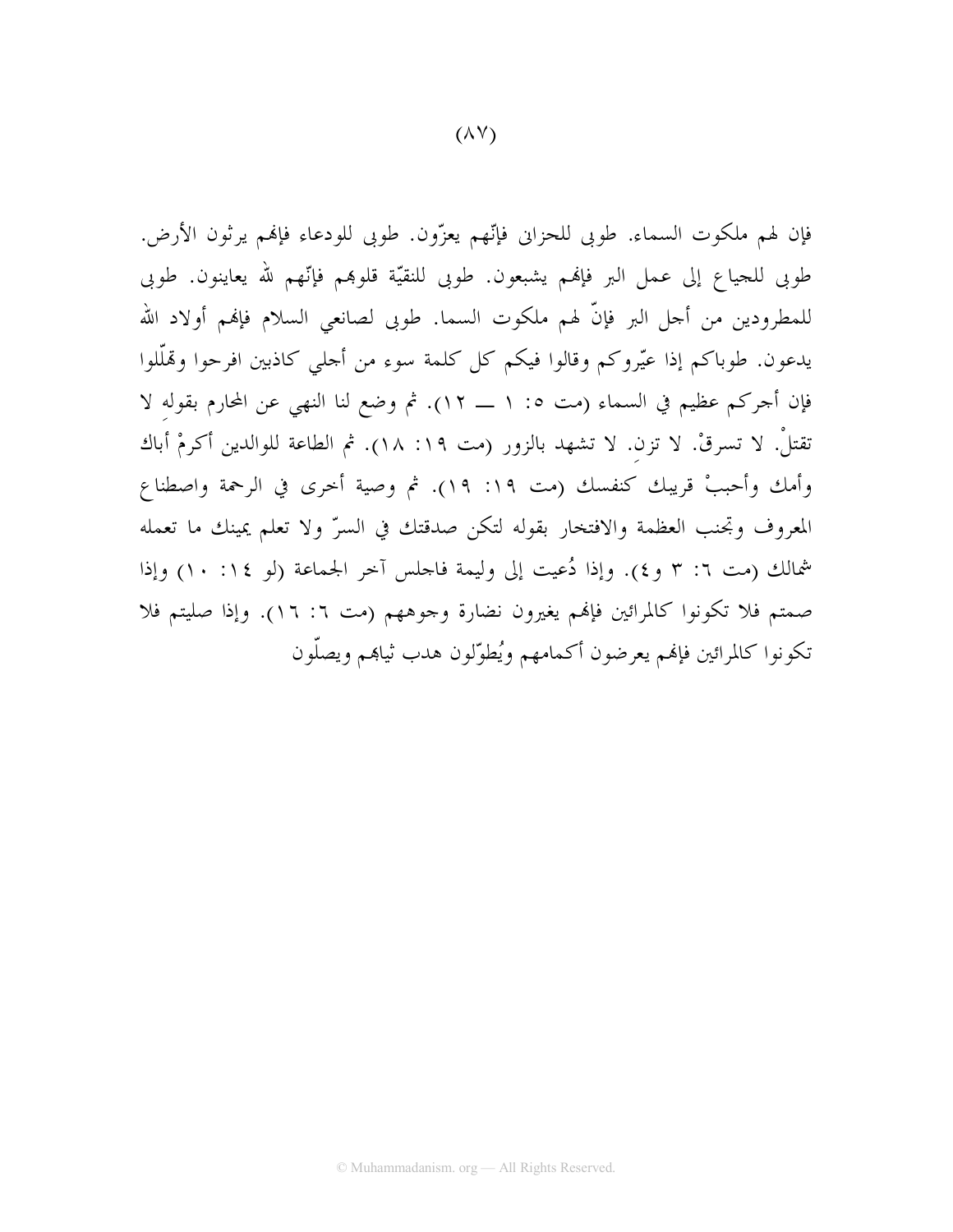فإن لهم ملكوت السماء. طوبى للحزانى فإنّهم يعزّون. طوبى للودعاء فإنهم يرثون الأرض. طوبى للجياع إلى عمل البر فإنهم يشبعون. طوبى للنقيّة قلوبهم فإنّهم لله يعاينون. طوبى للمطرودين من أجل البر فإنّ لهم ملكوت السما. طوبى لصانعي السلام فإنهم أولاد الله يدعون. طوباكم إذا عيّروكم وقالوا فيكم كل كلمة سوء من أجلي كاذبين افرحوا وتهلّلوا فإن أجركم عظيم في السماء (مت ٥: ١ ــ ١٢). ثم وضع لنا النهي عن المحارم بقوله لا تقتلْ. لا تسرقْ. لا تزنِ. لا تشهد بالزور (مت ١٩: ١٨). ثم الطاعة للوالدين أكرمْ أباك وأمك وأحببْ قريبك كنفسك (مت ١٩: ١٩). ثم وصية أخرى في الرحمة واصطناع المعروف وتجنب العظمة والافتخار بقوله لتكن صدقتك في السرّ ولا تعلم يمينك ما تعمله شمالك (مت ٦: ٣ و٤). وإذا دُعيت إلى وليمة فاجلس آخر الجماعة (لو ١٤: ١٠) وإذا صمتم فلا تكونوا كالمرائين فإنهم يغيرون نضارة وجوههم (مت ٦: ١٦). وإذا صليتم فلا تكونوا كالمرائين فإنهم يعرضون أكمامهم ويُطوّلون هدب ثيابهم ويصلّون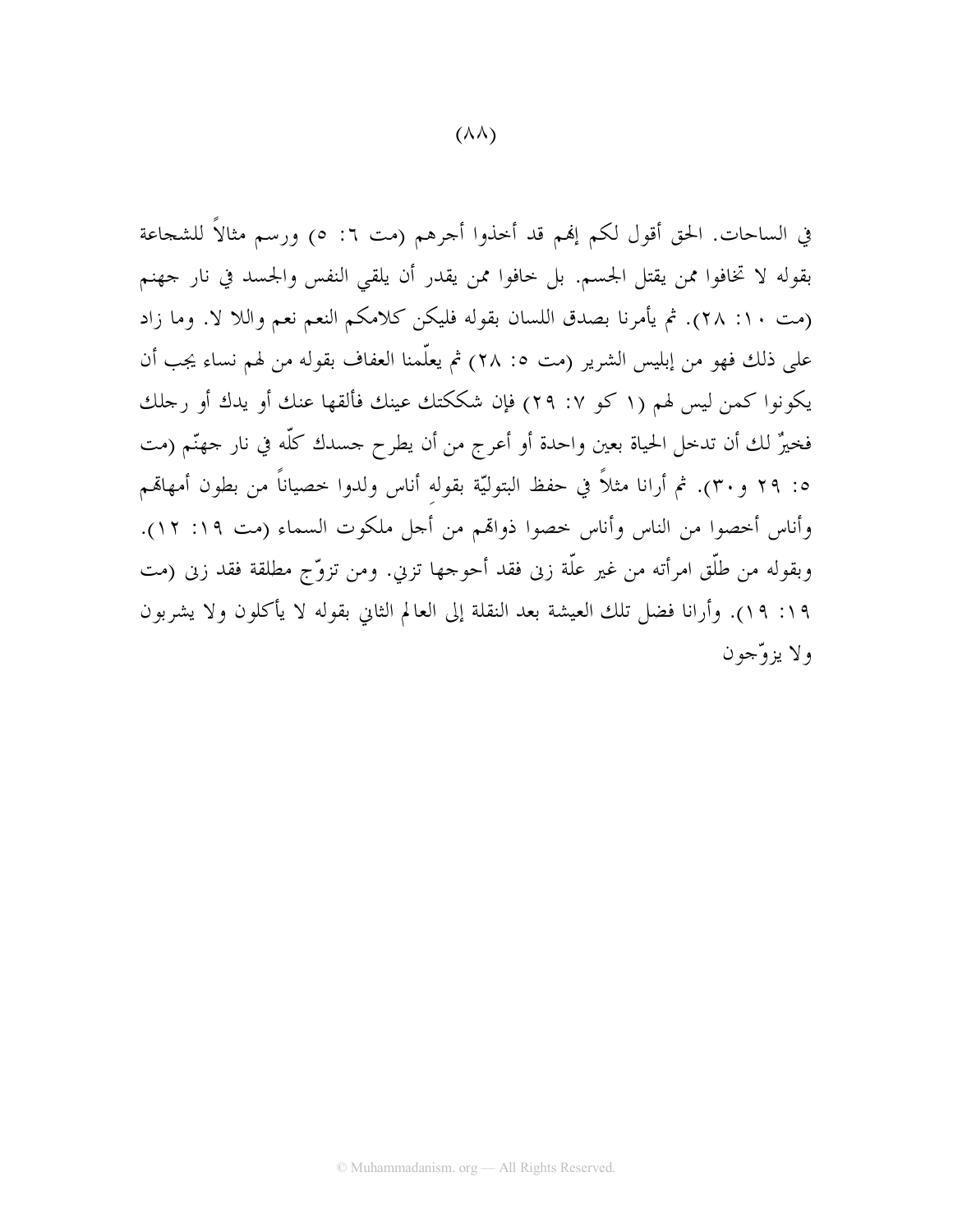في الساحات. الحق أقول لكم إنهم قد أخذوا أجرهم (مت ٦: ٥) ورسم مثالاً للشجاعة بقوله لا تخافوا ممن يقتل الجسم. بل خافوا ممن يقدر أن يلقي النفس والجسد في نار جهنم (مت ١٠: ٢٨). ثم يأمرنا بصدق اللسان بقوله فليكن كلامكم النعم نعم واللا لا. وما زاد على ذلك فهو من إبليس الشرير (مت ٥: ٢٨) ثم يعلّمنا العفاف بقوله من لهم نساء يجب أن يكونوا كمن ليس لهم (١ كو ٧: ٢٩) فإن شككتك عينك فألقها عنك أو يدك أو رجلك فخيرٌ لك أن تدخل الحياة بعين واحدة أو أعرج من أن يطرح جسدك كلّه في نار جهنّم (مت ٥: ٢٩ و٣٠). ثم أرانا مثلاً في حفظ البتوليّة بقوله أناس ولدوا خصياناً من بطون أمهاتهم وأناس أخصوا من الناس وأناس خصوا ذواتهم من أجل ملكوت السماء (مت ١٩: ١٢). وبقوله من طلّق امرأته من غير علّة زنى فقد أحوجها تزني. ومن تزوّج مطلقة فقد زنى (مت ١٩: ١٩). وأرانا فضل تلك العيشة بعد النقلة إلى العالم الثاني بقوله لا يأكلون ولا يشربون ولا يزوّجون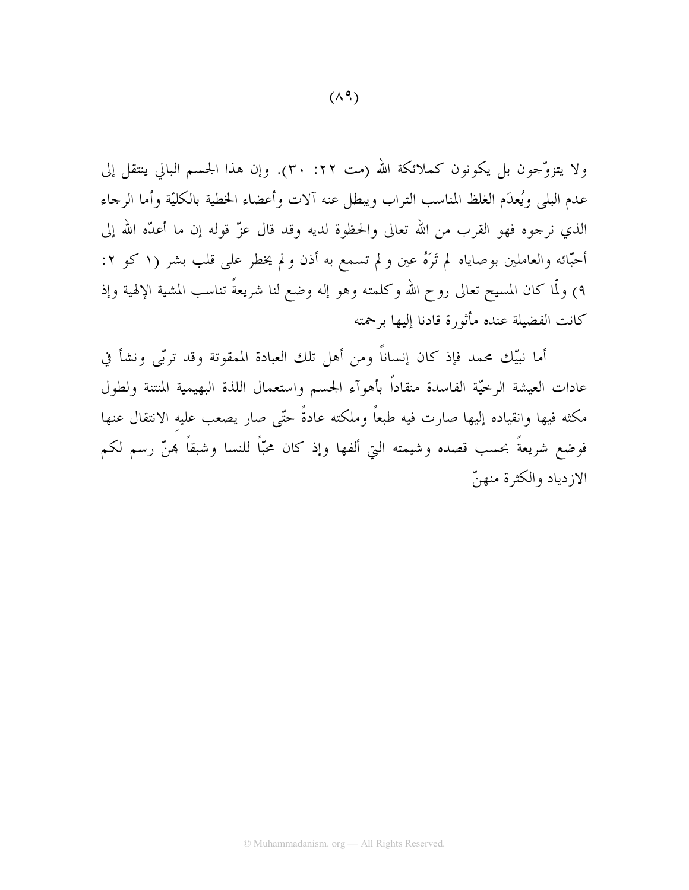ولا يتزوّجون بل يكونون كملائكة الله (مت ٢٢: ٣٠). وإن هذا الجسم البالي ينتقل إلى عدم البلى ويُعدَم الغلظ المناسب التراب ويبطل عنه آلات وأعضاء الخطية بالكليّة وأما الرجاء الذي نرجوه فهو القرب من الله تعالى والحظوة لديه وقد قال عزّ قوله إن ما أعدّه الله إلى أحبّائه والعاملين بوصاياه لم تَرَهُ عين ولم تسمع به أذن ولم يخطر على قلب بشر (١ كو ٢: ٩) ولمّا كان المسيح تعالى روح الله وكلمته وهو إله وضع لنا شريعةً تناسب المشية الإلهية وإذ كانت الفضيلة عنده مأثورة قادنا إليها برحمته

أما نبيّك محمد فإذ كان إنساناً ومن أهل تلك العبادة الممقوتة وقد تربّى ونشأ في عادات العيشة الرخيّة الفاسدة منقاداً بأهوآء الجسم واستعمال اللذة البهيمية المنتنة ولطول مكثه فيها وانقياده إليها صارت فيه طبعاً وملكته عادةً حتّى صار يصعب عليه الانتقال عنها فوضع شريعةً بحسب قصده وشيمته التي ألفها وإذ كان محبّاً للنسا وشبقاً بهنّ رسم لكم الازدياد والكثرة منهنّ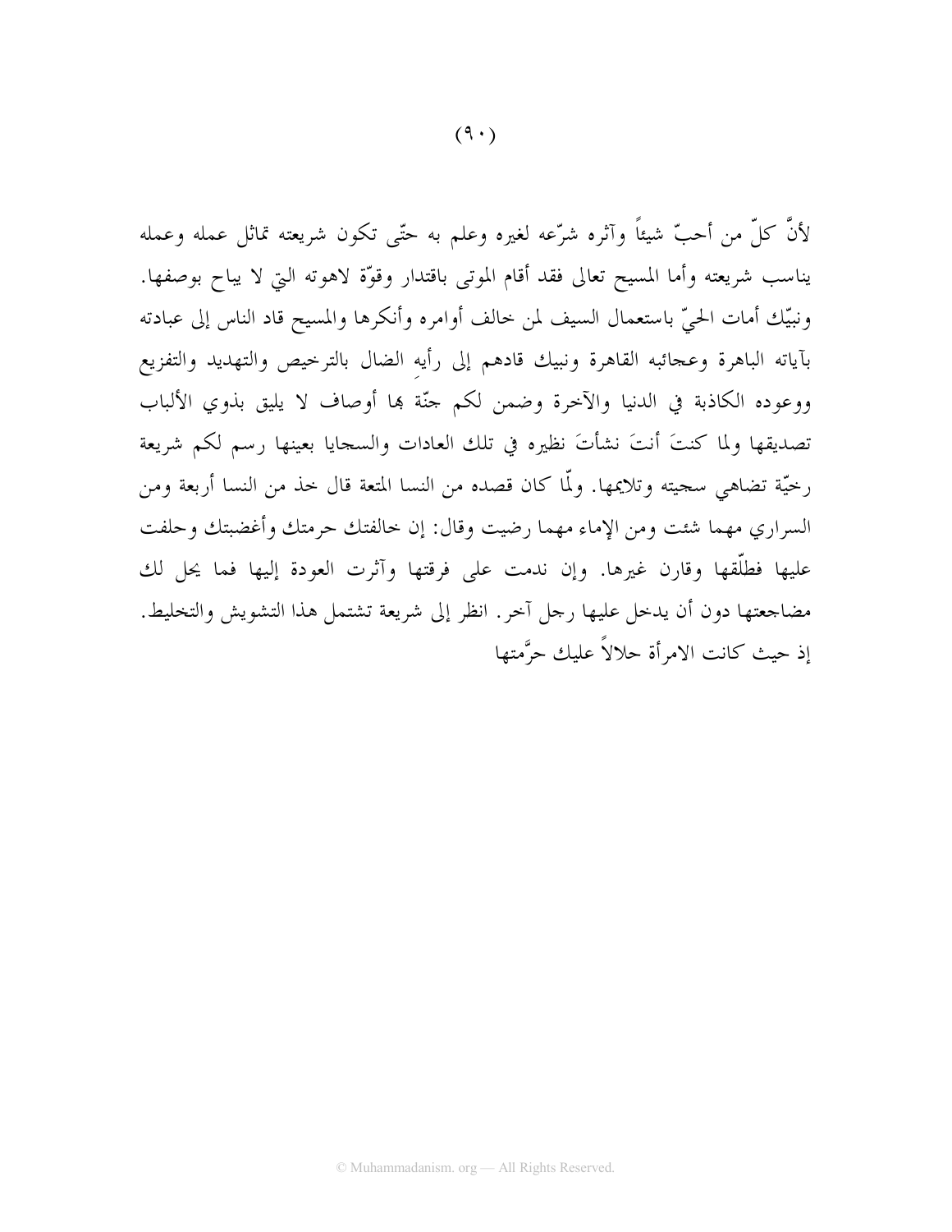لأنَّ كلّ من أحبّ شيئاً وآثره شرّعه لغيره وعلم به حتّى تكون شريعته تماثل عمله وعمله يناسب شريعته وأما المسيح تعالى فقد أقام الموتى باقتدار وقوّة لاهوته التي لا يباح بوصفها. ونبيّك أمات الحيّ باستعمال السيف لمن خالف أوامره وأنكرها والمسيح قاد الناس إلى عبادته بآياته الباهرة وعجائبه القاهرة ونبيك قادهم إلى رأيِه الضال بالترخيص والتهديد والتفزيع ووعوده الكاذبة في الدنيا والآخرة وضمن لكم جنّة بها أوصاف لا يليق بذوي الألباب تصديقها ولما كنتَ أنتَ نشأتَ نظيره في تلك العادات والسجايا بعينها رسم لكم شريعة رخيّة تضاهي سجيته وتلايمها. ولّما كان قصده من النسا المتعة قال خذ من النسا أربعة ومن السراري مهما شئت ومن الإماء مهما رضيت وقال: إن خالفتك حرمتك وأغضبتك وحلفت عليها فطلّقها وقارن غيرها. وإن ندمت على فرقتها وآثرت العودة إليها فما يحل لك مضاجعتها دون أن يدخل عليها رجل آخر. انظر إلى شريعة تشتمل هذا التشويش والتخليط. إذ حيث كانت الامرأة حلالاً عليك حرَّمتها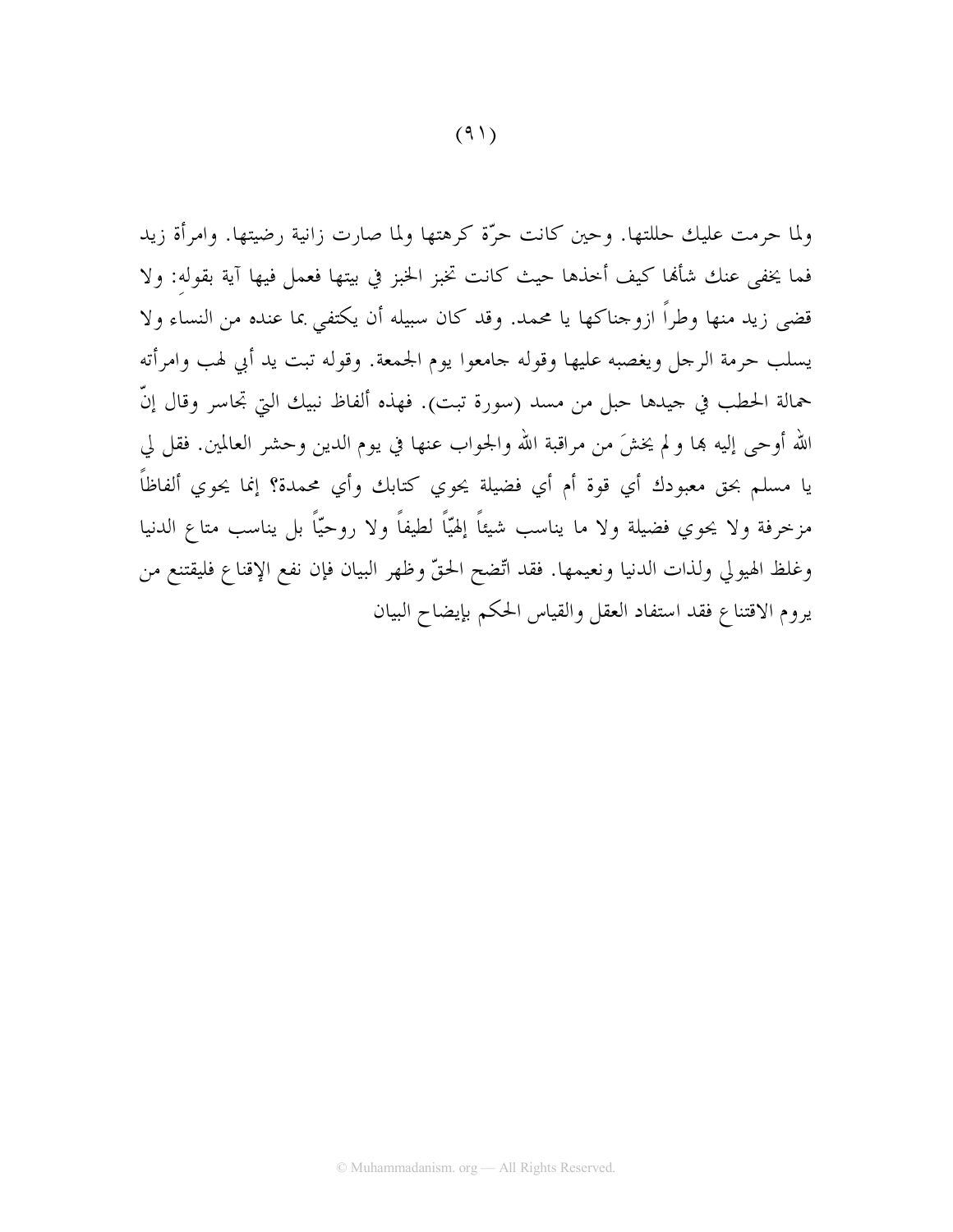ولما حرمت عليك حللتها. وحين كانت حرّة كرهتها ولما صارت زانية رضيتها. وامرأة زيد فما يخفى عنك شأنها كيف أخذها حيث كانت تخبز الخبز في بيتها فعمل فيها آية بقوله: ولا قضى زيد منها وطراً ازوجناكها يا محمد. وقد كان سبيله أن يكتفي بما عنده من النساء ولا يسلب حرمة الرجل ويغصبه عليها وقوله جامعوا يوم الجمعة. وقوله تبت يد أبي لهب وامرأته حمالة الحطب في جيدها حبل من مسد (سورة تبت). فهذه ألفاظ نبيك التي تجاسر وقال إنّ الله أوحى إليه بها و لم يخشَ من مراقبة الله والجواب عنها في يوم الدين وحشر العالمين. فقل لي يا مسلم بحق معبودك أي قوة أم أي فضيلة يحوي كتابك وأي محمدة؟ إنما يحوي ألفاظاً مزخرفة ولا يحوي فضيلة ولا ما يناسب شيئاً إلهيّاً لطيفاً ولا روحيّاً بل يناسب متاع الدنيا وغلظ الهيولي ولذات الدنيا ونعيمها. فقد اتّضح الحقّ وظهر البيان فإن نفع الإقناع فليقتنع من يروم الاقتناع فقد استفاد العقل والقياس الحكم بإيضاح البيان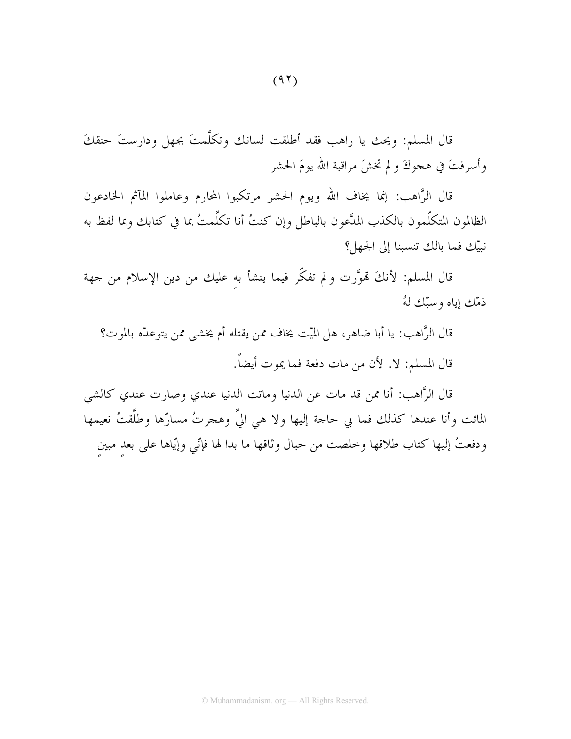قال المسلم: ويحك يا راهب فقد أطلقت لسانك وتكلَّمتَ بجهل ودارستَ حنقكَ وأسرفتَ في هجوكَ و لمَ تخشَ مراقبة الله يومَ الحشر

قال الرَّاهب: إنما يخاف الله ويوم الحشر مرتكبوا المحارم وعاملوا المآثم الخادعون الظالمون المتكلّمون بالكذب المدَّعون بالباطل وإن كنتُ أنا تكلَّمتُ بما في كتابك وبما لفظ به نبيّك فما بالك تنسبنا إلى الجهل؟

قال المسلم: لأنكَ تهوَّرت و لم تفكّر فيما ينشأ بهِ عليك من دين الإسلام من جهة ذمّك إياه وسبّك لهُ

قال الرَّاهب: يا أبا ضاهر، هل الميّت يخاف ممن يقتله أم يخشى ممن يتوعدّه بالموت؟

قال المسلم: لا. لأن من مات دفعة فما يموت أيضاً.

قال الرَّاهب: أنا ممن قد مات عن الدنيا وماتت الدنيا عندي وصارت عندي كالشي المائت وأنا عندها كذلك فما بي حاجة إليها ولا هي اليَّ وهجرتُ مسارّها وطلَّقتُ نعيمها ودفعتُ إليها كتاب طلاقها وخلصت من حبال وثاقها ما بدا لها فإنّي وإيّاها على بعدٍ مبينٍ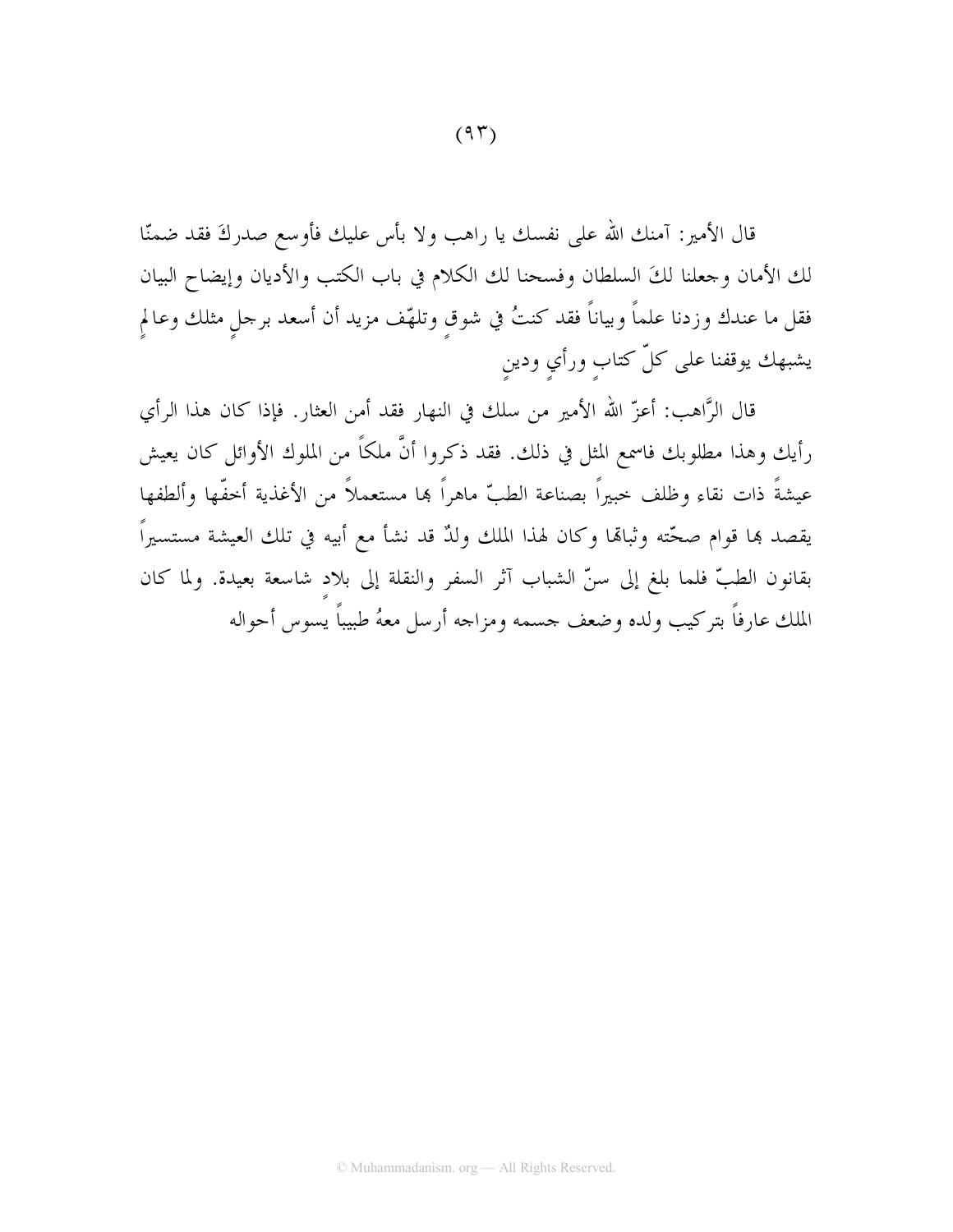قال الأمير: آمنك الله على نفسك يا راهب ولا بأس عليك فأوسع صدركَ فقد ضمنّا لك الأمان وجعلنا لكَ السلطان وفسحنا لك الكلام في باب الكتب والأديان وإيضاح البيان فقل ما عندك وزدنا علماً وبياناً فقد كنتُ في شوقٍ وتلهّف مزيد أن أسعد برجلٍ مثلك وعالمٍ يشبهك يوقفنا على كلّ كتابٍ ورأيٍ ودينٍ

قال الرَّاهب: أعزّ الله الأمير من سلك في النهار فقد أمن العثار. فإذا كان هذا الرأي رأيك وهذا مطلوبك فاسمع المثل في ذلك. فقد ذكروا أنَّ ملكاً من الملوك الأوائل كان يعيش عيشةً ذات نقاء وظلف خبيراً بصناعة الطبّ ماهراً بها مستعملاً من الأغذية أخفّها وألطفها يقصد بها قوام صحّته وثباتها وكان لهذا الملك ولدٌ قد نشأ مع أبيه في تلك العيشة مستسيراً بقانون الطبّ فلما بلغ إلى سنّ الشباب آثر السفر والنقلة إلى بلادٍ شاسعة بعيدة. ولما كان الملك عارفاً بتركيب ولده وضعف جسمه ومزاجه أرسل معهُ طبيباً يسوس أحواله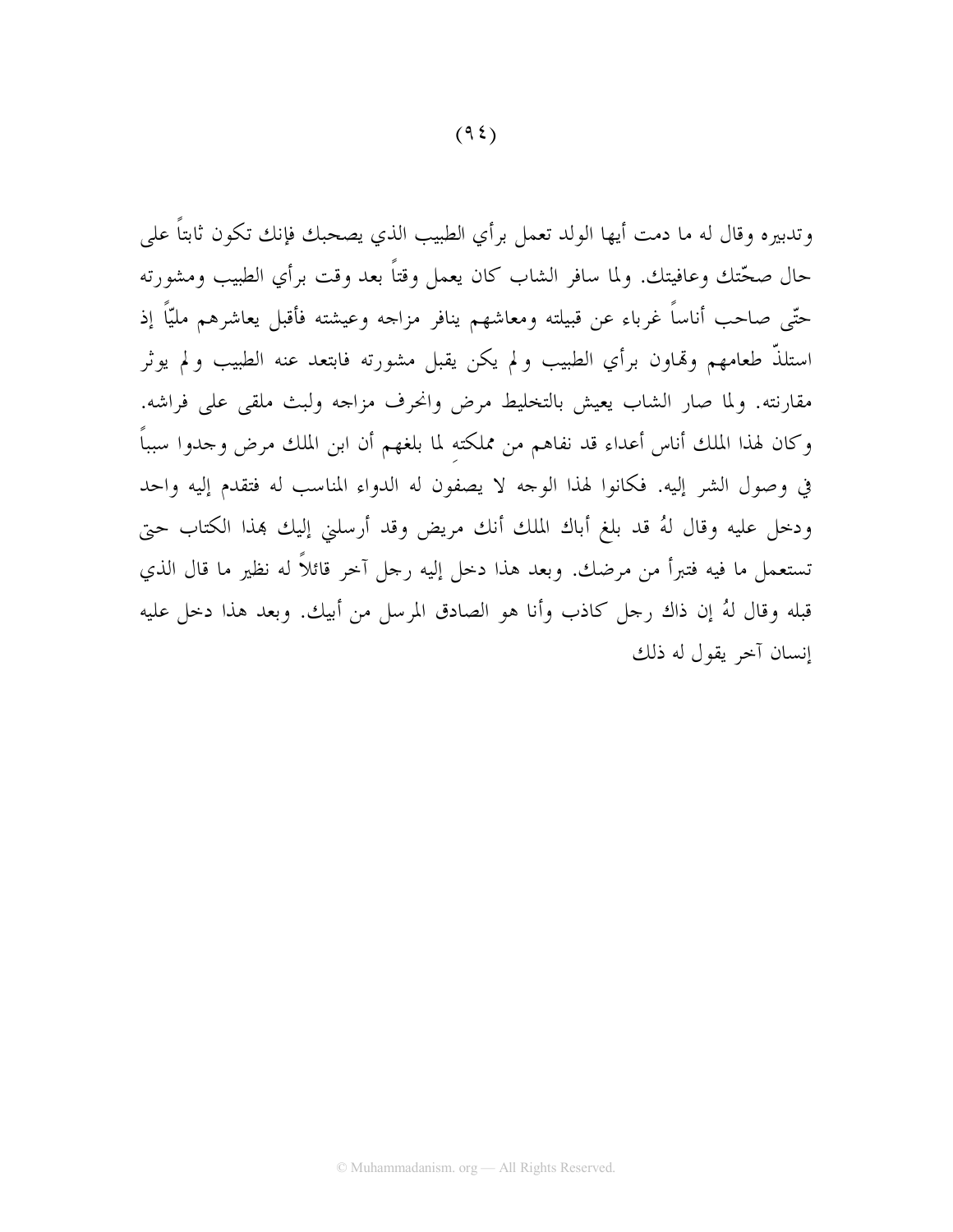وتدبيره وقال له ما دمت أيها الولد تعمل برأي الطبيب الذي يصحبك فإنك تكون ثابتاً على حال صحّتك وعافيتك. ولما سافر الشاب كان يعمل وقتاً بعد وقت برأي الطبيب ومشورته حتّى صاحب أناساً غرباء عن قبيلته ومعاشهم ينافر مزاجه وعيشته فأقبل يعاشرهم مليّاً إذ استلذّ طعامهم وتهاون برأي الطبيب ولم يكن يقبل مشورته فابتعد عنه الطبيب ولم يوثر مقارنته. ولما صار الشاب يعيش بالتخليط مرض وانحرف مزاجه ولبث ملقى على فراشه. وكان لهذا الملك أناس أعداء قد نفاهم من مملكتهِ لما بلغهم أن ابن الملك مرض وجدوا سبباً في وصول الشر إليه. فكانوا لهذا الوجه لا يصفون له الدواء المناسب له فتقدم إليه واحد ودخل عليه وقال لهُ قد بلغ أباك الملك أنك مريض وقد أرسلني إليك بهذا الكتاب حتى تستعمل ما فيه فتبرأ من مرضك. وبعد هذا دخل إليه رجل آخر قائلاً له نظير ما قال الذي قبله وقال لهُ إن ذاك رجل كاذب وأنا هو الصادق المرسل من أبيك. وبعد هذا دخل عليه إنسان آخر يقول له ذلك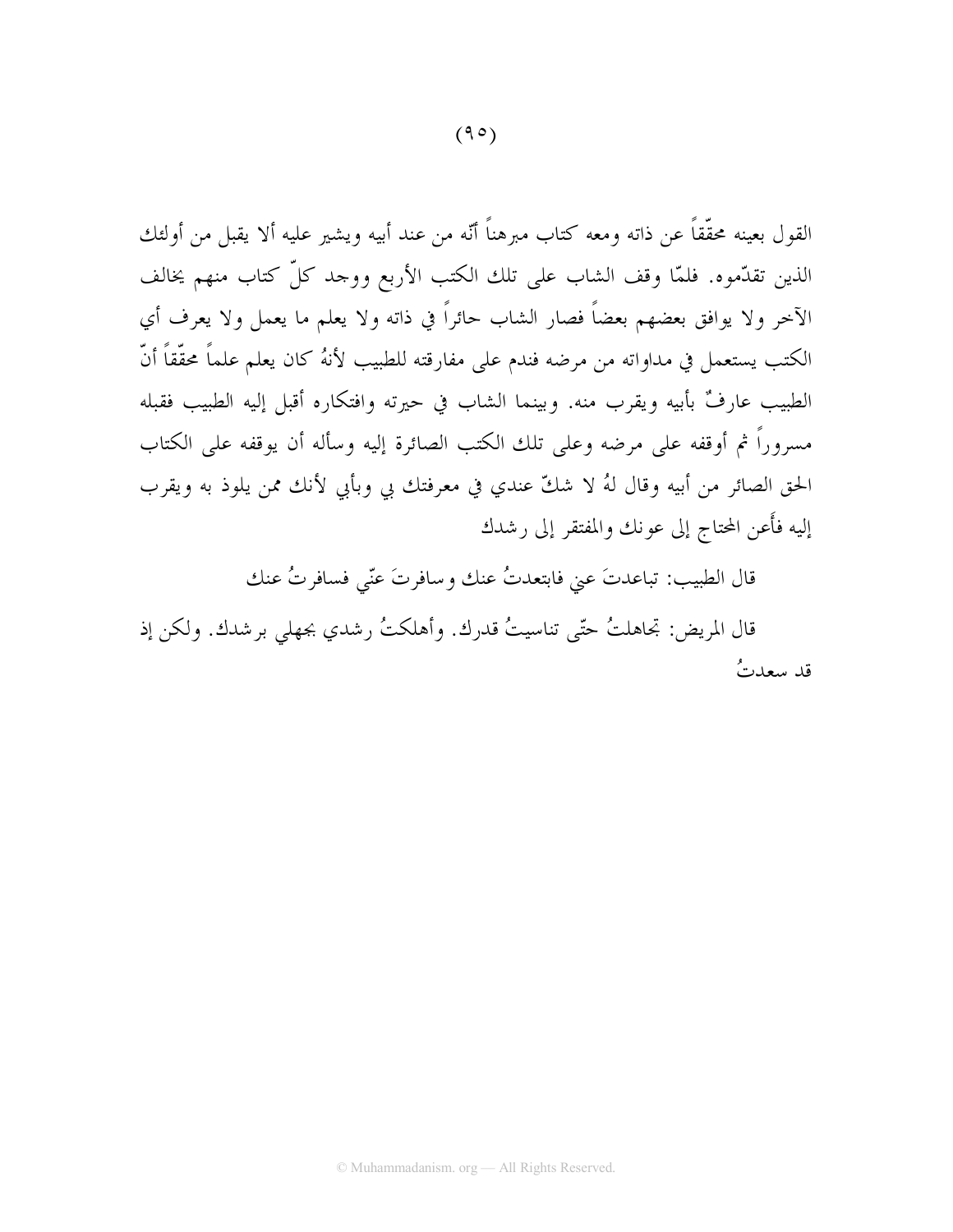القول بعينه محقّقاً عن ذاته ومعه كتاب مبرهناً أنّه من عند أبيه ويشير عليه ألا يقبل من أولئك الذين تقدّموه. فلمّا وقف الشاب على تلك الكتب الأربع ووجد كلّ كتاب منهم يخالف الآخر ولا يوافق بعضهم بعضاً فصار الشاب حائراً في ذاته ولا يعلم ما يعمل ولا يعرف أي الكتب يستعمل في مداواته من مرضه فندم على مفارقته للطبيب لأنهُ كان يعلم علماً محقّقاً أنّ الطبيب عارفٌ بأبيه ويقرب منه. وبينما الشاب في حيرته وافتكاره أقبل إليه الطبيب فقبله مسروراً ثم أوقفه على مرضه وعلى تلك الكتب الصائرة إليه وسأله أن يوقفه على الكتاب الحق الصائر من أبيه وقال لهُ لا شكّ عندي في معرفتك بي وبأبي لأنك ممن يلوذ به ويقرب إليه فأَعن المحتاج إلى عونك والمفتقر إلى رشدك

قال الطبيب: تباعدتَ عني فابتعدتُ عنك وسافرتَ عنّي فسافرتُ عنك

قال المريض: تجاهلتُ حتّى تناسيتُ قدرك. وأهلكتُ رشدي بجهلي برشدك. ولكن إذ قد سعدتُ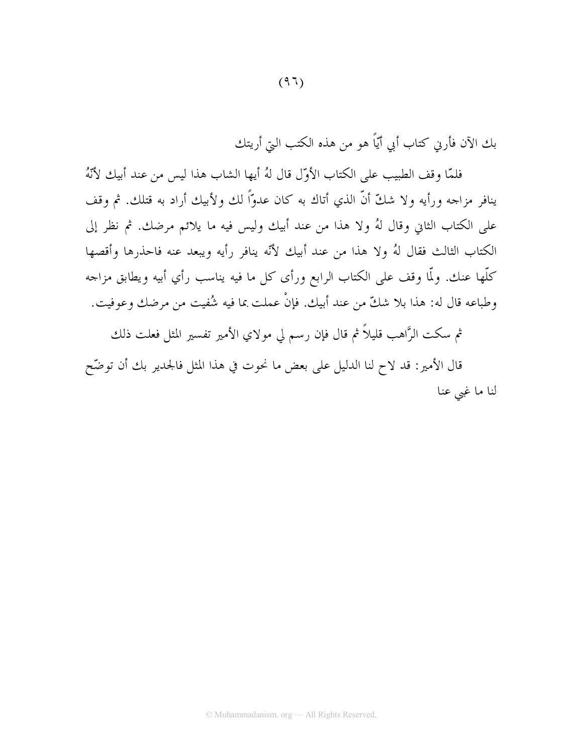بك الآن فأرني كتاب أبي أيّاً هو من هذه الكتب التي أريتك

فلمّا وقف الطبيب على الكتاب الأوّل قال لهُ أيها الشاب هذا ليس من عند أبيك لأنّهُ ينافر مزاجه ورأيه ولا شكّ أنّ الذي أتاك به كان عدوّاً لك ولأبيك أراد به قتلك. ثم وقف على الكتاب الثاني وقال لهُ ولا هذا من عند أبيك وليس فيه ما يلائم مرضك. ثم نظر إلى الكتاب الثالث فقال لهُ ولا هذا من عند أبيك لأنّه ينافر رأيه ويبعد عنه فاحذرها وأقصها كلّها عنك. ولّما وقف على الكتاب الرابع ورأى كل ما فيه يناسب رأي أبيه ويطابق مزاجه وطباعه قال له: هذا بلا شكّ من عند أبيك. فإنْ عملت بما فيه شُفيت من مرضك وعوفيت.

ثم سكت الرَّاهب قليلاً ثم قال فإن رسم لي مولاي الأمير تفسير المثل فعلت ذلك

قال الأمير: قد لاح لنا الدليل على بعض ما نحوت في هذا المثل فالجدير بك أن توضّح لنا ما غبي عنا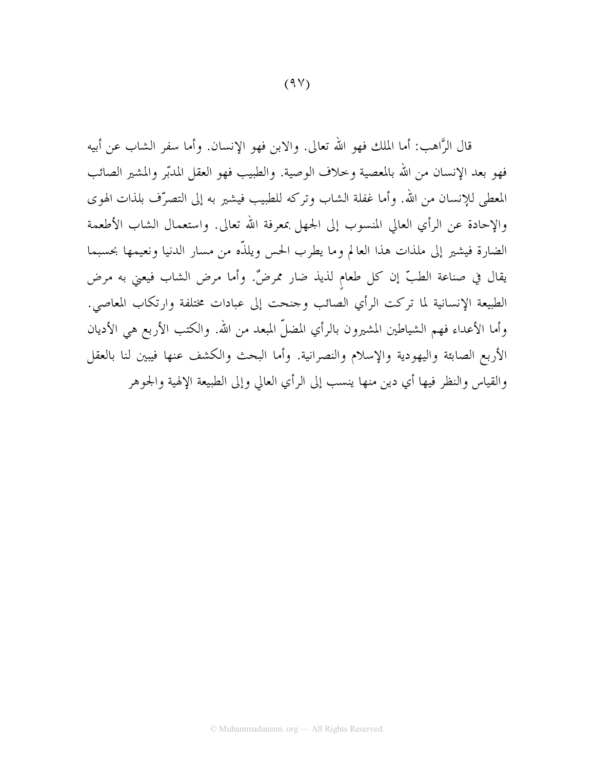قال الرَّاهب: أما الملك فهو الله تعالى. والابن فهو الإنسان. وأما سفر الشاب عن أبيه فهو بعد الإنسان من الله بالمعصية وخلاف الوصية. والطبيب فهو العقل المدبّر والمشير الصائب المعطى للإنسان من الله. وأما غفلة الشاب وتركه للطبيب فيشير به إلى التصرّف بلذات الهوى والإحادة عن الرأي العالي المنسوب إلى الجهل بمعرفة الله تعالى. واستعمال الشاب الأطعمة الضارة فيشير إلى ملذات هذا العالم وما يطرب الحس ويلذّه من مسار الدنيا ونعيمها بحسبما يقال في صناعة الطبّ إن كل طعامٍ لذيذ ضار ممرضٌ. وأما مرض الشاب فيعني به مرض الطبيعة الإنسانية لما تركت الرأي الصائب وجنحت إلى عبادات مختلفة وارتكاب المعاصي. وأما الأعداء فهم الشياطين المشيرون بالرأي المضلّ المبعد من الله. والكتب الأربع هي الأديان الأربع الصابئة واليهودية والإسلام والنصرانية. وأما البحث والكشف عنها فيبين لنا بالعقل والقياس والنظر فيها أي دين منها ينسب إلى الرأي العالي وإلى الطبيعة الإلهية والجوهر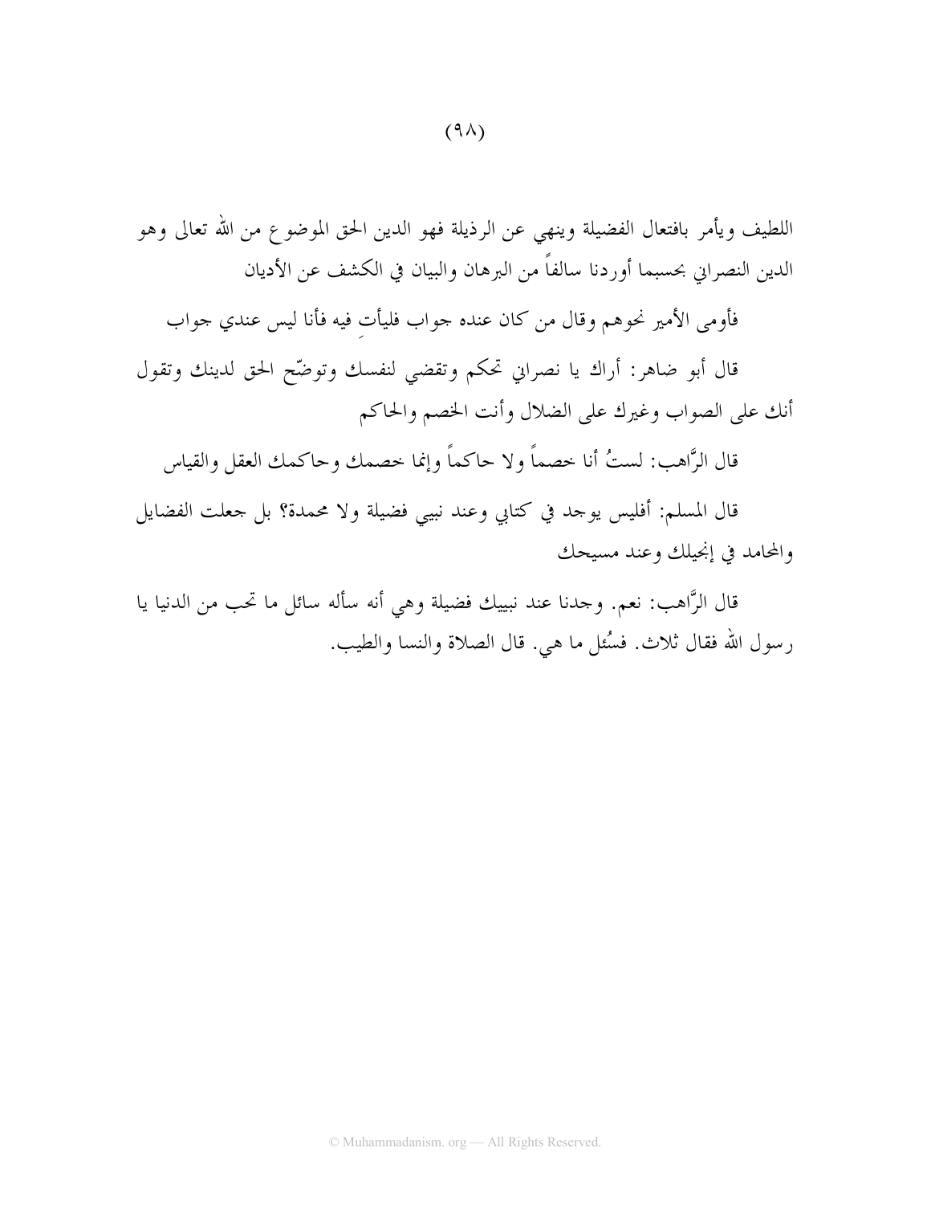اللطيف ويأمر بافتعال الفضيلة وينهي عن الرذيلة فهو الدين الحق الموضوع من الله تعالى وهو الدين النصراني بحسبما أوردنا سالفاً من البرهان والبيان في الكشف عن الأديان

فأومى الأمير نحوهم وقال من كان عنده جواب فليأتِ فيه فأنا ليس عندي جواب

قال أبو ضاهر: أراك يا نصراني تحكم وتقضي لنفسك وتوضّح الحق لدينك وتقول أنك على الصواب وغيرك على الضلال وأنت الخصم والحاكم

قال الرَّاهب: لستُ أنا خصماً ولا حاكماً وإنما خصمك وحاكمك العقل والقياس

قال المسلم: أفليس يوجد في كتابي وعند نبيي فضيلة ولا محمدة؟ بل جعلت الفضايل والمحامد في إنجيلك وعند مسيحك

قال الرَّاهب: نعم. وجدنا عند نبيك فضيلة وهي أنه سأله سائل ما تحب من الدنيا يا رسول الله فقال ثلاث. فسُئل ما هي. قال الصلاة والنسا والطيب.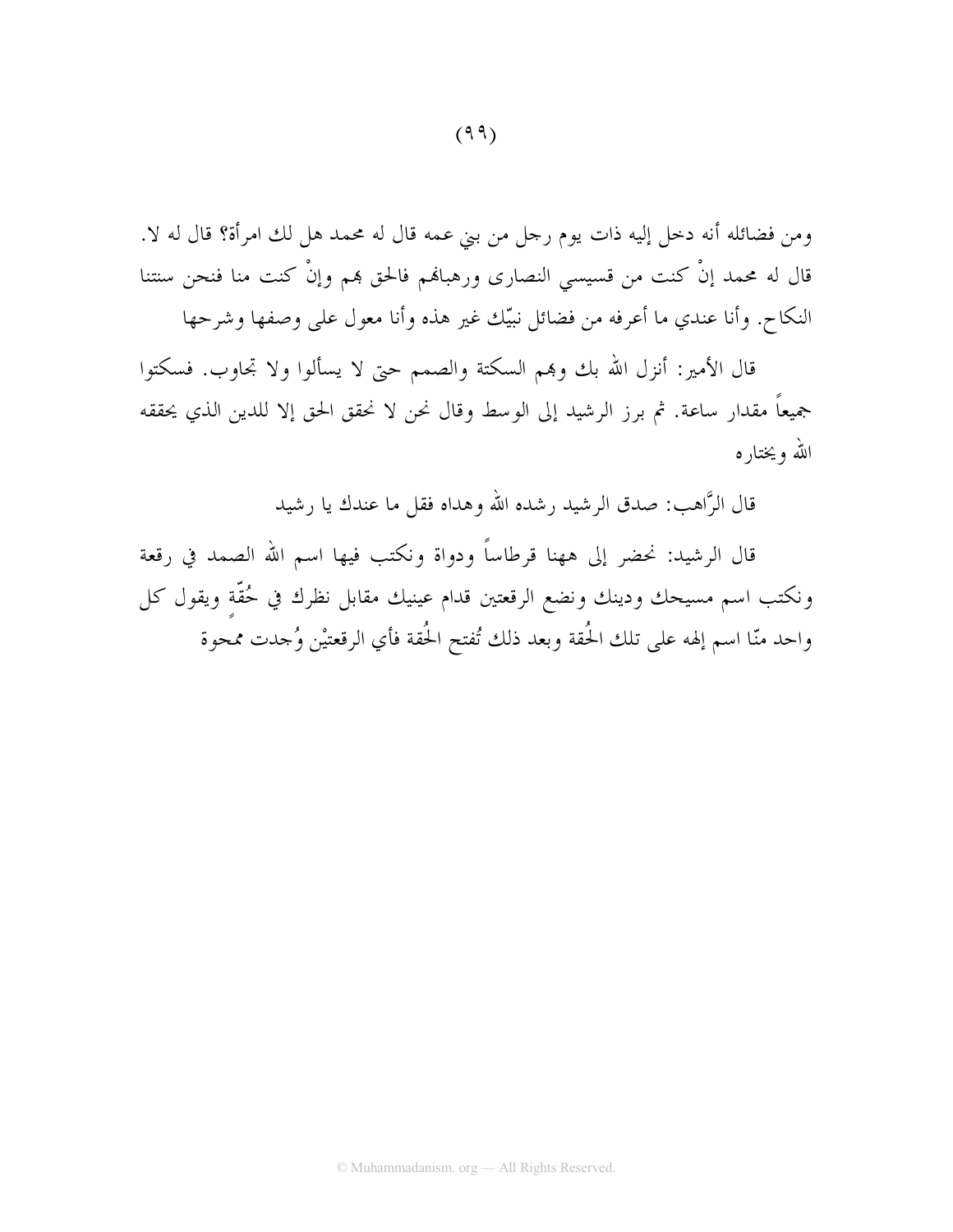ومن فضائله أنه دخل إليه ذات يوم رجل من بني عمه قال له محمد هل لك امرأة؟ قال له لا. قال له محمد إنْ كنت من قسيسي النصارى ورهبانهم فالحق بهم وإنْ كنت منا فنحن سنتنا النكاح. وأنا عندي ما أعرفه من فضائل نبيّك غير هذه وأنا معول على وصفها وشرحها

قال الأمير: أنزل الله بك وبهم السكتة والصمم حتى لا يسألوا ولا تجاوب. فسكتوا جميعاً مقدار ساعة. ثم برز الرشيد إلى الوسط وقال نحن لا نحقق الحق إلا للدين الذي يحققه الله ويختاره

قال الرَّاهب: صدق الرشيد رشده الله وهداه فقل ما عندك يا رشيد

قال الرشيد: نحضر إلى ههنا قرطاساً ودواة ونكتب فيها اسم الله الصمد في رقعة ونكتب اسم مسيحك ودينك ونضع الرقعتين قدام عينيك مقابل نظرك في حُقّةٍ ويقول كل واحد منّا اسم إلهه على تلك الحُقة وبعد ذلك تُفتح الحُقة فأي الرقعتيْن وُجدت ممحوة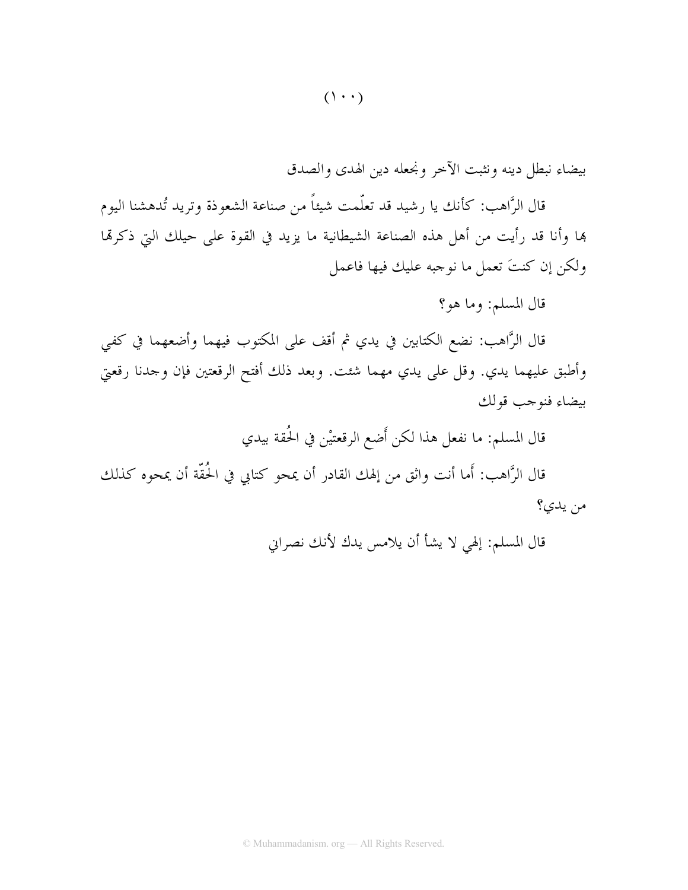بيضاء نبطل دينه ونثبت الآخر ونجعله دين الهدى والصدق

قال الرَّاهب: كأنك يا رشيد قد تعلّمت شيئاً من صناعة الشعوذة وتريد تُدهشنا اليوم بها وأنا قد رأيت من أهل هذه الصناعة الشيطانية ما يزيد في القوة على حيلك التي ذكرتها ولكن إن كنتَ تعمل ما نوجبه عليك فيها فاعمل

قال المسلم: وما هو؟

قال الرَّاهب: نضع الكتابين في يدي ثم أقف على المكتوب فيهما وأضعهما في كفي وأطبق عليهما يدي. وقل على يدي مهما شئت. وبعد ذلك أفتح الرقعتين فإن وجدنا رقعتي بيضاء فنوجب قولك

قال المسلم: ما نفعل هذا لكن أَضع الرقعتيْن في الحُقة بيدي

قال الرَّاهب: أَما أنت واثق من إلهك القادر أن يمحو كتابي في الحُقّة أن يمحوه كذلك من يدي؟

قال المسلم: إلهي لا يشأ أن يلامس يدك لأنك نصراني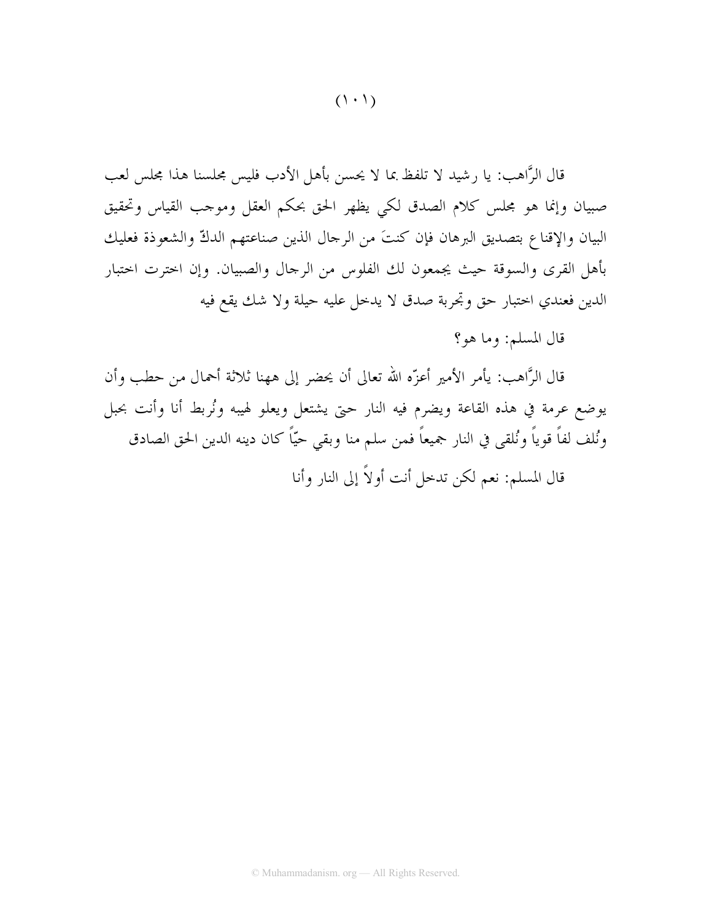قال الرَّاهب: يا رشيد لا تلفظ بما لا يحسن بأهل الأدب فليس مجلسنا هذا مجلس لعب صبيان وإنما هو مجلس كلام الصدق لكي يظهر الحق بحكم العقل وموجب القياس وتحقيق البيان والإقناع بتصديق البرهان فإن كنتَ من الرجال الذين صناعتهم الدكّ والشعوذة فعليك بأهل القرى والسوقة حيث يجمعون لك الفلوس من الرجال والصبيان. وإن اخترت اختبار الدين فعندي اختبار حق وتجربة صدق لا يدخل عليه حيلة ولا شك يقع فيه

قال المسلم: وما هو؟

قال الرَّاهب: يأمر الأمير أعزّه الله تعالى أن يحضر إلى ههنا ثلاثة أحمال من حطب وأن يوضع عرمة في هذه القاعة ويضرم فيه النار حتى يشتعل ويعلو لهيبه ونُربط أنا وأنت بحبل ونُلف لفاً قوياً ونُلقى في النار جميعاً فمن سلم منا وبقي حيّاً كان دينه الدين الحق الصادق

قال المسلم: نعم لكن تدخل أنت أولاً إلى النار وأنا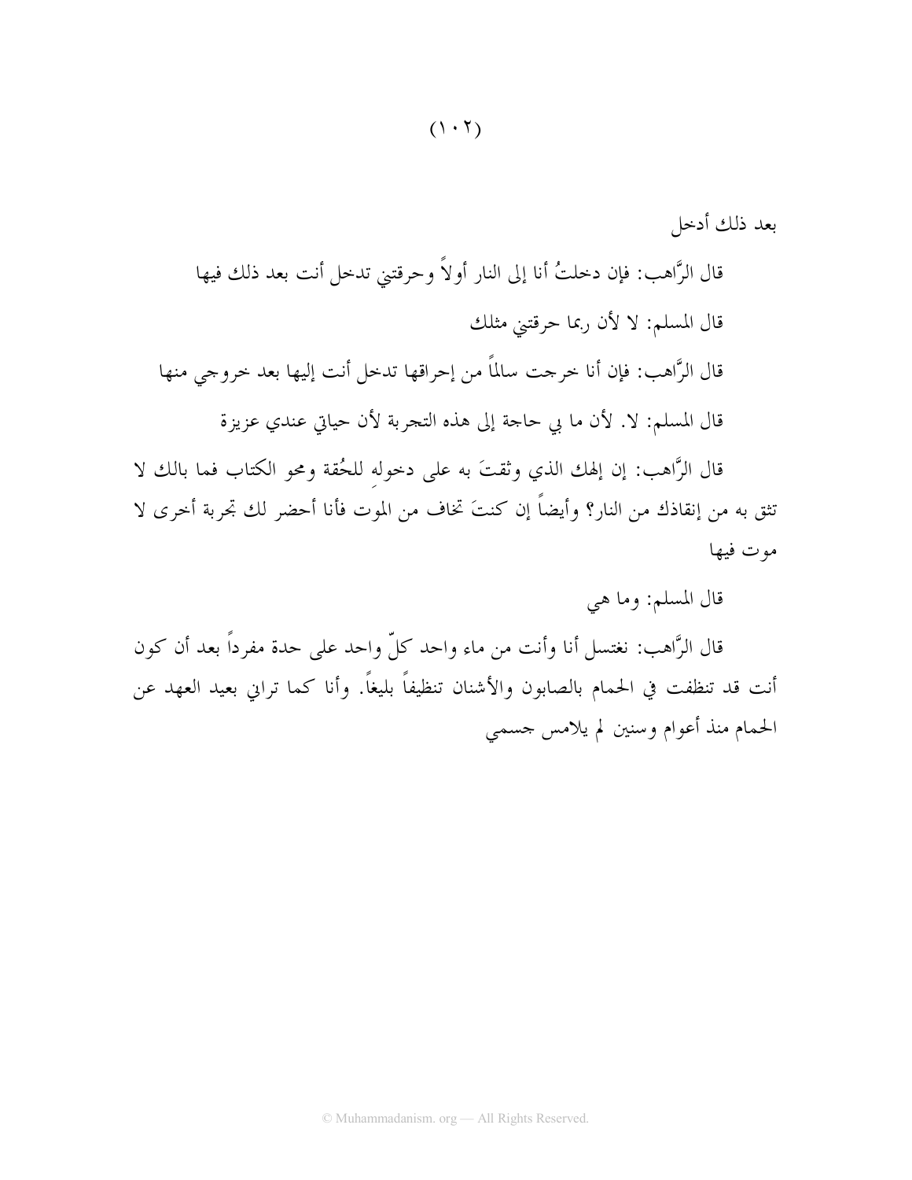بعد ذلك أدخل

قال الرَّاهب: فإن دخلتُ أنا إلى النار أولاً وحرقتني تدخل أنت بعد ذلك فيها

قال المسلم: لا لأن ربما حرقتني مثلك

قال الرَّاهب: فإن أنا خرجت سالماً من إحراقها تدخل أنت إليها بعد خروجي منها

قال المسلم: لا. لأن ما بي حاجة إلى هذه التجربة لأن حياتي عندي عزيزة

قال الرَّاهب: إن إلهك الذي وثقتَ به على دخولهِ للحُقة ومحو الكتاب فما بالك لا تثق به من إنقاذك من النار؟ وأيضاً إن كنتَ تخاف من الموت فأنا أحضر لك تجربة أخرى لا موت فيها

قال المسلم: وما هي

قال الرَّاهب: نغتسل أنا وأنت من ماء واحد كلّ واحد على حدة مفرداً بعد أن كون أنت قد تنظفت في الحمام بالصابون والأشنان تنظيفاً بليغاً. وأنا كما تراني بعيد العهد عن الحمام منذ أعوام وسنين لم يلامس جسمي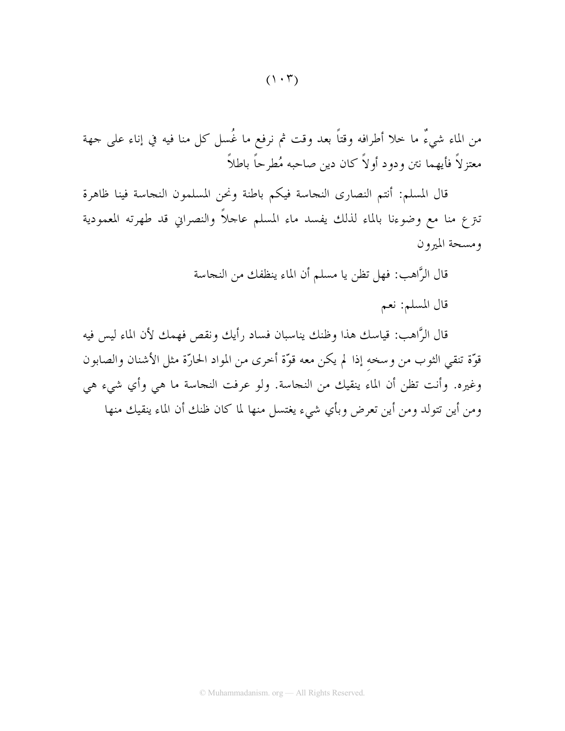من الماء شيءٌ ما خلا أطرافه وقتاً بعد وقت ثم نرفع ما غُسل كل منا فيه في إناء على جهة معتزلاً فأيهما نتن ودود أولاً كان دين صاحبه مُطرحاً باطلاً

قال المسلم: أنتم النصارى النجاسة فيكم باطنة ونحن المسلمون النجاسة فينا ظاهرة تنزع منا مع وضوءنا بالماء لذلك يفسد ماء المسلم عاجلاً والنصراني قد طهرته المعمودية ومسحة الميرون

قال الرَّاهب: فهل تظن يا مسلم أن الماء ينظفك من النجاسة

قال المسلم: نعم

قال الرَّاهب: قياسك هذا وظنك يناسبان فساد رأيك ونقص فهمك لأن الماء ليس فيه قوّة تنقي الثوب من وسخهِ إذا لم يكن معه قوّة أخرى من المواد الحارّة مثل الأشنان والصابون وغيره. وأنت تظن أن الماء ينقيك من النجاسة. ولو عرفت النجاسة ما هي وأي شيء هي ومن أين تتولد ومن أين تعرض وبأي شيء يغتسل منها لما كان ظنك أن الماء ينقيك منها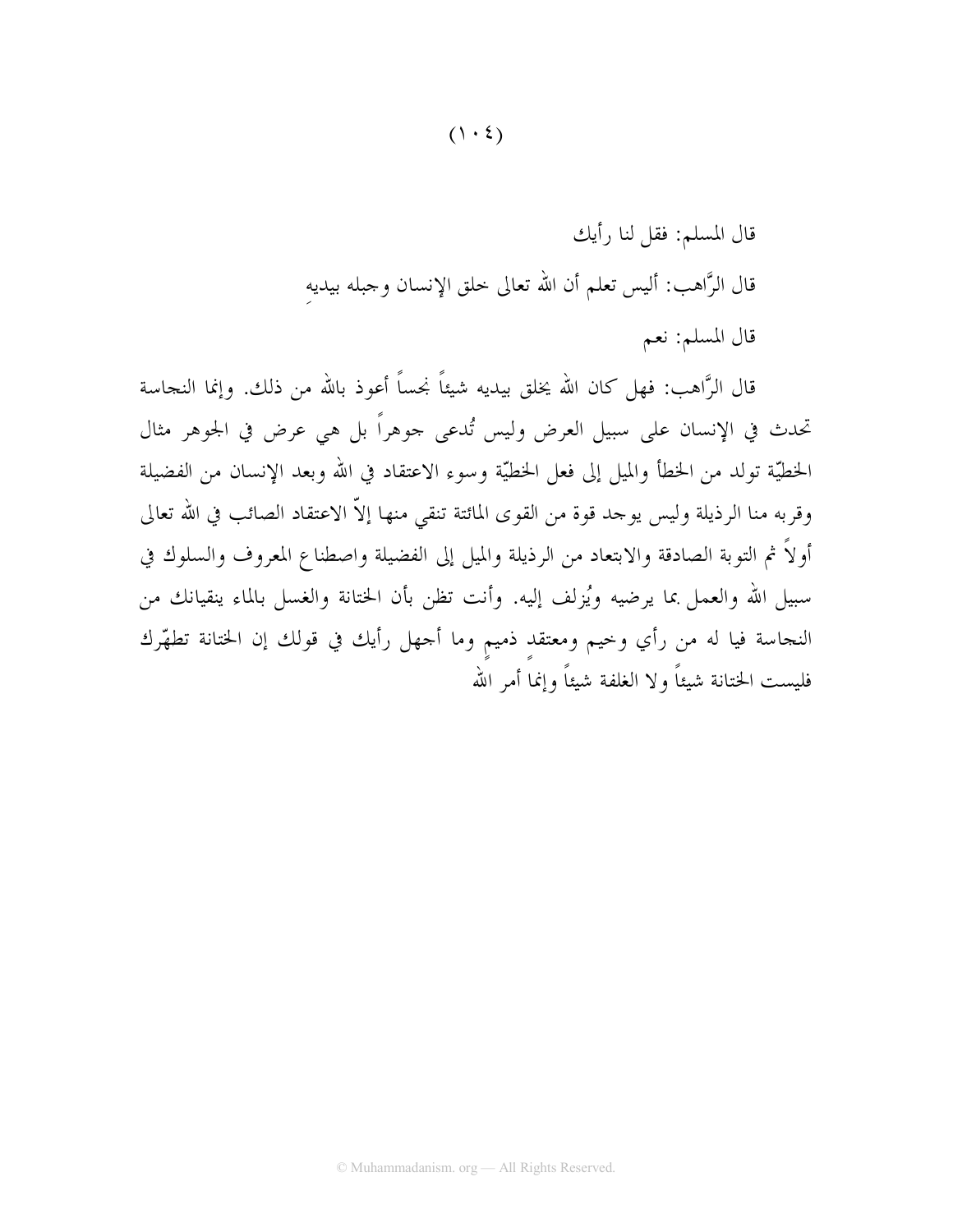قال المسلم: فقل لنا رأيك

قال الرَّاهب: أليس تعلم أن الله تعالى خلق الإنسان وجبله بيديهِ

قال المسلم: نعم

قال الرَّاهب: فهل كان الله يخلق بيديه شيئاً نجساً أعوذ بالله من ذلك. وإنما النجاسة تحدث في الإنسان على سبيل العرض وليس تُدعى جوهراً بل هي عرض في الجوهر مثال الخطيّة تولد من الخطأ والميل إلى فعل الخطيّة وسوء الاعتقاد في الله وبعد الإنسان من الفضيلة وقربه منا الرذيلة وليس يوجد قوة من القوى المائتة تنقي منها إلاّ الاعتقاد الصائب في الله تعالى أولاً ثم التوبة الصادقة والابتعاد من الرذيلة والميل إلى الفضيلة واصطناع المعروف والسلوك في سبيل الله والعمل بما يرضيه ويُزلف إليه. وأنت تظن بأن الختانة والغسل بالماء ينقيانك من النجاسة فيا له من رأي وخيم ومعتقدٍ ذميمٍ وما أجهل رأيك في قولك إن الختانة تطهّرك فليست الختانة شيئاً ولا الغلفة شيئاً وإنما أمر الله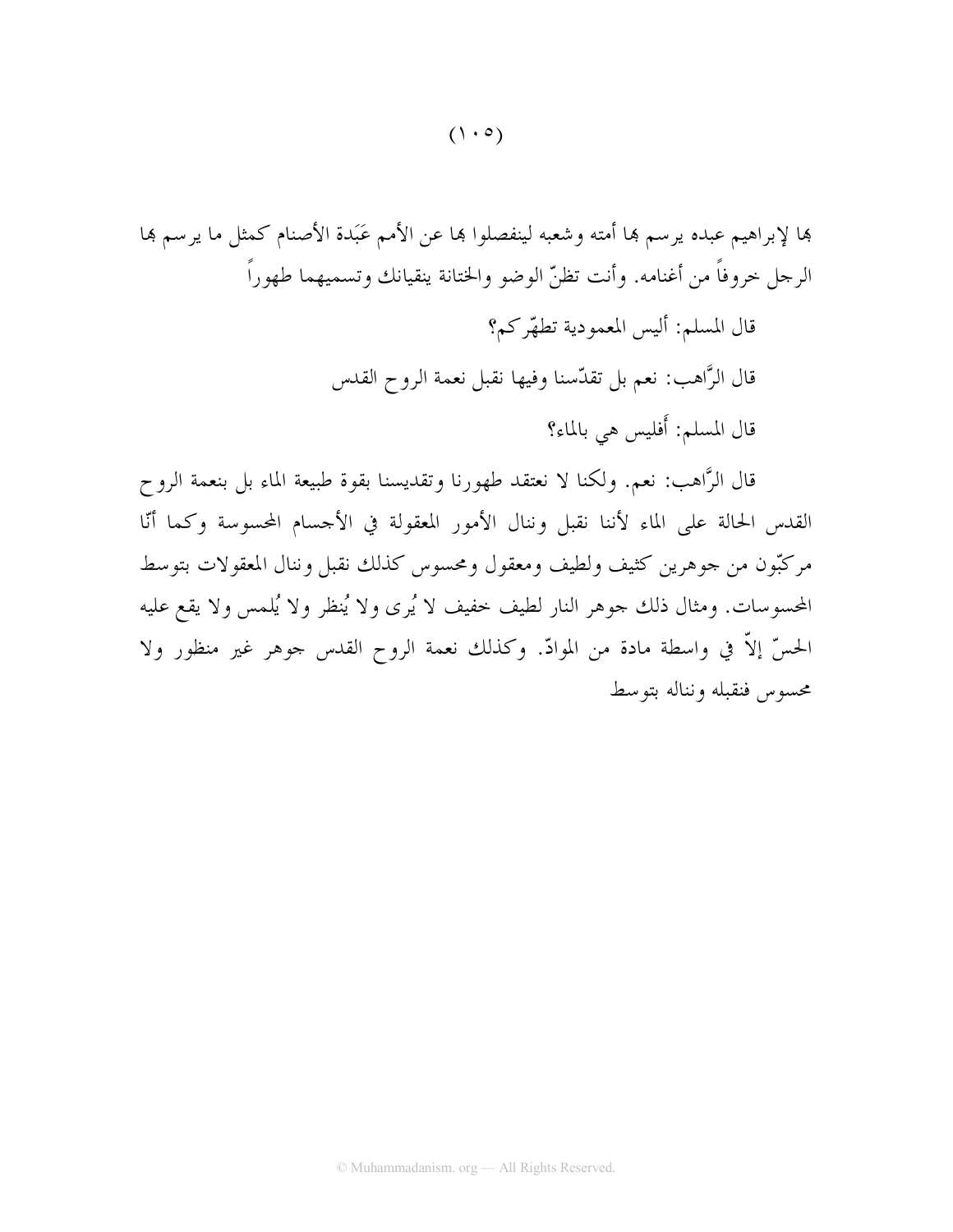بها لإبراهيم عبده يرسم بها أمته وشعبه لينفصلوا بها عن الأمم عَبَدة الأصنام كمثل ما يرسم بها الرجل خروفاً من أغنامه. وأنت تظنّ الوضو والختانة ينقيانك وتسميهما طهوراً

قال المسلم: أليس المعمودية تطهّركم؟

قال الرَّاهب: نعم بل تقدّسنا وفيها نقبل نعمة الروح القدس

قال المسلم: أَفليس هي بالماء؟

قال الرَّاهب: نعم. ولكنا لا نعتقد طهورنا وتقديسنا بقوة طبيعة الماء بل بنعمة الروح القدس الحالة على الماء لأننا نقبل وننال الأمور المعقولة في الأجسام المحسوسة وكما أنّا مركبّون من جوهرين كثيف ولطيف ومعقول ومحسوس كذلك نقبل وننال المعقولات بتوسط المحسوسات. ومثال ذلك جوهر النار لطيف خفيف لا يُرى ولا يُنظر ولا يُلمس ولا يقع عليه الحسّ إلاّ في واسطة مادة من الموادّ. وكذلك نعمة الروح القدس جوهر غير منظور ولا محسوس فنقبله ونناله بتوسط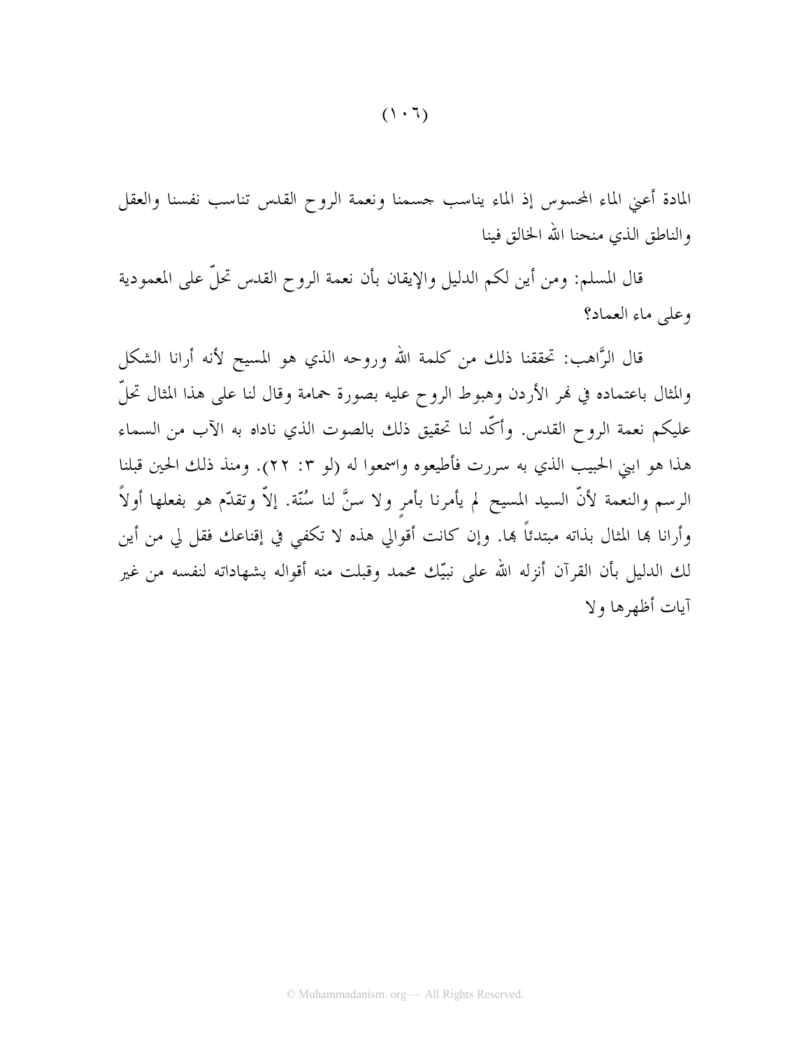المادة أعني الماء المحسوس إذ الماء يناسب جسمنا ونعمة الروح القدس تناسب نفسنا والعقل والناطق الذي منحنا الله الخالق فينا

قال المسلم: ومن أين لكم الدليل والإيقان بأن نعمة الروح القدس تحلّ على المعمودية وعلى ماء العماد؟

قال الرَّاهب: تحققنا ذلك من كلمة الله وروحه الذي هو المسيح لأنه أرانا الشكل والمثال باعتماده في نهر الأردن وهبوط الروح عليه بصورة حمامة وقال لنا على هذا المثال تحلّ عليكم نعمة الروح القدس. وأكّد لنا تحقيق ذلك بالصوت الذي ناداه به الآب من السماء هذا هو ابني الحبيب الذي به سررت فأطيعوه واسمعوا له (لو ٣: ٢٢). ومنذ ذلك الحين قبلنا الرسم والنعمة لأنّ السيد المسيح لم يأمرنا بأمرٍ ولا سنَّ لنا سُنّة. إلاّ وتقدّم هو بفعلها أولاً وأرانا بها المثال بذاته مبتدئاً بها. وإن كانت أقوالي هذه لا تكفي في إقناعك فقل لي من أين لك الدليل بأن القرآن أنزله الله على نبيّك محمد وقبلت منه أقواله بشهاداته لنفسه من غير آيات أظهرها ولا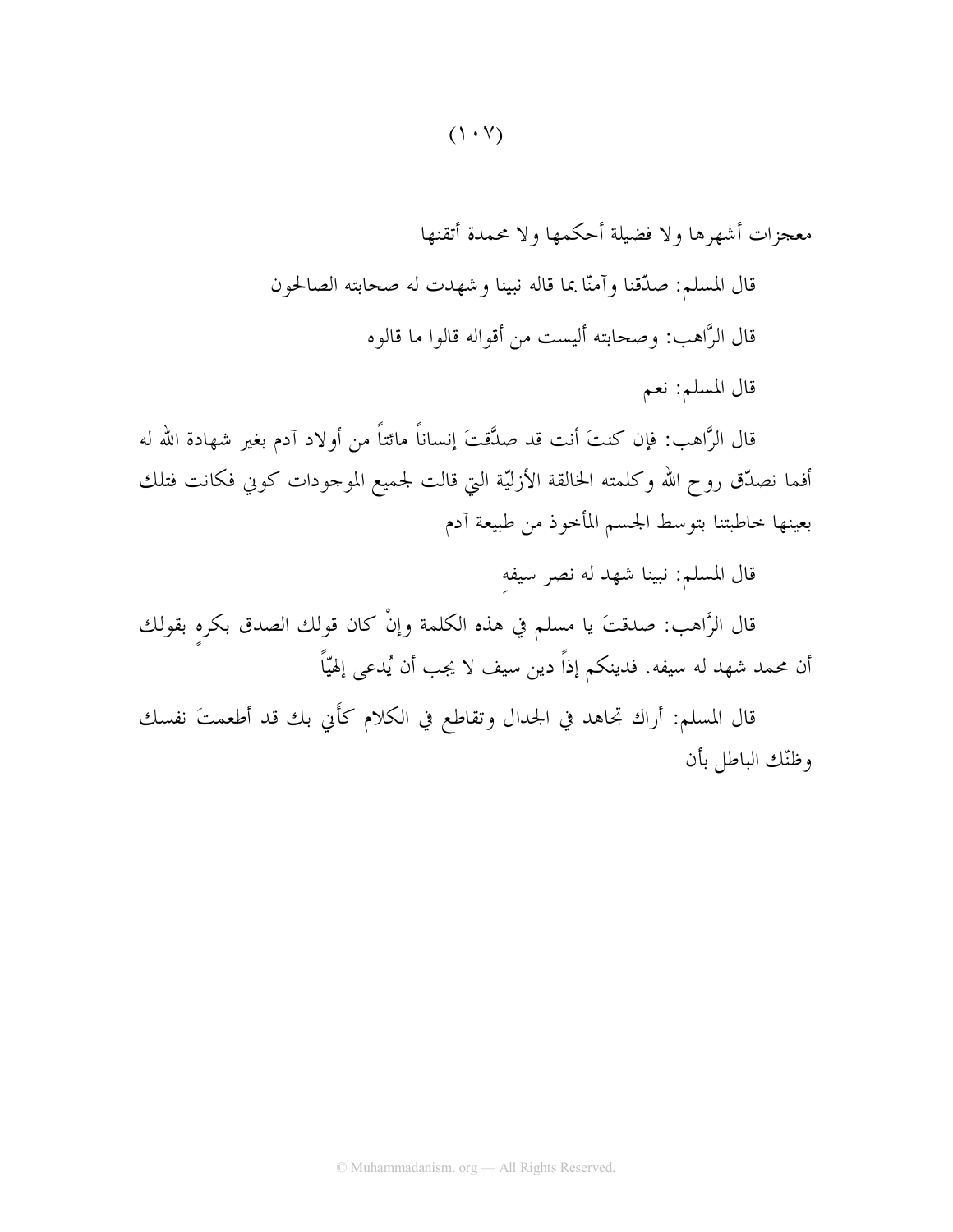معجزات أشهرها ولا فضيلة أحكمها ولا محمدة أتقنها

قال المسلم: صدّقنا وآمنّا بما قاله نبينا وشهدت له صحابته الصالحون

قال الرَّاهب: وصحابته أليست من أقواله قالوا ما قالوه

قال المسلم: نعم

قال الرَّاهب: فإن كنتَ أنت قد صدَّقتَ إنساناً مائتاً من أولاد آدم بغير شهادة الله له أفما نصدّق روح الله وكلمته الخالقة الأزليّة التي قالت لجميع الموجودات كوني فكانت فتلك بعينها خاطبتنا بتوسط الجسم المأخوذ من طبيعة آدم

قال المسلم: نبينا شهد له نصر سيفهِ

قال الرَّاهب: صدقتَ يا مسلم في هذه الكلمة وإنْ كان قولك الصدق بكرهٍ بقولك أن محمد شهد له سيفه. فدينكم إذاً دين سيف لا يجب أن يُدعى إلهيّاً

قال المسلم: أراك تجاهد في الجدال وتقاطع في الكلام كأني بك قد أطعمتَ نفسك وظنّك الباطل بأن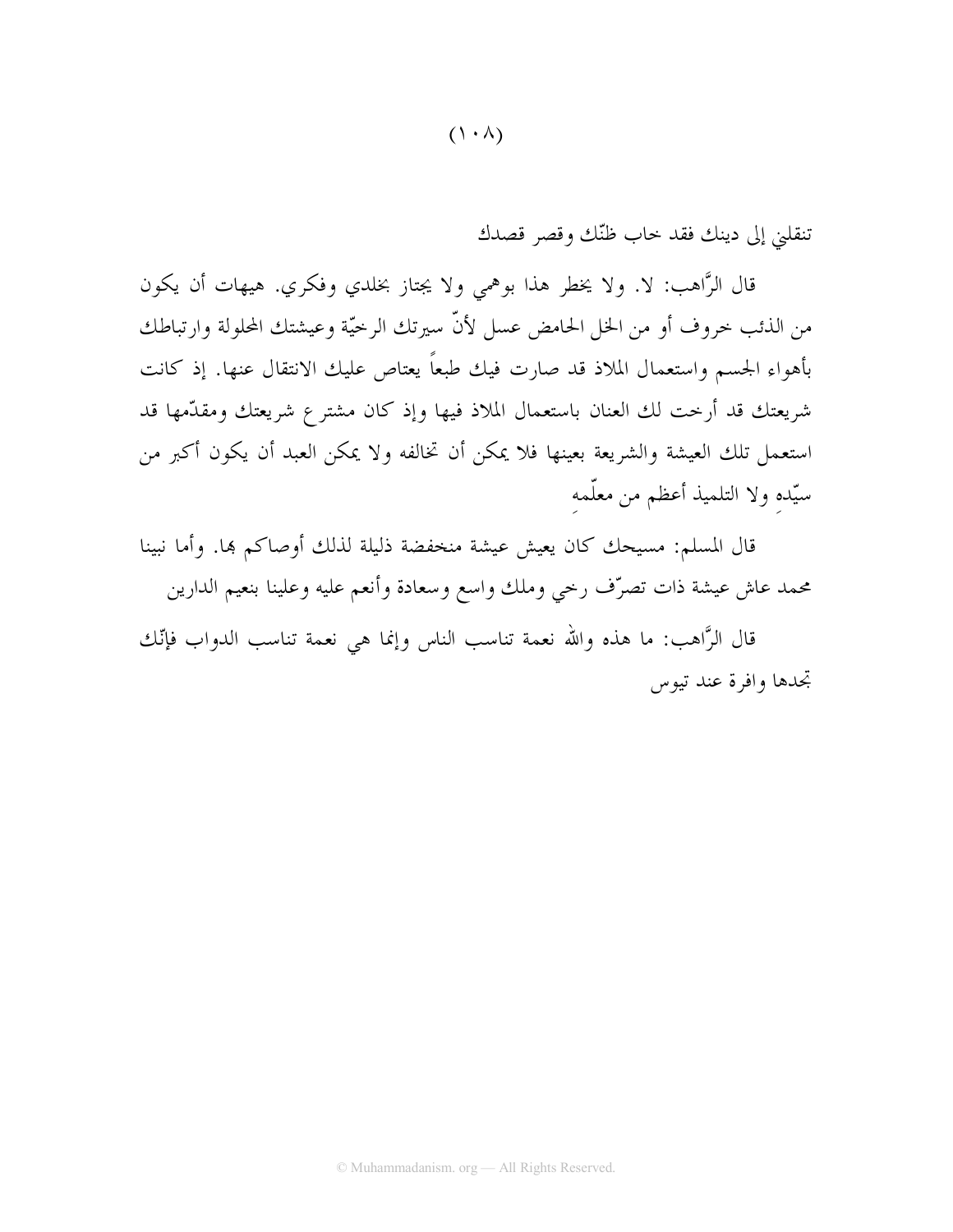تنقلني إلى دينك فقد خاب ظنّك وقصر قصدك

قال الرَّاهب: لا. ولا يخطر هذا بوهمي ولا يجتاز بخلدي وفكري. هيهات أن يكون من الذئب خروف أو من الخل الحامض عسل لأنّ سيرتك الرخيّة وعيشتك المحلولة وارتباطك بأهواء الجسم واستعمال الملاذ قد صارت فيك طبعاً يعتاص عليك الانتقال عنها. إذ كانت شريعتك قد أرخت لك العنان باستعمال الملاذ فيها وإذ كان مشترع شريعتك ومقدّمها قد استعمل تلك العيشة والشريعة بعينها فلا يمكن أن تخالفه ولا يمكن العبد أن يكون أكبر من سيّدِه ولا التلميذ أعظم من معلّمهِ

قال المسلم: مسيحك كان يعيش عيشة منخفضة ذليلة لذلك أوصاكم بها. وأما نبينا محمد عاش عيشة ذات تصرّف رخي وملك واسع وسعادة وأنعم عليه وعلينا بنعيم الدارين

قال الرَّاهب: ما هذه والله نعمة تناسب الناس وإنما هي نعمة تناسب الدواب فإنّك تجدها وافرة عند تيوس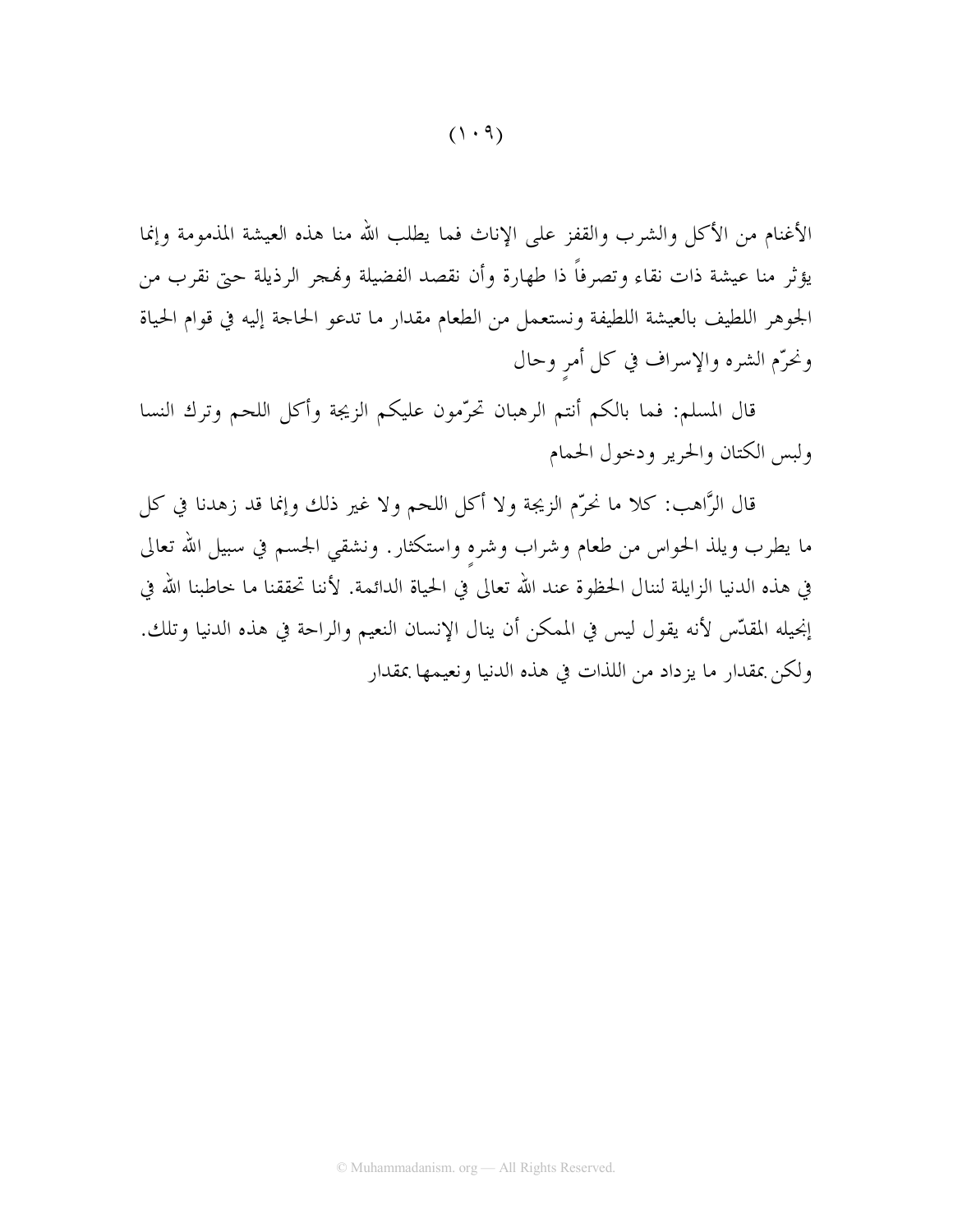الأغنام من الأكل والشرب والقفز على الإناث فما يطلب الله منا هذه العيشة المذمومة وإنما يؤثر منا عيشة ذات نقاء وتصرفاً ذا طهارة وأن نقصد الفضيلة ونهجر الرذيلة حتى نقرب من الجوهر اللطيف بالعيشة اللطيفة ونستعمل من الطعام مقدار ما تدعو الحاجة إليه في قوام الحياة ونحرّم الشره والإسراف في كل أمرٍ وحال

قال المسلم: فما بالكم أنتم الرهبان تحرّمون عليكم الزيجة وأكل اللحم وترك النسا ولبس الكتان والحرير ودخول الحمام

قال الرَّاهب: كلا ما نحرّم الزيجة ولا أكل اللحم ولا غير ذلك وإنما قد زهدنا في كل ما يطرب ويلذ الحواس من طعام وشراب وشرهٍ واستكثار. ونشقي الجسم في سبيل الله تعالى في هذه الدنيا الزايلة لننال الحظوة عند الله تعالى في الحياة الدائمة. لأننا تحققنا ما خاطبنا الله في إنجيله المقدّس لأنه يقول ليس في الممكن أن ينال الإنسان النعيم والراحة في هذه الدنيا وتلك. ولكن بمقدار ما يزداد من اللذات في هذه الدنيا ونعيمها بمقدار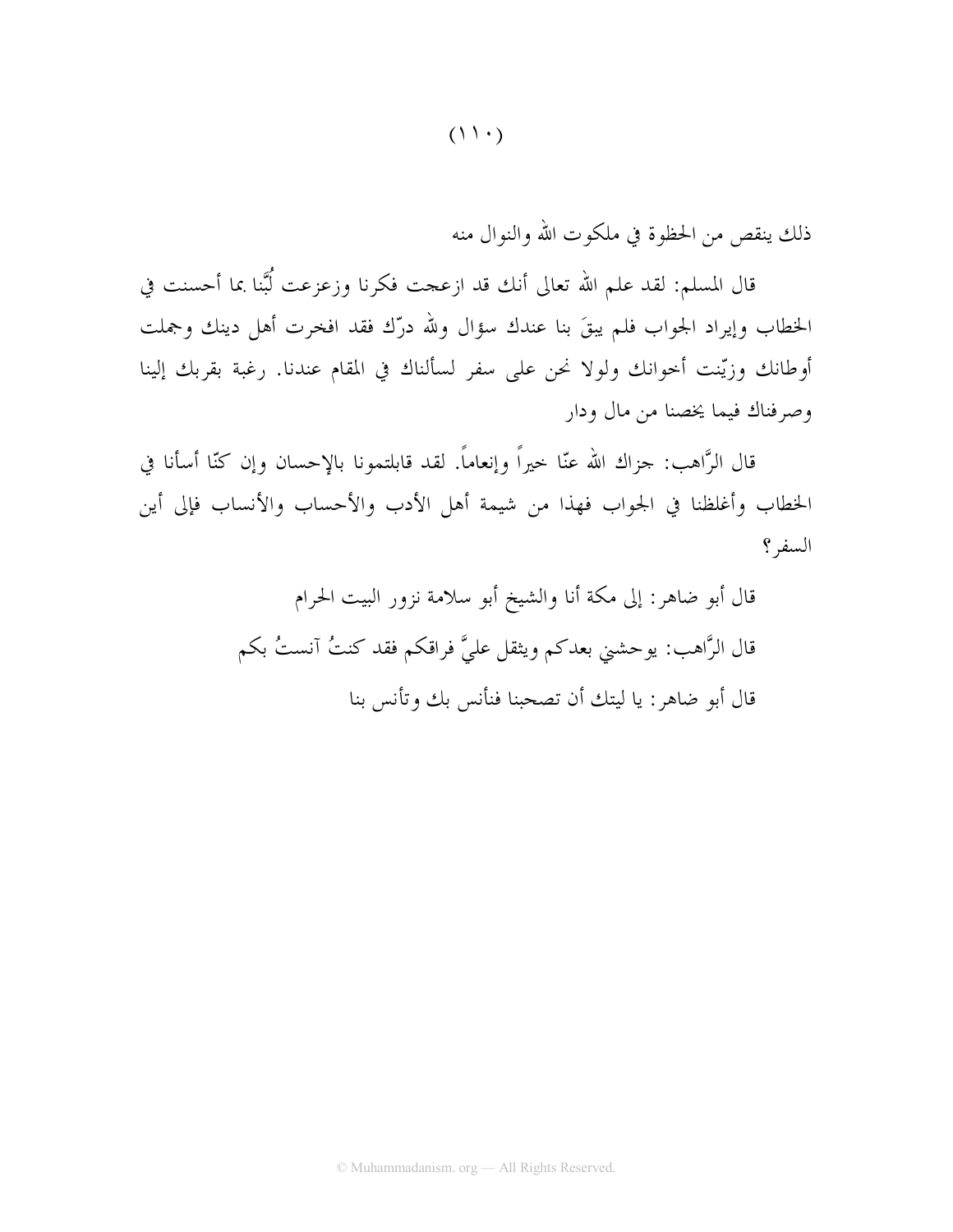ذلك ينقص من الحظوة في ملكوت الله والنوال منه

قال المسلم: لقد علم الله تعالى أنك قد ازعجت فكرنا وزعزعت لُبَّنا بما أحسنت في الخطاب وإيراد الجواب فلم يبقَ بنا عندك سؤال ولله درّك فقد افخرت أهل دينك وجملت أوطانك وزيّنت أخوانك ولولا نحن على سفر لسألناك في المقام عندنا. رغبة بقربك إلينا وصرفناك فيما يخصنا من مال ودار

قال الرَّاهب: جزاك الله عنّا خيراً وإنعاماً. لقد قابلتمونا بالإحسان وإن كنّا أسأنا في الخطاب وأغلظنا في الجواب فهذا من شيمة أهل الأدب والأحساب والأنساب فإلى أين السفر؟

قال أبو ضاهر: إلى مكة أنا والشيخ أبو سلامة نزور البيت الحرام

قال الرَّاهب: يوحشني بعدكم ويثقل عليَّ فراقكم فقد كنتُ آنستُ بكم

قال أبو ضاهر: يا ليتك أن تصحبنا فنأنس بك وتأنس بنا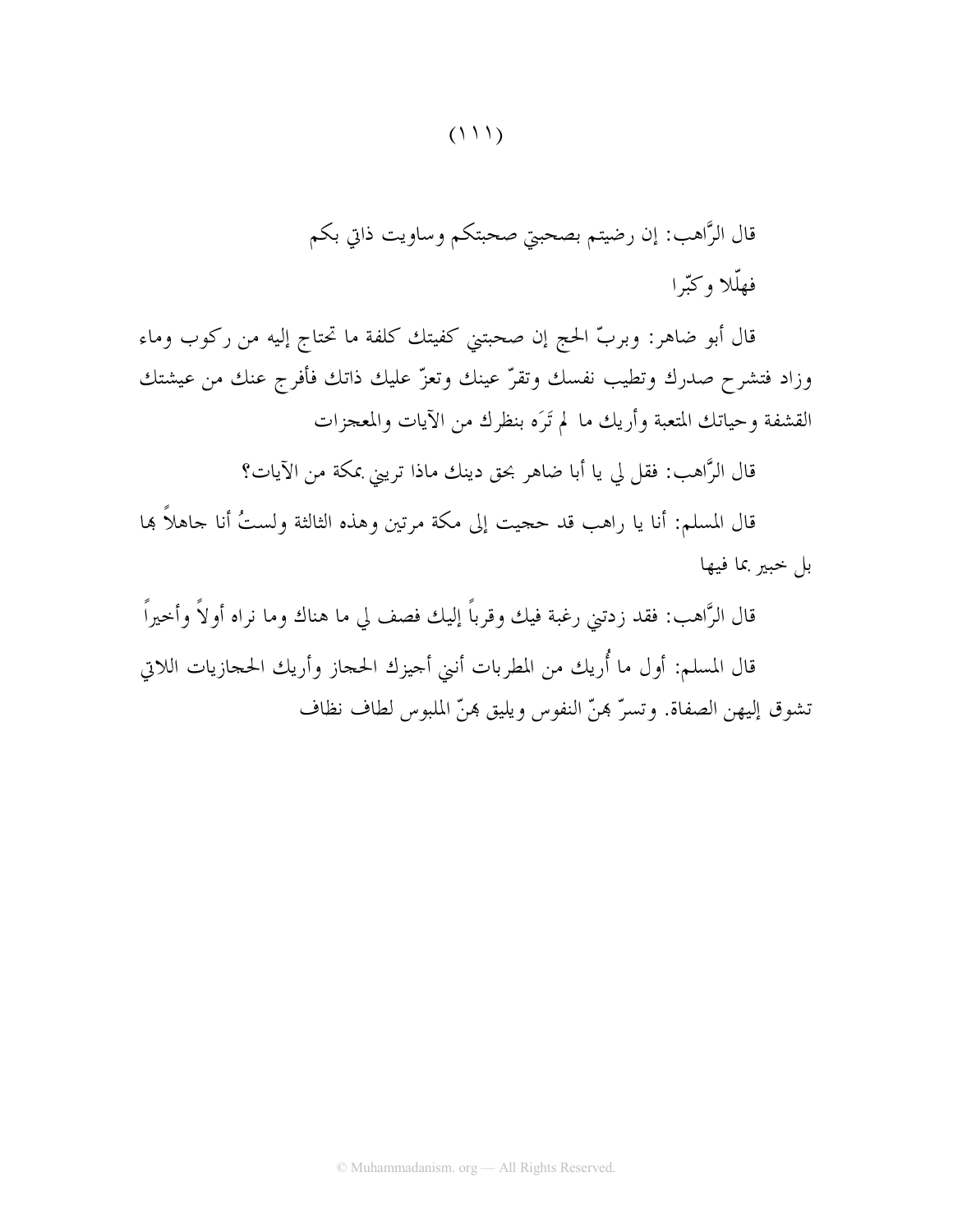قال الرَّاهب: إن رضيتم بصحبتي صحبتكم وساويت ذاتي بكم فهلّلا وكبّرا

قال أبو ضاهر: وبربّ الحج إن صحبتني كفيتك كلفة ما تحتاج إليه من ركوب وماء وزاد فتشرح صدرك وتطيب نفسك وتقرّ عينك وتعزّ عليك ذاتك فأفرج عنك من عيشتك القشفة وحياتك المتعبة وأريك ما لم تَرَه بنظرك من الآيات والمعجزات

قال الرَّاهب: فقل لي يا أبا ضاهر بحق دينك ماذا تريني بمكة من الآيات؟

قال المسلم: أنا يا راهب قد حجيت إلى مكة مرتين وهذه الثالثة ولستُ أنا جاهلاً بها بل خبير بما فيها

قال الرَّاهب: فقد زدتني رغبة فيك وقرباً إليك فصف لي ما هناك وما نراه أولاً وأخيراً

قال المسلم: أول ما أُريك من المطربات أنني أجيزك الحجاز وأريك الحجازيات اللاتي تشوق إليهن الصفاة. وتسرّ بهنّ النفوس ويليق بهنّ الملبوس لطاف نظاف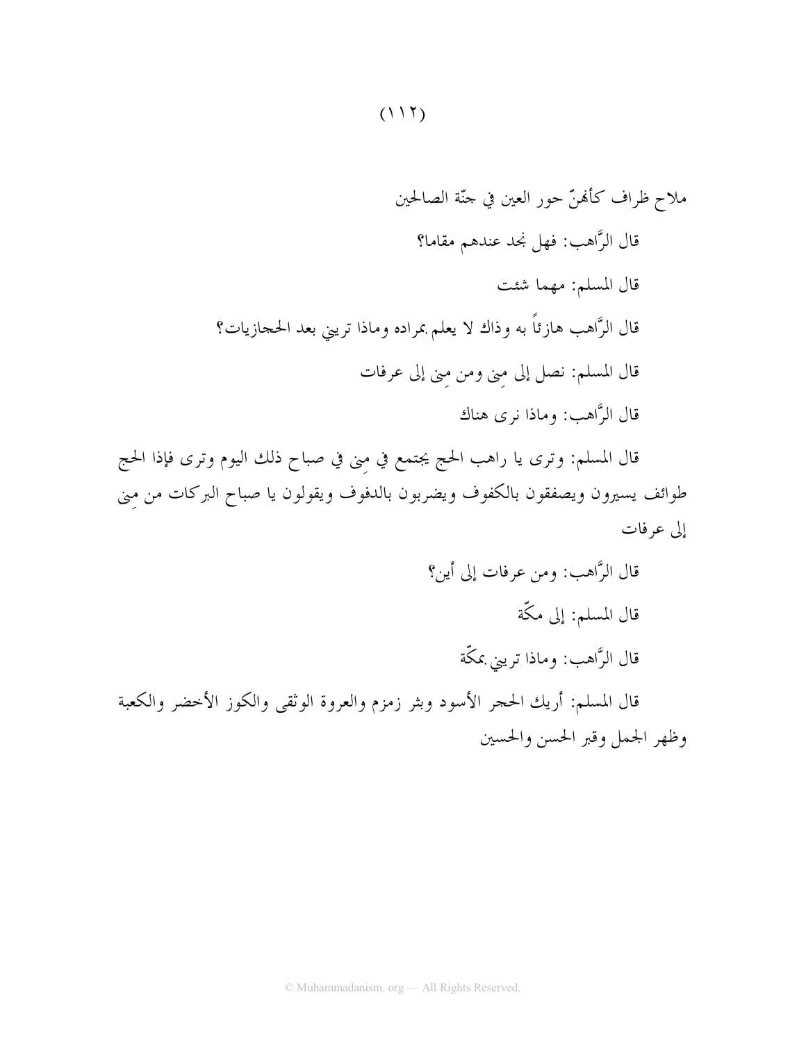ملاح ظراف كأنهنّ حور العين في جنّة الصالحين

قال الرَّاهب: فهل نجد عندهم مقاما؟

قال المسلم: مهما شئت

قال الرَّاهب هازئاً به وذاك لا يعلم بمراده وماذا تريني بعد الحجازيات؟

قال المسلم: نصل إلى مِنى ومن مِنى إلى عرفات

قال الرَّاهب: وماذا نرى هناك

قال المسلم: وترى يا راهب الحج يجتمع في مِنى في صباح ذلك اليوم وترى فإذا الحج طوائف يسيرون ويصفقون بالكفوف ويضربون بالدفوف ويقولون يا صباح البركات من مِنى إلى عرفات

قال الرَّاهب: ومن عرفات إلى أين؟

قال المسلم: إلى مكّة

قال الرَّاهب: وماذا تريني بمكّة

قال المسلم: أريك الحجر الأسود وبئر زمزم والعروة الوثقى والكوز الأخضر والكعبة وظهر الجمل وقبر الحسن والحسين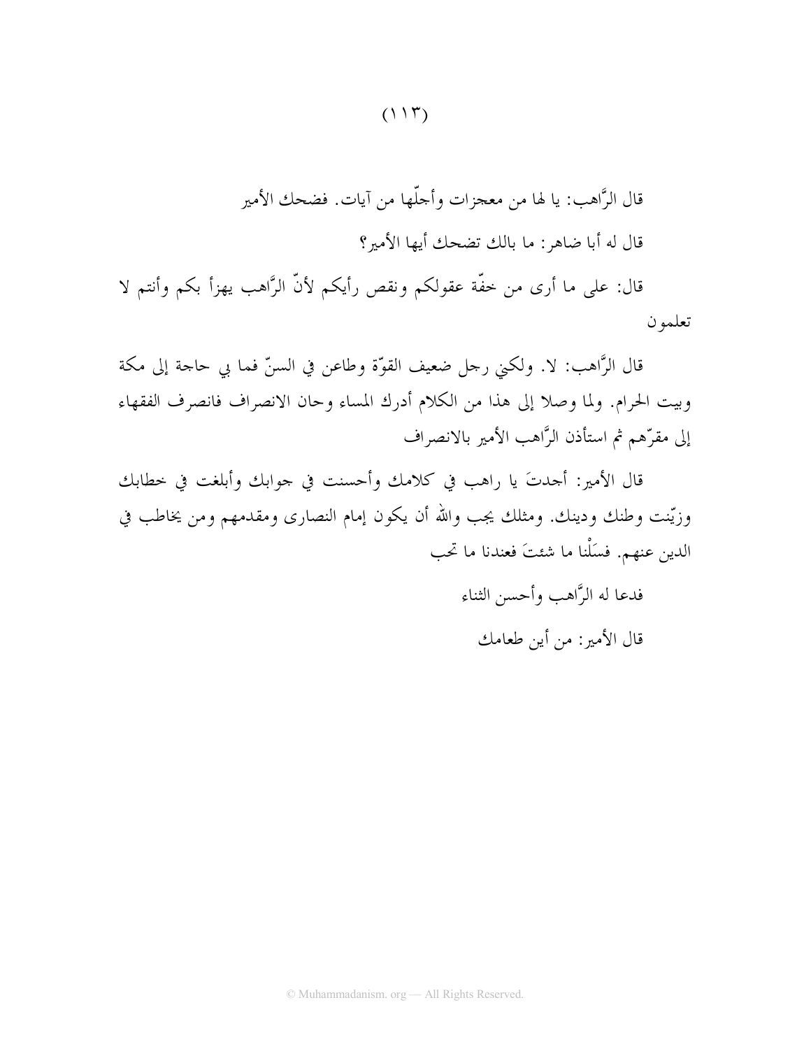قال الرَّاهب: يا لها من معجزات وأجلّها من آيات. فضحك الأمير

قال له أبا ضاهر: ما بالك تضحك أيها الأمير؟

قال: على ما أرى من خفّة عقولكم ونقص رأيكم لأنّ الرَّاهب يهزأ بكم وأنتم لا تعلمون

قال الرَّاهب: لا. ولكني رجل ضعيف القوّة وطاعن في السنّ فما بي حاجة إلى مكة وبيت الحرام. ولما وصلا إلى هذا من الكلام أدرك المساء وحان الانصراف فانصرف الفقهاء إلى مقرّهم ثم استأذن الرَّاهب الأمير بالانصراف

قال الأمير: أجدتَ يا راهب في كلامك وأحسنت في جوابك وأبلغت في خطابك وزيّنت وطنك ودينك. ومثلك يجب والله أن يكون إمام النصارى ومقدمهم ومن يخاطب في الدين عنهم. فسَلْنا ما شئتَ فعندنا ما تحب

فدعا له الرَّاهب وأحسن الثناء

قال الأمير: من أين طعامك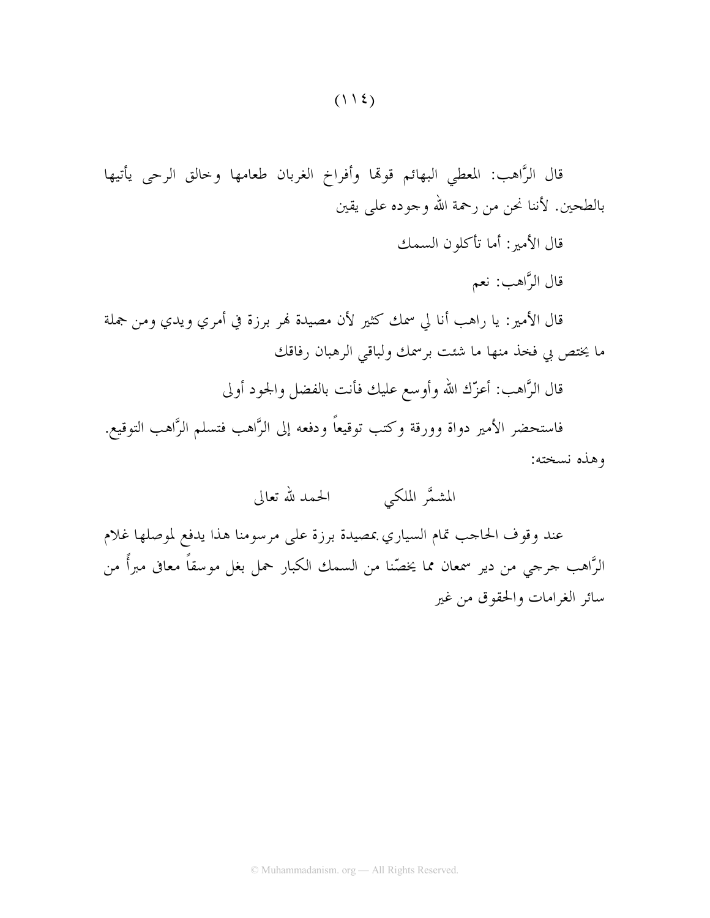قال الرَّاهب: المعطي البهائم قوتها وأفراخ الغربان طعامها وخالق الرحى يأتيها بالطحين. لأننا نحن من رحمة الله وجوده على يقين

قال الأمير: أما تأكلون السمك

قال الرَّاهب: نعم

قال الأمير: يا راهب أنا لي سمك كثير لأن مصيدة نهر برزة في أمري ويدي ومن جملة ما يختص بي فخذ منها ما شئت برسمك ولباقي الرهبان رفاقك

قال الرَّاهب: أعزّك الله وأوسع عليك فأنت بالفضل والجود أولى

فاستحضر الأمير دواة وورقة وكتب توقيعاً ودفعه إلى الرَّاهب فتسلم الرَّاهب التوقيع. وهذه نسخته:

الحمد لله تعالى　　　　المشمَّر الملكي

عند وقوف الحاجب تمام السياري بمصيدة برزة على مرسومنا هذا يدفع لموصلها غلام الرَّاهب جرجي من دير سمعان مما يخصّنا من السمك الكبار حمل بغل موسقاً معافى مبرأً من سائر الغرامات والحقوق من غير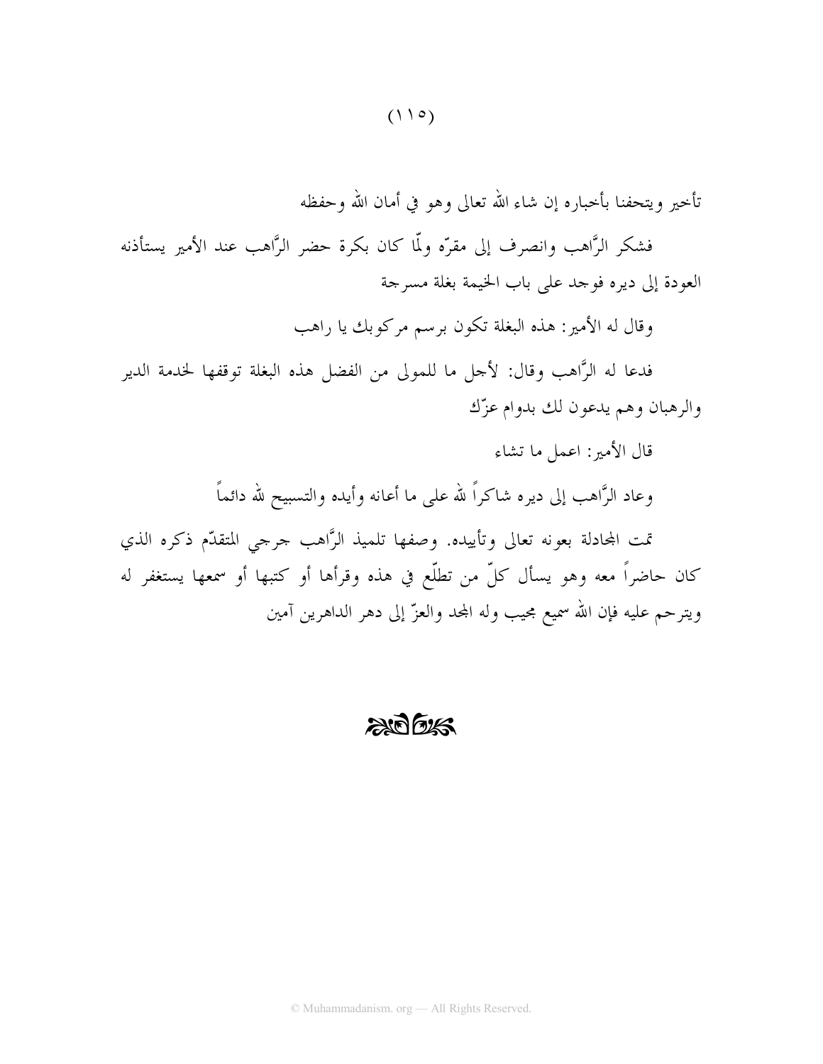تأخير ويتحفنا بأخباره إن شاء الله تعالى وهو في أمان الله وحفظه

فشكر الرَّاهب وانصرف إلى مقرّه ولمّا كان بكرة حضر الرَّاهب عند الأمير يستأذنه العودة إلى ديره فوجد على باب الخيمة بغلة مسرجة

وقال له الأمير: هذه البغلة تكون برسم مركوبك يا راهب

فدعا له الرَّاهب وقال: لأجل ما للمولى من الفضل هذه البغلة توقفها لخدمة الدير والرهبان وهم يدعون لك بدوام عزّك

قال الأمير: اعمل ما تشاء

وعاد الرَّاهب إلى ديره شاكراً لله على ما أعانه وأيده والتسبيح لله دائماً

تمت المجادلة بعونه تعالى وتأييده. وصفها تلميذ الرَّاهب جرجي المتقدّم ذكره الذي كان حاضراً معه وهو يسأل كلّ من تطلّع في هذه وقرأها أو كتبها أو سمعها يستغفر له ويترحم عليه فإن الله سميع مجيب وله المجد والعزّ إلى دهر الداهرين آمين